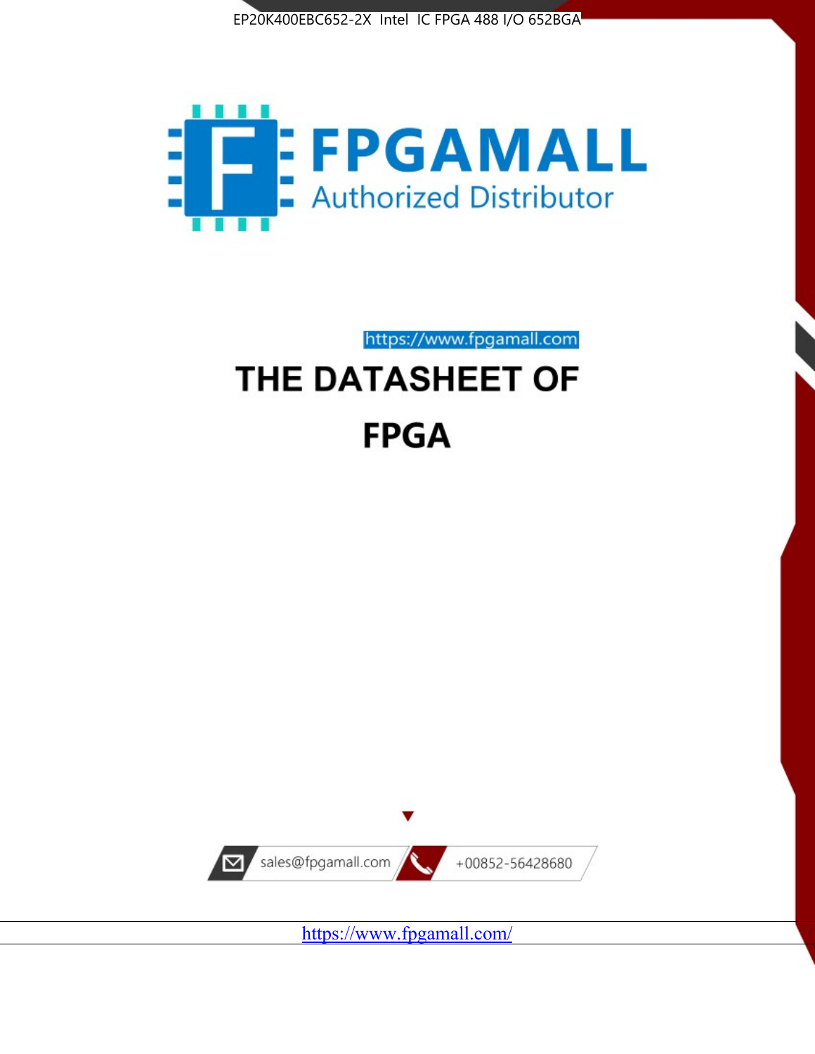EP20K400EBC652-2X Intel IC FPGA 488 I/O 652BGA

FPGAMALL

Authorized Distributor

https://www.fpgamall.com

# THE DATASHEET OF

# FPGA

sales@fpgamall.com

+00852-56428680

https://www.fpgamall.com/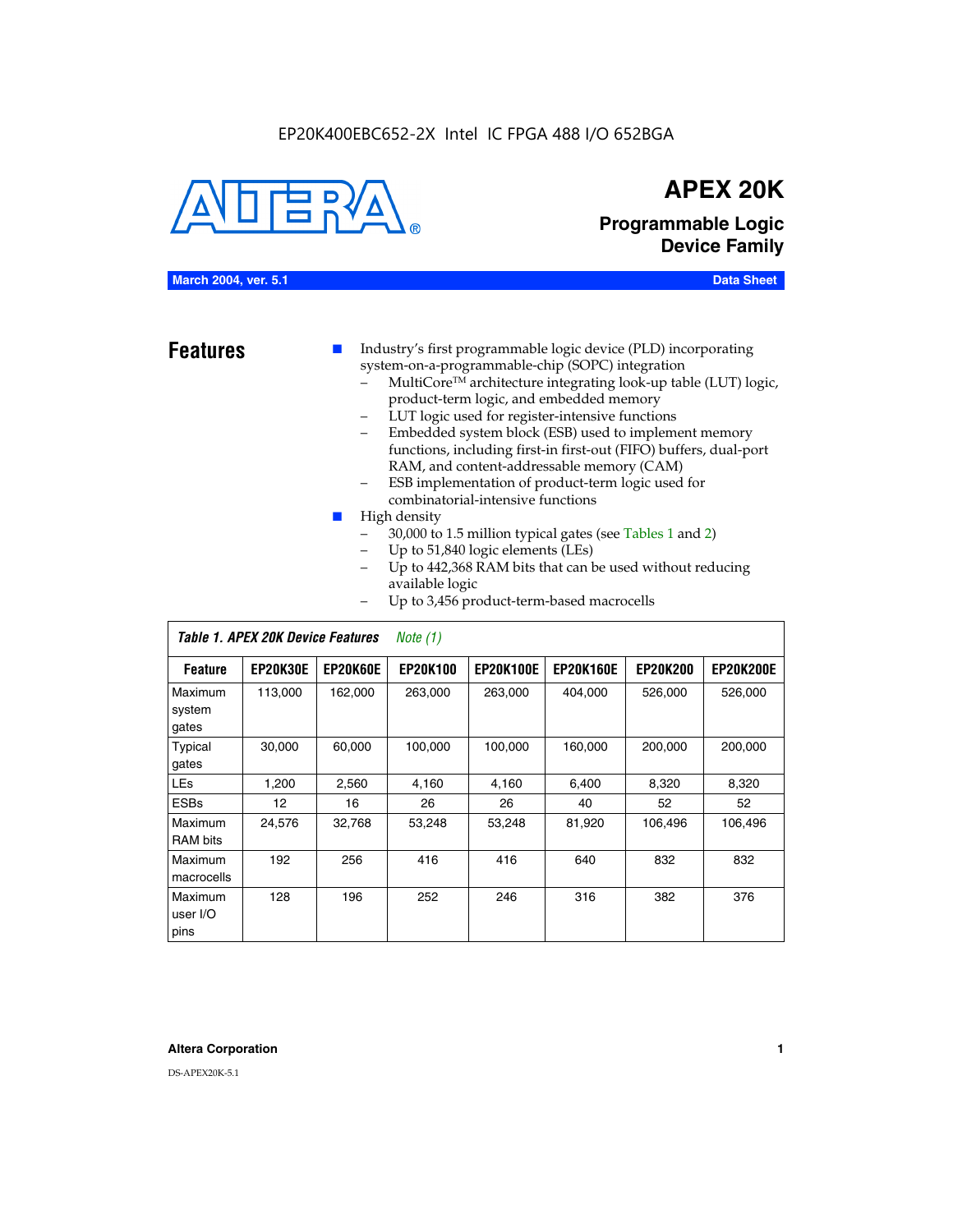EP20K400EBC652-2X Intel IC FPGA 488 I/O 652BGA

# APEX 20K

## Programmable Logic Device Family

**March 2004, ver. 5.1** — **Data Sheet**

## Features

- Industry's first programmable logic device (PLD) incorporating system-on-a-programmable-chip (SOPC) integration
  - MultiCore™ architecture integrating look-up table (LUT) logic, product-term logic, and embedded memory
  - LUT logic used for register-intensive functions
  - Embedded system block (ESB) used to implement memory functions, including first-in first-out (FIFO) buffers, dual-port RAM, and content-addressable memory (CAM)
  - ESB implementation of product-term logic used for combinatorial-intensive functions
- High density
  - 30,000 to 1.5 million typical gates (see Tables 1 and 2)
  - Up to 51,840 logic elements (LEs)
  - Up to 442,368 RAM bits that can be used without reducing available logic
  - Up to 3,456 product-term-based macrocells

*Table 1. APEX 20K Device Features* *Note (1)*

| Feature | EP20K30E | EP20K60E | EP20K100 | EP20K100E | EP20K160E | EP20K200 | EP20K200E |
|---|---|---|---|---|---|---|---|
| Maximum system gates | 113,000 | 162,000 | 263,000 | 263,000 | 404,000 | 526,000 | 526,000 |
| Typical gates | 30,000 | 60,000 | 100,000 | 100,000 | 160,000 | 200,000 | 200,000 |
| LEs | 1,200 | 2,560 | 4,160 | 4,160 | 6,400 | 8,320 | 8,320 |
| ESBs | 12 | 16 | 26 | 26 | 40 | 52 | 52 |
| Maximum RAM bits | 24,576 | 32,768 | 53,248 | 53,248 | 81,920 | 106,496 | 106,496 |
| Maximum macrocells | 192 | 256 | 416 | 416 | 640 | 832 | 832 |
| Maximum user I/O pins | 128 | 196 | 252 | 246 | 316 | 382 | 376 |

**Altera Corporation**

DS-APEX20K-5.1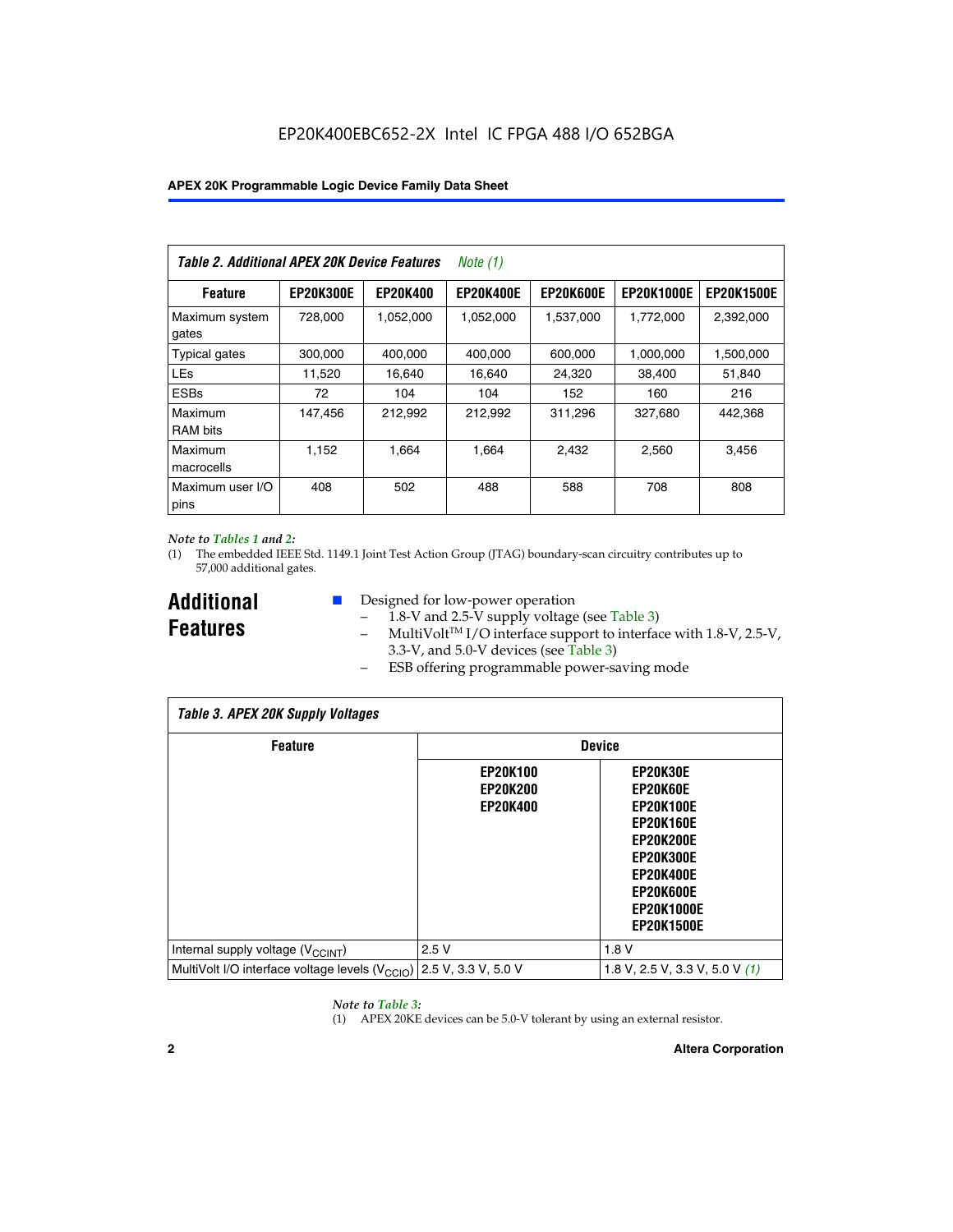EP20K400EBC652-2X Intel IC FPGA 488 I/O 652BGA

| *Table 2. Additional APEX 20K Device Features Note (1)* | | | | | | |
|---|---|---|---|---|---|---|
| **Feature** | **EP20K300E** | **EP20K400** | **EP20K400E** | **EP20K600E** | **EP20K1000E** | **EP20K1500E** |
| Maximum system gates | 728,000 | 1,052,000 | 1,052,000 | 1,537,000 | 1,772,000 | 2,392,000 |
| Typical gates | 300,000 | 400,000 | 400,000 | 600,000 | 1,000,000 | 1,500,000 |
| LEs | 11,520 | 16,640 | 16,640 | 24,320 | 38,400 | 51,840 |
| ESBs | 72 | 104 | 104 | 152 | 160 | 216 |
| Maximum RAM bits | 147,456 | 212,992 | 212,992 | 311,296 | 327,680 | 442,368 |
| Maximum macrocells | 1,152 | 1,664 | 1,664 | 2,432 | 2,560 | 3,456 |
| Maximum user I/O pins | 408 | 502 | 488 | 588 | 708 | 808 |

*Note to Tables 1 and 2:*

(1) The embedded IEEE Std. 1149.1 Joint Test Action Group (JTAG) boundary-scan circuitry contributes up to 57,000 additional gates.

## Additional Features

- Designed for low-power operation
  - 1.8-V and 2.5-V supply voltage (see Table 3)
  - MultiVolt™ I/O interface support to interface with 1.8-V, 2.5-V, 3.3-V, and 5.0-V devices (see Table 3)
  - ESB offering programmable power-saving mode

| *Table 3. APEX 20K Supply Voltages* | | |
|---|---|---|
| **Feature** | **Device** | |
| | **EP20K100 EP20K200 EP20K400** | **EP20K30E EP20K60E EP20K100E EP20K160E EP20K200E EP20K300E EP20K400E EP20K600E EP20K1000E EP20K1500E** |
| Internal supply voltage ($V_{CCINT}$) | 2.5 V | 1.8 V |
| MultiVolt I/O interface voltage levels ($V_{CCIO}$) | 2.5 V, 3.3 V, 5.0 V | 1.8 V, 2.5 V, 3.3 V, 5.0 V *(1)* |

*Note to Table 3:*

(1) APEX 20KE devices can be 5.0-V tolerant by using an external resistor.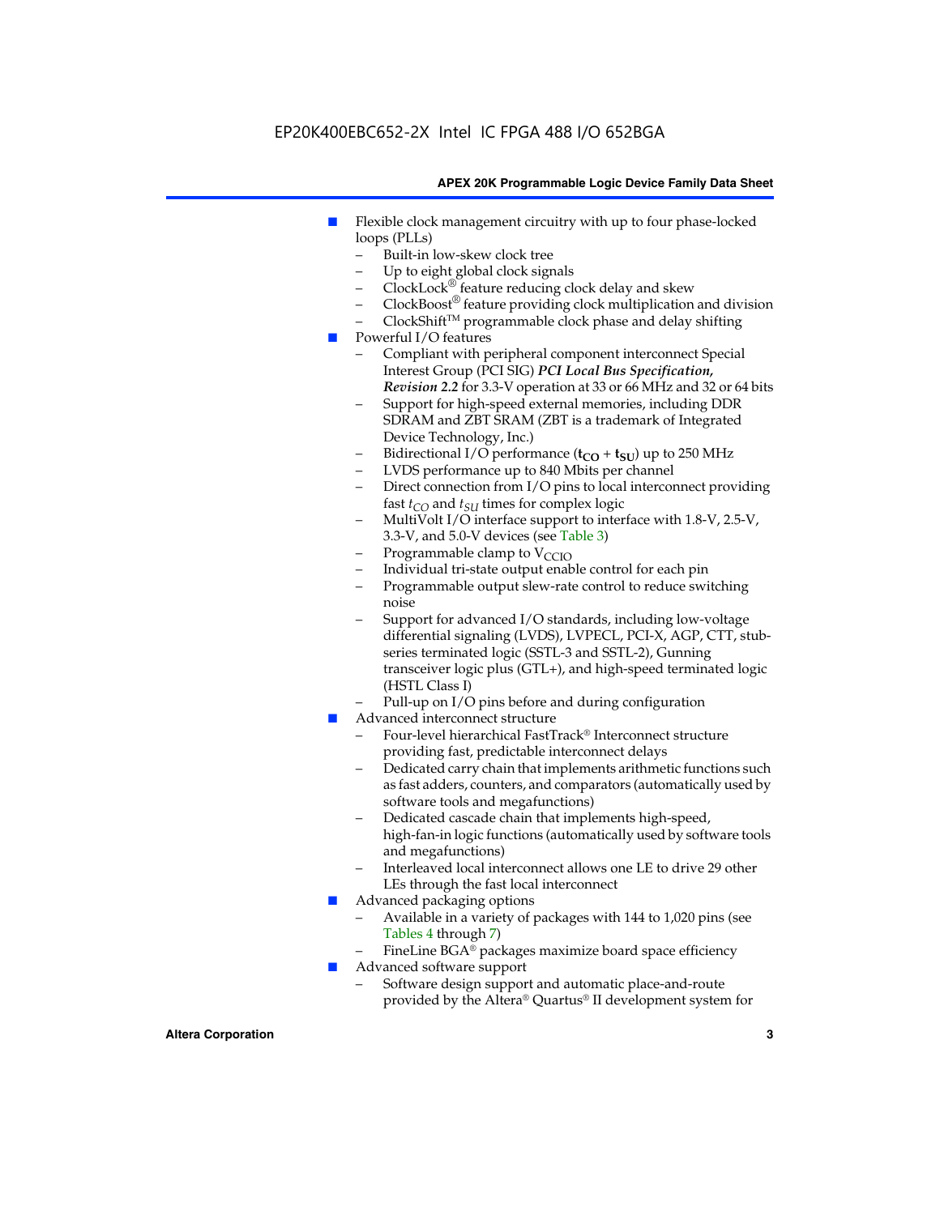- Flexible clock management circuitry with up to four phase-locked loops (PLLs)
  - Built-in low-skew clock tree
  - Up to eight global clock signals
  - ClockLock® feature reducing clock delay and skew
  - ClockBoost® feature providing clock multiplication and division
  - ClockShift™ programmable clock phase and delay shifting
- Powerful I/O features
  - Compliant with peripheral component interconnect Special Interest Group (PCI SIG) ***PCI Local Bus Specification, Revision 2.2*** for 3.3-V operation at 33 or 66 MHz and 32 or 64 bits
  - Support for high-speed external memories, including DDR SDRAM and ZBT SRAM (ZBT is a trademark of Integrated Device Technology, Inc.)
  - Bidirectional I/O performance ($\mathbf{t_{CO}}$ + $\mathbf{t_{SU}}$) up to 250 MHz
  - LVDS performance up to 840 Mbits per channel
  - Direct connection from I/O pins to local interconnect providing fast $t_{CO}$ and $t_{SU}$ times for complex logic
  - MultiVolt I/O interface support to interface with 1.8-V, 2.5-V, 3.3-V, and 5.0-V devices (see Table 3)
  - Programmable clamp to $V_{CCIO}$
  - Individual tri-state output enable control for each pin
  - Programmable output slew-rate control to reduce switching noise
  - Support for advanced I/O standards, including low-voltage differential signaling (LVDS), LVPECL, PCI-X, AGP, CTT, stub-series terminated logic (SSTL-3 and SSTL-2), Gunning transceiver logic plus (GTL+), and high-speed terminated logic (HSTL Class I)
  - Pull-up on I/O pins before and during configuration
- Advanced interconnect structure
  - Four-level hierarchical FastTrack® Interconnect structure providing fast, predictable interconnect delays
  - Dedicated carry chain that implements arithmetic functions such as fast adders, counters, and comparators (automatically used by software tools and megafunctions)
  - Dedicated cascade chain that implements high-speed, high-fan-in logic functions (automatically used by software tools and megafunctions)
  - Interleaved local interconnect allows one LE to drive 29 other LEs through the fast local interconnect
- Advanced packaging options
  - Available in a variety of packages with 144 to 1,020 pins (see Tables 4 through 7)
  - FineLine BGA® packages maximize board space efficiency
- Advanced software support
  - Software design support and automatic place-and-route provided by the Altera® Quartus® II development system for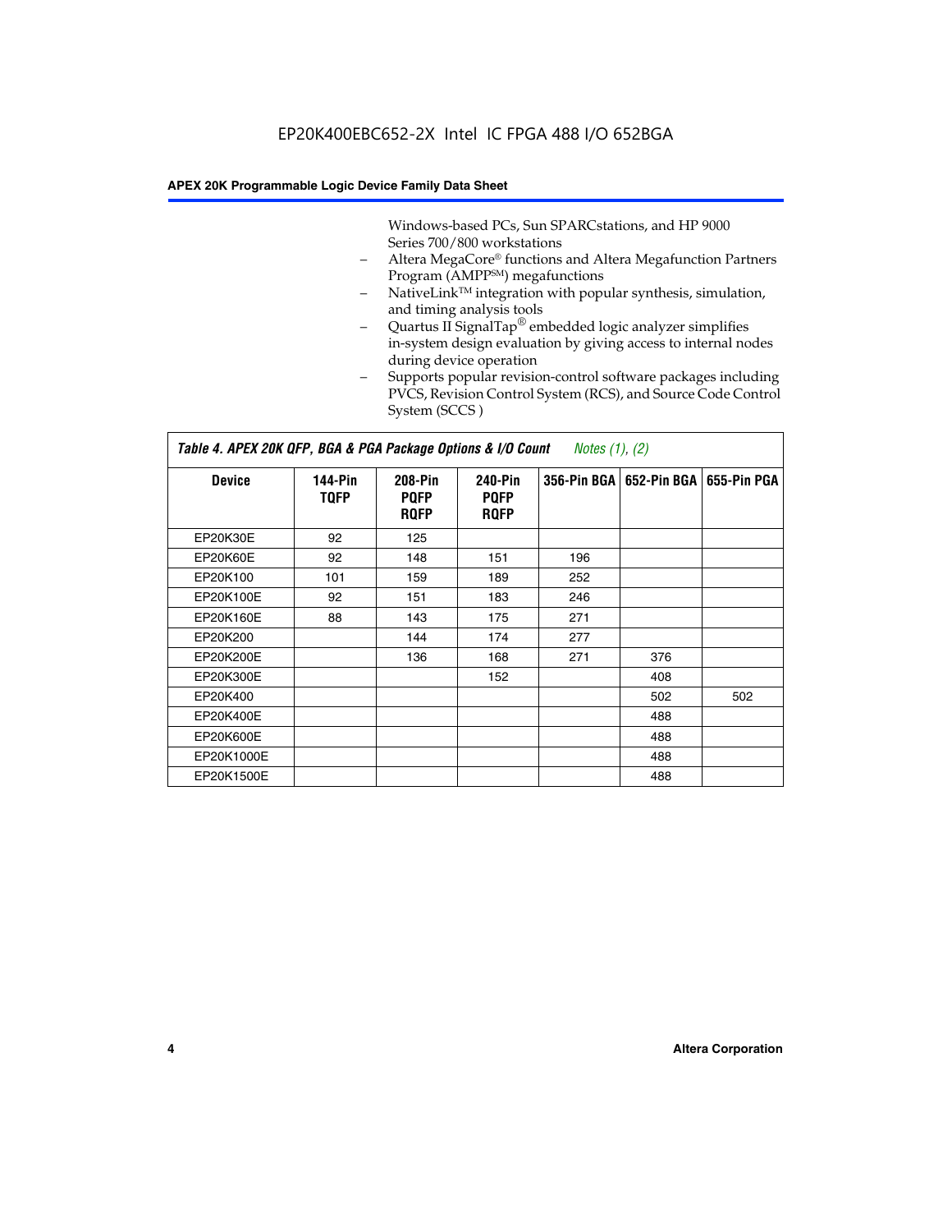Windows-based PCs, Sun SPARCstations, and HP 9000 Series 700/800 workstations

- Altera MegaCore® functions and Altera Megafunction Partners Program (AMPP℠) megafunctions
- NativeLink™ integration with popular synthesis, simulation, and timing analysis tools
- Quartus II SignalTap® embedded logic analyzer simplifies in-system design evaluation by giving access to internal nodes during device operation
- Supports popular revision-control software packages including PVCS, Revision Control System (RCS), and Source Code Control System (SCCS )

**Table 4. APEX 20K QFP, BGA & PGA Package Options & I/O Count** *Notes (1), (2)*

| Device | 144-Pin TQFP | 208-Pin PQFP RQFP | 240-Pin PQFP RQFP | 356-Pin BGA | 652-Pin BGA | 655-Pin PGA |
|---|---|---|---|---|---|---|
| EP20K30E | 92 | 125 | | | | |
| EP20K60E | 92 | 148 | 151 | 196 | | |
| EP20K100 | 101 | 159 | 189 | 252 | | |
| EP20K100E | 92 | 151 | 183 | 246 | | |
| EP20K160E | 88 | 143 | 175 | 271 | | |
| EP20K200 | | 144 | 174 | 277 | | |
| EP20K200E | | 136 | 168 | 271 | 376 | |
| EP20K300E | | | 152 | | 408 | |
| EP20K400 | | | | | 502 | 502 |
| EP20K400E | | | | | 488 | |
| EP20K600E | | | | | 488 | |
| EP20K1000E | | | | | 488 | |
| EP20K1500E | | | | | 488 | |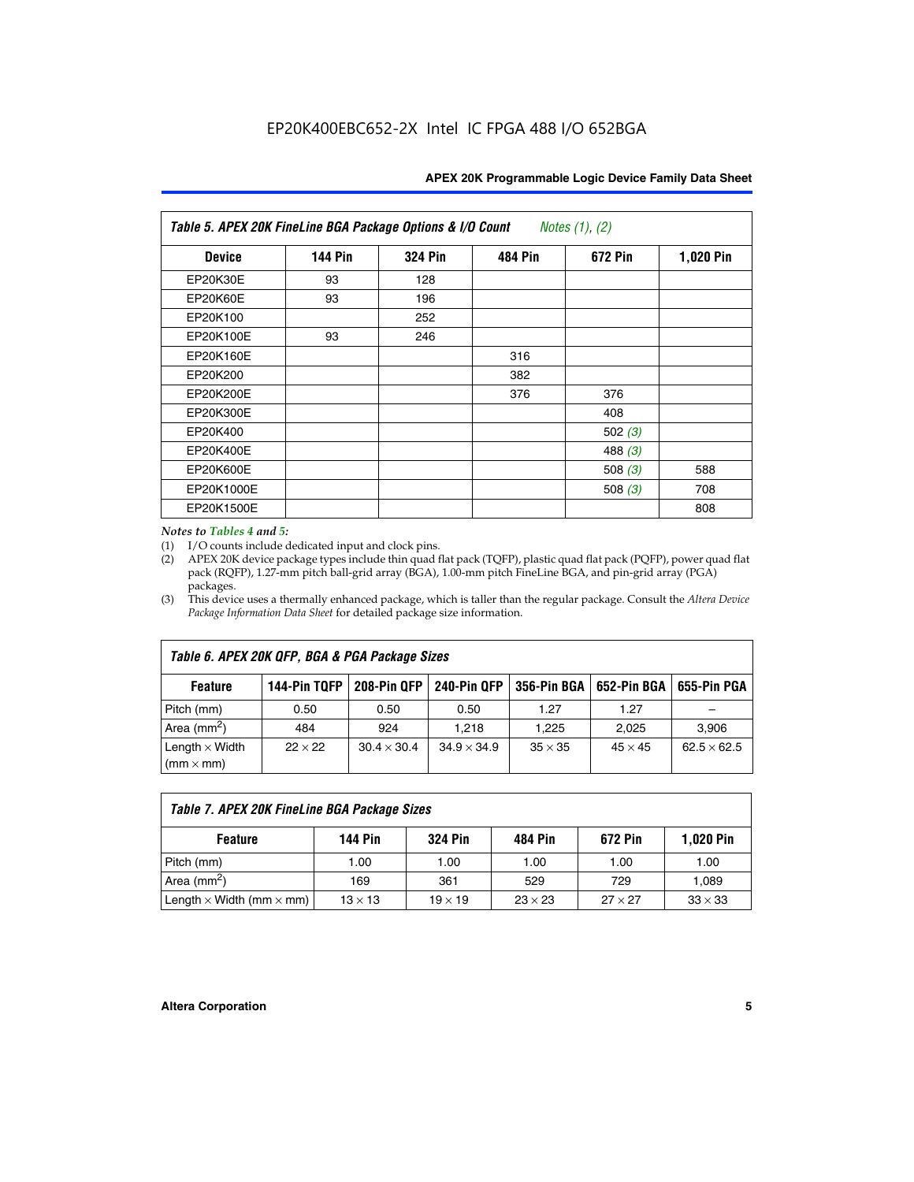EP20K400EBC652-2X Intel IC FPGA 488 I/O 652BGA

**Table 5. APEX 20K FineLine BGA Package Options & I/O Count** *Notes (1), (2)*

| Device | 144 Pin | 324 Pin | 484 Pin | 672 Pin | 1,020 Pin |
|---|---|---|---|---|---|
| EP20K30E | 93 | 128 | | | |
| EP20K60E | 93 | 196 | | | |
| EP20K100 | | 252 | | | |
| EP20K100E | 93 | 246 | | | |
| EP20K160E | | | 316 | | |
| EP20K200 | | | 382 | | |
| EP20K200E | | | 376 | 376 | |
| EP20K300E | | | | 408 | |
| EP20K400 | | | | 502 *(3)* | |
| EP20K400E | | | | 488 *(3)* | |
| EP20K600E | | | | 508 *(3)* | 588 |
| EP20K1000E | | | | 508 *(3)* | 708 |
| EP20K1500E | | | | | 808 |

*Notes to Tables 4 and 5:*

(1) I/O counts include dedicated input and clock pins.

(2) APEX 20K device package types include thin quad flat pack (TQFP), plastic quad flat pack (PQFP), power quad flat pack (RQFP), 1.27-mm pitch ball-grid array (BGA), 1.00-mm pitch FineLine BGA, and pin-grid array (PGA) packages.

(3) This device uses a thermally enhanced package, which is taller than the regular package. Consult the *Altera Device Package Information Data Sheet* for detailed package size information.

**Table 6. APEX 20K QFP, BGA & PGA Package Sizes**

| Feature | 144-Pin TQFP | 208-Pin QFP | 240-Pin QFP | 356-Pin BGA | 652-Pin BGA | 655-Pin PGA |
|---|---|---|---|---|---|---|
| Pitch (mm) | 0.50 | 0.50 | 0.50 | 1.27 | 1.27 | – |
| Area ($mm^2$) | 484 | 924 | 1,218 | 1,225 | 2,025 | 3,906 |
| Length × Width (mm × mm) | 22 × 22 | 30.4 × 30.4 | 34.9 × 34.9 | 35 × 35 | 45 × 45 | 62.5 × 62.5 |

**Table 7. APEX 20K FineLine BGA Package Sizes**

| Feature | 144 Pin | 324 Pin | 484 Pin | 672 Pin | 1,020 Pin |
|---|---|---|---|---|---|
| Pitch (mm) | 1.00 | 1.00 | 1.00 | 1.00 | 1.00 |
| Area ($mm^2$) | 169 | 361 | 529 | 729 | 1,089 |
| Length × Width (mm × mm) | 13 × 13 | 19 × 19 | 23 × 23 | 27 × 27 | 33 × 33 |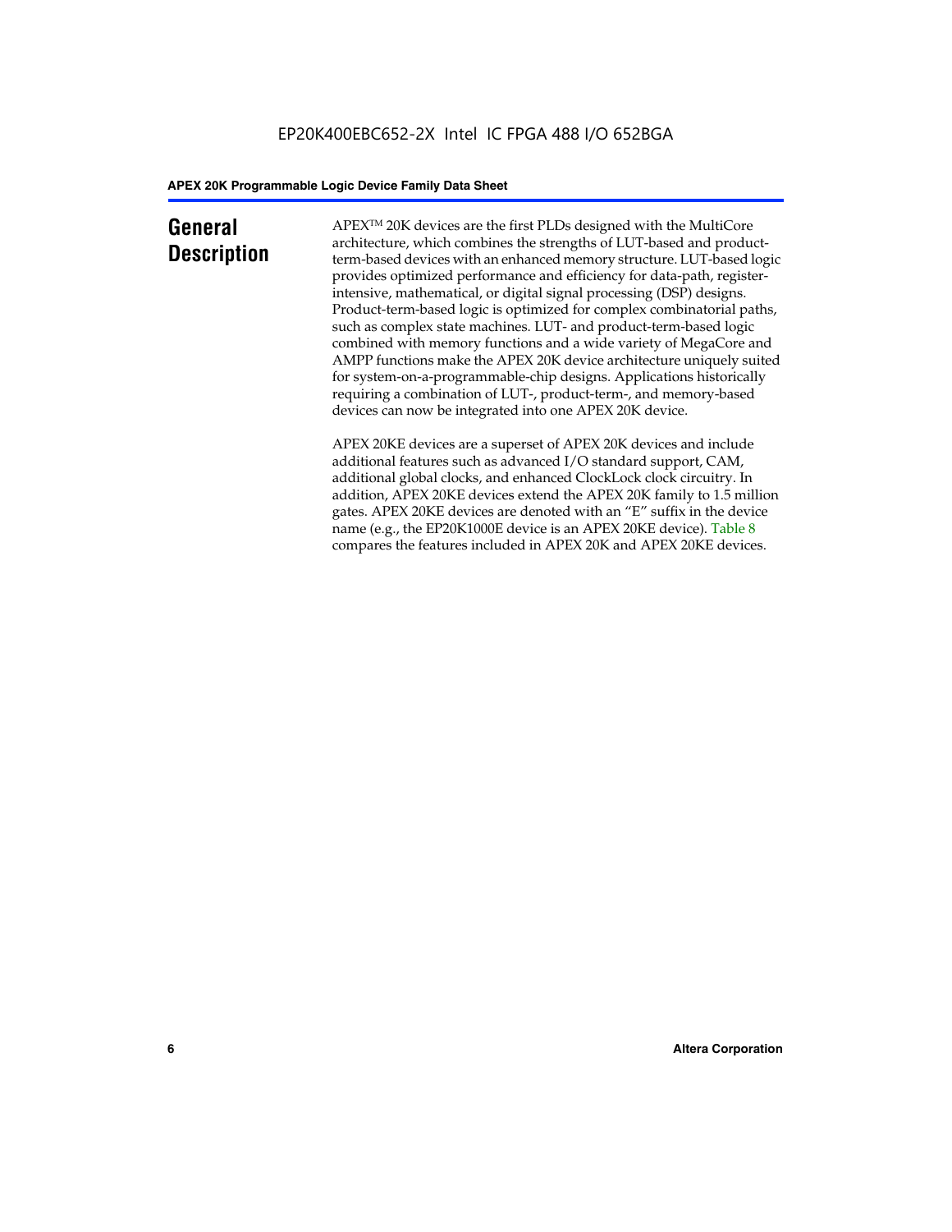## General Description

APEX™ 20K devices are the first PLDs designed with the MultiCore architecture, which combines the strengths of LUT-based and product-term-based devices with an enhanced memory structure. LUT-based logic provides optimized performance and efficiency for data-path, register-intensive, mathematical, or digital signal processing (DSP) designs. Product-term-based logic is optimized for complex combinatorial paths, such as complex state machines. LUT- and product-term-based logic combined with memory functions and a wide variety of MegaCore and AMPP functions make the APEX 20K device architecture uniquely suited for system-on-a-programmable-chip designs. Applications historically requiring a combination of LUT-, product-term-, and memory-based devices can now be integrated into one APEX 20K device.

APEX 20KE devices are a superset of APEX 20K devices and include additional features such as advanced I/O standard support, CAM, additional global clocks, and enhanced ClockLock clock circuitry. In addition, APEX 20KE devices extend the APEX 20K family to 1.5 million gates. APEX 20KE devices are denoted with an "E" suffix in the device name (e.g., the EP20K1000E device is an APEX 20KE device). Table 8 compares the features included in APEX 20K and APEX 20KE devices.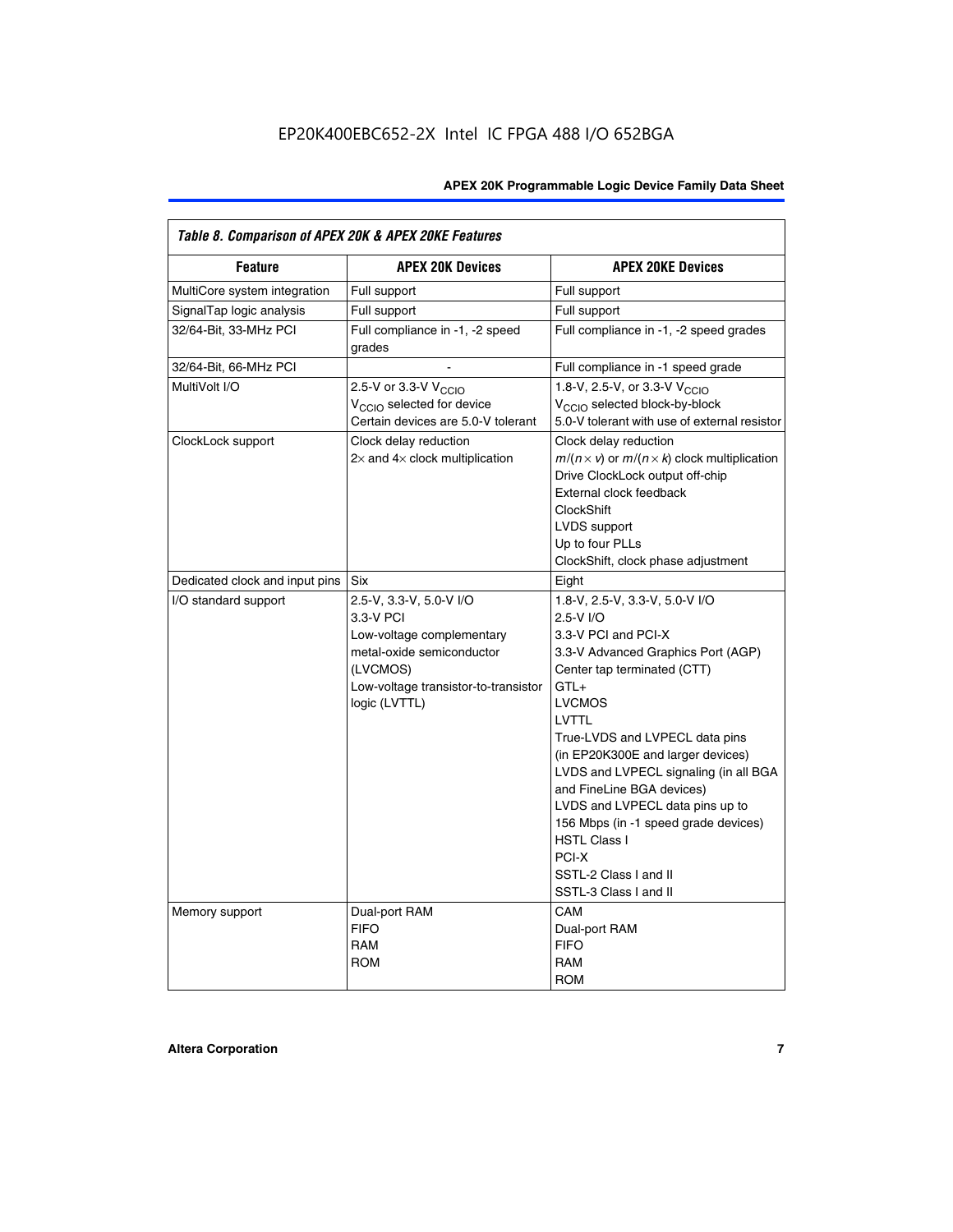*Table 8. Comparison of APEX 20K & APEX 20KE Features*

| Feature | APEX 20K Devices | APEX 20KE Devices |
|---|---|---|
| MultiCore system integration | Full support | Full support |
| SignalTap logic analysis | Full support | Full support |
| 32/64-Bit, 33-MHz PCI | Full compliance in -1, -2 speed grades | Full compliance in -1, -2 speed grades |
| 32/64-Bit, 66-MHz PCI | - | Full compliance in -1 speed grade |
| MultiVolt I/O | 2.5-V or 3.3-V $V_{CCIO}$<br>$V_{CCIO}$ selected for device<br>Certain devices are 5.0-V tolerant | 1.8-V, 2.5-V, or 3.3-V $V_{CCIO}$<br>$V_{CCIO}$ selected block-by-block<br>5.0-V tolerant with use of external resistor |
| ClockLock support | Clock delay reduction<br>2× and 4× clock multiplication | Clock delay reduction<br>$m/(n \times v)$ or $m/(n \times k)$ clock multiplication<br>Drive ClockLock output off-chip<br>External clock feedback<br>ClockShift<br>LVDS support<br>Up to four PLLs<br>ClockShift, clock phase adjustment |
| Dedicated clock and input pins | Six | Eight |
| I/O standard support | 2.5-V, 3.3-V, 5.0-V I/O<br>3.3-V PCI<br>Low-voltage complementary metal-oxide semiconductor (LVCMOS)<br>Low-voltage transistor-to-transistor logic (LVTTL) | 1.8-V, 2.5-V, 3.3-V, 5.0-V I/O<br>2.5-V I/O<br>3.3-V PCI and PCI-X<br>3.3-V Advanced Graphics Port (AGP)<br>Center tap terminated (CTT)<br>GTL+<br>LVCMOS<br>LVTTL<br>True-LVDS and LVPECL data pins (in EP20K300E and larger devices)<br>LVDS and LVPECL signaling (in all BGA and FineLine BGA devices)<br>LVDS and LVPECL data pins up to 156 Mbps (in -1 speed grade devices)<br>HSTL Class I<br>PCI-X<br>SSTL-2 Class I and II<br>SSTL-3 Class I and II |
| Memory support | Dual-port RAM<br>FIFO<br>RAM<br>ROM | CAM<br>Dual-port RAM<br>FIFO<br>RAM<br>ROM |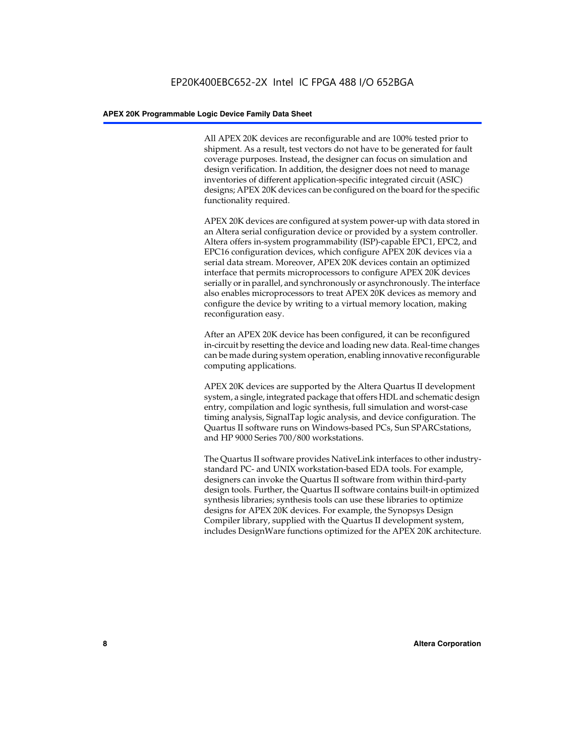All APEX 20K devices are reconfigurable and are 100% tested prior to shipment. As a result, test vectors do not have to be generated for fault coverage purposes. Instead, the designer can focus on simulation and design verification. In addition, the designer does not need to manage inventories of different application-specific integrated circuit (ASIC) designs; APEX 20K devices can be configured on the board for the specific functionality required.

APEX 20K devices are configured at system power-up with data stored in an Altera serial configuration device or provided by a system controller. Altera offers in-system programmability (ISP)-capable EPC1, EPC2, and EPC16 configuration devices, which configure APEX 20K devices via a serial data stream. Moreover, APEX 20K devices contain an optimized interface that permits microprocessors to configure APEX 20K devices serially or in parallel, and synchronously or asynchronously. The interface also enables microprocessors to treat APEX 20K devices as memory and configure the device by writing to a virtual memory location, making reconfiguration easy.

After an APEX 20K device has been configured, it can be reconfigured in-circuit by resetting the device and loading new data. Real-time changes can be made during system operation, enabling innovative reconfigurable computing applications.

APEX 20K devices are supported by the Altera Quartus II development system, a single, integrated package that offers HDL and schematic design entry, compilation and logic synthesis, full simulation and worst-case timing analysis, SignalTap logic analysis, and device configuration. The Quartus II software runs on Windows-based PCs, Sun SPARCstations, and HP 9000 Series 700/800 workstations.

The Quartus II software provides NativeLink interfaces to other industry-standard PC- and UNIX workstation-based EDA tools. For example, designers can invoke the Quartus II software from within third-party design tools. Further, the Quartus II software contains built-in optimized synthesis libraries; synthesis tools can use these libraries to optimize designs for APEX 20K devices. For example, the Synopsys Design Compiler library, supplied with the Quartus II development system, includes DesignWare functions optimized for the APEX 20K architecture.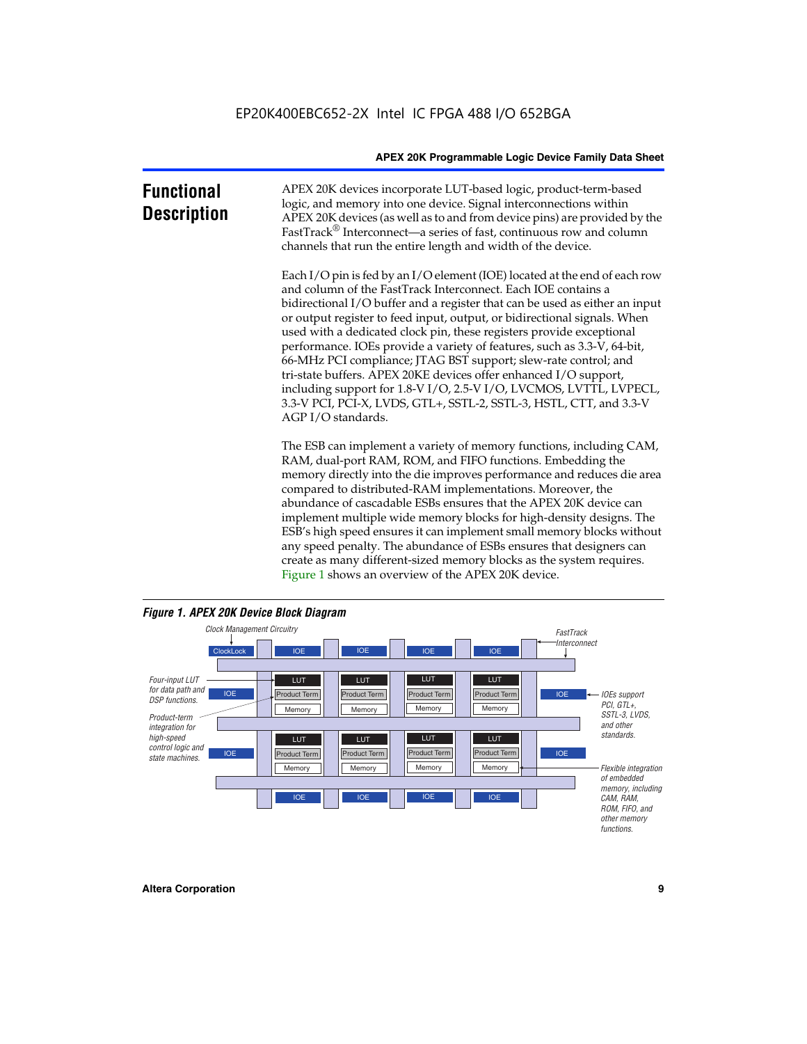## Functional Description

APEX 20K devices incorporate LUT-based logic, product-term-based logic, and memory into one device. Signal interconnections within APEX 20K devices (as well as to and from device pins) are provided by the FastTrack® Interconnect—a series of fast, continuous row and column channels that run the entire length and width of the device.

Each I/O pin is fed by an I/O element (IOE) located at the end of each row and column of the FastTrack Interconnect. Each IOE contains a bidirectional I/O buffer and a register that can be used as either an input or output register to feed input, output, or bidirectional signals. When used with a dedicated clock pin, these registers provide exceptional performance. IOEs provide a variety of features, such as 3.3-V, 64-bit, 66-MHz PCI compliance; JTAG BST support; slew-rate control; and tri-state buffers. APEX 20KE devices offer enhanced I/O support, including support for 1.8-V I/O, 2.5-V I/O, LVCMOS, LVTTL, LVPECL, 3.3-V PCI, PCI-X, LVDS, GTL+, SSTL-2, SSTL-3, HSTL, CTT, and 3.3-V AGP I/O standards.

The ESB can implement a variety of memory functions, including CAM, RAM, dual-port RAM, ROM, and FIFO functions. Embedding the memory directly into the die improves performance and reduces die area compared to distributed-RAM implementations. Moreover, the abundance of cascadable ESBs ensures that the APEX 20K device can implement multiple wide memory blocks for high-density designs. The ESB's high speed ensures it can implement small memory blocks without any speed penalty. The abundance of ESBs ensures that designers can create as many different-sized memory blocks as the system requires. Figure 1 shows an overview of the APEX 20K device.

*Figure 1. APEX 20K Device Block Diagram*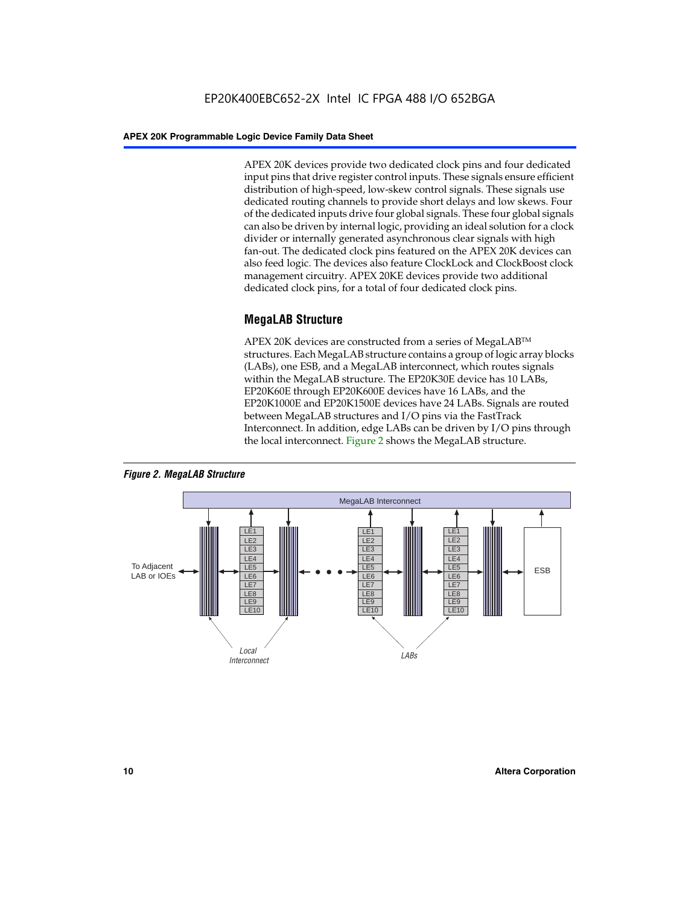APEX 20K devices provide two dedicated clock pins and four dedicated input pins that drive register control inputs. These signals ensure efficient distribution of high-speed, low-skew control signals. These signals use dedicated routing channels to provide short delays and low skews. Four of the dedicated inputs drive four global signals. These four global signals can also be driven by internal logic, providing an ideal solution for a clock divider or internally generated asynchronous clear signals with high fan-out. The dedicated clock pins featured on the APEX 20K devices can also feed logic. The devices also feature ClockLock and ClockBoost clock management circuitry. APEX 20KE devices provide two additional dedicated clock pins, for a total of four dedicated clock pins.

## MegaLAB Structure

APEX 20K devices are constructed from a series of MegaLAB™ structures. Each MegaLAB structure contains a group of logic array blocks (LABs), one ESB, and a MegaLAB interconnect, which routes signals within the MegaLAB structure. The EP20K30E device has 10 LABs, EP20K60E through EP20K600E devices have 16 LABs, and the EP20K1000E and EP20K1500E devices have 24 LABs. Signals are routed between MegaLAB structures and I/O pins via the FastTrack Interconnect. In addition, edge LABs can be driven by I/O pins through the local interconnect. Figure 2 shows the MegaLAB structure.

*Figure 2. MegaLAB Structure*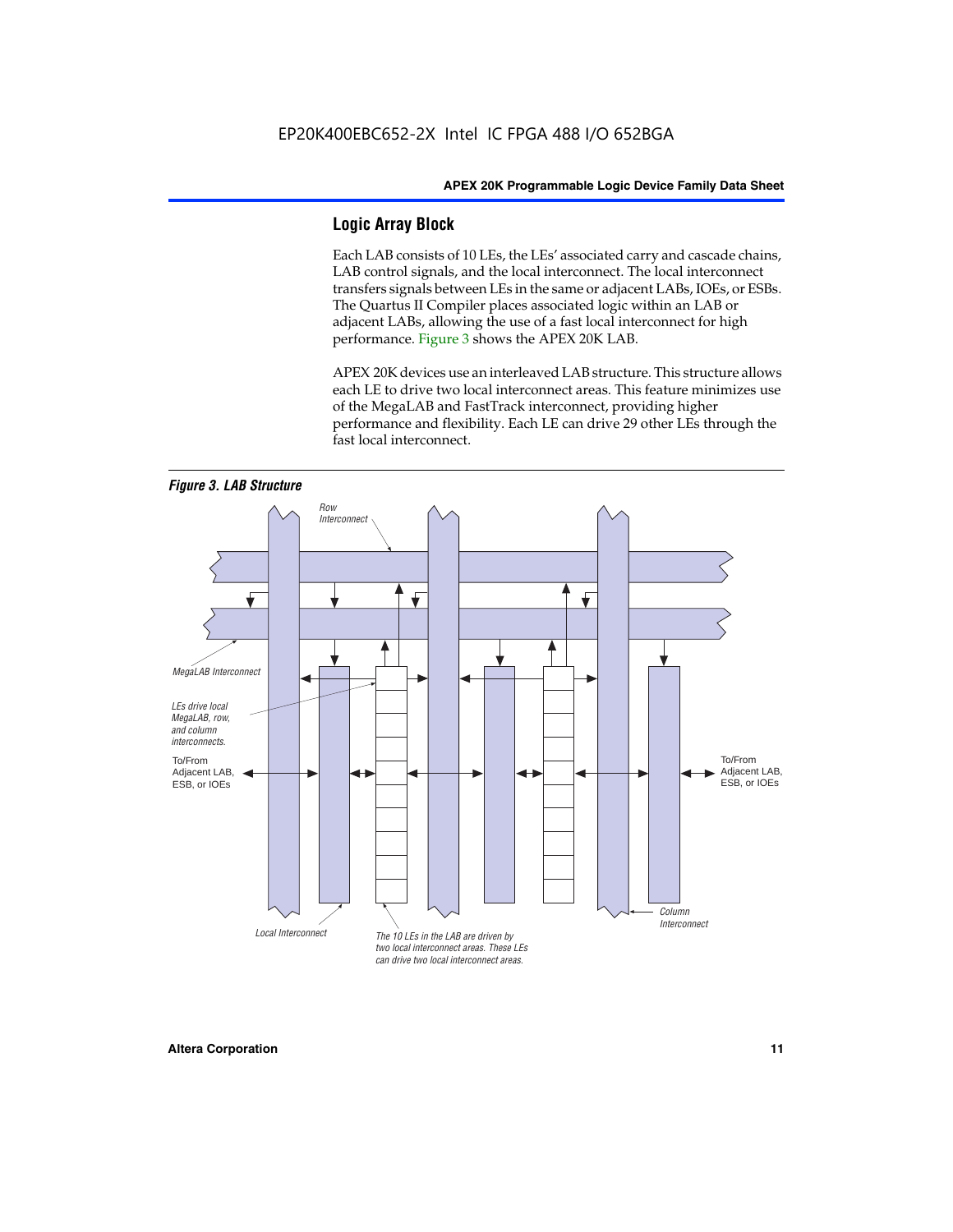## Logic Array Block

Each LAB consists of 10 LEs, the LEs' associated carry and cascade chains, LAB control signals, and the local interconnect. The local interconnect transfers signals between LEs in the same or adjacent LABs, IOEs, or ESBs. The Quartus II Compiler places associated logic within an LAB or adjacent LABs, allowing the use of a fast local interconnect for high performance. Figure 3 shows the APEX 20K LAB.

APEX 20K devices use an interleaved LAB structure. This structure allows each LE to drive two local interconnect areas. This feature minimizes use of the MegaLAB and FastTrack interconnect, providing higher performance and flexibility. Each LE can drive 29 other LEs through the fast local interconnect.

*Figure 3. LAB Structure*

Row Interconnect

MegaLAB Interconnect

LEs drive local MegaLAB, row, and column interconnects.

To/From Adjacent LAB, ESB, or IOEs

To/From Adjacent LAB, ESB, or IOEs

Column Interconnect

Local Interconnect

The 10 LEs in the LAB are driven by two local interconnect areas. These LEs can drive two local interconnect areas.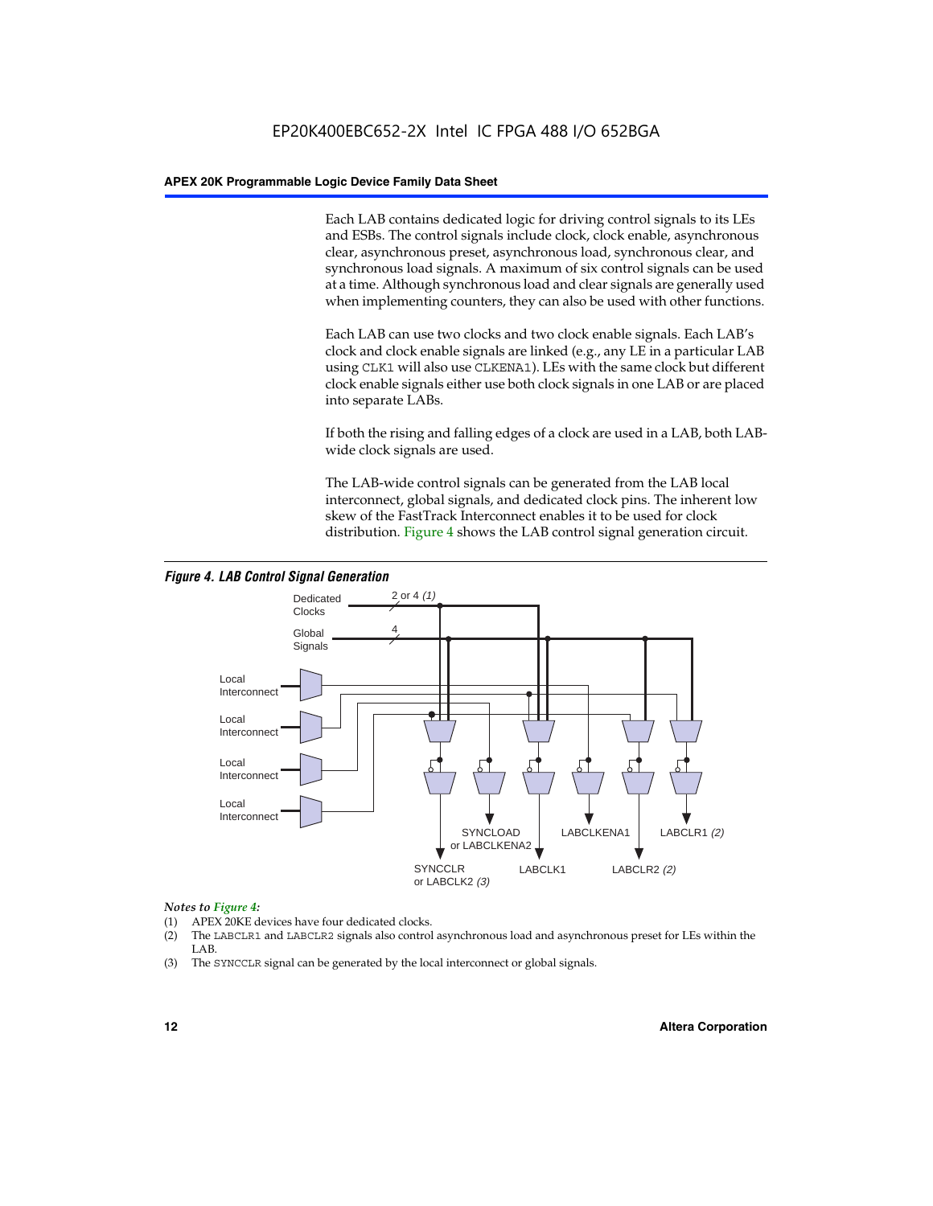Each LAB contains dedicated logic for driving control signals to its LEs and ESBs. The control signals include clock, clock enable, asynchronous clear, asynchronous preset, asynchronous load, synchronous clear, and synchronous load signals. A maximum of six control signals can be used at a time. Although synchronous load and clear signals are generally used when implementing counters, they can also be used with other functions.

Each LAB can use two clocks and two clock enable signals. Each LAB's clock and clock enable signals are linked (e.g., any LE in a particular LAB using `CLK1` will also use `CLKENA1`). LEs with the same clock but different clock enable signals either use both clock signals in one LAB or are placed into separate LABs.

If both the rising and falling edges of a clock are used in a LAB, both LAB-wide clock signals are used.

The LAB-wide control signals can be generated from the LAB local interconnect, global signals, and dedicated clock pins. The inherent low skew of the FastTrack Interconnect enables it to be used for clock distribution. Figure 4 shows the LAB control signal generation circuit.

***Figure 4. LAB Control Signal Generation***

Dedicated Clocks — 2 or 4 *(1)*
Global Signals — 4
Local Interconnect
Local Interconnect
Local Interconnect
Local Interconnect

SYNCCLR or LABCLK2 *(3)*
SYNCLOAD or LABCLKENA2
LABCLK1
LABCLKENA1
LABCLR2 *(2)*
LABCLR1 *(2)*

*Notes to Figure 4:*

(1) APEX 20KE devices have four dedicated clocks.
(2) The `LABCLR1` and `LABCLR2` signals also control asynchronous load and asynchronous preset for LEs within the LAB.
(3) The `SYNCCLR` signal can be generated by the local interconnect or global signals.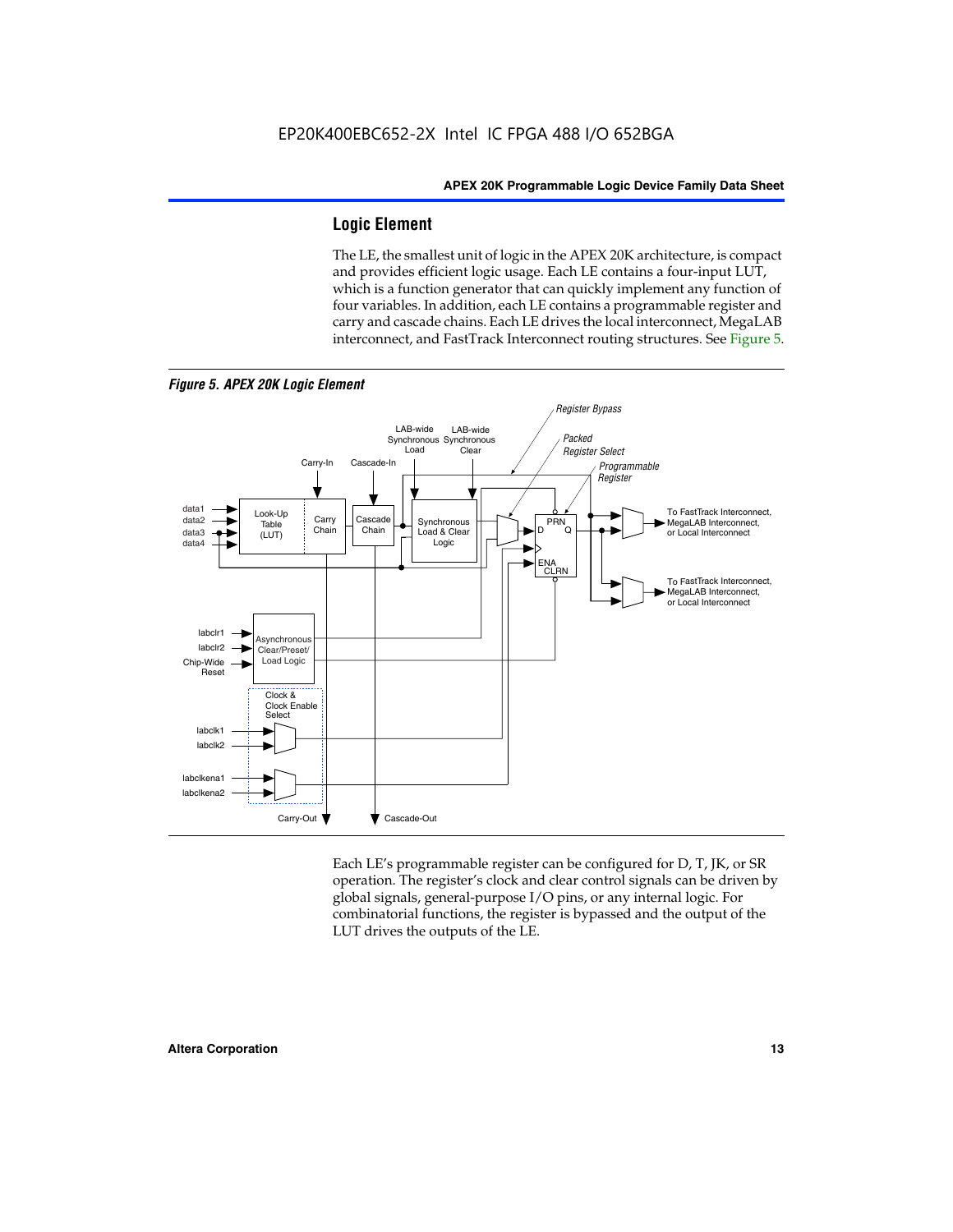## Logic Element

The LE, the smallest unit of logic in the APEX 20K architecture, is compact and provides efficient logic usage. Each LE contains a four-input LUT, which is a function generator that can quickly implement any function of four variables. In addition, each LE contains a programmable register and carry and cascade chains. Each LE drives the local interconnect, MegaLAB interconnect, and FastTrack Interconnect routing structures. See Figure 5.

*Figure 5. APEX 20K Logic Element*

Each LE's programmable register can be configured for D, T, JK, or SR operation. The register's clock and clear control signals can be driven by global signals, general-purpose I/O pins, or any internal logic. For combinatorial functions, the register is bypassed and the output of the LUT drives the outputs of the LE.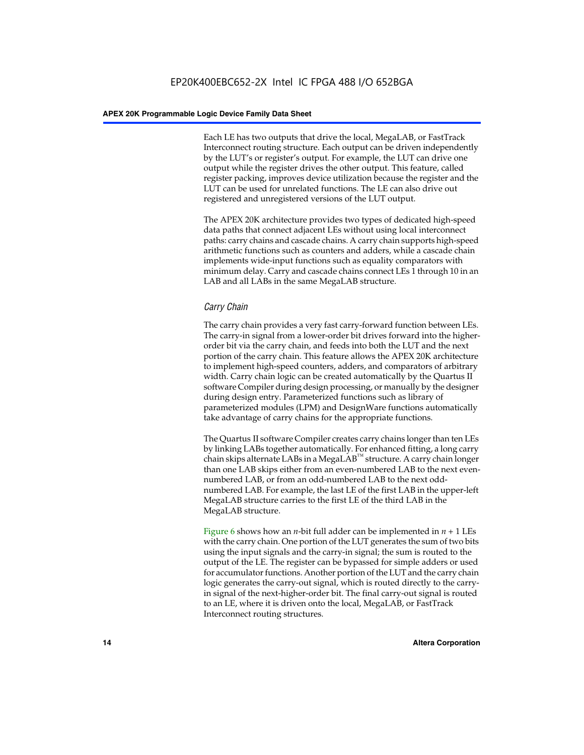Each LE has two outputs that drive the local, MegaLAB, or FastTrack Interconnect routing structure. Each output can be driven independently by the LUT's or register's output. For example, the LUT can drive one output while the register drives the other output. This feature, called register packing, improves device utilization because the register and the LUT can be used for unrelated functions. The LE can also drive out registered and unregistered versions of the LUT output.

The APEX 20K architecture provides two types of dedicated high-speed data paths that connect adjacent LEs without using local interconnect paths: carry chains and cascade chains. A carry chain supports high-speed arithmetic functions such as counters and adders, while a cascade chain implements wide-input functions such as equality comparators with minimum delay. Carry and cascade chains connect LEs 1 through 10 in an LAB and all LABs in the same MegaLAB structure.

### *Carry Chain*

The carry chain provides a very fast carry-forward function between LEs. The carry-in signal from a lower-order bit drives forward into the higher-order bit via the carry chain, and feeds into both the LUT and the next portion of the carry chain. This feature allows the APEX 20K architecture to implement high-speed counters, adders, and comparators of arbitrary width. Carry chain logic can be created automatically by the Quartus II software Compiler during design processing, or manually by the designer during design entry. Parameterized functions such as library of parameterized modules (LPM) and DesignWare functions automatically take advantage of carry chains for the appropriate functions.

The Quartus II software Compiler creates carry chains longer than ten LEs by linking LABs together automatically. For enhanced fitting, a long carry chain skips alternate LABs in a MegaLAB™ structure. A carry chain longer than one LAB skips either from an even-numbered LAB to the next even-numbered LAB, or from an odd-numbered LAB to the next odd-numbered LAB. For example, the last LE of the first LAB in the upper-left MegaLAB structure carries to the first LE of the third LAB in the MegaLAB structure.

Figure 6 shows how an $n$-bit full adder can be implemented in $n + 1$ LEs with the carry chain. One portion of the LUT generates the sum of two bits using the input signals and the carry-in signal; the sum is routed to the output of the LE. The register can be bypassed for simple adders or used for accumulator functions. Another portion of the LUT and the carry chain logic generates the carry-out signal, which is routed directly to the carry-in signal of the next-higher-order bit. The final carry-out signal is routed to an LE, where it is driven onto the local, MegaLAB, or FastTrack Interconnect routing structures.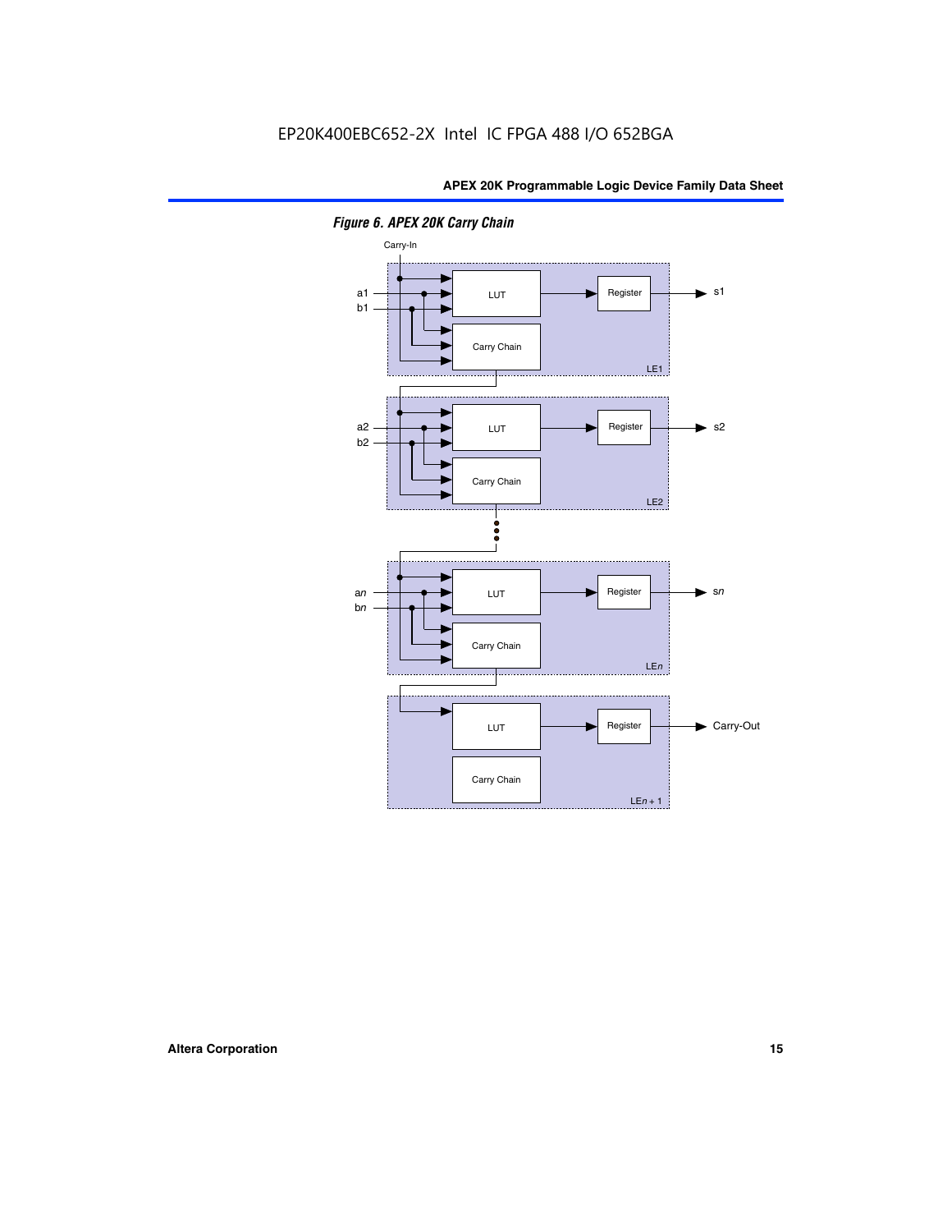EP20K400EBC652-2X Intel IC FPGA 488 I/O 652BGA

*Figure 6. APEX 20K Carry Chain*

Carry-In

a1
b1

LUT

Register

s1

Carry Chain

LE1

a2
b2

LUT

Register

s2

Carry Chain

LE2

a*n*
b*n*

LUT

Register

s*n*

Carry Chain

LE*n*

LUT

Register

Carry-Out

Carry Chain

LE*n* + 1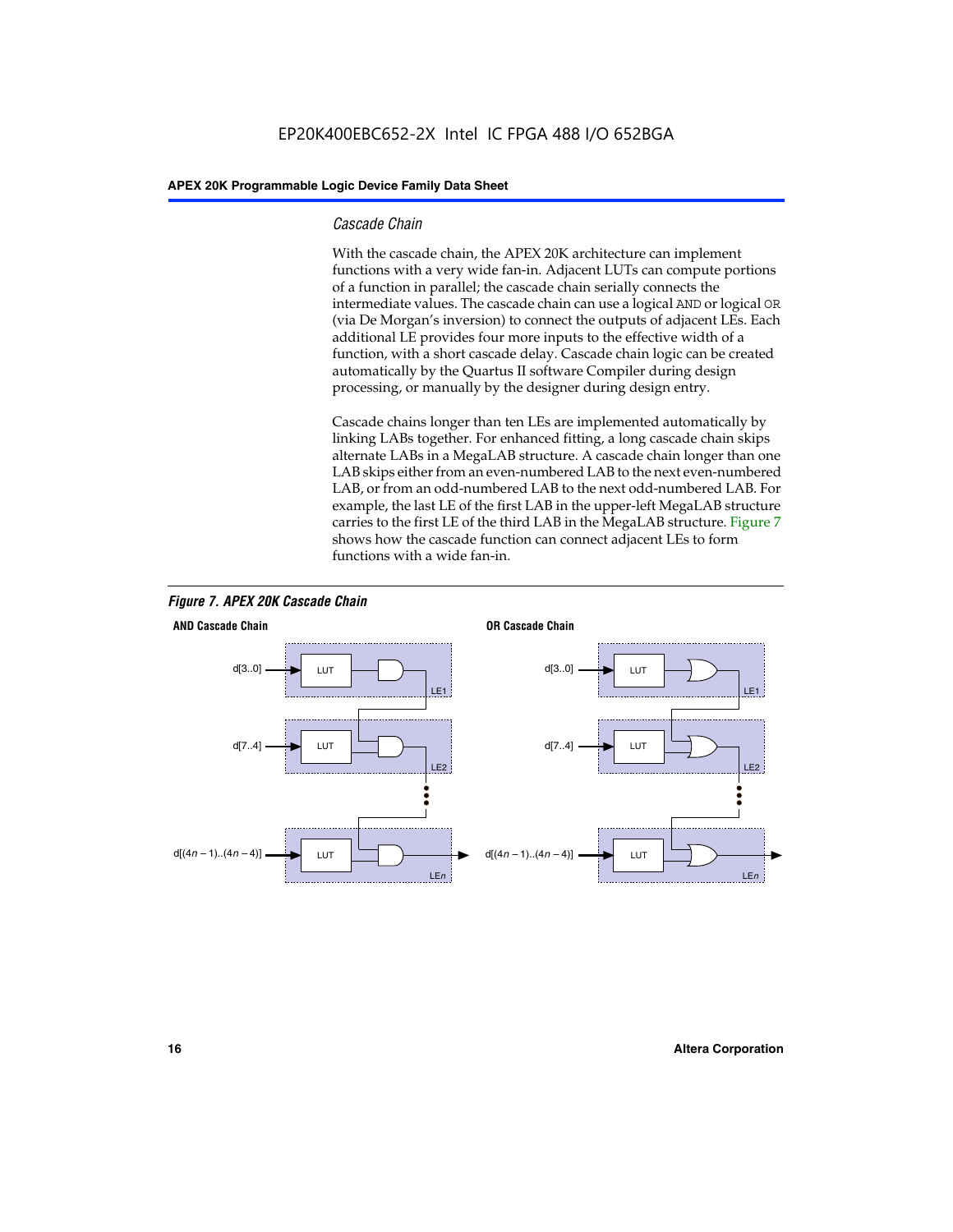### Cascade Chain

With the cascade chain, the APEX 20K architecture can implement functions with a very wide fan-in. Adjacent LUTs can compute portions of a function in parallel; the cascade chain serially connects the intermediate values. The cascade chain can use a logical AND or logical OR (via De Morgan's inversion) to connect the outputs of adjacent LEs. Each additional LE provides four more inputs to the effective width of a function, with a short cascade delay. Cascade chain logic can be created automatically by the Quartus II software Compiler during design processing, or manually by the designer during design entry.

Cascade chains longer than ten LEs are implemented automatically by linking LABs together. For enhanced fitting, a long cascade chain skips alternate LABs in a MegaLAB structure. A cascade chain longer than one LAB skips either from an even-numbered LAB to the next even-numbered LAB, or from an odd-numbered LAB to the next odd-numbered LAB. For example, the last LE of the first LAB in the upper-left MegaLAB structure carries to the first LE of the third LAB in the MegaLAB structure. Figure 7 shows how the cascade function can connect adjacent LEs to form functions with a wide fan-in.

*Figure 7. APEX 20K Cascade Chain*

**AND Cascade Chain**

d[3..0] → LUT → LE1
d[7..4] → LUT → LE2
d[(4n – 1)..(4n – 4)] → LUT → LEn

**OR Cascade Chain**

d[3..0] → LUT → LE1
d[7..4] → LUT → LE2
d[(4n – 1)..(4n – 4)] → LUT → LEn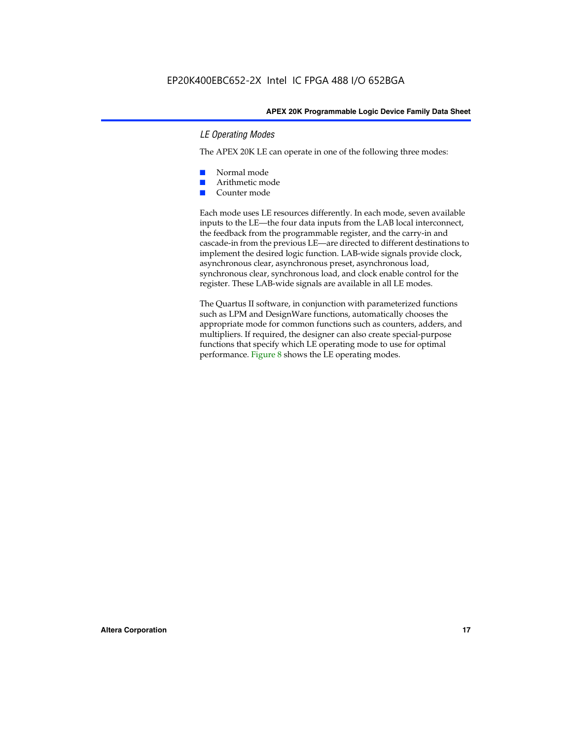### *LE Operating Modes*

The APEX 20K LE can operate in one of the following three modes:

- Normal mode
- Arithmetic mode
- Counter mode

Each mode uses LE resources differently. In each mode, seven available inputs to the LE—the four data inputs from the LAB local interconnect, the feedback from the programmable register, and the carry-in and cascade-in from the previous LE—are directed to different destinations to implement the desired logic function. LAB-wide signals provide clock, asynchronous clear, asynchronous preset, asynchronous load, synchronous clear, synchronous load, and clock enable control for the register. These LAB-wide signals are available in all LE modes.

The Quartus II software, in conjunction with parameterized functions such as LPM and DesignWare functions, automatically chooses the appropriate mode for common functions such as counters, adders, and multipliers. If required, the designer can also create special-purpose functions that specify which LE operating mode to use for optimal performance. Figure 8 shows the LE operating modes.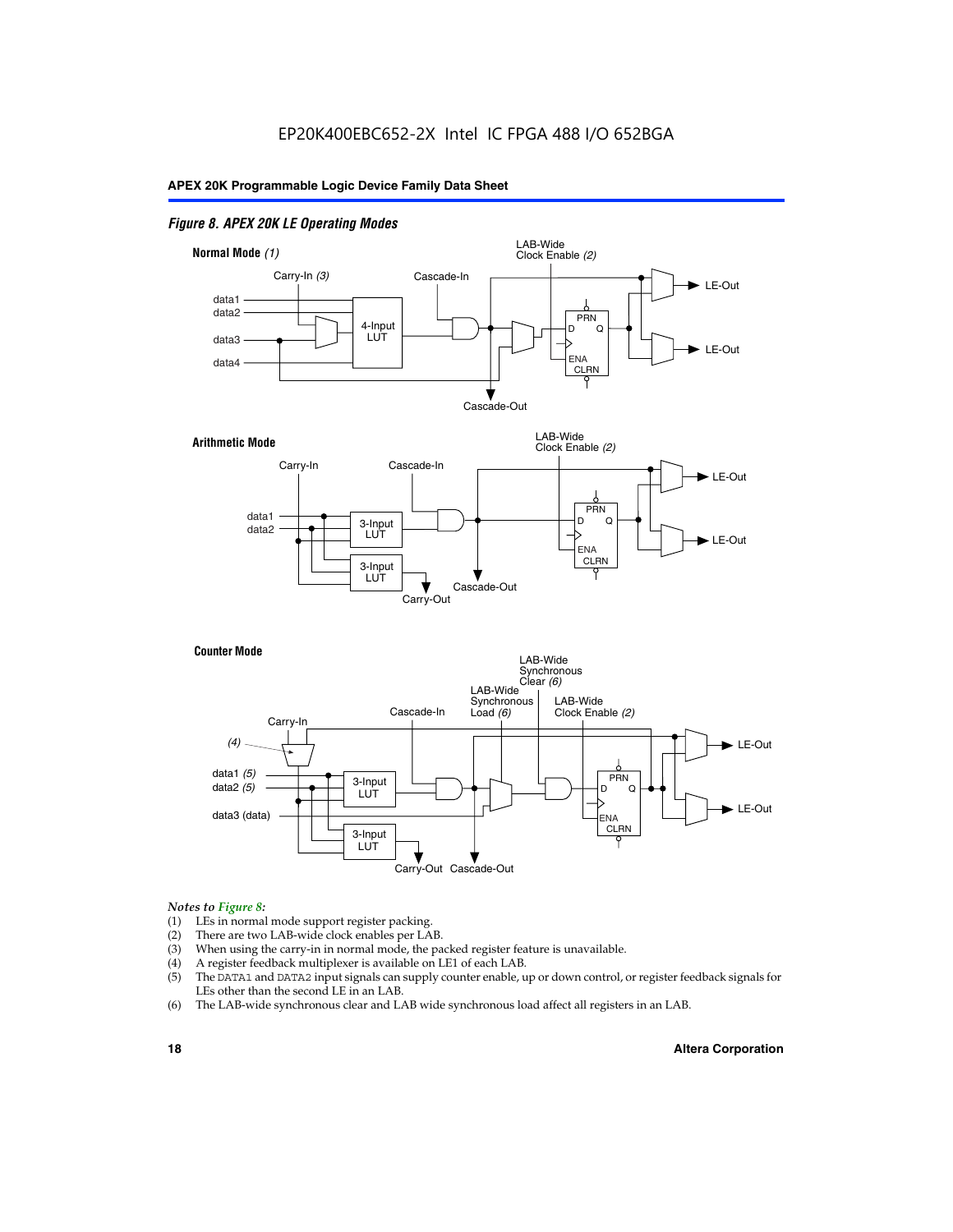*Figure 8. APEX 20K LE Operating Modes*

**Normal Mode** *(1)*

Carry-In *(3)* · Cascade-In · LAB-Wide Clock Enable *(2)* · data1 · data2 · data3 · data4 · 4-Input LUT · PRN · D · Q · ENA · CLRN · LE-Out · LE-Out · Cascade-Out

**Arithmetic Mode**

Carry-In · Cascade-In · LAB-Wide Clock Enable *(2)* · data1 · data2 · 3-Input LUT · 3-Input LUT · PRN · D · Q · ENA · CLRN · LE-Out · LE-Out · Cascade-Out · Carry-Out

**Counter Mode**

Carry-In · *(4)* · Cascade-In · LAB-Wide Synchronous Load *(6)* · LAB-Wide Synchronous Clear *(6)* · LAB-Wide Clock Enable *(2)* · data1 *(5)* · data2 *(5)* · data3 (data) · 3-Input LUT · 3-Input LUT · PRN · D · Q · ENA · CLRN · LE-Out · LE-Out · Carry-Out · Cascade-Out

*Notes to Figure 8:*

(1) LEs in normal mode support register packing.
(2) There are two LAB-wide clock enables per LAB.
(3) When using the carry-in in normal mode, the packed register feature is unavailable.
(4) A register feedback multiplexer is available on LE1 of each LAB.
(5) The DATA1 and DATA2 input signals can supply counter enable, up or down control, or register feedback signals for LEs other than the second LE in an LAB.
(6) The LAB-wide synchronous clear and LAB wide synchronous load affect all registers in an LAB.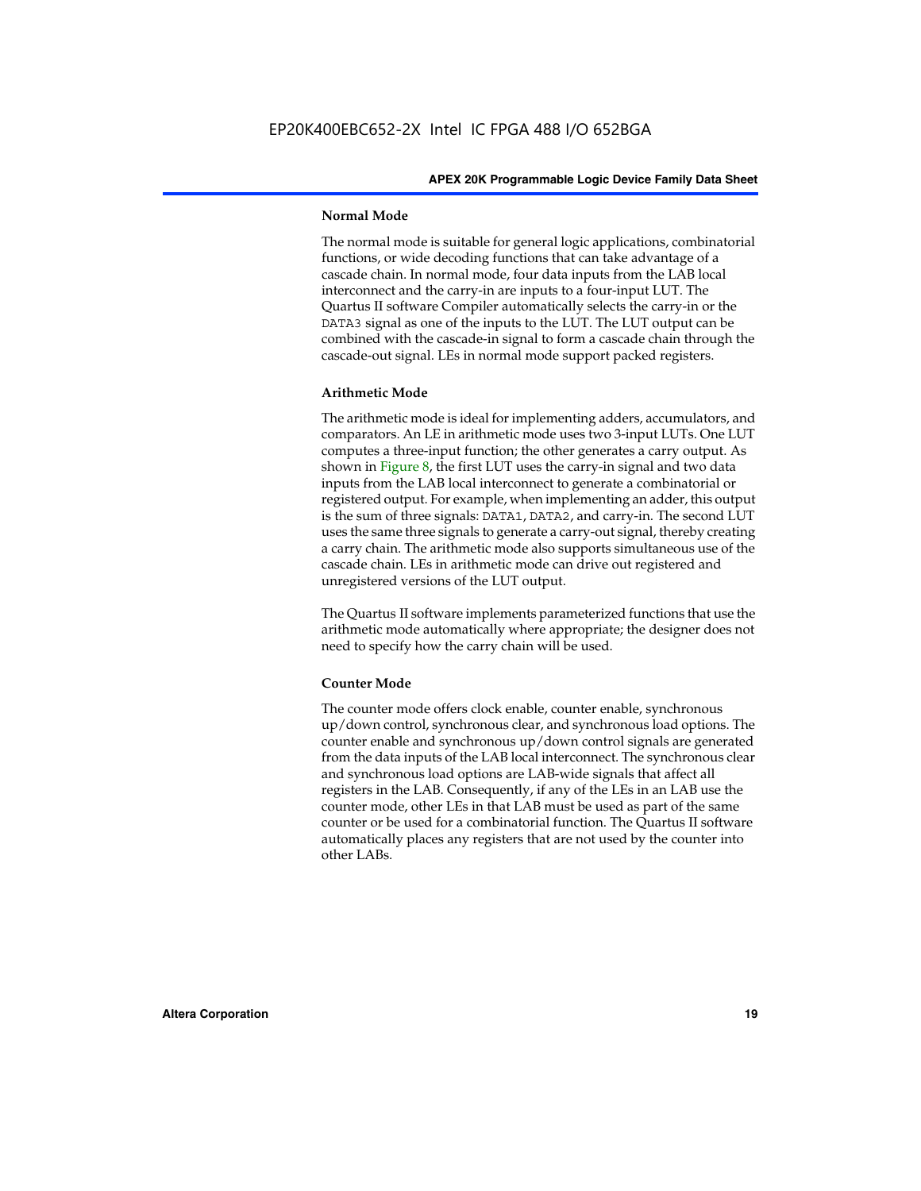#### Normal Mode

The normal mode is suitable for general logic applications, combinatorial functions, or wide decoding functions that can take advantage of a cascade chain. In normal mode, four data inputs from the LAB local interconnect and the carry-in are inputs to a four-input LUT. The Quartus II software Compiler automatically selects the carry-in or the DATA3 signal as one of the inputs to the LUT. The LUT output can be combined with the cascade-in signal to form a cascade chain through the cascade-out signal. LEs in normal mode support packed registers.

#### Arithmetic Mode

The arithmetic mode is ideal for implementing adders, accumulators, and comparators. An LE in arithmetic mode uses two 3-input LUTs. One LUT computes a three-input function; the other generates a carry output. As shown in Figure 8, the first LUT uses the carry-in signal and two data inputs from the LAB local interconnect to generate a combinatorial or registered output. For example, when implementing an adder, this output is the sum of three signals: DATA1, DATA2, and carry-in. The second LUT uses the same three signals to generate a carry-out signal, thereby creating a carry chain. The arithmetic mode also supports simultaneous use of the cascade chain. LEs in arithmetic mode can drive out registered and unregistered versions of the LUT output.

The Quartus II software implements parameterized functions that use the arithmetic mode automatically where appropriate; the designer does not need to specify how the carry chain will be used.

#### Counter Mode

The counter mode offers clock enable, counter enable, synchronous up/down control, synchronous clear, and synchronous load options. The counter enable and synchronous up/down control signals are generated from the data inputs of the LAB local interconnect. The synchronous clear and synchronous load options are LAB-wide signals that affect all registers in the LAB. Consequently, if any of the LEs in an LAB use the counter mode, other LEs in that LAB must be used as part of the same counter or be used for a combinatorial function. The Quartus II software automatically places any registers that are not used by the counter into other LABs.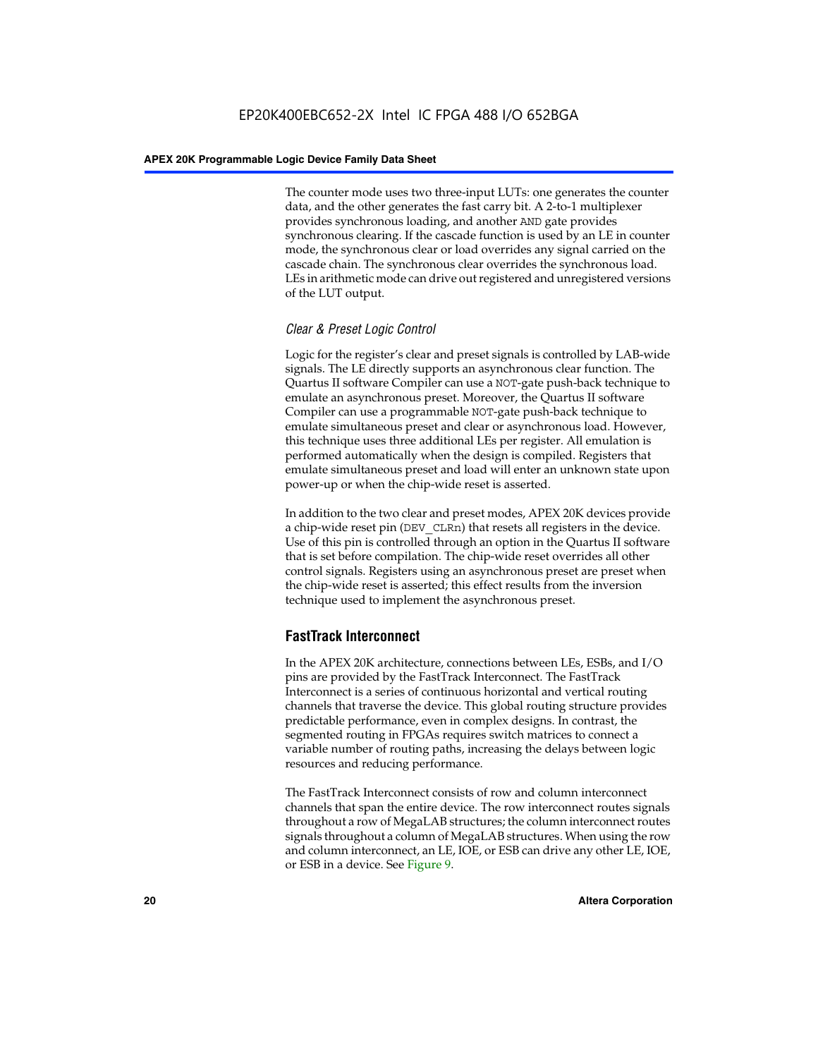The counter mode uses two three-input LUTs: one generates the counter data, and the other generates the fast carry bit. A 2-to-1 multiplexer provides synchronous loading, and another AND gate provides synchronous clearing. If the cascade function is used by an LE in counter mode, the synchronous clear or load overrides any signal carried on the cascade chain. The synchronous clear overrides the synchronous load. LEs in arithmetic mode can drive out registered and unregistered versions of the LUT output.

#### *Clear & Preset Logic Control*

Logic for the register's clear and preset signals is controlled by LAB-wide signals. The LE directly supports an asynchronous clear function. The Quartus II software Compiler can use a NOT-gate push-back technique to emulate an asynchronous preset. Moreover, the Quartus II software Compiler can use a programmable NOT-gate push-back technique to emulate simultaneous preset and clear or asynchronous load. However, this technique uses three additional LEs per register. All emulation is performed automatically when the design is compiled. Registers that emulate simultaneous preset and load will enter an unknown state upon power-up or when the chip-wide reset is asserted.

In addition to the two clear and preset modes, APEX 20K devices provide a chip-wide reset pin (DEV_CLRn) that resets all registers in the device. Use of this pin is controlled through an option in the Quartus II software that is set before compilation. The chip-wide reset overrides all other control signals. Registers using an asynchronous preset are preset when the chip-wide reset is asserted; this effect results from the inversion technique used to implement the asynchronous preset.

### FastTrack Interconnect

In the APEX 20K architecture, connections between LEs, ESBs, and I/O pins are provided by the FastTrack Interconnect. The FastTrack Interconnect is a series of continuous horizontal and vertical routing channels that traverse the device. This global routing structure provides predictable performance, even in complex designs. In contrast, the segmented routing in FPGAs requires switch matrices to connect a variable number of routing paths, increasing the delays between logic resources and reducing performance.

The FastTrack Interconnect consists of row and column interconnect channels that span the entire device. The row interconnect routes signals throughout a row of MegaLAB structures; the column interconnect routes signals throughout a column of MegaLAB structures. When using the row and column interconnect, an LE, IOE, or ESB can drive any other LE, IOE, or ESB in a device. See Figure 9.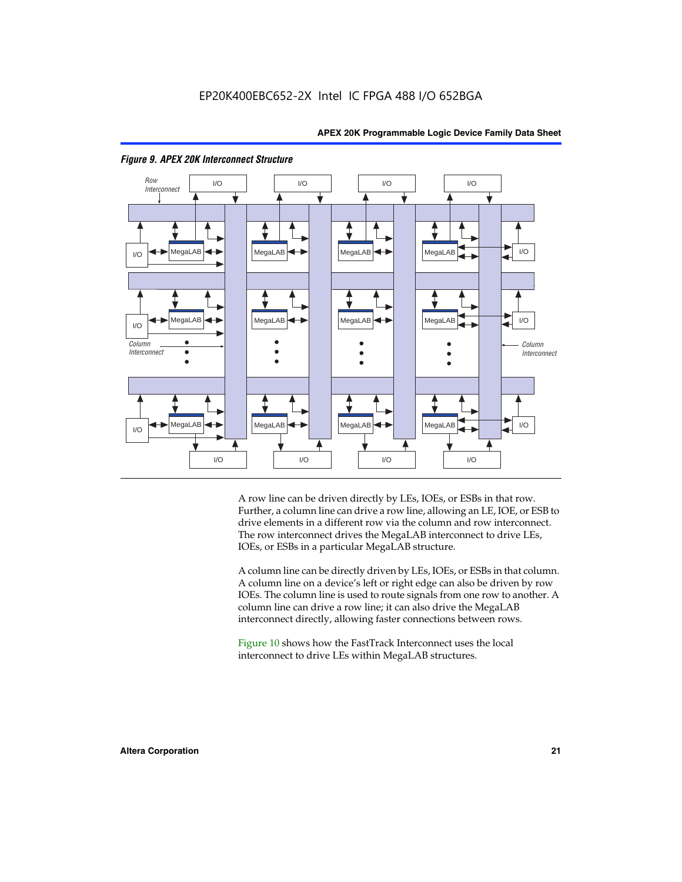*Figure 9. APEX 20K Interconnect Structure*

A row line can be driven directly by LEs, IOEs, or ESBs in that row. Further, a column line can drive a row line, allowing an LE, IOE, or ESB to drive elements in a different row via the column and row interconnect. The row interconnect drives the MegaLAB interconnect to drive LEs, IOEs, or ESBs in a particular MegaLAB structure.

A column line can be directly driven by LEs, IOEs, or ESBs in that column. A column line on a device's left or right edge can also be driven by row IOEs. The column line is used to route signals from one row to another. A column line can drive a row line; it can also drive the MegaLAB interconnect directly, allowing faster connections between rows.

Figure 10 shows how the FastTrack Interconnect uses the local interconnect to drive LEs within MegaLAB structures.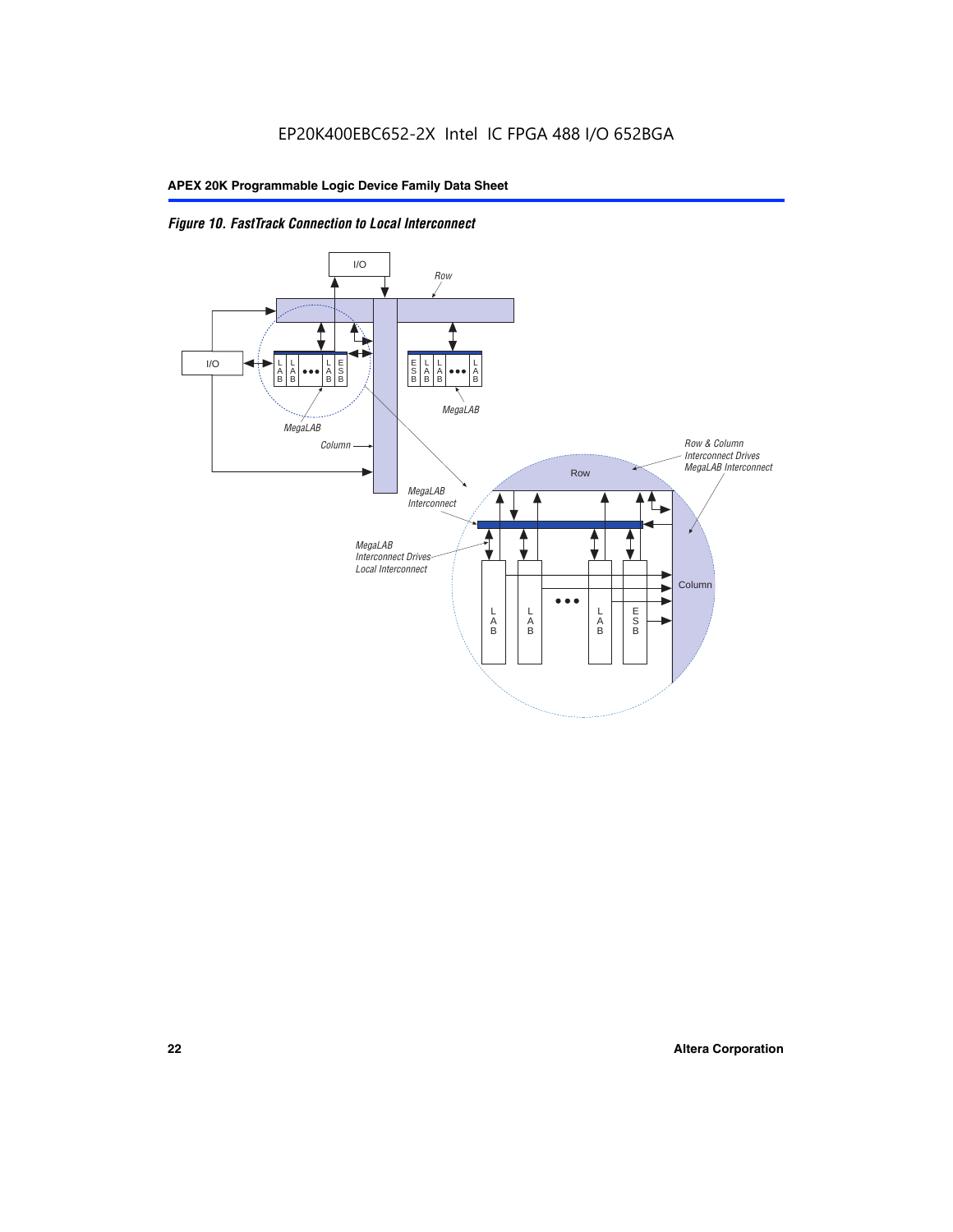*Figure 10. FastTrack Connection to Local Interconnect*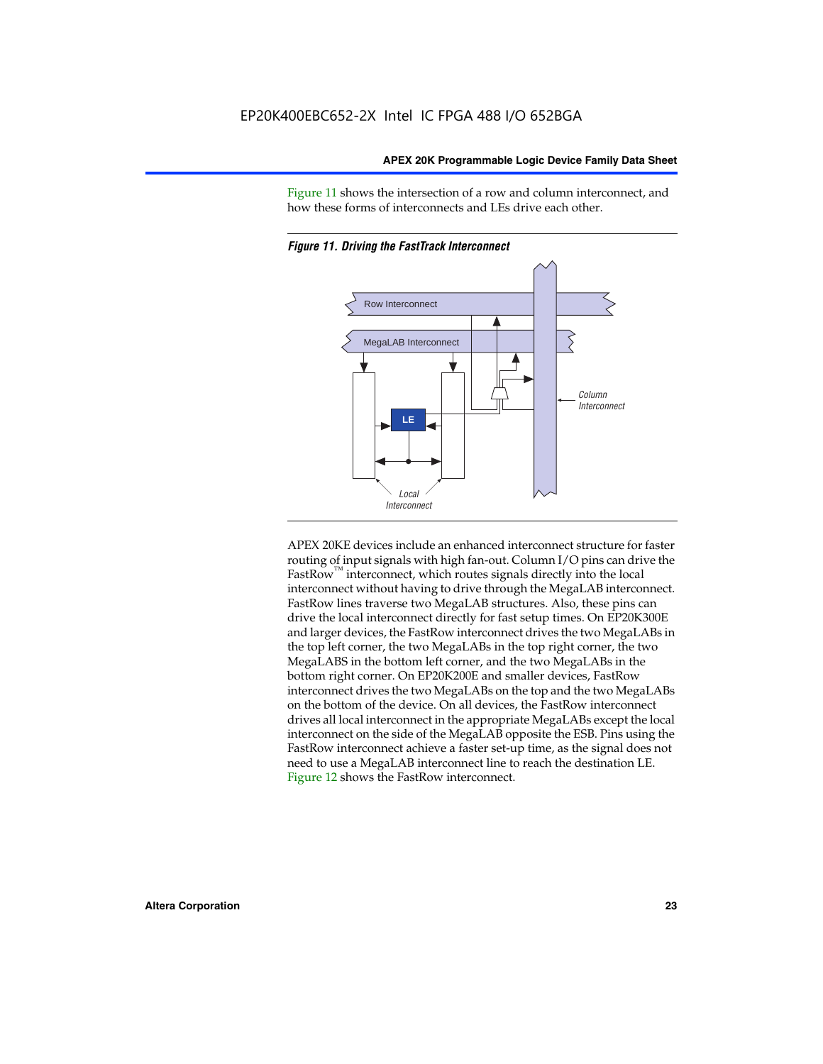Figure 11 shows the intersection of a row and column interconnect, and how these forms of interconnects and LEs drive each other.

***Figure 11. Driving the FastTrack Interconnect***

Row Interconnect

MegaLAB Interconnect

LE

*Column Interconnect*

*Local Interconnect*

APEX 20KE devices include an enhanced interconnect structure for faster routing of input signals with high fan-out. Column I/O pins can drive the FastRow™ interconnect, which routes signals directly into the local interconnect without having to drive through the MegaLAB interconnect. FastRow lines traverse two MegaLAB structures. Also, these pins can drive the local interconnect directly for fast setup times. On EP20K300E and larger devices, the FastRow interconnect drives the two MegaLABs in the top left corner, the two MegaLABs in the top right corner, the two MegaLABS in the bottom left corner, and the two MegaLABs in the bottom right corner. On EP20K200E and smaller devices, FastRow interconnect drives the two MegaLABs on the top and the two MegaLABs on the bottom of the device. On all devices, the FastRow interconnect drives all local interconnect in the appropriate MegaLABs except the local interconnect on the side of the MegaLAB opposite the ESB. Pins using the FastRow interconnect achieve a faster set-up time, as the signal does not need to use a MegaLAB interconnect line to reach the destination LE. Figure 12 shows the FastRow interconnect.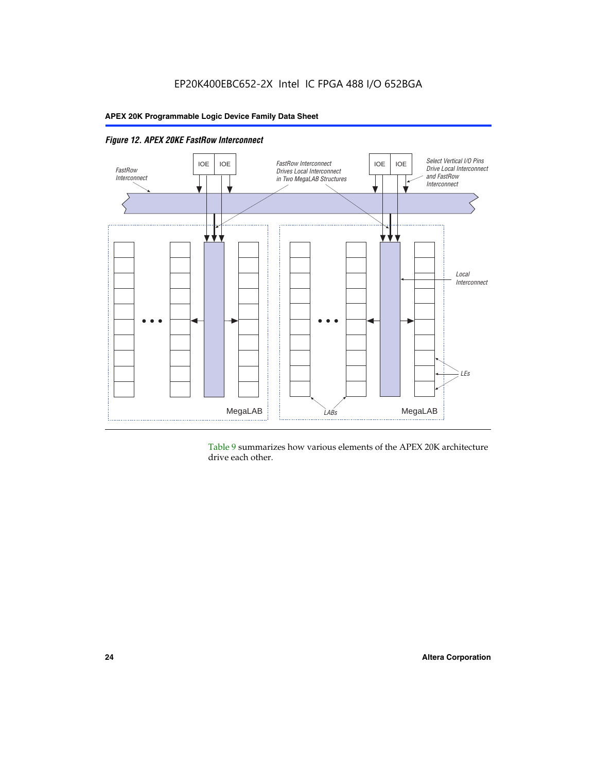*Figure 12. APEX 20KE FastRow Interconnect*

Table 9 summarizes how various elements of the APEX 20K architecture drive each other.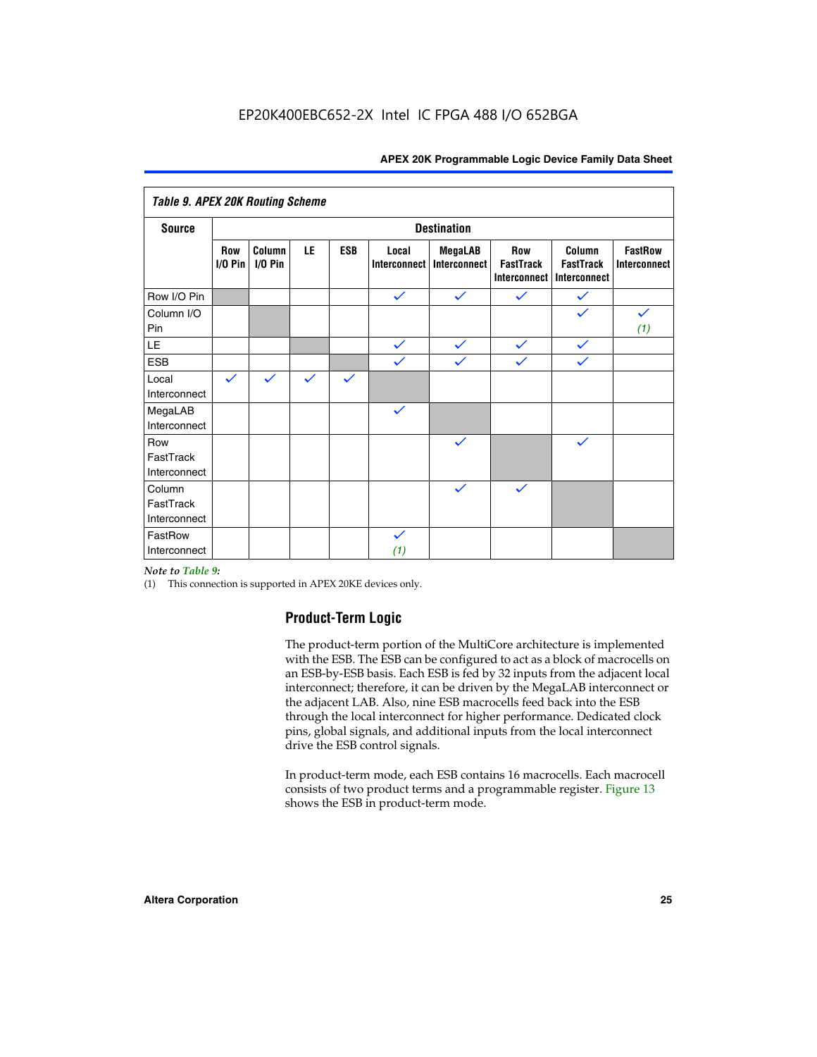| Table 9. APEX 20K Routing Scheme | | | | | | | | | |
|---|---|---|---|---|---|---|---|---|---|
| **Source** | **Destination** | | | | | | | | |
| | **Row I/O Pin** | **Column I/O Pin** | **LE** | **ESB** | **Local Interconnect** | **MegaLAB Interconnect** | **Row FastTrack Interconnect** | **Column FastTrack Interconnect** | **FastRow Interconnect** |
| Row I/O Pin | | | | | ✓ | ✓ | ✓ | ✓ | |
| Column I/O Pin | | | | | | | | ✓ | ✓ *(1)* |
| LE | | | | | ✓ | ✓ | ✓ | ✓ | |
| ESB | | | | | ✓ | ✓ | ✓ | ✓ | |
| Local Interconnect | ✓ | ✓ | ✓ | ✓ | | | | | |
| MegaLAB Interconnect | | | | | ✓ | | | | |
| Row FastTrack Interconnect | | | | | | ✓ | | ✓ | |
| Column FastTrack Interconnect | | | | | | ✓ | ✓ | | |
| FastRow Interconnect | | | | | ✓ *(1)* | | | | |

*Note to Table 9:*

(1) This connection is supported in APEX 20KE devices only.

## Product-Term Logic

The product-term portion of the MultiCore architecture is implemented with the ESB. The ESB can be configured to act as a block of macrocells on an ESB-by-ESB basis. Each ESB is fed by 32 inputs from the adjacent local interconnect; therefore, it can be driven by the MegaLAB interconnect or the adjacent LAB. Also, nine ESB macrocells feed back into the ESB through the local interconnect for higher performance. Dedicated clock pins, global signals, and additional inputs from the local interconnect drive the ESB control signals.

In product-term mode, each ESB contains 16 macrocells. Each macrocell consists of two product terms and a programmable register. Figure 13 shows the ESB in product-term mode.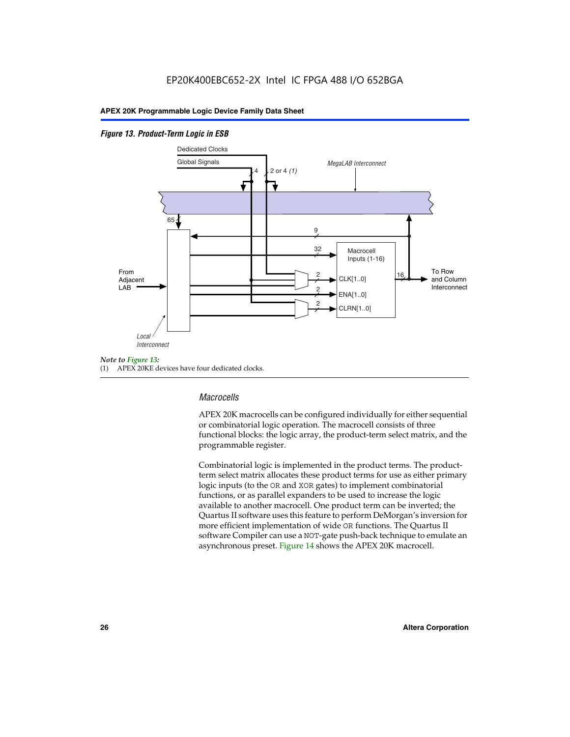*Figure 13. Product-Term Logic in ESB*

Dedicated Clocks

Global Signals

4

2 or 4 *(1)*

*MegaLAB Interconnect*

65

9

32

Macrocell Inputs (1-16)

From Adjacent LAB

2

CLK[1..0]

16

To Row and Column Interconnect

2

ENA[1..0]

2

CLRN[1..0]

*Local Interconnect*

*Note to Figure 13:*

(1) APEX 20KE devices have four dedicated clocks.

### *Macrocells*

APEX 20K macrocells can be configured individually for either sequential or combinatorial logic operation. The macrocell consists of three functional blocks: the logic array, the product-term select matrix, and the programmable register.

Combinatorial logic is implemented in the product terms. The product-term select matrix allocates these product terms for use as either primary logic inputs (to the OR and XOR gates) to implement combinatorial functions, or as parallel expanders to be used to increase the logic available to another macrocell. One product term can be inverted; the Quartus II software uses this feature to perform DeMorgan's inversion for more efficient implementation of wide OR functions. The Quartus II software Compiler can use a NOT-gate push-back technique to emulate an asynchronous preset. Figure 14 shows the APEX 20K macrocell.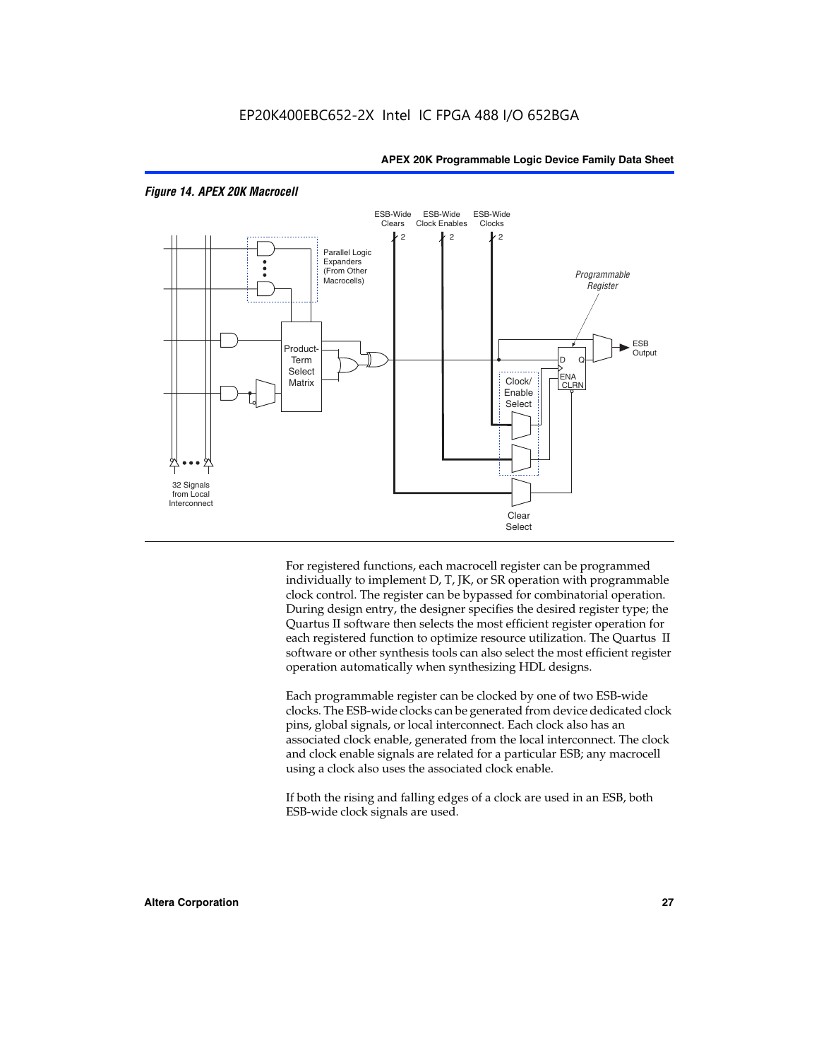*Figure 14. APEX 20K Macrocell*

For registered functions, each macrocell register can be programmed individually to implement D, T, JK, or SR operation with programmable clock control. The register can be bypassed for combinatorial operation. During design entry, the designer specifies the desired register type; the Quartus II software then selects the most efficient register operation for each registered function to optimize resource utilization. The Quartus II software or other synthesis tools can also select the most efficient register operation automatically when synthesizing HDL designs.

Each programmable register can be clocked by one of two ESB-wide clocks. The ESB-wide clocks can be generated from device dedicated clock pins, global signals, or local interconnect. Each clock also has an associated clock enable, generated from the local interconnect. The clock and clock enable signals are related for a particular ESB; any macrocell using a clock also uses the associated clock enable.

If both the rising and falling edges of a clock are used in an ESB, both ESB-wide clock signals are used.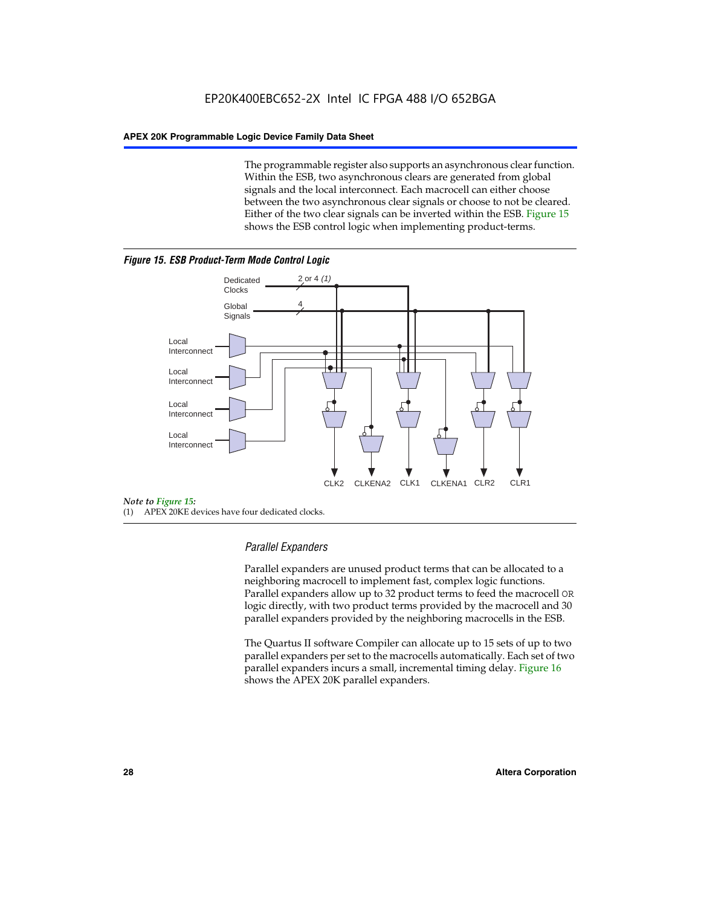The programmable register also supports an asynchronous clear function. Within the ESB, two asynchronous clears are generated from global signals and the local interconnect. Each macrocell can either choose between the two asynchronous clear signals or choose to not be cleared. Either of the two clear signals can be inverted within the ESB. Figure 15 shows the ESB control logic when implementing product-terms.

***Figure 15. ESB Product-Term Mode Control Logic***

Dedicated Clocks 2 or 4 *(1)*
Global Signals 4
Local Interconnect
Local Interconnect
Local Interconnect
Local Interconnect
CLK2 CLKENA2 CLK1 CLKENA1 CLR2 CLR1

*Note to Figure 15:*
(1) APEX 20KE devices have four dedicated clocks.

### *Parallel Expanders*

Parallel expanders are unused product terms that can be allocated to a neighboring macrocell to implement fast, complex logic functions. Parallel expanders allow up to 32 product terms to feed the macrocell OR logic directly, with two product terms provided by the macrocell and 30 parallel expanders provided by the neighboring macrocells in the ESB.

The Quartus II software Compiler can allocate up to 15 sets of up to two parallel expanders per set to the macrocells automatically. Each set of two parallel expanders incurs a small, incremental timing delay. Figure 16 shows the APEX 20K parallel expanders.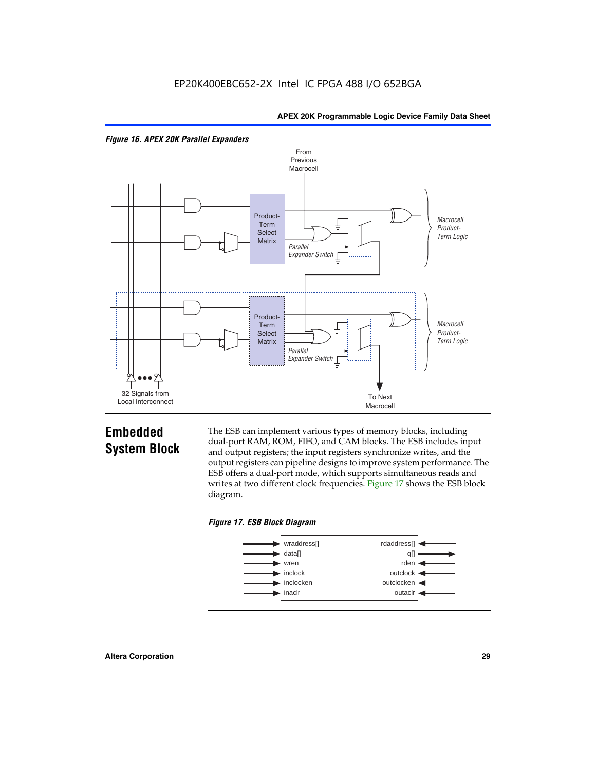*Figure 16. APEX 20K Parallel Expanders*

## Embedded System Block

The ESB can implement various types of memory blocks, including dual-port RAM, ROM, FIFO, and CAM blocks. The ESB includes input and output registers; the input registers synchronize writes, and the output registers can pipeline designs to improve system performance. The ESB offers a dual-port mode, which supports simultaneous reads and writes at two different clock frequencies. Figure 17 shows the ESB block diagram.

*Figure 17. ESB Block Diagram*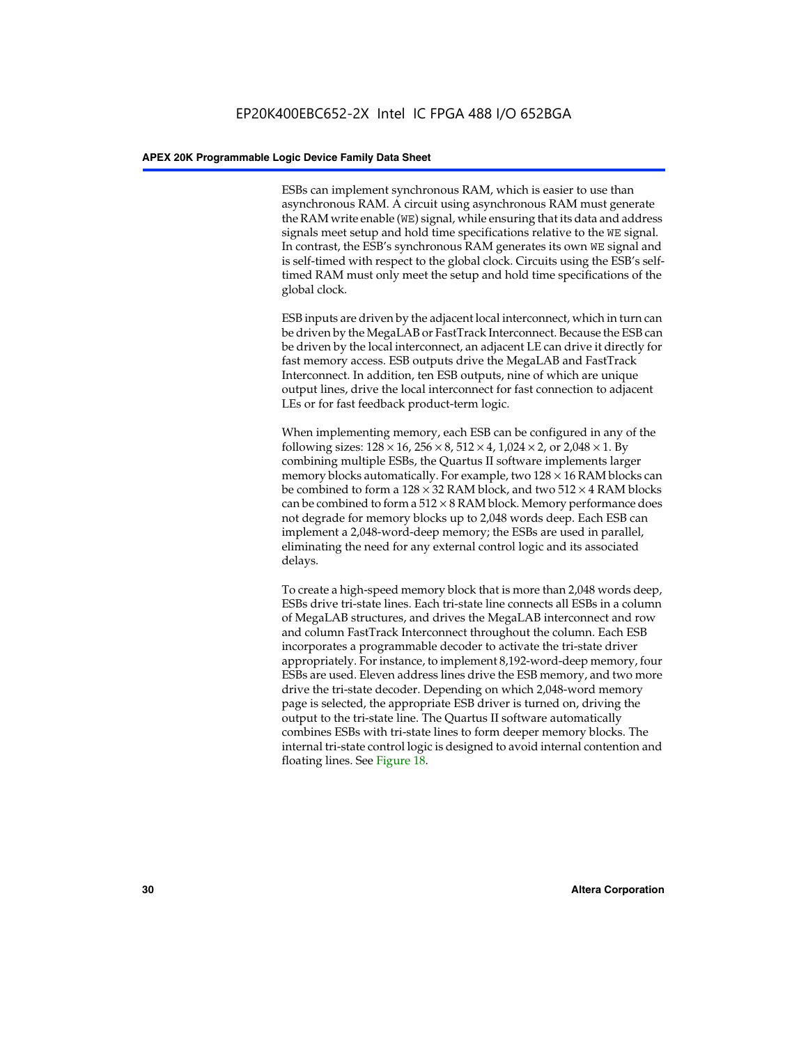ESBs can implement synchronous RAM, which is easier to use than asynchronous RAM. A circuit using asynchronous RAM must generate the RAM write enable (WE) signal, while ensuring that its data and address signals meet setup and hold time specifications relative to the WE signal. In contrast, the ESB's synchronous RAM generates its own WE signal and is self-timed with respect to the global clock. Circuits using the ESB's self-timed RAM must only meet the setup and hold time specifications of the global clock.

ESB inputs are driven by the adjacent local interconnect, which in turn can be driven by the MegaLAB or FastTrack Interconnect. Because the ESB can be driven by the local interconnect, an adjacent LE can drive it directly for fast memory access. ESB outputs drive the MegaLAB and FastTrack Interconnect. In addition, ten ESB outputs, nine of which are unique output lines, drive the local interconnect for fast connection to adjacent LEs or for fast feedback product-term logic.

When implementing memory, each ESB can be configured in any of the following sizes: $128 \times 16$, $256 \times 8$, $512 \times 4$, $1{,}024 \times 2$, or $2{,}048 \times 1$. By combining multiple ESBs, the Quartus II software implements larger memory blocks automatically. For example, two $128 \times 16$ RAM blocks can be combined to form a $128 \times 32$ RAM block, and two $512 \times 4$ RAM blocks can be combined to form a $512 \times 8$ RAM block. Memory performance does not degrade for memory blocks up to 2,048 words deep. Each ESB can implement a 2,048-word-deep memory; the ESBs are used in parallel, eliminating the need for any external control logic and its associated delays.

To create a high-speed memory block that is more than 2,048 words deep, ESBs drive tri-state lines. Each tri-state line connects all ESBs in a column of MegaLAB structures, and drives the MegaLAB interconnect and row and column FastTrack Interconnect throughout the column. Each ESB incorporates a programmable decoder to activate the tri-state driver appropriately. For instance, to implement 8,192-word-deep memory, four ESBs are used. Eleven address lines drive the ESB memory, and two more drive the tri-state decoder. Depending on which 2,048-word memory page is selected, the appropriate ESB driver is turned on, driving the output to the tri-state line. The Quartus II software automatically combines ESBs with tri-state lines to form deeper memory blocks. The internal tri-state control logic is designed to avoid internal contention and floating lines. See Figure 18.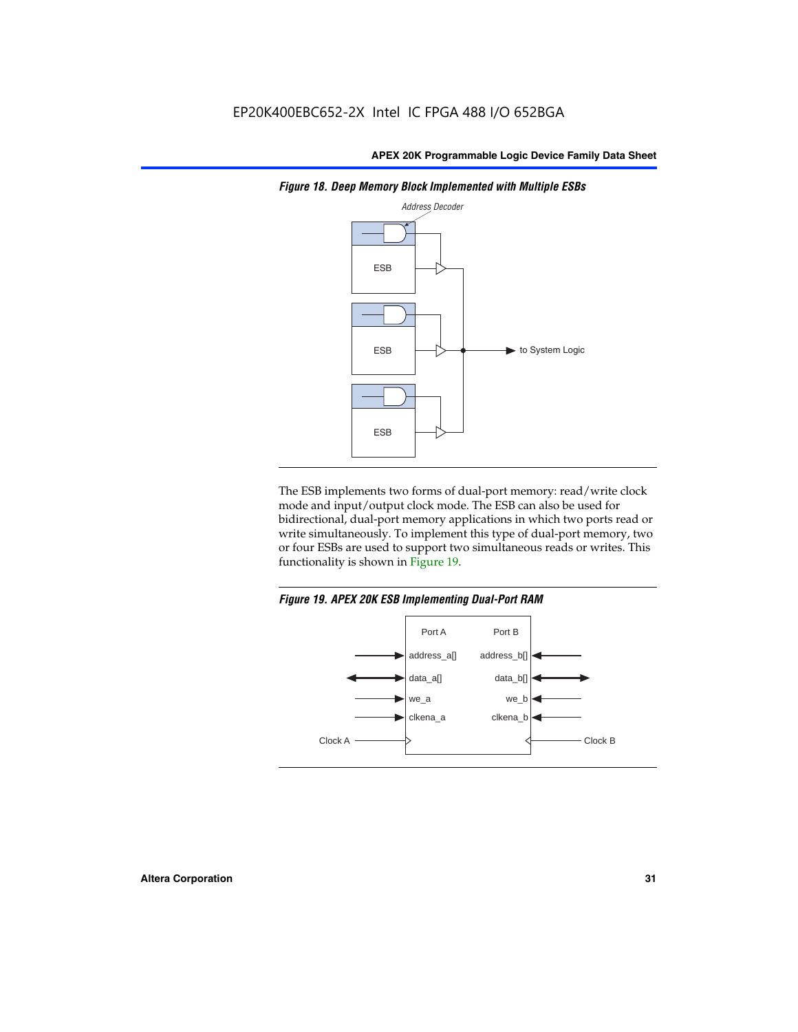*Figure 18. Deep Memory Block Implemented with Multiple ESBs*

The ESB implements two forms of dual-port memory: read/write clock mode and input/output clock mode. The ESB can also be used for bidirectional, dual-port memory applications in which two ports read or write simultaneously. To implement this type of dual-port memory, two or four ESBs are used to support two simultaneous reads or writes. This functionality is shown in Figure 19.

*Figure 19. APEX 20K ESB Implementing Dual-Port RAM*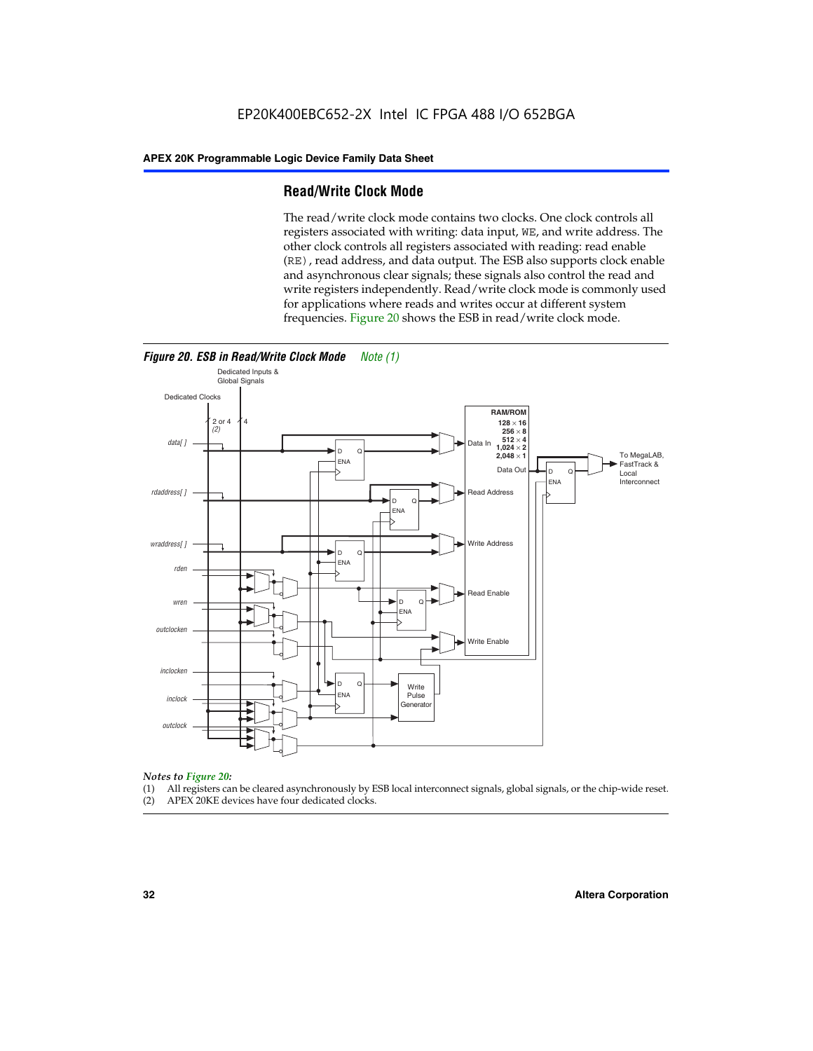## Read/Write Clock Mode

The read/write clock mode contains two clocks. One clock controls all registers associated with writing: data input, WE, and write address. The other clock controls all registers associated with reading: read enable (RE), read address, and data output. The ESB also supports clock enable and asynchronous clear signals; these signals also control the read and write registers independently. Read/write clock mode is commonly used for applications where reads and writes occur at different system frequencies. Figure 20 shows the ESB in read/write clock mode.

*Figure 20. ESB in Read/Write Clock Mode* *Note (1)*

*Notes to Figure 20:*

(1) All registers can be cleared asynchronously by ESB local interconnect signals, global signals, or the chip-wide reset.
(2) APEX 20KE devices have four dedicated clocks.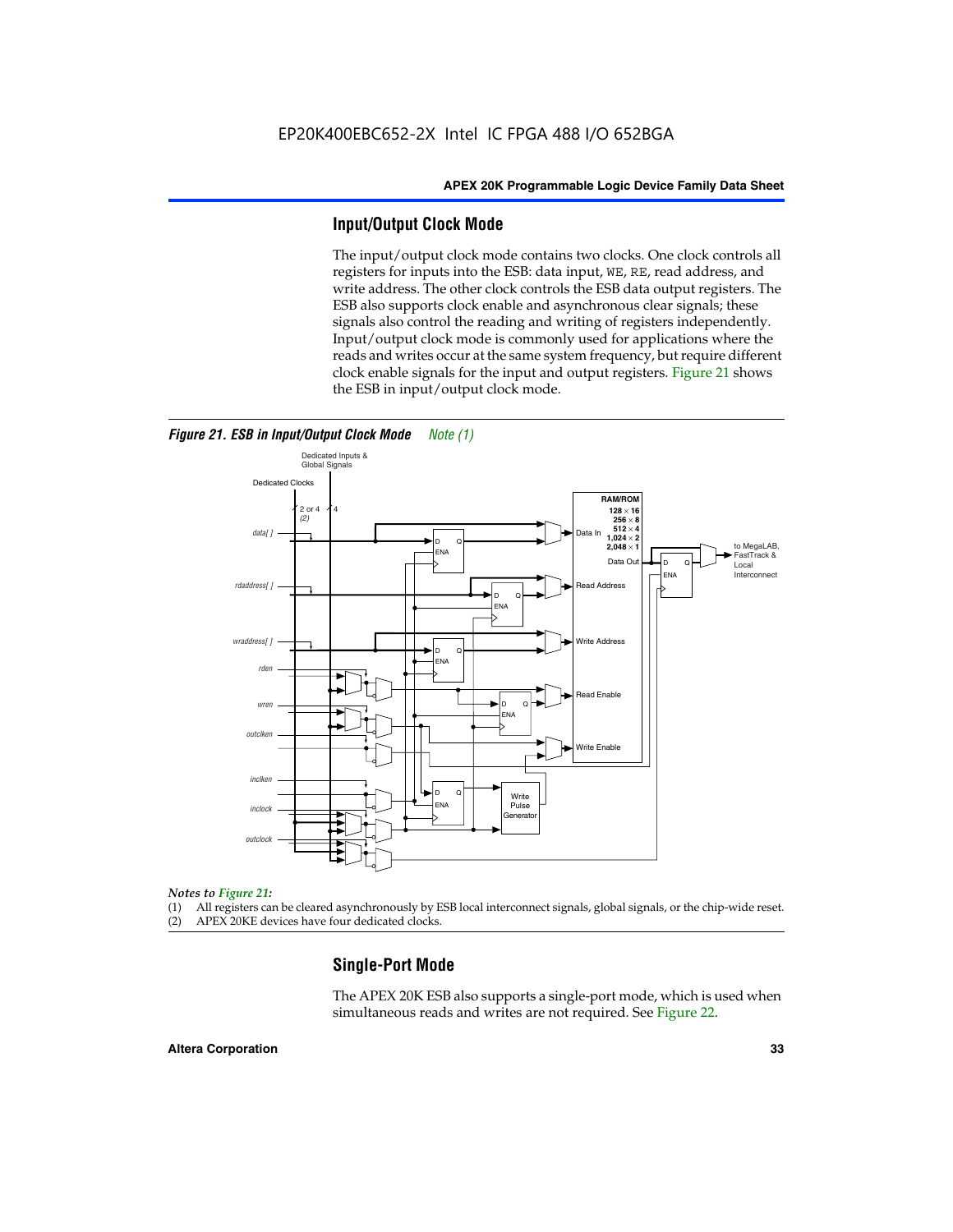## Input/Output Clock Mode

The input/output clock mode contains two clocks. One clock controls all registers for inputs into the ESB: data input, WE, RE, read address, and write address. The other clock controls the ESB data output registers. The ESB also supports clock enable and asynchronous clear signals; these signals also control the reading and writing of registers independently. Input/output clock mode is commonly used for applications where the reads and writes occur at the same system frequency, but require different clock enable signals for the input and output registers. Figure 21 shows the ESB in input/output clock mode.

***Figure 21. ESB in Input/Output Clock Mode*** *Note (1)*

*Notes to Figure 21:*

(1) All registers can be cleared asynchronously by ESB local interconnect signals, global signals, or the chip-wide reset.
(2) APEX 20KE devices have four dedicated clocks.

## Single-Port Mode

The APEX 20K ESB also supports a single-port mode, which is used when simultaneous reads and writes are not required. See Figure 22.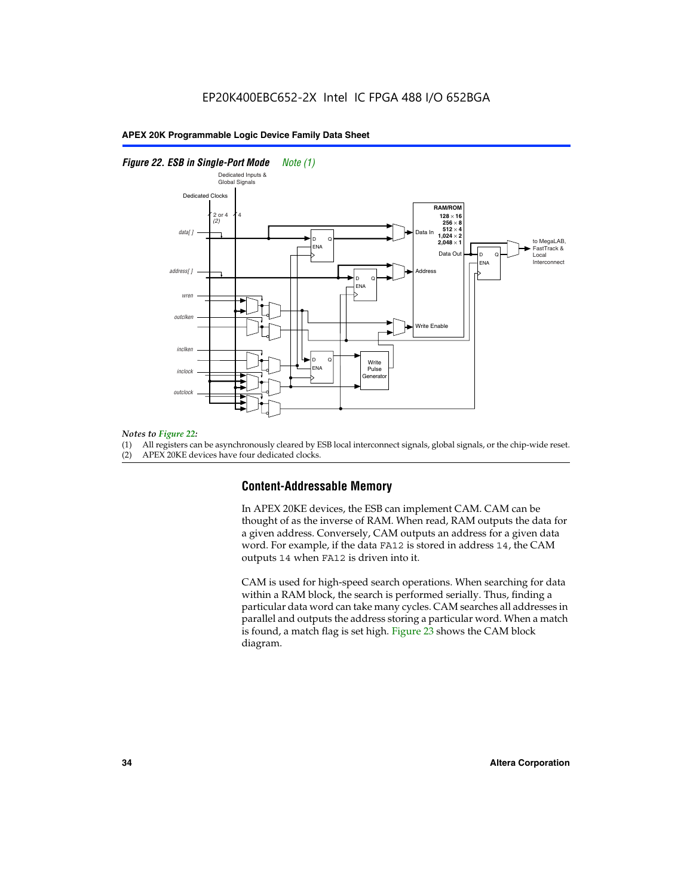*Figure 22. ESB in Single-Port Mode* *Note (1)*

*Notes to Figure 22:*

(1) All registers can be asynchronously cleared by ESB local interconnect signals, global signals, or the chip-wide reset.
(2) APEX 20KE devices have four dedicated clocks.

## Content-Addressable Memory

In APEX 20KE devices, the ESB can implement CAM. CAM can be thought of as the inverse of RAM. When read, RAM outputs the data for a given address. Conversely, CAM outputs an address for a given data word. For example, if the data `FA12` is stored in address `14`, the CAM outputs `14` when `FA12` is driven into it.

CAM is used for high-speed search operations. When searching for data within a RAM block, the search is performed serially. Thus, finding a particular data word can take many cycles. CAM searches all addresses in parallel and outputs the address storing a particular word. When a match is found, a match flag is set high. Figure 23 shows the CAM block diagram.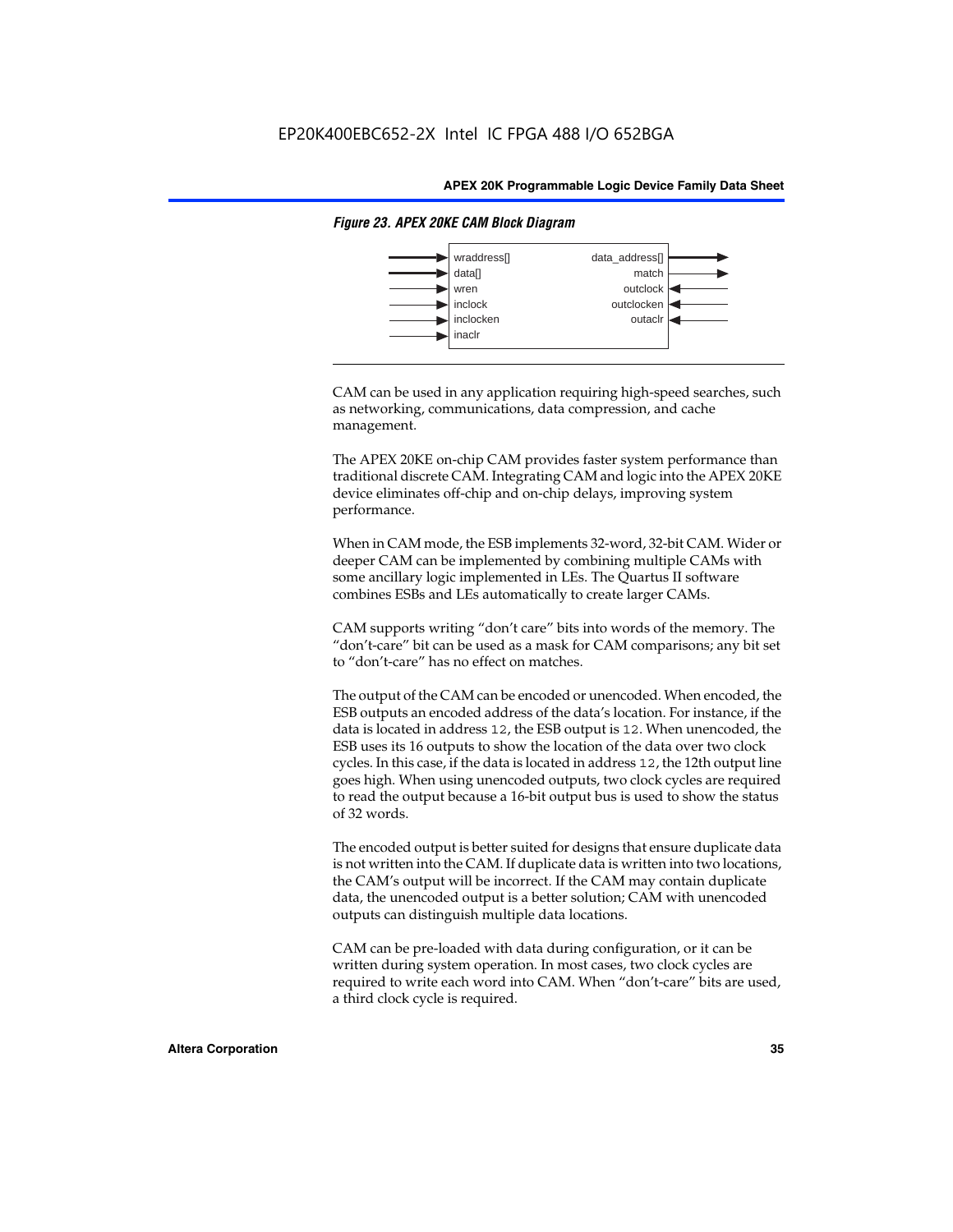*Figure 23. APEX 20KE CAM Block Diagram*

| Inputs | Outputs |
| --- | --- |
| wraddress[] | data_address[] |
| data[] | match |
| wren | outclock |
| inclock | outclocken |
| inclocken | outaclr |
| inaclr | |

CAM can be used in any application requiring high-speed searches, such as networking, communications, data compression, and cache management.

The APEX 20KE on-chip CAM provides faster system performance than traditional discrete CAM. Integrating CAM and logic into the APEX 20KE device eliminates off-chip and on-chip delays, improving system performance.

When in CAM mode, the ESB implements 32-word, 32-bit CAM. Wider or deeper CAM can be implemented by combining multiple CAMs with some ancillary logic implemented in LEs. The Quartus II software combines ESBs and LEs automatically to create larger CAMs.

CAM supports writing "don't care" bits into words of the memory. The "don't-care" bit can be used as a mask for CAM comparisons; any bit set to "don't-care" has no effect on matches.

The output of the CAM can be encoded or unencoded. When encoded, the ESB outputs an encoded address of the data's location. For instance, if the data is located in address `12`, the ESB output is `12`. When unencoded, the ESB uses its 16 outputs to show the location of the data over two clock cycles. In this case, if the data is located in address `12`, the 12th output line goes high. When using unencoded outputs, two clock cycles are required to read the output because a 16-bit output bus is used to show the status of 32 words.

The encoded output is better suited for designs that ensure duplicate data is not written into the CAM. If duplicate data is written into two locations, the CAM's output will be incorrect. If the CAM may contain duplicate data, the unencoded output is a better solution; CAM with unencoded outputs can distinguish multiple data locations.

CAM can be pre-loaded with data during configuration, or it can be written during system operation. In most cases, two clock cycles are required to write each word into CAM. When "don't-care" bits are used, a third clock cycle is required.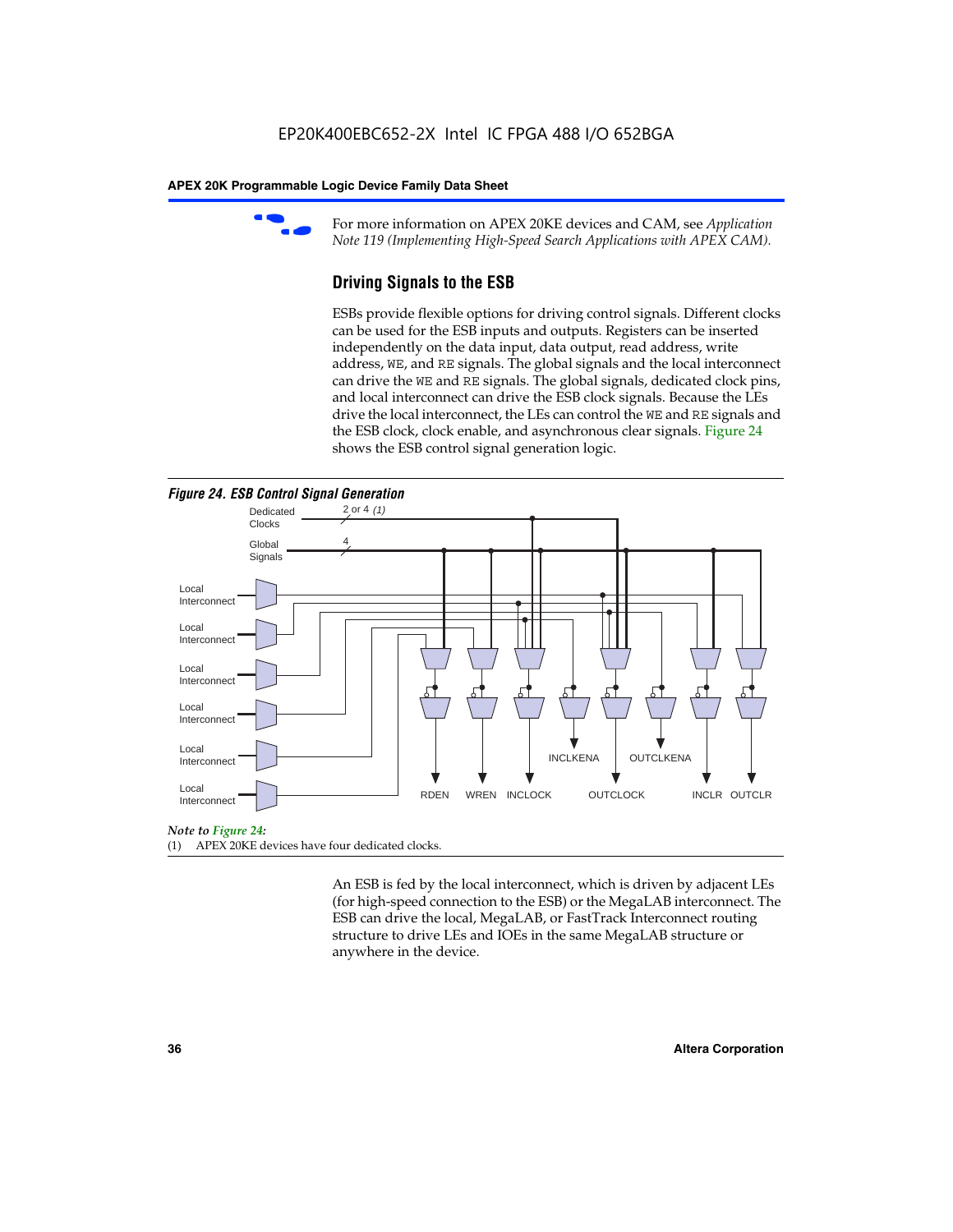For more information on APEX 20KE devices and CAM, see *Application Note 119 (Implementing High-Speed Search Applications with APEX CAM).*

## Driving Signals to the ESB

ESBs provide flexible options for driving control signals. Different clocks can be used for the ESB inputs and outputs. Registers can be inserted independently on the data input, data output, read address, write address, WE, and RE signals. The global signals and the local interconnect can drive the WE and RE signals. The global signals, dedicated clock pins, and local interconnect can drive the ESB clock signals. Because the LEs drive the local interconnect, the LEs can control the WE and RE signals and the ESB clock, clock enable, and asynchronous clear signals. Figure 24 shows the ESB control signal generation logic.

*Figure 24. ESB Control Signal Generation*

Dedicated Clocks 2 or 4 *(1)*

Global Signals 4

Local Interconnect

Local Interconnect

Local Interconnect

Local Interconnect

Local Interconnect

Local Interconnect

INCLKENA OUTCLKENA

RDEN WREN INCLOCK OUTCLOCK INCLR OUTCLR

*Note to Figure 24:*

(1) APEX 20KE devices have four dedicated clocks.

An ESB is fed by the local interconnect, which is driven by adjacent LEs (for high-speed connection to the ESB) or the MegaLAB interconnect. The ESB can drive the local, MegaLAB, or FastTrack Interconnect routing structure to drive LEs and IOEs in the same MegaLAB structure or anywhere in the device.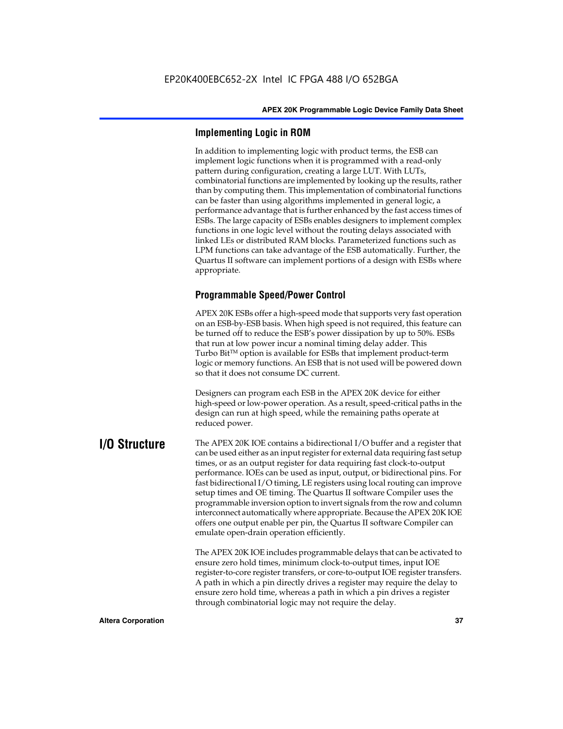### Implementing Logic in ROM

In addition to implementing logic with product terms, the ESB can implement logic functions when it is programmed with a read-only pattern during configuration, creating a large LUT. With LUTs, combinatorial functions are implemented by looking up the results, rather than by computing them. This implementation of combinatorial functions can be faster than using algorithms implemented in general logic, a performance advantage that is further enhanced by the fast access times of ESBs. The large capacity of ESBs enables designers to implement complex functions in one logic level without the routing delays associated with linked LEs or distributed RAM blocks. Parameterized functions such as LPM functions can take advantage of the ESB automatically. Further, the Quartus II software can implement portions of a design with ESBs where appropriate.

### Programmable Speed/Power Control

APEX 20K ESBs offer a high-speed mode that supports very fast operation on an ESB-by-ESB basis. When high speed is not required, this feature can be turned off to reduce the ESB's power dissipation by up to 50%. ESBs that run at low power incur a nominal timing delay adder. This Turbo Bit™ option is available for ESBs that implement product-term logic or memory functions. An ESB that is not used will be powered down so that it does not consume DC current.

Designers can program each ESB in the APEX 20K device for either high-speed or low-power operation. As a result, speed-critical paths in the design can run at high speed, while the remaining paths operate at reduced power.

## I/O Structure

The APEX 20K IOE contains a bidirectional I/O buffer and a register that can be used either as an input register for external data requiring fast setup times, or as an output register for data requiring fast clock-to-output performance. IOEs can be used as input, output, or bidirectional pins. For fast bidirectional I/O timing, LE registers using local routing can improve setup times and OE timing. The Quartus II software Compiler uses the programmable inversion option to invert signals from the row and column interconnect automatically where appropriate. Because the APEX 20K IOE offers one output enable per pin, the Quartus II software Compiler can emulate open-drain operation efficiently.

The APEX 20K IOE includes programmable delays that can be activated to ensure zero hold times, minimum clock-to-output times, input IOE register-to-core register transfers, or core-to-output IOE register transfers. A path in which a pin directly drives a register may require the delay to ensure zero hold time, whereas a path in which a pin drives a register through combinatorial logic may not require the delay.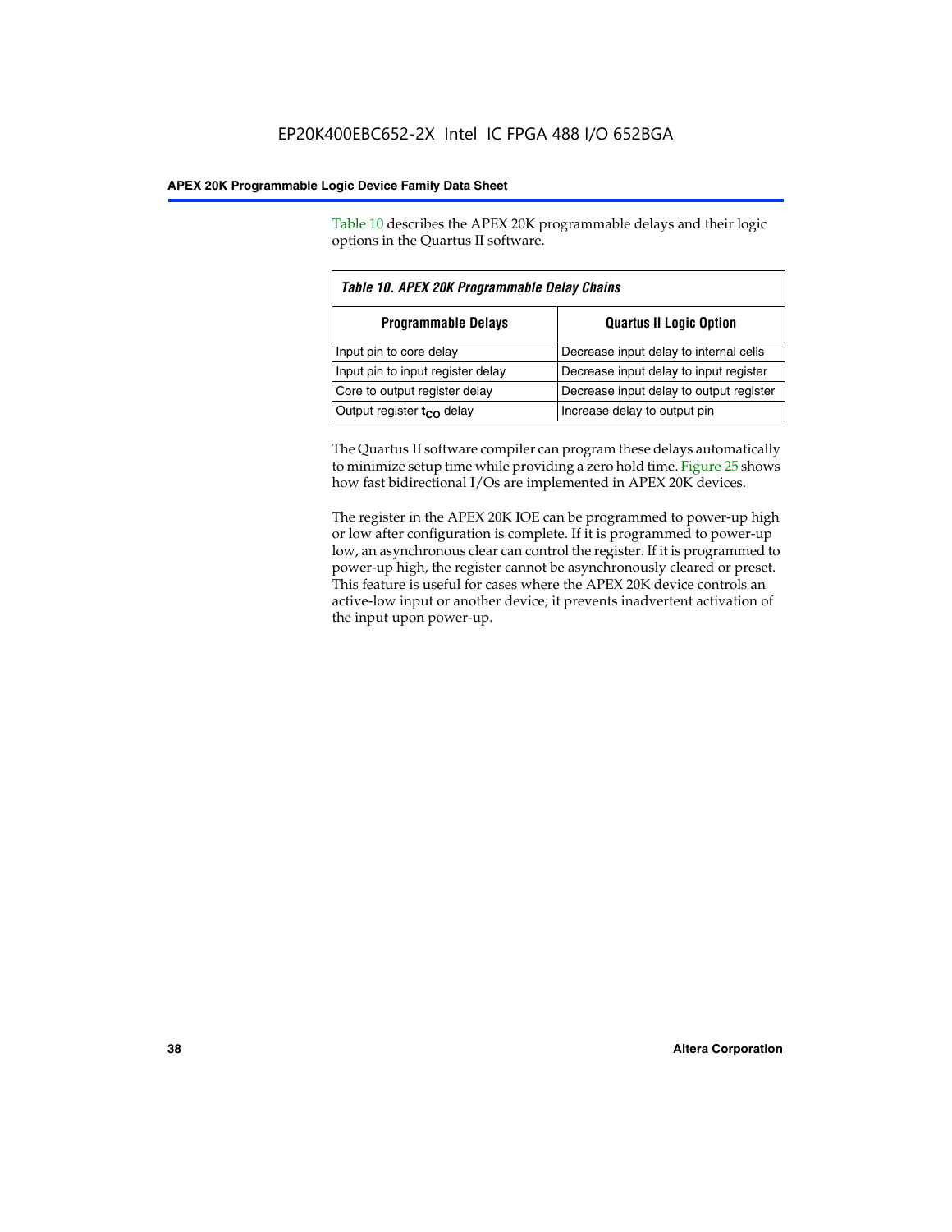Table 10 describes the APEX 20K programmable delays and their logic options in the Quartus II software.

*Table 10. APEX 20K Programmable Delay Chains*

| Programmable Delays | Quartus II Logic Option |
| --- | --- |
| Input pin to core delay | Decrease input delay to internal cells |
| Input pin to input register delay | Decrease input delay to input register |
| Core to output register delay | Decrease input delay to output register |
| Output register $t_{CO}$ delay | Increase delay to output pin |

The Quartus II software compiler can program these delays automatically to minimize setup time while providing a zero hold time. Figure 25 shows how fast bidirectional I/Os are implemented in APEX 20K devices.

The register in the APEX 20K IOE can be programmed to power-up high or low after configuration is complete. If it is programmed to power-up low, an asynchronous clear can control the register. If it is programmed to power-up high, the register cannot be asynchronously cleared or preset. This feature is useful for cases where the APEX 20K device controls an active-low input or another device; it prevents inadvertent activation of the input upon power-up.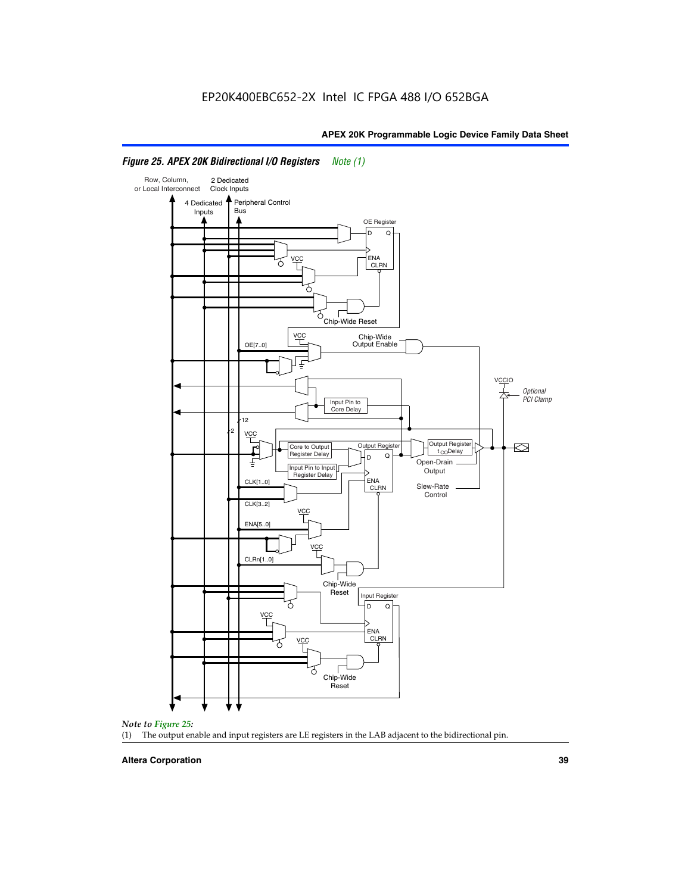EP20K400EBC652-2X Intel IC FPGA 488 I/O 652BGA

*Figure 25. APEX 20K Bidirectional I/O Registers Note (1)*

Row, Column, or Local Interconnect

2 Dedicated Clock Inputs

4 Dedicated Inputs

Peripheral Control Bus

OE Register

D Q

ENA CLRN

VCC

Chip-Wide Reset

VCC

Chip-Wide Output Enable

OE[7..0]

VCCIO

*Optional PCI Clamp*

Input Pin to Core Delay

12

2

VCC

Core to Output Register Delay

Output Register

Output Register $t_{CO}$ Delay

D Q

Input Pin to Input Register Delay

Open-Drain Output

ENA CLRN

CLK[1..0]

Slew-Rate Control

CLK[3..2]

VCC

ENA[5..0]

VCC

CLRn[1..0]

Chip-Wide Reset

Input Register

D Q

VCC

ENA CLRN

VCC

Chip-Wide Reset

*Note to Figure 25:*

(1) The output enable and input registers are LE registers in the LAB adjacent to the bidirectional pin.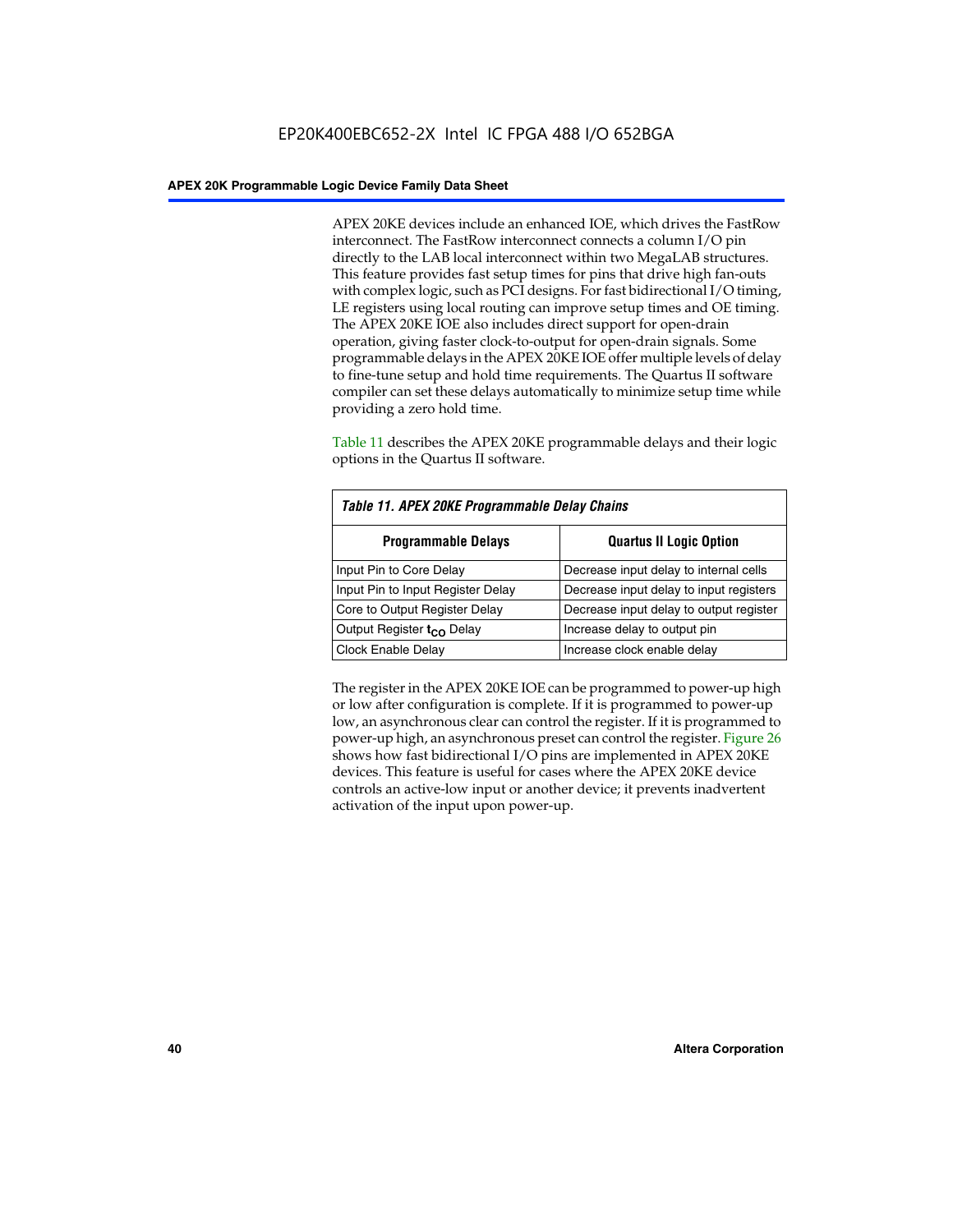APEX 20KE devices include an enhanced IOE, which drives the FastRow interconnect. The FastRow interconnect connects a column I/O pin directly to the LAB local interconnect within two MegaLAB structures. This feature provides fast setup times for pins that drive high fan-outs with complex logic, such as PCI designs. For fast bidirectional I/O timing, LE registers using local routing can improve setup times and OE timing. The APEX 20KE IOE also includes direct support for open-drain operation, giving faster clock-to-output for open-drain signals. Some programmable delays in the APEX 20KE IOE offer multiple levels of delay to fine-tune setup and hold time requirements. The Quartus II software compiler can set these delays automatically to minimize setup time while providing a zero hold time.

Table 11 describes the APEX 20KE programmable delays and their logic options in the Quartus II software.

*Table 11. APEX 20KE Programmable Delay Chains*

| Programmable Delays | Quartus II Logic Option |
|---|---|
| Input Pin to Core Delay | Decrease input delay to internal cells |
| Input Pin to Input Register Delay | Decrease input delay to input registers |
| Core to Output Register Delay | Decrease input delay to output register |
| Output Register $t_{CO}$ Delay | Increase delay to output pin |
| Clock Enable Delay | Increase clock enable delay |

The register in the APEX 20KE IOE can be programmed to power-up high or low after configuration is complete. If it is programmed to power-up low, an asynchronous clear can control the register. If it is programmed to power-up high, an asynchronous preset can control the register. Figure 26 shows how fast bidirectional I/O pins are implemented in APEX 20KE devices. This feature is useful for cases where the APEX 20KE device controls an active-low input or another device; it prevents inadvertent activation of the input upon power-up.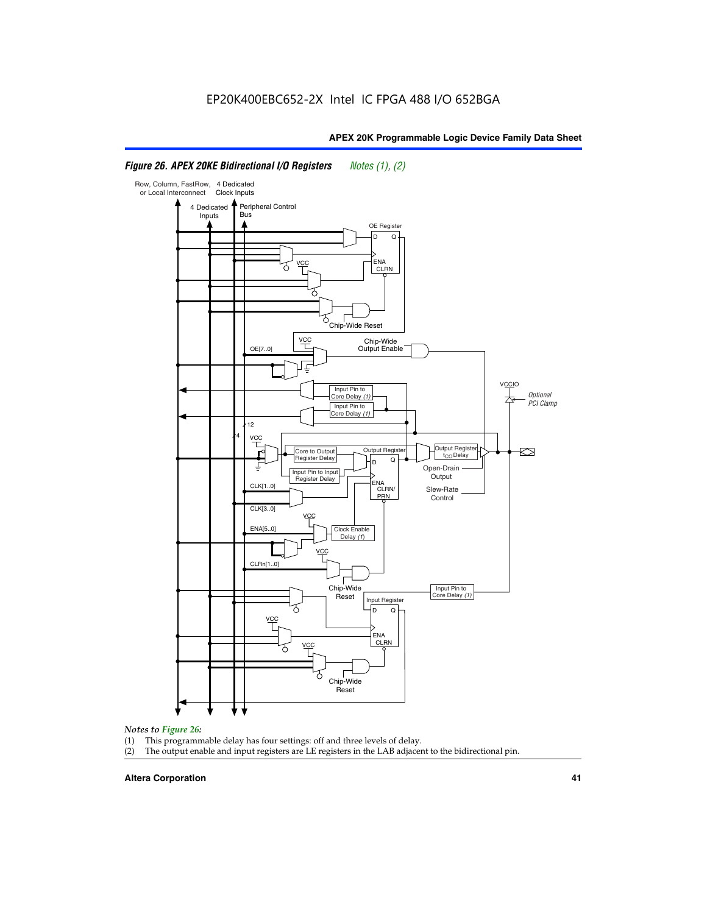*Figure 26. APEX 20KE Bidirectional I/O Registers* *Notes (1), (2)*

*Notes to Figure 26:*

(1) This programmable delay has four settings: off and three levels of delay.

(2) The output enable and input registers are LE registers in the LAB adjacent to the bidirectional pin.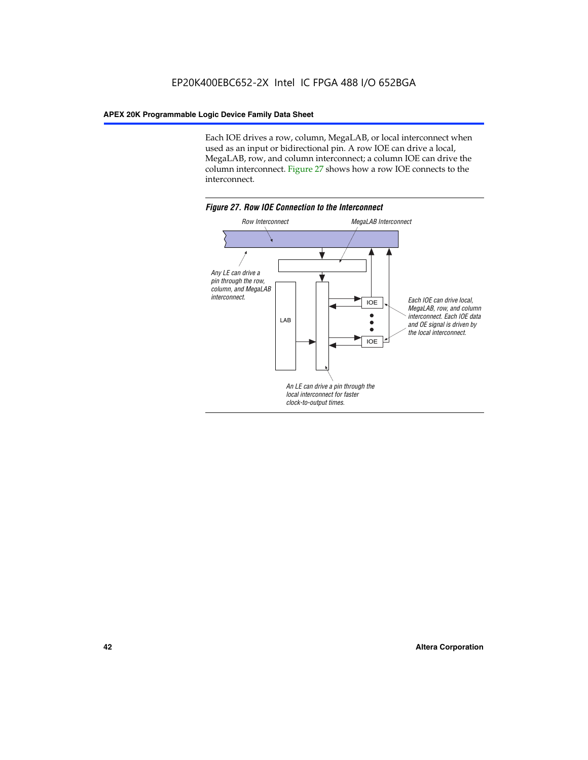Each IOE drives a row, column, MegaLAB, or local interconnect when used as an input or bidirectional pin. A row IOE can drive a local, MegaLAB, row, and column interconnect; a column IOE can drive the column interconnect. Figure 27 shows how a row IOE connects to the interconnect.

*Figure 27. Row IOE Connection to the Interconnect*

Row Interconnect

MegaLAB Interconnect

Any LE can drive a pin through the row, column, and MegaLAB interconnect.

LAB

IOE

IOE

Each IOE can drive local, MegaLAB, row, and column interconnect. Each IOE data and OE signal is driven by the local interconnect.

An LE can drive a pin through the local interconnect for faster clock-to-output times.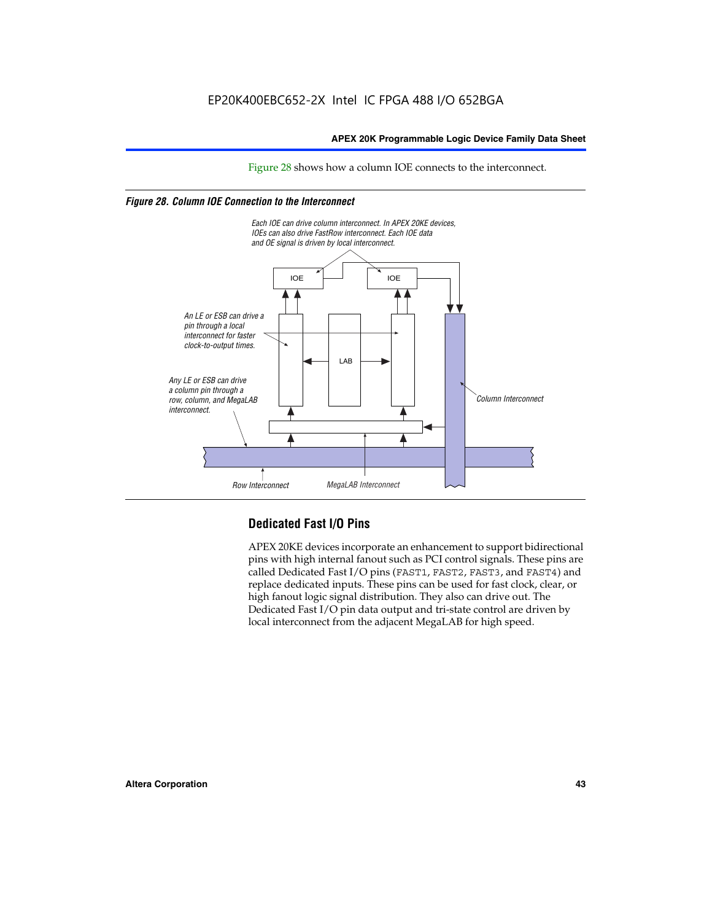Figure 28 shows how a column IOE connects to the interconnect.

*Figure 28. Column IOE Connection to the Interconnect*

Each IOE can drive column interconnect. In APEX 20KE devices, IOEs can also drive FastRow interconnect. Each IOE data and OE signal is driven by local interconnect.

IOE

IOE

An LE or ESB can drive a pin through a local interconnect for faster clock-to-output times.

LAB

Any LE or ESB can drive a column pin through a row, column, and MegaLAB interconnect.

Column Interconnect

Row Interconnect

MegaLAB Interconnect

## Dedicated Fast I/O Pins

APEX 20KE devices incorporate an enhancement to support bidirectional pins with high internal fanout such as PCI control signals. These pins are called Dedicated Fast I/O pins (FAST1, FAST2, FAST3, and FAST4) and replace dedicated inputs. These pins can be used for fast clock, clear, or high fanout logic signal distribution. They also can drive out. The Dedicated Fast I/O pin data output and tri-state control are driven by local interconnect from the adjacent MegaLAB for high speed.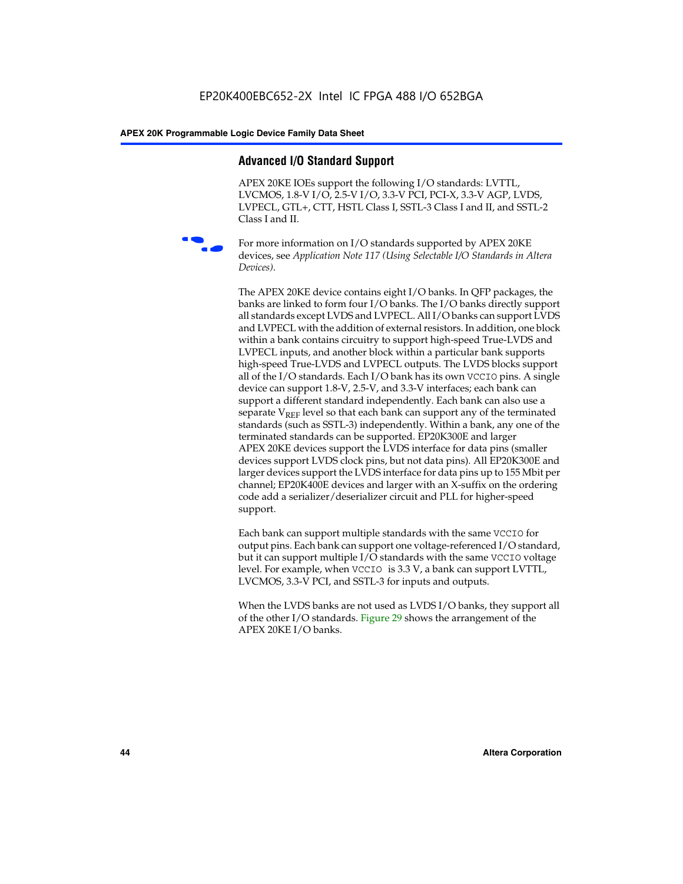## Advanced I/O Standard Support

APEX 20KE IOEs support the following I/O standards: LVTTL, LVCMOS, 1.8-V I/O, 2.5-V I/O, 3.3-V PCI, PCI-X, 3.3-V AGP, LVDS, LVPECL, GTL+, CTT, HSTL Class I, SSTL-3 Class I and II, and SSTL-2 Class I and II.

For more information on I/O standards supported by APEX 20KE devices, see *Application Note 117 (Using Selectable I/O Standards in Altera Devices)*.

The APEX 20KE device contains eight I/O banks. In QFP packages, the banks are linked to form four I/O banks. The I/O banks directly support all standards except LVDS and LVPECL. All I/O banks can support LVDS and LVPECL with the addition of external resistors. In addition, one block within a bank contains circuitry to support high-speed True-LVDS and LVPECL inputs, and another block within a particular bank supports high-speed True-LVDS and LVPECL outputs. The LVDS blocks support all of the I/O standards. Each I/O bank has its own VCCIO pins. A single device can support 1.8-V, 2.5-V, and 3.3-V interfaces; each bank can support a different standard independently. Each bank can also use a separate $V_{REF}$ level so that each bank can support any of the terminated standards (such as SSTL-3) independently. Within a bank, any one of the terminated standards can be supported. EP20K300E and larger APEX 20KE devices support the LVDS interface for data pins (smaller devices support LVDS clock pins, but not data pins). All EP20K300E and larger devices support the LVDS interface for data pins up to 155 Mbit per channel; EP20K400E devices and larger with an X-suffix on the ordering code add a serializer/deserializer circuit and PLL for higher-speed support.

Each bank can support multiple standards with the same VCCIO for output pins. Each bank can support one voltage-referenced I/O standard, but it can support multiple I/O standards with the same VCCIO voltage level. For example, when VCCIO is 3.3 V, a bank can support LVTTL, LVCMOS, 3.3-V PCI, and SSTL-3 for inputs and outputs.

When the LVDS banks are not used as LVDS I/O banks, they support all of the other I/O standards. Figure 29 shows the arrangement of the APEX 20KE I/O banks.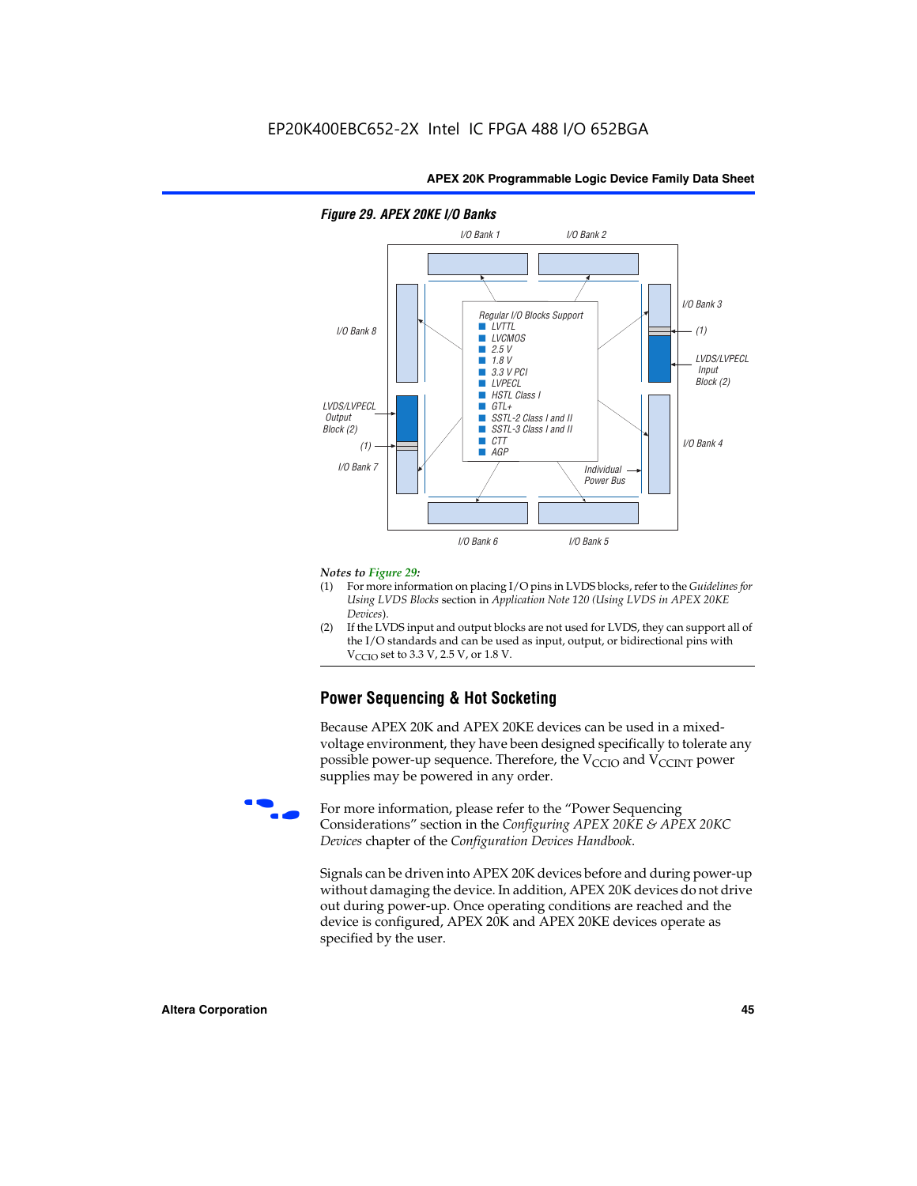**Figure 29. APEX 20KE I/O Banks**

I/O Bank 1, I/O Bank 2, I/O Bank 3, I/O Bank 4, I/O Bank 5, I/O Bank 6, I/O Bank 7, I/O Bank 8

Regular I/O Blocks Support
- LVTTL
- LVCMOS
- 2.5 V
- 1.8 V
- 3.3 V PCI
- LVPECL
- HSTL Class I
- GTL+
- SSTL-2 Class I and II
- SSTL-3 Class I and II
- CTT
- AGP

LVDS/LVPECL Input Block (2)

LVDS/LVPECL Output Block (2)

(1)

Individual Power Bus

*Notes to Figure 29:*

(1) For more information on placing I/O pins in LVDS blocks, refer to the *Guidelines for Using LVDS Blocks* section in *Application Note 120 (Using LVDS in APEX 20KE Devices)*.

(2) If the LVDS input and output blocks are not used for LVDS, they can support all of the I/O standards and can be used as input, output, or bidirectional pins with $V_{CCIO}$ set to 3.3 V, 2.5 V, or 1.8 V.

## Power Sequencing & Hot Socketing

Because APEX 20K and APEX 20KE devices can be used in a mixed-voltage environment, they have been designed specifically to tolerate any possible power-up sequence. Therefore, the $V_{CCIO}$ and $V_{CCINT}$ power supplies may be powered in any order.

For more information, please refer to the "Power Sequencing Considerations" section in the *Configuring APEX 20KE & APEX 20KC Devices* chapter of the *Configuration Devices Handbook*.

Signals can be driven into APEX 20K devices before and during power-up without damaging the device. In addition, APEX 20K devices do not drive out during power-up. Once operating conditions are reached and the device is configured, APEX 20K and APEX 20KE devices operate as specified by the user.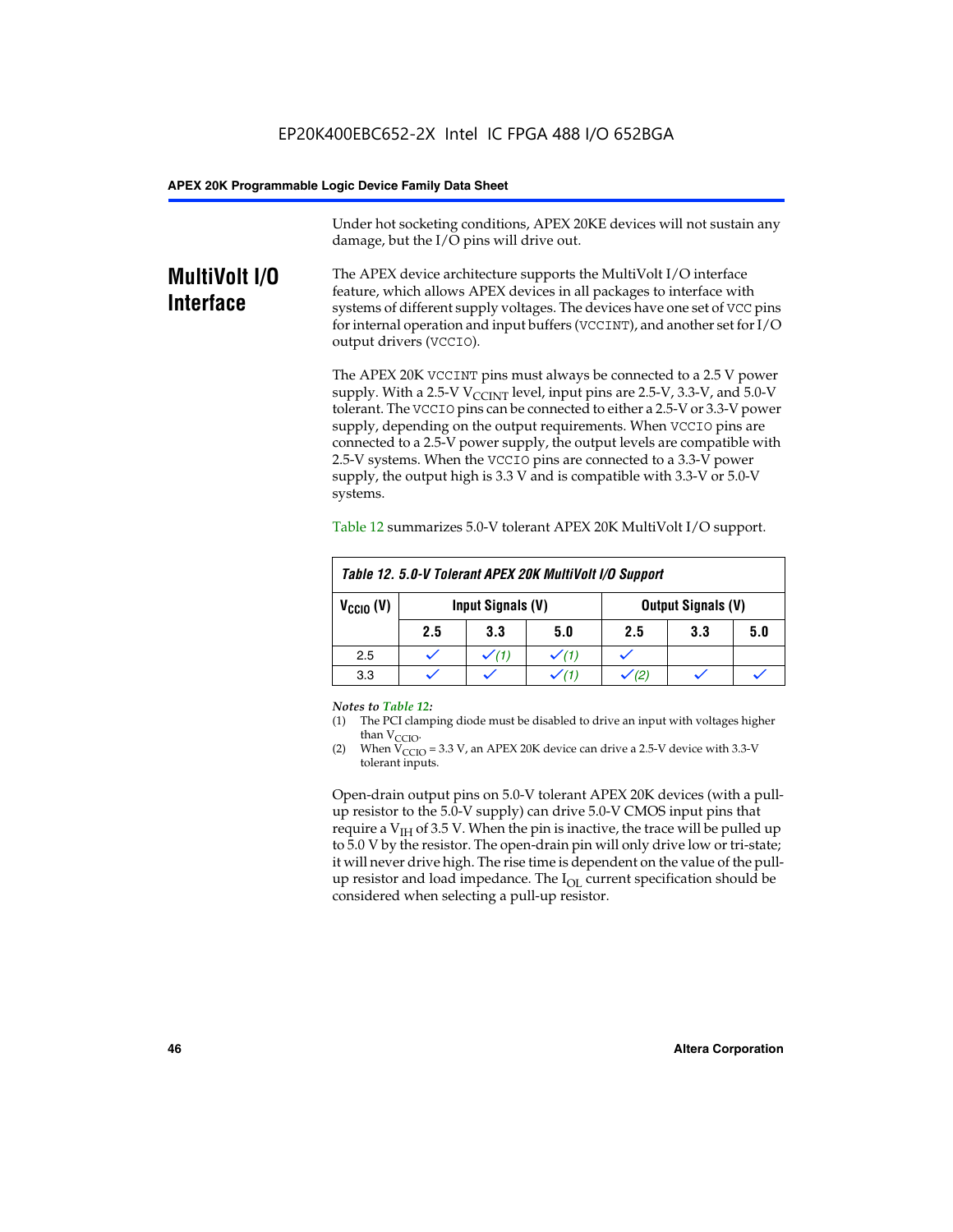Under hot socketing conditions, APEX 20KE devices will not sustain any damage, but the I/O pins will drive out.

## MultiVolt I/O Interface

The APEX device architecture supports the MultiVolt I/O interface feature, which allows APEX devices in all packages to interface with systems of different supply voltages. The devices have one set of VCC pins for internal operation and input buffers (VCCINT), and another set for I/O output drivers (VCCIO).

The APEX 20K VCCINT pins must always be connected to a 2.5 V power supply. With a 2.5-V $V_{CCINT}$ level, input pins are 2.5-V, 3.3-V, and 5.0-V tolerant. The VCCIO pins can be connected to either a 2.5-V or 3.3-V power supply, depending on the output requirements. When VCCIO pins are connected to a 2.5-V power supply, the output levels are compatible with 2.5-V systems. When the VCCIO pins are connected to a 3.3-V power supply, the output high is 3.3 V and is compatible with 3.3-V or 5.0-V systems.

Table 12 summarizes 5.0-V tolerant APEX 20K MultiVolt I/O support.

**Table 12. 5.0-V Tolerant APEX 20K MultiVolt I/O Support**

| $V_{CCIO}$ (V) | Input Signals (V) | | | Output Signals (V) | | |
|---|---|---|---|---|---|---|
| | 2.5 | 3.3 | 5.0 | 2.5 | 3.3 | 5.0 |
| 2.5 | ✓ | ✓ (1) | ✓ (1) | ✓ | | |
| 3.3 | ✓ | ✓ | ✓ (1) | ✓ (2) | ✓ | ✓ |

*Notes to Table 12:*
(1) The PCI clamping diode must be disabled to drive an input with voltages higher than $V_{CCIO}$.
(2) When $V_{CCIO}$ = 3.3 V, an APEX 20K device can drive a 2.5-V device with 3.3-V tolerant inputs.

Open-drain output pins on 5.0-V tolerant APEX 20K devices (with a pull-up resistor to the 5.0-V supply) can drive 5.0-V CMOS input pins that require a $V_{IH}$ of 3.5 V. When the pin is inactive, the trace will be pulled up to 5.0 V by the resistor. The open-drain pin will only drive low or tri-state; it will never drive high. The rise time is dependent on the value of the pull-up resistor and load impedance. The $I_{OL}$ current specification should be considered when selecting a pull-up resistor.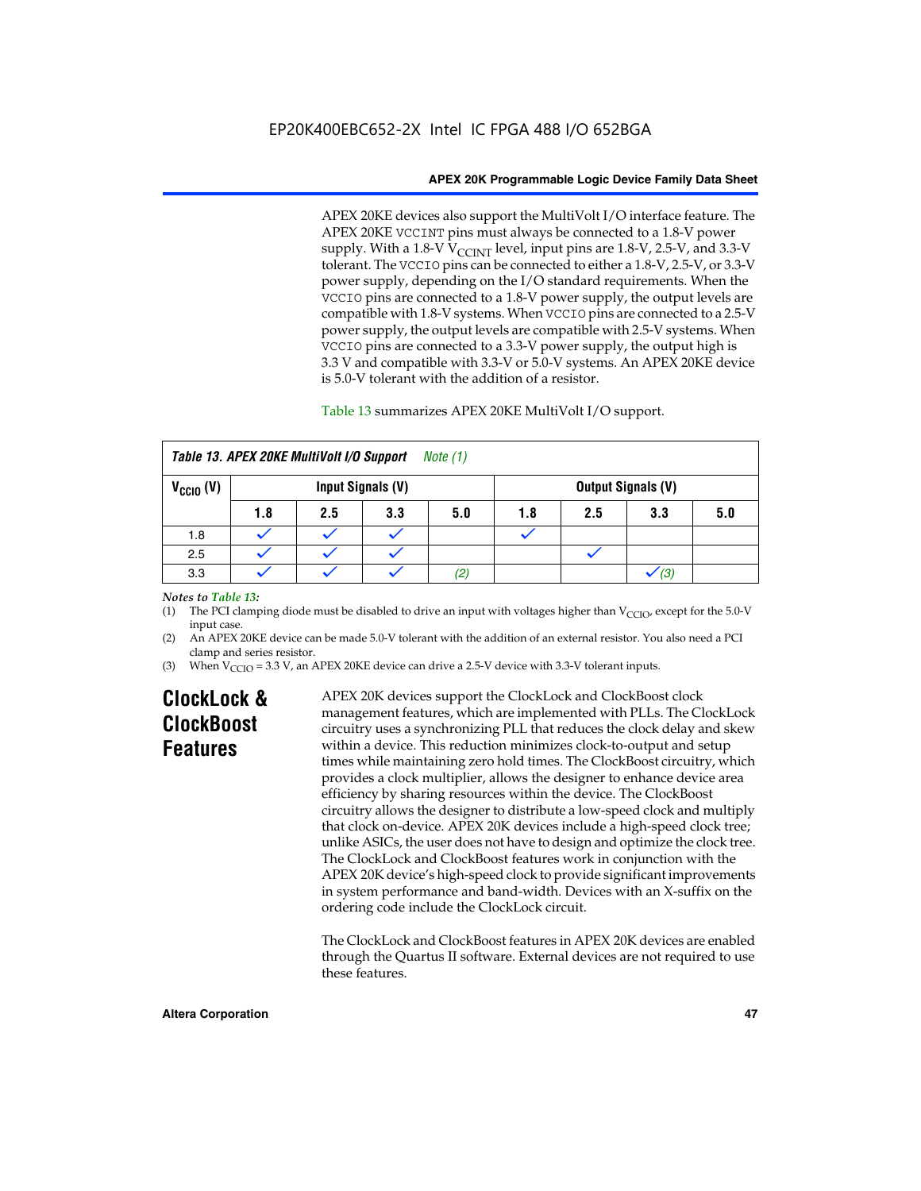APEX 20KE devices also support the MultiVolt I/O interface feature. The APEX 20KE VCCINT pins must always be connected to a 1.8-V power supply. With a 1.8-V $V_{CCINT}$ level, input pins are 1.8-V, 2.5-V, and 3.3-V tolerant. The VCCIO pins can be connected to either a 1.8-V, 2.5-V, or 3.3-V power supply, depending on the I/O standard requirements. When the VCCIO pins are connected to a 1.8-V power supply, the output levels are compatible with 1.8-V systems. When VCCIO pins are connected to a 2.5-V power supply, the output levels are compatible with 2.5-V systems. When VCCIO pins are connected to a 3.3-V power supply, the output high is 3.3 V and compatible with 3.3-V or 5.0-V systems. An APEX 20KE device is 5.0-V tolerant with the addition of a resistor.

Table 13 summarizes APEX 20KE MultiVolt I/O support.

**Table 13. APEX 20KE MultiVolt I/O Support** *Note (1)*

| $V_{CCIO}$ (V) | Input Signals (V) | | | | Output Signals (V) | | | |
|---|---|---|---|---|---|---|---|---|
| | 1.8 | 2.5 | 3.3 | 5.0 | 1.8 | 2.5 | 3.3 | 5.0 |
| 1.8 | ✓ | ✓ | ✓ | | ✓ | | | |
| 2.5 | ✓ | ✓ | ✓ | | | ✓ | | |
| 3.3 | ✓ | ✓ | ✓ | *(2)* | | | ✓ *(3)* | |

*Notes to Table 13:*

(1) The PCI clamping diode must be disabled to drive an input with voltages higher than $V_{CCIO}$, except for the 5.0-V input case.

(2) An APEX 20KE device can be made 5.0-V tolerant with the addition of an external resistor. You also need a PCI clamp and series resistor.

(3) When $V_{CCIO}$ = 3.3 V, an APEX 20KE device can drive a 2.5-V device with 3.3-V tolerant inputs.

## ClockLock & ClockBoost Features

APEX 20K devices support the ClockLock and ClockBoost clock management features, which are implemented with PLLs. The ClockLock circuitry uses a synchronizing PLL that reduces the clock delay and skew within a device. This reduction minimizes clock-to-output and setup times while maintaining zero hold times. The ClockBoost circuitry, which provides a clock multiplier, allows the designer to enhance device area efficiency by sharing resources within the device. The ClockBoost circuitry allows the designer to distribute a low-speed clock and multiply that clock on-device. APEX 20K devices include a high-speed clock tree; unlike ASICs, the user does not have to design and optimize the clock tree. The ClockLock and ClockBoost features work in conjunction with the APEX 20K device's high-speed clock to provide significant improvements in system performance and band-width. Devices with an X-suffix on the ordering code include the ClockLock circuit.

The ClockLock and ClockBoost features in APEX 20K devices are enabled through the Quartus II software. External devices are not required to use these features.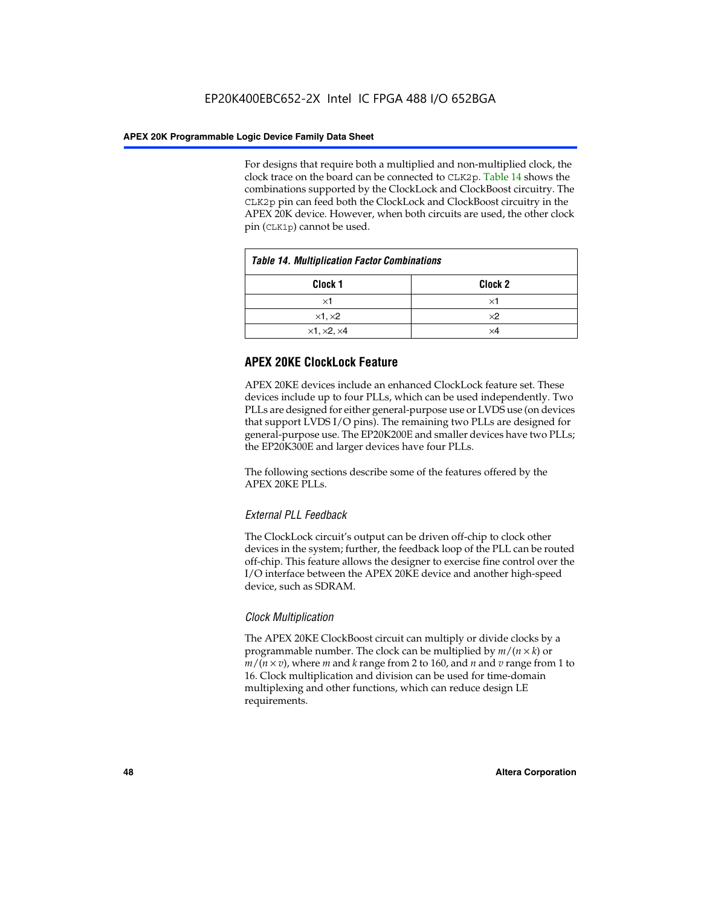For designs that require both a multiplied and non-multiplied clock, the clock trace on the board can be connected to CLK2p. Table 14 shows the combinations supported by the ClockLock and ClockBoost circuitry. The CLK2p pin can feed both the ClockLock and ClockBoost circuitry in the APEX 20K device. However, when both circuits are used, the other clock pin (CLK1p) cannot be used.

*Table 14. Multiplication Factor Combinations*

| Clock 1 | Clock 2 |
|---|---|
| ×1 | ×1 |
| ×1, ×2 | ×2 |
| ×1, ×2, ×4 | ×4 |

## APEX 20KE ClockLock Feature

APEX 20KE devices include an enhanced ClockLock feature set. These devices include up to four PLLs, which can be used independently. Two PLLs are designed for either general-purpose use or LVDS use (on devices that support LVDS I/O pins). The remaining two PLLs are designed for general-purpose use. The EP20K200E and smaller devices have two PLLs; the EP20K300E and larger devices have four PLLs.

The following sections describe some of the features offered by the APEX 20KE PLLs.

### *External PLL Feedback*

The ClockLock circuit's output can be driven off-chip to clock other devices in the system; further, the feedback loop of the PLL can be routed off-chip. This feature allows the designer to exercise fine control over the I/O interface between the APEX 20KE device and another high-speed device, such as SDRAM.

### *Clock Multiplication*

The APEX 20KE ClockBoost circuit can multiply or divide clocks by a programmable number. The clock can be multiplied by $m/(n \times k)$ or $m/(n \times v)$, where $m$ and $k$ range from 2 to 160, and $n$ and $v$ range from 1 to 16. Clock multiplication and division can be used for time-domain multiplexing and other functions, which can reduce design LE requirements.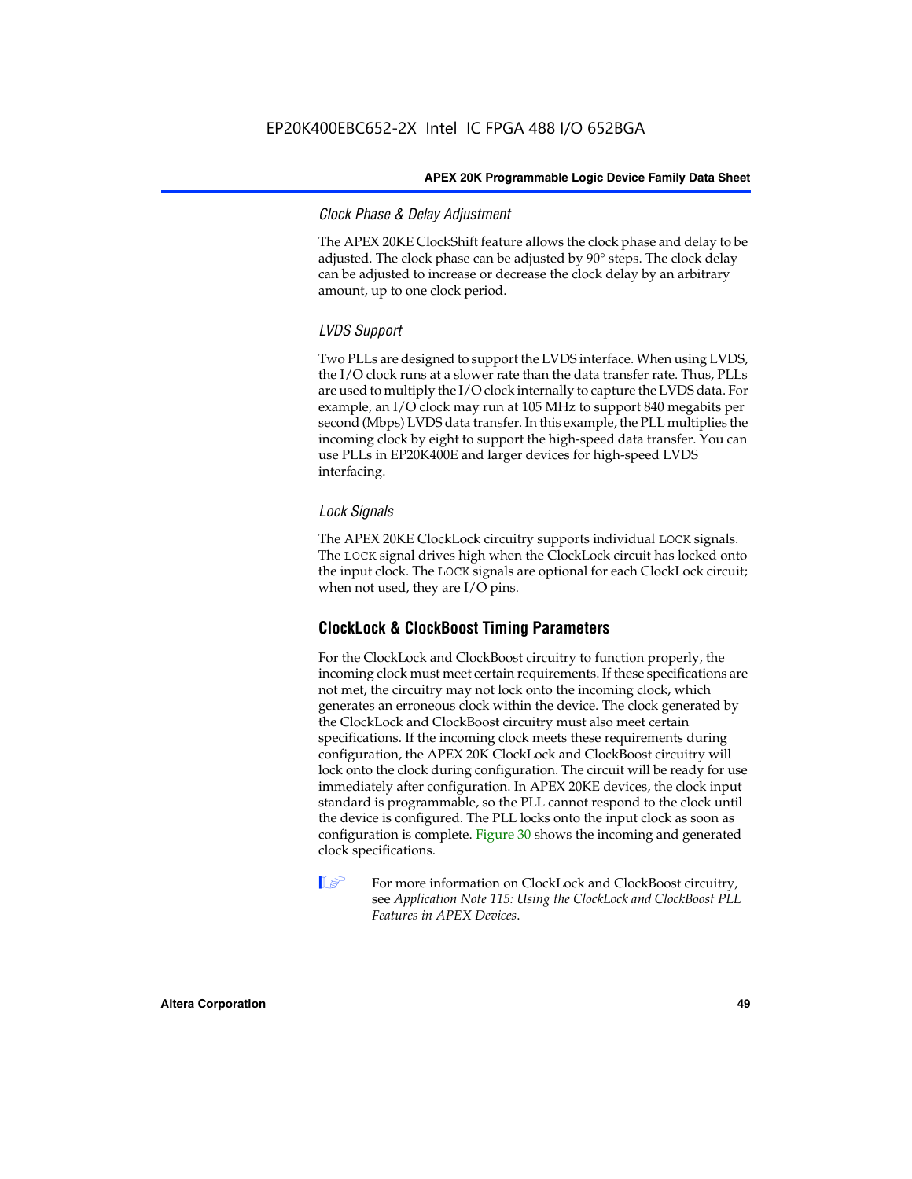#### *Clock Phase & Delay Adjustment*

The APEX 20KE ClockShift feature allows the clock phase and delay to be adjusted. The clock phase can be adjusted by 90° steps. The clock delay can be adjusted to increase or decrease the clock delay by an arbitrary amount, up to one clock period.

#### *LVDS Support*

Two PLLs are designed to support the LVDS interface. When using LVDS, the I/O clock runs at a slower rate than the data transfer rate. Thus, PLLs are used to multiply the I/O clock internally to capture the LVDS data. For example, an I/O clock may run at 105 MHz to support 840 megabits per second (Mbps) LVDS data transfer. In this example, the PLL multiplies the incoming clock by eight to support the high-speed data transfer. You can use PLLs in EP20K400E and larger devices for high-speed LVDS interfacing.

#### *Lock Signals*

The APEX 20KE ClockLock circuitry supports individual `LOCK` signals. The `LOCK` signal drives high when the ClockLock circuit has locked onto the input clock. The `LOCK` signals are optional for each ClockLock circuit; when not used, they are I/O pins.

### ClockLock & ClockBoost Timing Parameters

For the ClockLock and ClockBoost circuitry to function properly, the incoming clock must meet certain requirements. If these specifications are not met, the circuitry may not lock onto the incoming clock, which generates an erroneous clock within the device. The clock generated by the ClockLock and ClockBoost circuitry must also meet certain specifications. If the incoming clock meets these requirements during configuration, the APEX 20K ClockLock and ClockBoost circuitry will lock onto the clock during configuration. The circuit will be ready for use immediately after configuration. In APEX 20KE devices, the clock input standard is programmable, so the PLL cannot respond to the clock until the device is configured. The PLL locks onto the input clock as soon as configuration is complete. Figure 30 shows the incoming and generated clock specifications.

For more information on ClockLock and ClockBoost circuitry, see *Application Note 115: Using the ClockLock and ClockBoost PLL Features in APEX Devices*.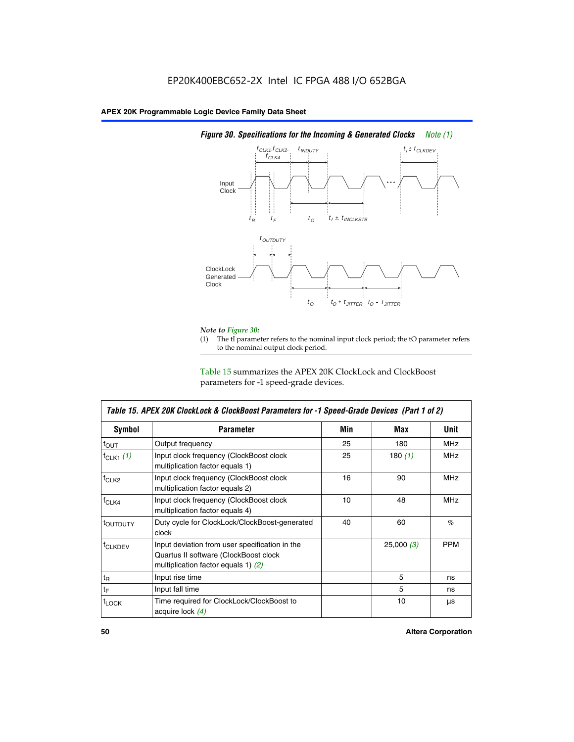EP20K400EBC652-2X Intel IC FPGA 488 I/O 652BGA

*Figure 30. Specifications for the Incoming & Generated Clocks Note (1)*

*Note to Figure 30:*

(1) The tI parameter refers to the nominal input clock period; the tO parameter refers to the nominal output clock period.

Table 15 summarizes the APEX 20K ClockLock and ClockBoost parameters for -1 speed-grade devices.

| *Table 15. APEX 20K ClockLock & ClockBoost Parameters for -1 Speed-Grade Devices (Part 1 of 2)* | | | | |
|---|---|---|---|---|
| **Symbol** | **Parameter** | **Min** | **Max** | **Unit** |
| $f_{OUT}$ | Output frequency | 25 | 180 | MHz |
| $f_{CLK1}$ *(1)* | Input clock frequency (ClockBoost clock multiplication factor equals 1) | 25 | 180 *(1)* | MHz |
| $f_{CLK2}$ | Input clock frequency (ClockBoost clock multiplication factor equals 2) | 16 | 90 | MHz |
| $f_{CLK4}$ | Input clock frequency (ClockBoost clock multiplication factor equals 4) | 10 | 48 | MHz |
| $t_{OUTDUTY}$ | Duty cycle for ClockLock/ClockBoost-generated clock | 40 | 60 | % |
| $f_{CLKDEV}$ | Input deviation from user specification in the Quartus II software (ClockBoost clock multiplication factor equals 1) *(2)* | | 25,000 *(3)* | PPM |
| $t_R$ | Input rise time | | 5 | ns |
| $t_F$ | Input fall time | | 5 | ns |
| $t_{LOCK}$ | Time required for ClockLock/ClockBoost to acquire lock *(4)* | | 10 | µs |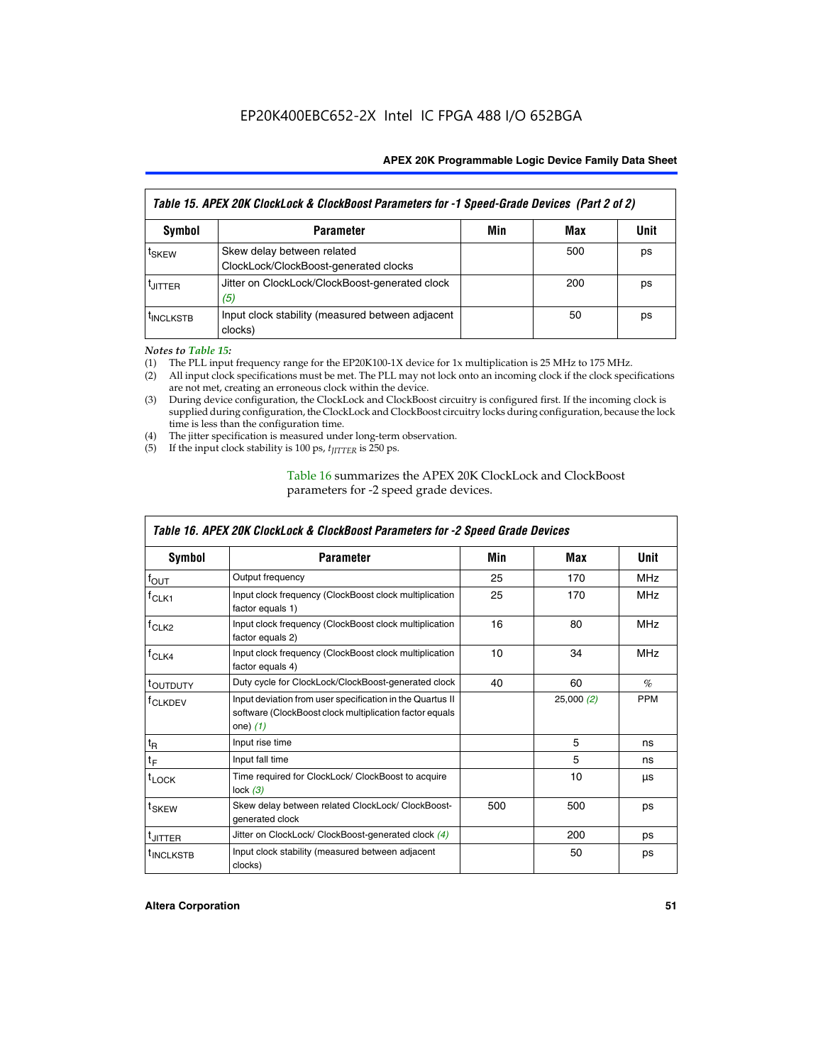EP20K400EBC652-2X Intel IC FPGA 488 I/O 652BGA

| Table 15. APEX 20K ClockLock & ClockBoost Parameters for -1 Speed-Grade Devices (Part 2 of 2) | | | | |
|---|---|---|---|---|
| Symbol | Parameter | Min | Max | Unit |
| $t_{SKEW}$ | Skew delay between related ClockLock/ClockBoost-generated clocks | | 500 | ps |
| $t_{JITTER}$ | Jitter on ClockLock/ClockBoost-generated clock *(5)* | | 200 | ps |
| $t_{INCLKSTB}$ | Input clock stability (measured between adjacent clocks) | | 50 | ps |

*Notes to Table 15:*

(1) The PLL input frequency range for the EP20K100-1X device for 1x multiplication is 25 MHz to 175 MHz.
(2) All input clock specifications must be met. The PLL may not lock onto an incoming clock if the clock specifications are not met, creating an erroneous clock within the device.
(3) During device configuration, the ClockLock and ClockBoost circuitry is configured first. If the incoming clock is supplied during configuration, the ClockLock and ClockBoost circuitry locks during configuration, because the lock time is less than the configuration time.
(4) The jitter specification is measured under long-term observation.
(5) If the input clock stability is 100 ps, $t_{JITTER}$ is 250 ps.

Table 16 summarizes the APEX 20K ClockLock and ClockBoost parameters for -2 speed grade devices.

| Table 16. APEX 20K ClockLock & ClockBoost Parameters for -2 Speed Grade Devices | | | | |
|---|---|---|---|---|
| Symbol | Parameter | Min | Max | Unit |
| $f_{OUT}$ | Output frequency | 25 | 170 | MHz |
| $f_{CLK1}$ | Input clock frequency (ClockBoost clock multiplication factor equals 1) | 25 | 170 | MHz |
| $f_{CLK2}$ | Input clock frequency (ClockBoost clock multiplication factor equals 2) | 16 | 80 | MHz |
| $f_{CLK4}$ | Input clock frequency (ClockBoost clock multiplication factor equals 4) | 10 | 34 | MHz |
| $t_{OUTDUTY}$ | Duty cycle for ClockLock/ClockBoost-generated clock | 40 | 60 | % |
| $f_{CLKDEV}$ | Input deviation from user specification in the Quartus II software (ClockBoost clock multiplication factor equals one) *(1)* | | 25,000 *(2)* | PPM |
| $t_R$ | Input rise time | | 5 | ns |
| $t_F$ | Input fall time | | 5 | ns |
| $t_{LOCK}$ | Time required for ClockLock/ ClockBoost to acquire lock *(3)* | | 10 | µs |
| $t_{SKEW}$ | Skew delay between related ClockLock/ ClockBoost-generated clock | 500 | 500 | ps |
| $t_{JITTER}$ | Jitter on ClockLock/ ClockBoost-generated clock *(4)* | | 200 | ps |
| $t_{INCLKSTB}$ | Input clock stability (measured between adjacent clocks) | | 50 | ps |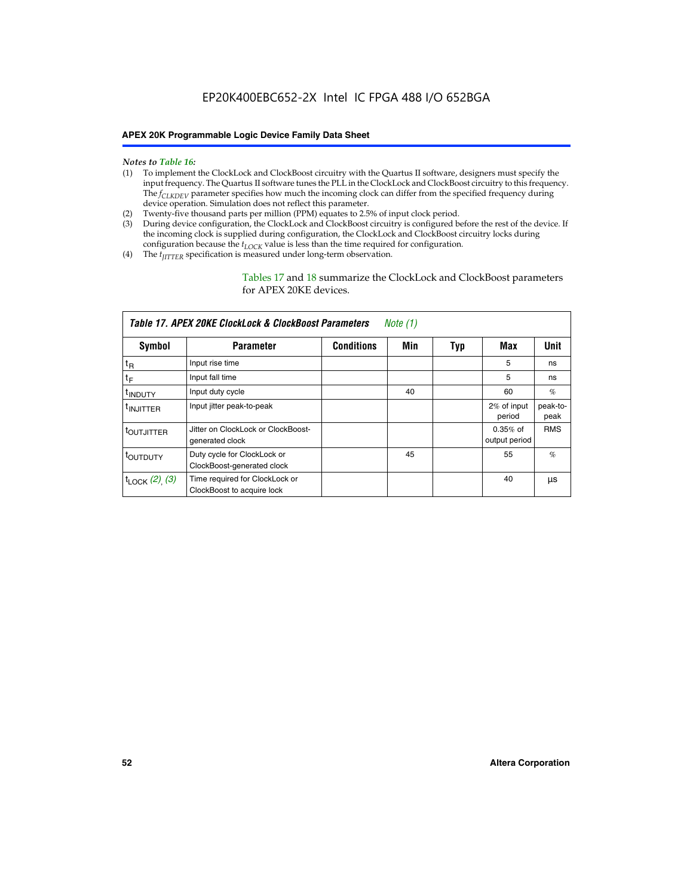*Notes to Table 16:*

(1) To implement the ClockLock and ClockBoost circuitry with the Quartus II software, designers must specify the input frequency. The Quartus II software tunes the PLL in the ClockLock and ClockBoost circuitry to this frequency. The $f_{CLKDEV}$ parameter specifies how much the incoming clock can differ from the specified frequency during device operation. Simulation does not reflect this parameter.

(2) Twenty-five thousand parts per million (PPM) equates to 2.5% of input clock period.

(3) During device configuration, the ClockLock and ClockBoost circuitry is configured before the rest of the device. If the incoming clock is supplied during configuration, the ClockLock and ClockBoost circuitry locks during configuration because the $t_{LOCK}$ value is less than the time required for configuration.

(4) The $t_{JITTER}$ specification is measured under long-term observation.

Tables 17 and 18 summarize the ClockLock and ClockBoost parameters for APEX 20KE devices.

**Table 17. APEX 20KE ClockLock & ClockBoost Parameters** *Note (1)*

| Symbol | Parameter | Conditions | Min | Typ | Max | Unit |
|---|---|---|---|---|---|---|
| $t_R$ | Input rise time | | | | 5 | ns |
| $t_F$ | Input fall time | | | | 5 | ns |
| $t_{INDUTY}$ | Input duty cycle | | 40 | | 60 | % |
| $t_{INJITTER}$ | Input jitter peak-to-peak | | | | 2% of input period | peak-to-peak |
| $t_{OUTJITTER}$ | Jitter on ClockLock or ClockBoost-generated clock | | | | 0.35% of output period | RMS |
| $t_{OUTDUTY}$ | Duty cycle for ClockLock or ClockBoost-generated clock | | 45 | | 55 | % |
| $t_{LOCK}$ *(2), (3)* | Time required for ClockLock or ClockBoost to acquire lock | | | | 40 | µs |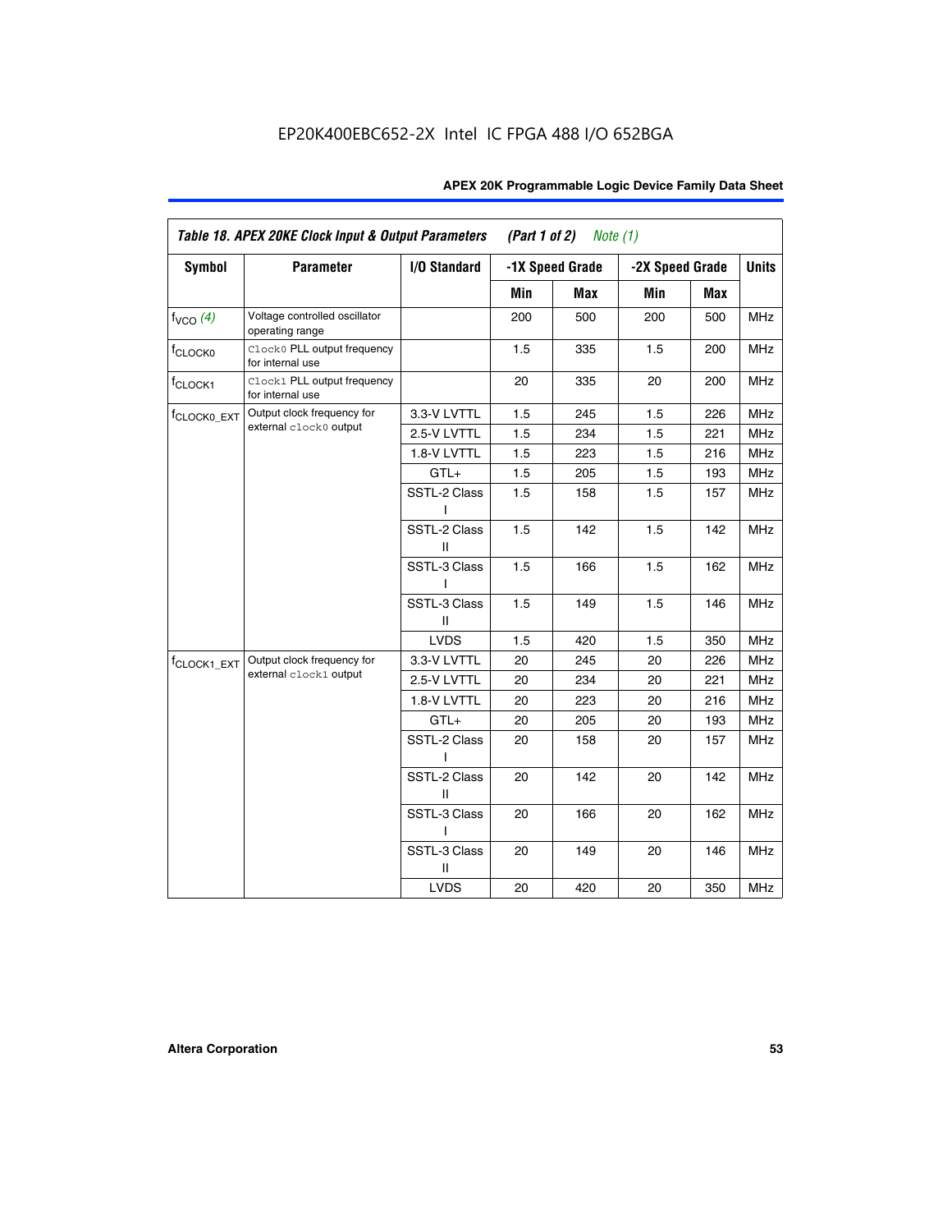EP20K400EBC652-2X Intel IC FPGA 488 I/O 652BGA

| Table 18. APEX 20KE Clock Input & Output Parameters (Part 1 of 2) Note (1) | | | | | | | |
|---|---|---|---|---|---|---|---|
| Symbol | Parameter | I/O Standard | -1X Speed Grade | | -2X Speed Grade | | Units |
| | | | Min | Max | Min | Max | |
| $f_{VCO}$ (4) | Voltage controlled oscillator operating range | | 200 | 500 | 200 | 500 | MHz |
| $f_{CLOCK0}$ | Clock0 PLL output frequency for internal use | | 1.5 | 335 | 1.5 | 200 | MHz |
| $f_{CLOCK1}$ | Clock1 PLL output frequency for internal use | | 20 | 335 | 20 | 200 | MHz |
| $f_{CLOCK0\_EXT}$ | Output clock frequency for external clock0 output | 3.3-V LVTTL | 1.5 | 245 | 1.5 | 226 | MHz |
| | | 2.5-V LVTTL | 1.5 | 234 | 1.5 | 221 | MHz |
| | | 1.8-V LVTTL | 1.5 | 223 | 1.5 | 216 | MHz |
| | | GTL+ | 1.5 | 205 | 1.5 | 193 | MHz |
| | | SSTL-2 Class I | 1.5 | 158 | 1.5 | 157 | MHz |
| | | SSTL-2 Class II | 1.5 | 142 | 1.5 | 142 | MHz |
| | | SSTL-3 Class I | 1.5 | 166 | 1.5 | 162 | MHz |
| | | SSTL-3 Class II | 1.5 | 149 | 1.5 | 146 | MHz |
| | | LVDS | 1.5 | 420 | 1.5 | 350 | MHz |
| $f_{CLOCK1\_EXT}$ | Output clock frequency for external clock1 output | 3.3-V LVTTL | 20 | 245 | 20 | 226 | MHz |
| | | 2.5-V LVTTL | 20 | 234 | 20 | 221 | MHz |
| | | 1.8-V LVTTL | 20 | 223 | 20 | 216 | MHz |
| | | GTL+ | 20 | 205 | 20 | 193 | MHz |
| | | SSTL-2 Class I | 20 | 158 | 20 | 157 | MHz |
| | | SSTL-2 Class II | 20 | 142 | 20 | 142 | MHz |
| | | SSTL-3 Class I | 20 | 166 | 20 | 162 | MHz |
| | | SSTL-3 Class II | 20 | 149 | 20 | 146 | MHz |
| | | LVDS | 20 | 420 | 20 | 350 | MHz |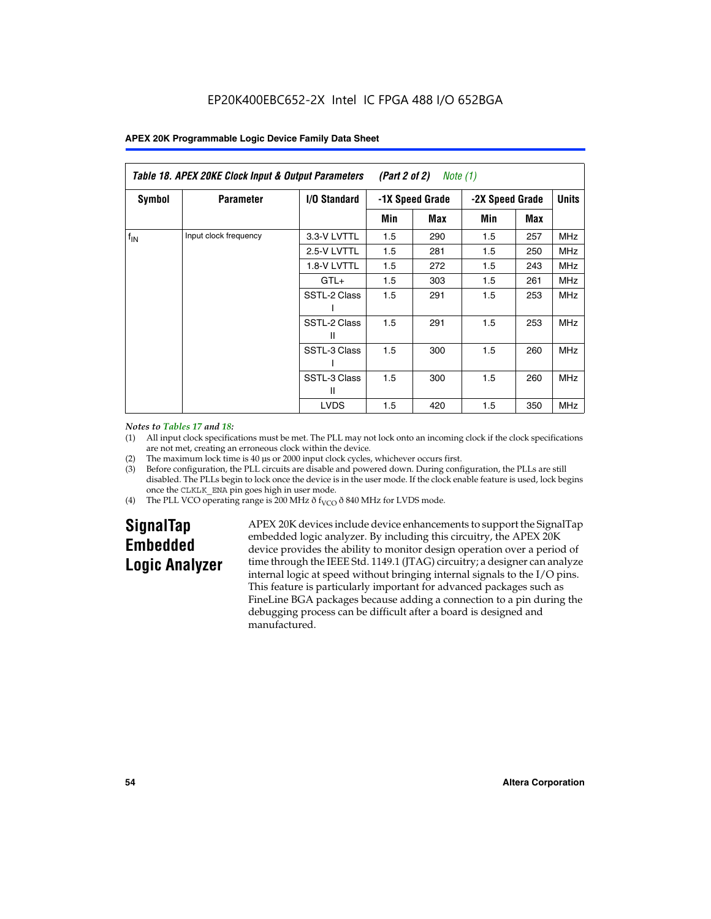EP20K400EBC652-2X Intel IC FPGA 488 I/O 652BGA

| Table 18. APEX 20KE Clock Input & Output Parameters (Part 2 of 2) Note (1) | | | | | | | |
|---|---|---|---|---|---|---|---|
| Symbol | Parameter | I/O Standard | -1X Speed Grade | | -2X Speed Grade | | Units |
| | | | Min | Max | Min | Max | |
| $f_{IN}$ | Input clock frequency | 3.3-V LVTTL | 1.5 | 290 | 1.5 | 257 | MHz |
| | | 2.5-V LVTTL | 1.5 | 281 | 1.5 | 250 | MHz |
| | | 1.8-V LVTTL | 1.5 | 272 | 1.5 | 243 | MHz |
| | | GTL+ | 1.5 | 303 | 1.5 | 261 | MHz |
| | | SSTL-2 Class I | 1.5 | 291 | 1.5 | 253 | MHz |
| | | SSTL-2 Class II | 1.5 | 291 | 1.5 | 253 | MHz |
| | | SSTL-3 Class I | 1.5 | 300 | 1.5 | 260 | MHz |
| | | SSTL-3 Class II | 1.5 | 300 | 1.5 | 260 | MHz |
| | | LVDS | 1.5 | 420 | 1.5 | 350 | MHz |

*Notes to Tables 17 and 18:*

(1) All input clock specifications must be met. The PLL may not lock onto an incoming clock if the clock specifications are not met, creating an erroneous clock within the device.

(2) The maximum lock time is 40 µs or 2000 input clock cycles, whichever occurs first.

(3) Before configuration, the PLL circuits are disable and powered down. During configuration, the PLLs are still disabled. The PLLs begin to lock once the device is in the user mode. If the clock enable feature is used, lock begins once the CLKLK_ENA pin goes high in user mode.

(4) The PLL VCO operating range is 200 MHz ð $f_{VCO}$ ð 840 MHz for LVDS mode.

## SignalTap Embedded Logic Analyzer

APEX 20K devices include device enhancements to support the SignalTap embedded logic analyzer. By including this circuitry, the APEX 20K device provides the ability to monitor design operation over a period of time through the IEEE Std. 1149.1 (JTAG) circuitry; a designer can analyze internal logic at speed without bringing internal signals to the I/O pins. This feature is particularly important for advanced packages such as FineLine BGA packages because adding a connection to a pin during the debugging process can be difficult after a board is designed and manufactured.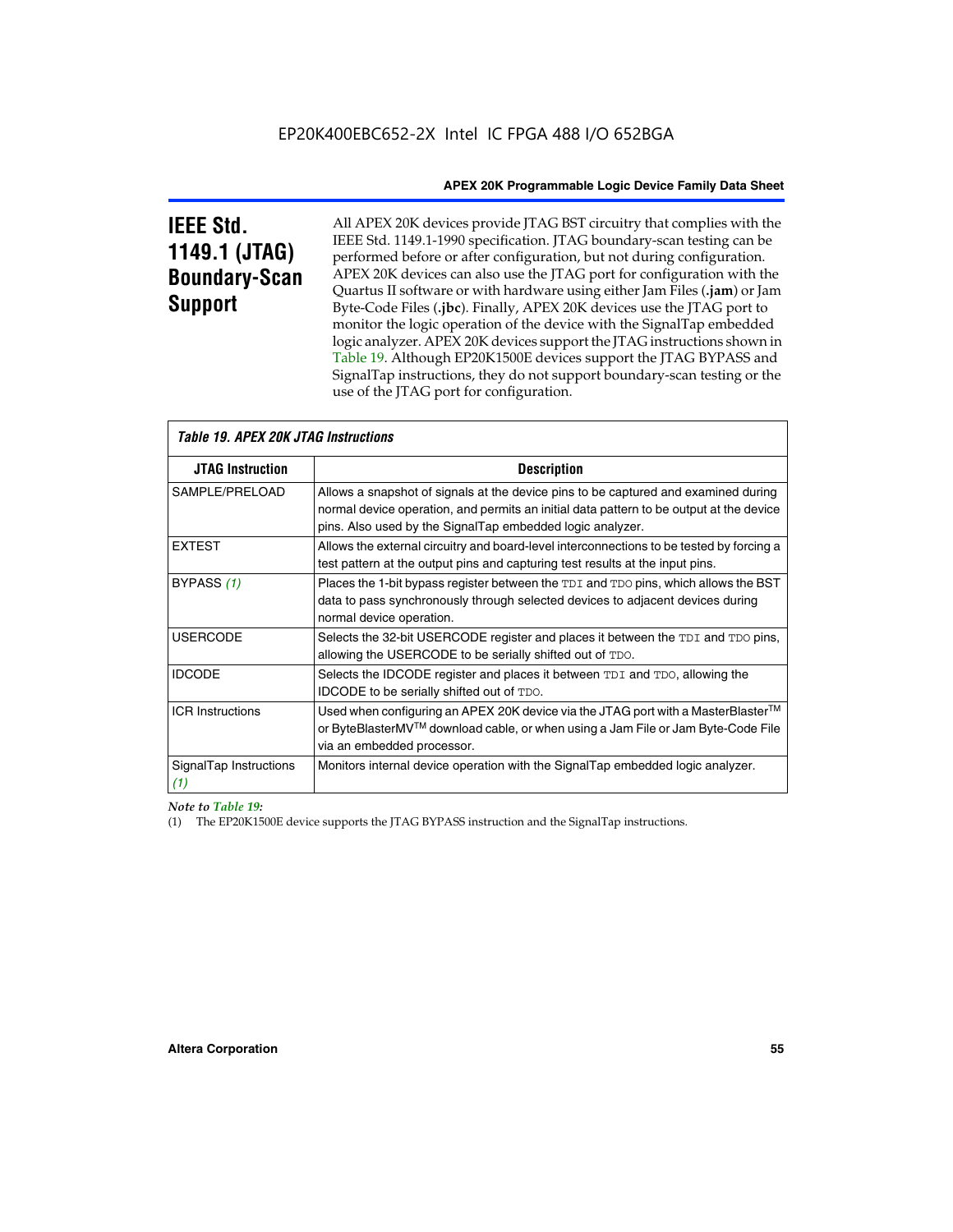# IEEE Std. 1149.1 (JTAG) Boundary-Scan Support

All APEX 20K devices provide JTAG BST circuitry that complies with the IEEE Std. 1149.1-1990 specification. JTAG boundary-scan testing can be performed before or after configuration, but not during configuration. APEX 20K devices can also use the JTAG port for configuration with the Quartus II software or with hardware using either Jam Files (**.jam**) or Jam Byte-Code Files (**.jbc**). Finally, APEX 20K devices use the JTAG port to monitor the logic operation of the device with the SignalTap embedded logic analyzer. APEX 20K devices support the JTAG instructions shown in Table 19. Although EP20K1500E devices support the JTAG BYPASS and SignalTap instructions, they do not support boundary-scan testing or the use of the JTAG port for configuration.

*Table 19. APEX 20K JTAG Instructions*

| JTAG Instruction | Description |
| --- | --- |
| SAMPLE/PRELOAD | Allows a snapshot of signals at the device pins to be captured and examined during normal device operation, and permits an initial data pattern to be output at the device pins. Also used by the SignalTap embedded logic analyzer. |
| EXTEST | Allows the external circuitry and board-level interconnections to be tested by forcing a test pattern at the output pins and capturing test results at the input pins. |
| BYPASS *(1)* | Places the 1-bit bypass register between the TDI and TDO pins, which allows the BST data to pass synchronously through selected devices to adjacent devices during normal device operation. |
| USERCODE | Selects the 32-bit USERCODE register and places it between the TDI and TDO pins, allowing the USERCODE to be serially shifted out of TDO. |
| IDCODE | Selects the IDCODE register and places it between TDI and TDO, allowing the IDCODE to be serially shifted out of TDO. |
| ICR Instructions | Used when configuring an APEX 20K device via the JTAG port with a MasterBlaster™ or ByteBlasterMV™ download cable, or when using a Jam File or Jam Byte-Code File via an embedded processor. |
| SignalTap Instructions *(1)* | Monitors internal device operation with the SignalTap embedded logic analyzer. |

*Note to Table 19:*

(1) The EP20K1500E device supports the JTAG BYPASS instruction and the SignalTap instructions.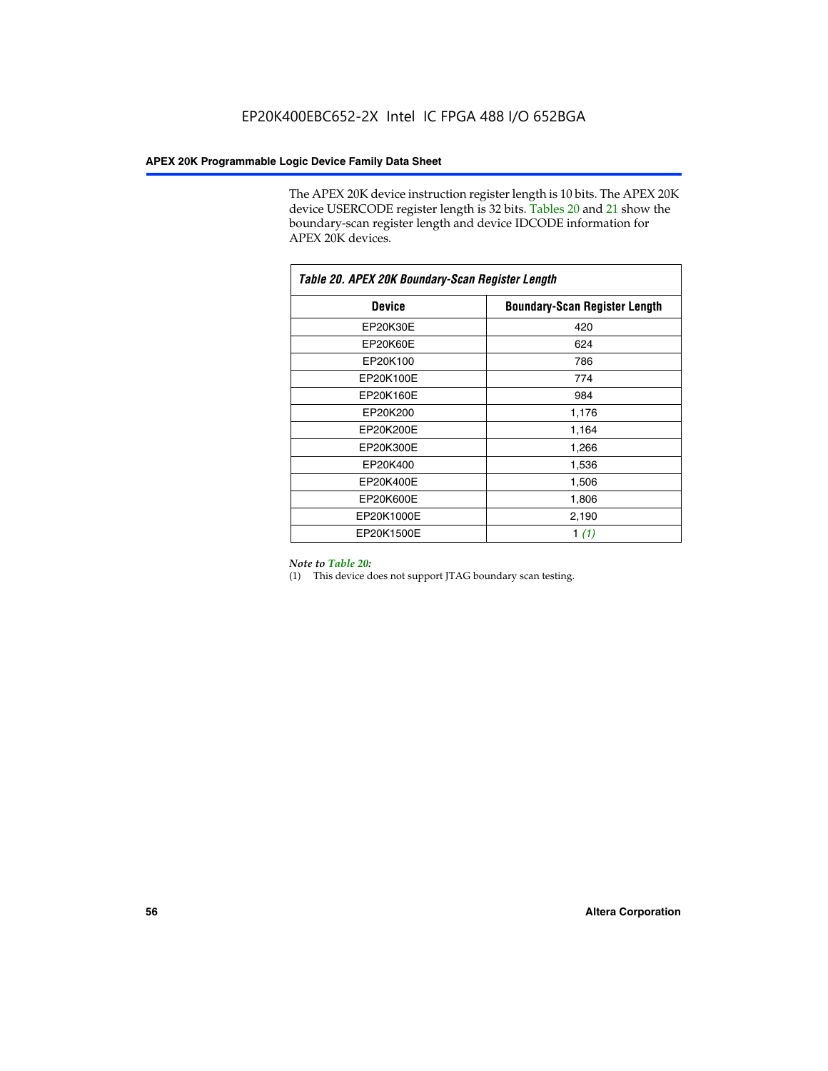The APEX 20K device instruction register length is 10 bits. The APEX 20K device USERCODE register length is 32 bits. Tables 20 and 21 show the boundary-scan register length and device IDCODE information for APEX 20K devices.

*Table 20. APEX 20K Boundary-Scan Register Length*

| Device | Boundary-Scan Register Length |
|---|---|
| EP20K30E | 420 |
| EP20K60E | 624 |
| EP20K100 | 786 |
| EP20K100E | 774 |
| EP20K160E | 984 |
| EP20K200 | 1,176 |
| EP20K200E | 1,164 |
| EP20K300E | 1,266 |
| EP20K400 | 1,536 |
| EP20K400E | 1,506 |
| EP20K600E | 1,806 |
| EP20K1000E | 2,190 |
| EP20K1500E | 1 *(1)* |

*Note to Table 20:*

(1) This device does not support JTAG boundary scan testing.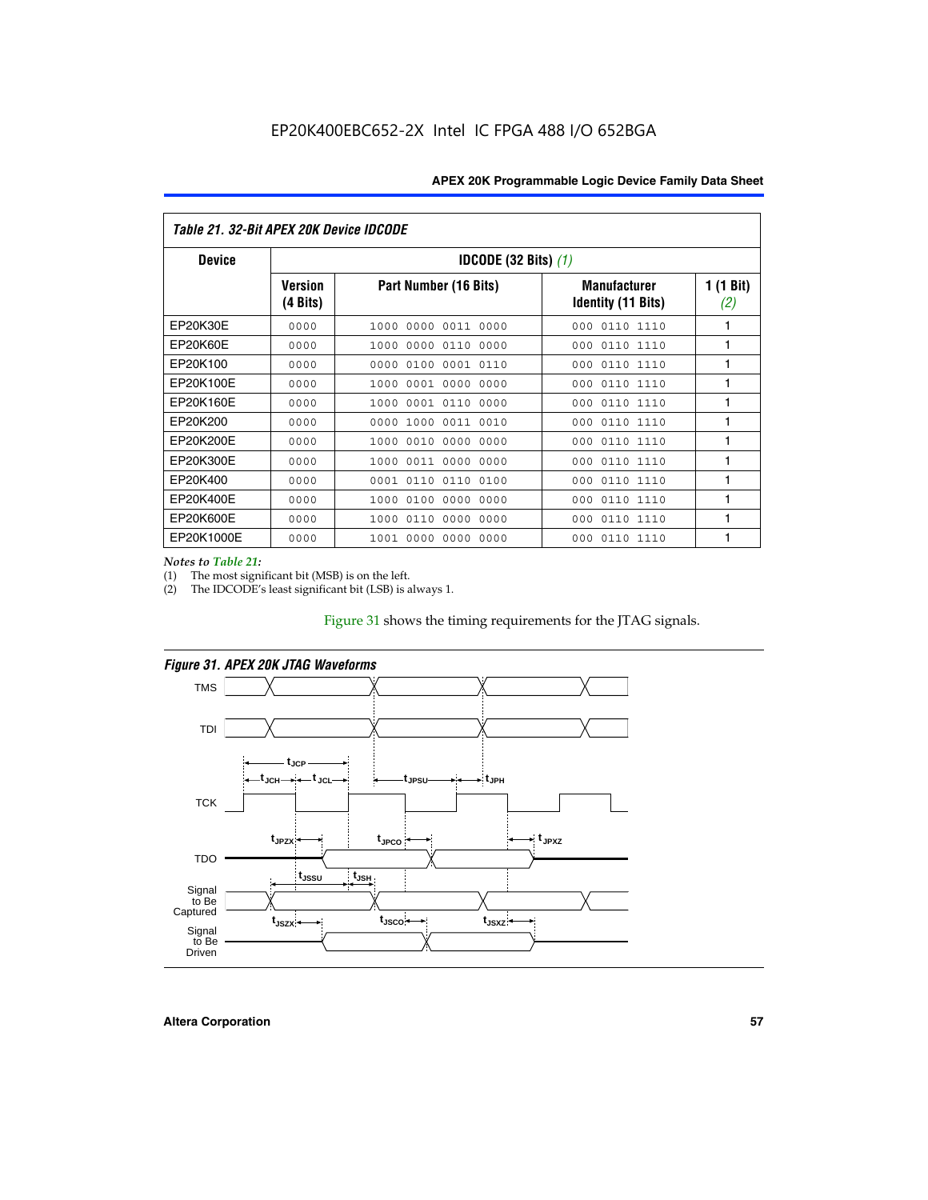**Table 21. 32-Bit APEX 20K Device IDCODE**

| Device | IDCODE (32 Bits) *(1)* | | | |
|---|---|---|---|---|
| | Version (4 Bits) | Part Number (16 Bits) | Manufacturer Identity (11 Bits) | 1 (1 Bit) *(2)* |
| EP20K30E | 0000 | 1000 0000 0011 0000 | 000 0110 1110 | 1 |
| EP20K60E | 0000 | 1000 0000 0110 0000 | 000 0110 1110 | 1 |
| EP20K100 | 0000 | 0000 0100 0001 0110 | 000 0110 1110 | 1 |
| EP20K100E | 0000 | 1000 0001 0000 0000 | 000 0110 1110 | 1 |
| EP20K160E | 0000 | 1000 0001 0110 0000 | 000 0110 1110 | 1 |
| EP20K200 | 0000 | 0000 1000 0011 0010 | 000 0110 1110 | 1 |
| EP20K200E | 0000 | 1000 0010 0000 0000 | 000 0110 1110 | 1 |
| EP20K300E | 0000 | 1000 0011 0000 0000 | 000 0110 1110 | 1 |
| EP20K400 | 0000 | 0001 0110 0110 0100 | 000 0110 1110 | 1 |
| EP20K400E | 0000 | 1000 0100 0000 0000 | 000 0110 1110 | 1 |
| EP20K600E | 0000 | 1000 0110 0000 0000 | 000 0110 1110 | 1 |
| EP20K1000E | 0000 | 1001 0000 0000 0000 | 000 0110 1110 | 1 |

*Notes to Table 21:*

(1) The most significant bit (MSB) is on the left.

(2) The IDCODE's least significant bit (LSB) is always 1.

Figure 31 shows the timing requirements for the JTAG signals.

**Figure 31. APEX 20K JTAG Waveforms**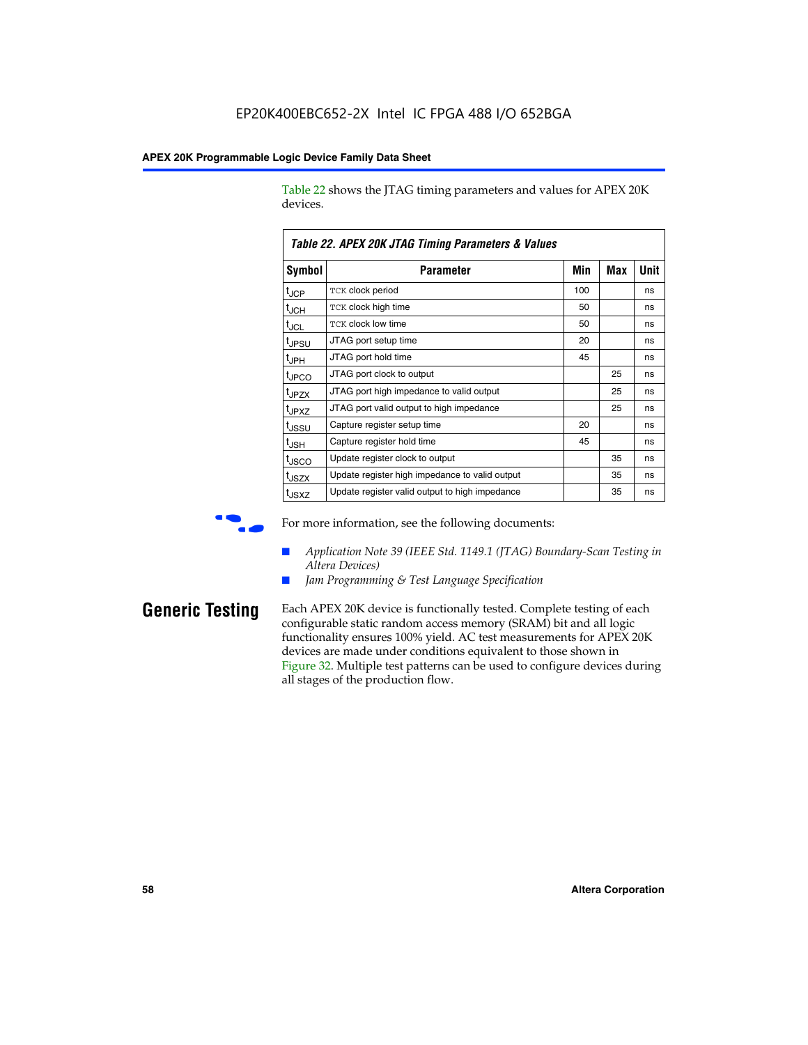Table 22 shows the JTAG timing parameters and values for APEX 20K devices.

**Table 22. APEX 20K JTAG Timing Parameters & Values**

| Symbol | Parameter | Min | Max | Unit |
|---|---|---|---|---|
| $t_{JCP}$ | TCK clock period | 100 | | ns |
| $t_{JCH}$ | TCK clock high time | 50 | | ns |
| $t_{JCL}$ | TCK clock low time | 50 | | ns |
| $t_{JPSU}$ | JTAG port setup time | 20 | | ns |
| $t_{JPH}$ | JTAG port hold time | 45 | | ns |
| $t_{JPCO}$ | JTAG port clock to output | | 25 | ns |
| $t_{JPZX}$ | JTAG port high impedance to valid output | | 25 | ns |
| $t_{JPXZ}$ | JTAG port valid output to high impedance | | 25 | ns |
| $t_{JSSU}$ | Capture register setup time | 20 | | ns |
| $t_{JSH}$ | Capture register hold time | 45 | | ns |
| $t_{JSCO}$ | Update register clock to output | | 35 | ns |
| $t_{JSZX}$ | Update register high impedance to valid output | | 35 | ns |
| $t_{JSXZ}$ | Update register valid output to high impedance | | 35 | ns |

For more information, see the following documents:

- *Application Note 39 (IEEE Std. 1149.1 (JTAG) Boundary-Scan Testing in Altera Devices)*
- *Jam Programming & Test Language Specification*

## Generic Testing

Each APEX 20K device is functionally tested. Complete testing of each configurable static random access memory (SRAM) bit and all logic functionality ensures 100% yield. AC test measurements for APEX 20K devices are made under conditions equivalent to those shown in Figure 32. Multiple test patterns can be used to configure devices during all stages of the production flow.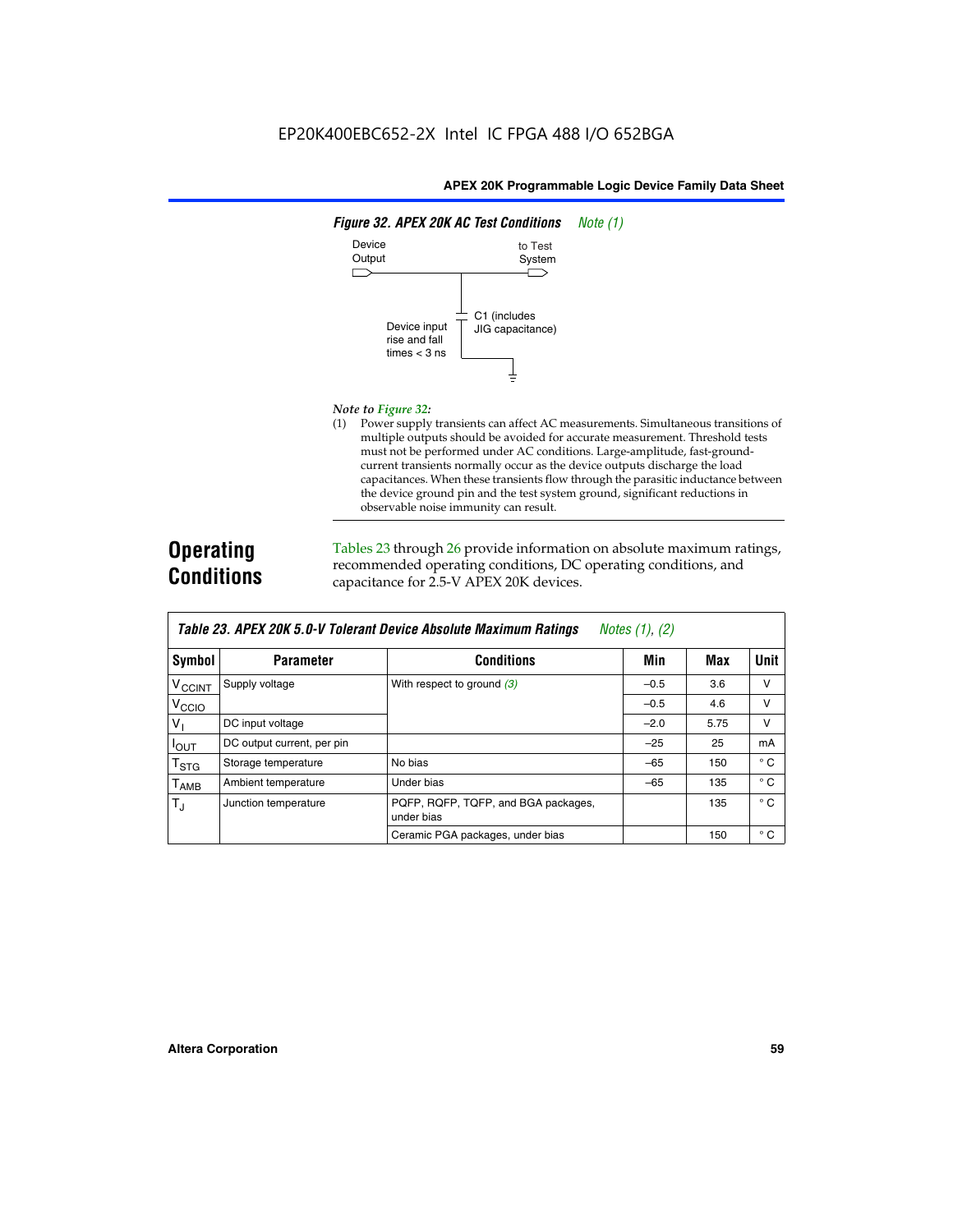**Figure 32. APEX 20K AC Test Conditions** *Note (1)*

Device Output — to Test System

C1 (includes JIG capacitance)

Device input rise and fall times < 3 ns

*Note to Figure 32:*

(1) Power supply transients can affect AC measurements. Simultaneous transitions of multiple outputs should be avoided for accurate measurement. Threshold tests must not be performed under AC conditions. Large-amplitude, fast-ground-current transients normally occur as the device outputs discharge the load capacitances. When these transients flow through the parasitic inductance between the device ground pin and the test system ground, significant reductions in observable noise immunity can result.

# Operating Conditions

Tables 23 through 26 provide information on absolute maximum ratings, recommended operating conditions, DC operating conditions, and capacitance for 2.5-V APEX 20K devices.

**Table 23. APEX 20K 5.0-V Tolerant Device Absolute Maximum Ratings** *Notes (1), (2)*

| Symbol | Parameter | Conditions | Min | Max | Unit |
|---|---|---|---|---|---|
| $V_{CCINT}$ | Supply voltage | With respect to ground *(3)* | –0.5 | 3.6 | V |
| $V_{CCIO}$ | | | –0.5 | 4.6 | V |
| $V_I$ | DC input voltage | | –2.0 | 5.75 | V |
| $I_{OUT}$ | DC output current, per pin | | –25 | 25 | mA |
| $T_{STG}$ | Storage temperature | No bias | –65 | 150 | ° C |
| $T_{AMB}$ | Ambient temperature | Under bias | –65 | 135 | ° C |
| $T_J$ | Junction temperature | PQFP, RQFP, TQFP, and BGA packages, under bias | | 135 | ° C |
| | | Ceramic PGA packages, under bias | | 150 | ° C |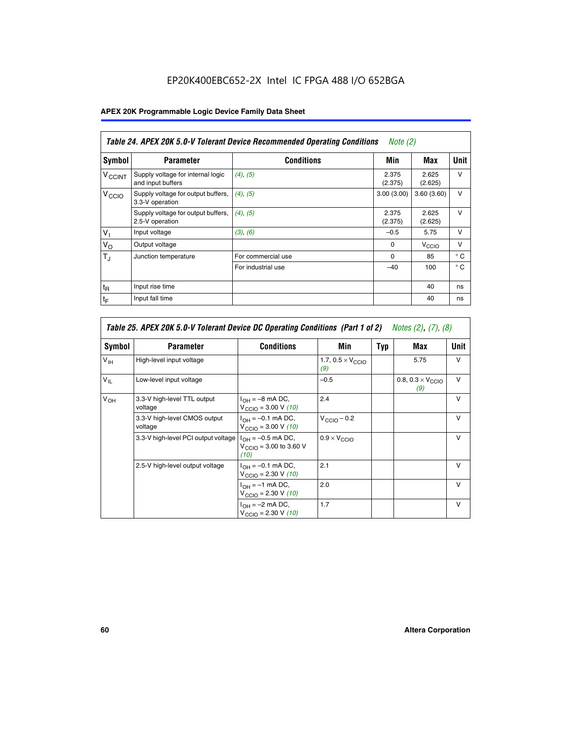# EP20K400EBC652-2X Intel IC FPGA 488 I/O 652BGA

## APEX 20K Programmable Logic Device Family Data Sheet

**Table 24. APEX 20K 5.0-V Tolerant Device Recommended Operating Conditions** *Note (2)*

| Symbol | Parameter | Conditions | Min | Max | Unit |
|---|---|---|---|---|---|
| $V_{CCINT}$ | Supply voltage for internal logic and input buffers | *(4)*, *(5)* | 2.375 (2.375) | 2.625 (2.625) | V |
| $V_{CCIO}$ | Supply voltage for output buffers, 3.3-V operation | *(4)*, *(5)* | 3.00 (3.00) | 3.60 (3.60) | V |
| | Supply voltage for output buffers, 2.5-V operation | *(4)*, *(5)* | 2.375 (2.375) | 2.625 (2.625) | V |
| $V_I$ | Input voltage | *(3)*, *(6)* | –0.5 | 5.75 | V |
| $V_O$ | Output voltage | | 0 | $V_{CCIO}$ | V |
| $T_J$ | Junction temperature | For commercial use | 0 | 85 | ° C |
| | | For industrial use | –40 | 100 | ° C |
| $t_R$ | Input rise time | | | 40 | ns |
| $t_F$ | Input fall time | | | 40 | ns |

**Table 25. APEX 20K 5.0-V Tolerant Device DC Operating Conditions (Part 1 of 2)** *Notes (2), (7), (8)*

| Symbol | Parameter | Conditions | Min | Typ | Max | Unit |
|---|---|---|---|---|---|---|
| $V_{IH}$ | High-level input voltage | | 1.7, $0.5 \times V_{CCIO}$ *(9)* | | 5.75 | V |
| $V_{IL}$ | Low-level input voltage | | –0.5 | | 0.8, $0.3 \times V_{CCIO}$ *(9)* | V |
| $V_{OH}$ | 3.3-V high-level TTL output voltage | $I_{OH}$ = –8 mA DC, $V_{CCIO}$ = 3.00 V *(10)* | 2.4 | | | V |
| | 3.3-V high-level CMOS output voltage | $I_{OH}$ = –0.1 mA DC, $V_{CCIO}$ = 3.00 V *(10)* | $V_{CCIO}$ – 0.2 | | | V |
| | 3.3-V high-level PCI output voltage | $I_{OH}$ = –0.5 mA DC, $V_{CCIO}$ = 3.00 to 3.60 V *(10)* | $0.9 \times V_{CCIO}$ | | | V |
| | 2.5-V high-level output voltage | $I_{OH}$ = –0.1 mA DC, $V_{CCIO}$ = 2.30 V *(10)* | 2.1 | | | V |
| | | $I_{OH}$ = –1 mA DC, $V_{CCIO}$ = 2.30 V *(10)* | 2.0 | | | V |
| | | $I_{OH}$ = –2 mA DC, $V_{CCIO}$ = 2.30 V *(10)* | 1.7 | | | V |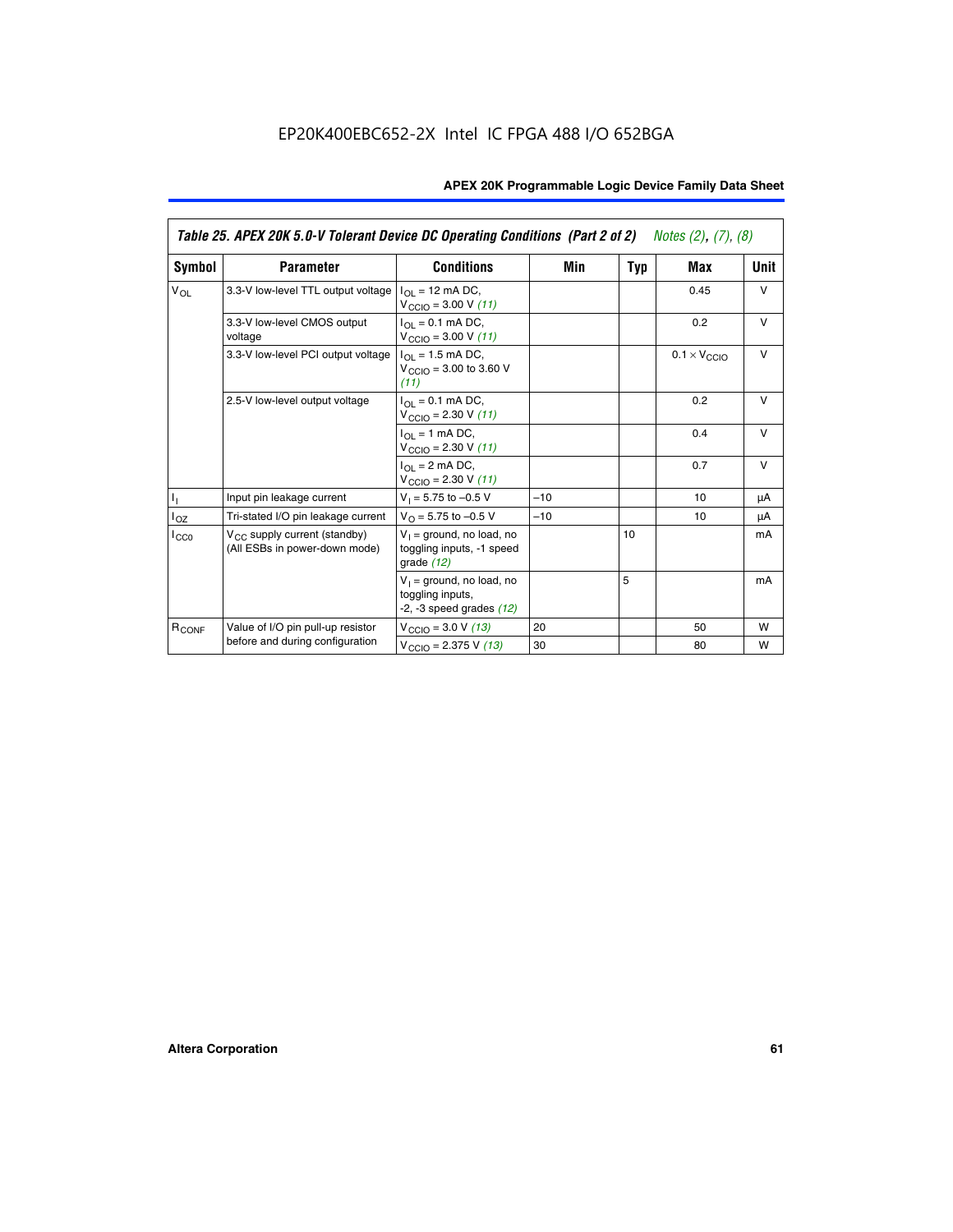EP20K400EBC652-2X Intel IC FPGA 488 I/O 652BGA

| *Table 25. APEX 20K 5.0-V Tolerant Device DC Operating Conditions (Part 2 of 2) Notes (2), (7), (8)* | | | | | | |
|---|---|---|---|---|---|---|
| **Symbol** | **Parameter** | **Conditions** | **Min** | **Typ** | **Max** | **Unit** |
| $V_{OL}$ | 3.3-V low-level TTL output voltage | $I_{OL}$ = 12 mA DC, $V_{CCIO}$ = 3.00 V *(11)* | | | 0.45 | V |
| | 3.3-V low-level CMOS output voltage | $I_{OL}$ = 0.1 mA DC, $V_{CCIO}$ = 3.00 V *(11)* | | | 0.2 | V |
| | 3.3-V low-level PCI output voltage | $I_{OL}$ = 1.5 mA DC, $V_{CCIO}$ = 3.00 to 3.60 V *(11)* | | | $0.1 \times V_{CCIO}$ | V |
| | 2.5-V low-level output voltage | $I_{OL}$ = 0.1 mA DC, $V_{CCIO}$ = 2.30 V *(11)* | | | 0.2 | V |
| | | $I_{OL}$ = 1 mA DC, $V_{CCIO}$ = 2.30 V *(11)* | | | 0.4 | V |
| | | $I_{OL}$ = 2 mA DC, $V_{CCIO}$ = 2.30 V *(11)* | | | 0.7 | V |
| $I_I$ | Input pin leakage current | $V_I$ = 5.75 to –0.5 V | –10 | | 10 | µA |
| $I_{OZ}$ | Tri-stated I/O pin leakage current | $V_O$ = 5.75 to –0.5 V | –10 | | 10 | µA |
| $I_{CC0}$ | $V_{CC}$ supply current (standby) (All ESBs in power-down mode) | $V_I$ = ground, no load, no toggling inputs, -1 speed grade *(12)* | | 10 | | mA |
| | | $V_I$ = ground, no load, no toggling inputs, -2, -3 speed grades *(12)* | | 5 | | mA |
| $R_{CONF}$ | Value of I/O pin pull-up resistor before and during configuration | $V_{CCIO}$ = 3.0 V *(13)* | 20 | | 50 | W |
| | | $V_{CCIO}$ = 2.375 V *(13)* | 30 | | 80 | W |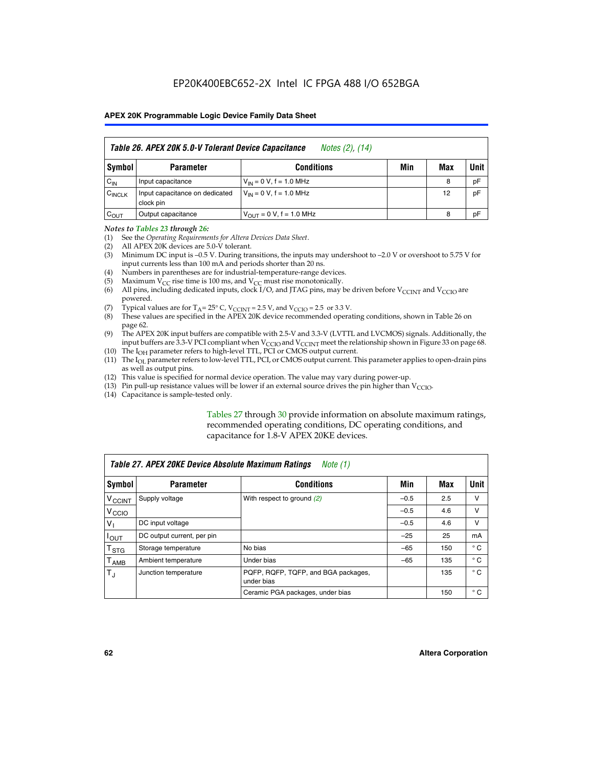## Table 26. APEX 20K 5.0-V Tolerant Device Capacitance *Notes (2), (14)*

| Symbol | Parameter | Conditions | Min | Max | Unit |
|---|---|---|---|---|---|
| $C_{IN}$ | Input capacitance | $V_{IN}$ = 0 V, f = 1.0 MHz | | 8 | pF |
| $C_{INCLK}$ | Input capacitance on dedicated clock pin | $V_{IN}$ = 0 V, f = 1.0 MHz | | 12 | pF |
| $C_{OUT}$ | Output capacitance | $V_{OUT}$ = 0 V, f = 1.0 MHz | | 8 | pF |

*Notes to Tables 23 through 26:*

(1) See the *Operating Requirements for Altera Devices Data Sheet*.
(2) All APEX 20K devices are 5.0-V tolerant.
(3) Minimum DC input is –0.5 V. During transitions, the inputs may undershoot to –2.0 V or overshoot to 5.75 V for input currents less than 100 mA and periods shorter than 20 ns.
(4) Numbers in parentheses are for industrial-temperature-range devices.
(5) Maximum $V_{CC}$ rise time is 100 ms, and $V_{CC}$ must rise monotonically.
(6) All pins, including dedicated inputs, clock I/O, and JTAG pins, may be driven before $V_{CCINT}$ and $V_{CCIO}$ are powered.
(7) Typical values are for $T_A$ = 25° C, $V_{CCINT}$ = 2.5 V, and $V_{CCIO}$ = 2.5 or 3.3 V.
(8) These values are specified in the APEX 20K device recommended operating conditions, shown in Table 26 on page 62.
(9) The APEX 20K input buffers are compatible with 2.5-V and 3.3-V (LVTTL and LVCMOS) signals. Additionally, the input buffers are 3.3-V PCI compliant when $V_{CCIO}$ and $V_{CCINT}$ meet the relationship shown in Figure 33 on page 68.
(10) The $I_{OH}$ parameter refers to high-level TTL, PCI or CMOS output current.
(11) The $I_{OL}$ parameter refers to low-level TTL, PCI, or CMOS output current. This parameter applies to open-drain pins as well as output pins.
(12) This value is specified for normal device operation. The value may vary during power-up.
(13) Pin pull-up resistance values will be lower if an external source drives the pin higher than $V_{CCIO}$.
(14) Capacitance is sample-tested only.

Tables 27 through 30 provide information on absolute maximum ratings, recommended operating conditions, DC operating conditions, and capacitance for 1.8-V APEX 20KE devices.

## Table 27. APEX 20KE Device Absolute Maximum Ratings *Note (1)*

| Symbol | Parameter | Conditions | Min | Max | Unit |
|---|---|---|---|---|---|
| $V_{CCINT}$ | Supply voltage | With respect to ground *(2)* | –0.5 | 2.5 | V |
| $V_{CCIO}$ | | | –0.5 | 4.6 | V |
| $V_I$ | DC input voltage | | –0.5 | 4.6 | V |
| $I_{OUT}$ | DC output current, per pin | | –25 | 25 | mA |
| $T_{STG}$ | Storage temperature | No bias | –65 | 150 | ° C |
| $T_{AMB}$ | Ambient temperature | Under bias | –65 | 135 | ° C |
| $T_J$ | Junction temperature | PQFP, RQFP, TQFP, and BGA packages, under bias | | 135 | ° C |
| | | Ceramic PGA packages, under bias | | 150 | ° C |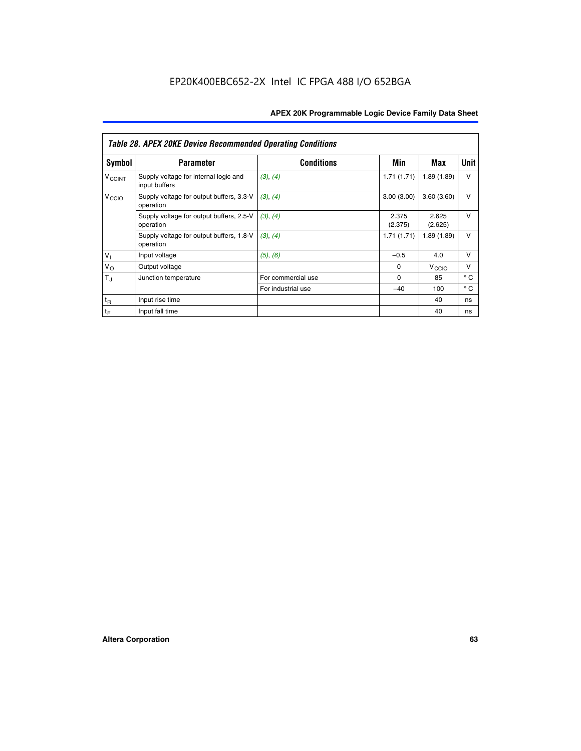EP20K400EBC652-2X Intel IC FPGA 488 I/O 652BGA

| Table 28. APEX 20KE Device Recommended Operating Conditions | | | | | |
|---|---|---|---|---|---|
| Symbol | Parameter | Conditions | Min | Max | Unit |
| $V_{CCINT}$ | Supply voltage for internal logic and input buffers | (3), (4) | 1.71 (1.71) | 1.89 (1.89) | V |
| $V_{CCIO}$ | Supply voltage for output buffers, 3.3-V operation | (3), (4) | 3.00 (3.00) | 3.60 (3.60) | V |
| | Supply voltage for output buffers, 2.5-V operation | (3), (4) | 2.375 (2.375) | 2.625 (2.625) | V |
| | Supply voltage for output buffers, 1.8-V operation | (3), (4) | 1.71 (1.71) | 1.89 (1.89) | V |
| $V_I$ | Input voltage | (5), (6) | –0.5 | 4.0 | V |
| $V_O$ | Output voltage | | 0 | $V_{CCIO}$ | V |
| $T_J$ | Junction temperature | For commercial use | 0 | 85 | ° C |
| | | For industrial use | –40 | 100 | ° C |
| $t_R$ | Input rise time | | | 40 | ns |
| $t_F$ | Input fall time | | | 40 | ns |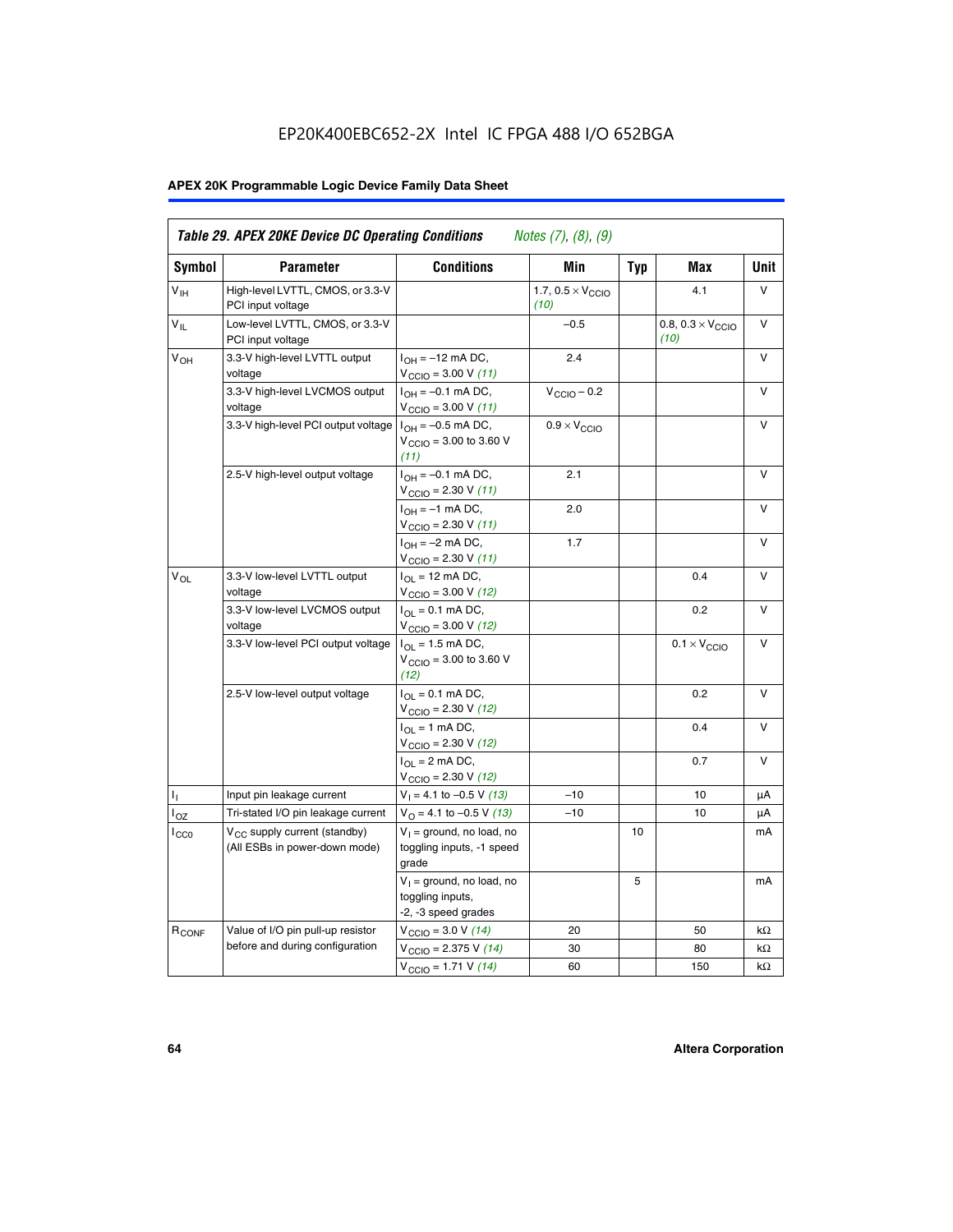EP20K400EBC652-2X Intel IC FPGA 488 I/O 652BGA

**Table 29. APEX 20KE Device DC Operating Conditions** *Notes (7), (8), (9)*

| Symbol | Parameter | Conditions | Min | Typ | Max | Unit |
|---|---|---|---|---|---|---|
| $V_{IH}$ | High-level LVTTL, CMOS, or 3.3-V PCI input voltage | | 1.7, $0.5 \times V_{CCIO}$ *(10)* | | 4.1 | V |
| $V_{IL}$ | Low-level LVTTL, CMOS, or 3.3-V PCI input voltage | | –0.5 | | 0.8, $0.3 \times V_{CCIO}$ *(10)* | V |
| $V_{OH}$ | 3.3-V high-level LVTTL output voltage | $I_{OH}$ = –12 mA DC, $V_{CCIO}$ = 3.00 V *(11)* | 2.4 | | | V |
| | 3.3-V high-level LVCMOS output voltage | $I_{OH}$ = –0.1 mA DC, $V_{CCIO}$ = 3.00 V *(11)* | $V_{CCIO}$ – 0.2 | | | V |
| | 3.3-V high-level PCI output voltage | $I_{OH}$ = –0.5 mA DC, $V_{CCIO}$ = 3.00 to 3.60 V *(11)* | $0.9 \times V_{CCIO}$ | | | V |
| | 2.5-V high-level output voltage | $I_{OH}$ = –0.1 mA DC, $V_{CCIO}$ = 2.30 V *(11)* | 2.1 | | | V |
| | | $I_{OH}$ = –1 mA DC, $V_{CCIO}$ = 2.30 V *(11)* | 2.0 | | | V |
| | | $I_{OH}$ = –2 mA DC, $V_{CCIO}$ = 2.30 V *(11)* | 1.7 | | | V |
| $V_{OL}$ | 3.3-V low-level LVTTL output voltage | $I_{OL}$ = 12 mA DC, $V_{CCIO}$ = 3.00 V *(12)* | | | 0.4 | V |
| | 3.3-V low-level LVCMOS output voltage | $I_{OL}$ = 0.1 mA DC, $V_{CCIO}$ = 3.00 V *(12)* | | | 0.2 | V |
| | 3.3-V low-level PCI output voltage | $I_{OL}$ = 1.5 mA DC, $V_{CCIO}$ = 3.00 to 3.60 V *(12)* | | | $0.1 \times V_{CCIO}$ | V |
| | 2.5-V low-level output voltage | $I_{OL}$ = 0.1 mA DC, $V_{CCIO}$ = 2.30 V *(12)* | | | 0.2 | V |
| | | $I_{OL}$ = 1 mA DC, $V_{CCIO}$ = 2.30 V *(12)* | | | 0.4 | V |
| | | $I_{OL}$ = 2 mA DC, $V_{CCIO}$ = 2.30 V *(12)* | | | 0.7 | V |
| $I_I$ | Input pin leakage current | $V_I$ = 4.1 to –0.5 V *(13)* | –10 | | 10 | µA |
| $I_{OZ}$ | Tri-stated I/O pin leakage current | $V_O$ = 4.1 to –0.5 V *(13)* | –10 | | 10 | µA |
| $I_{CC0}$ | $V_{CC}$ supply current (standby) (All ESBs in power-down mode) | $V_I$ = ground, no load, no toggling inputs, -1 speed grade | | 10 | | mA |
| | | $V_I$ = ground, no load, no toggling inputs, -2, -3 speed grades | | 5 | | mA |
| $R_{CONF}$ | Value of I/O pin pull-up resistor before and during configuration | $V_{CCIO}$ = 3.0 V *(14)* | 20 | | 50 | kΩ |
| | | $V_{CCIO}$ = 2.375 V *(14)* | 30 | | 80 | kΩ |
| | | $V_{CCIO}$ = 1.71 V *(14)* | 60 | | 150 | kΩ |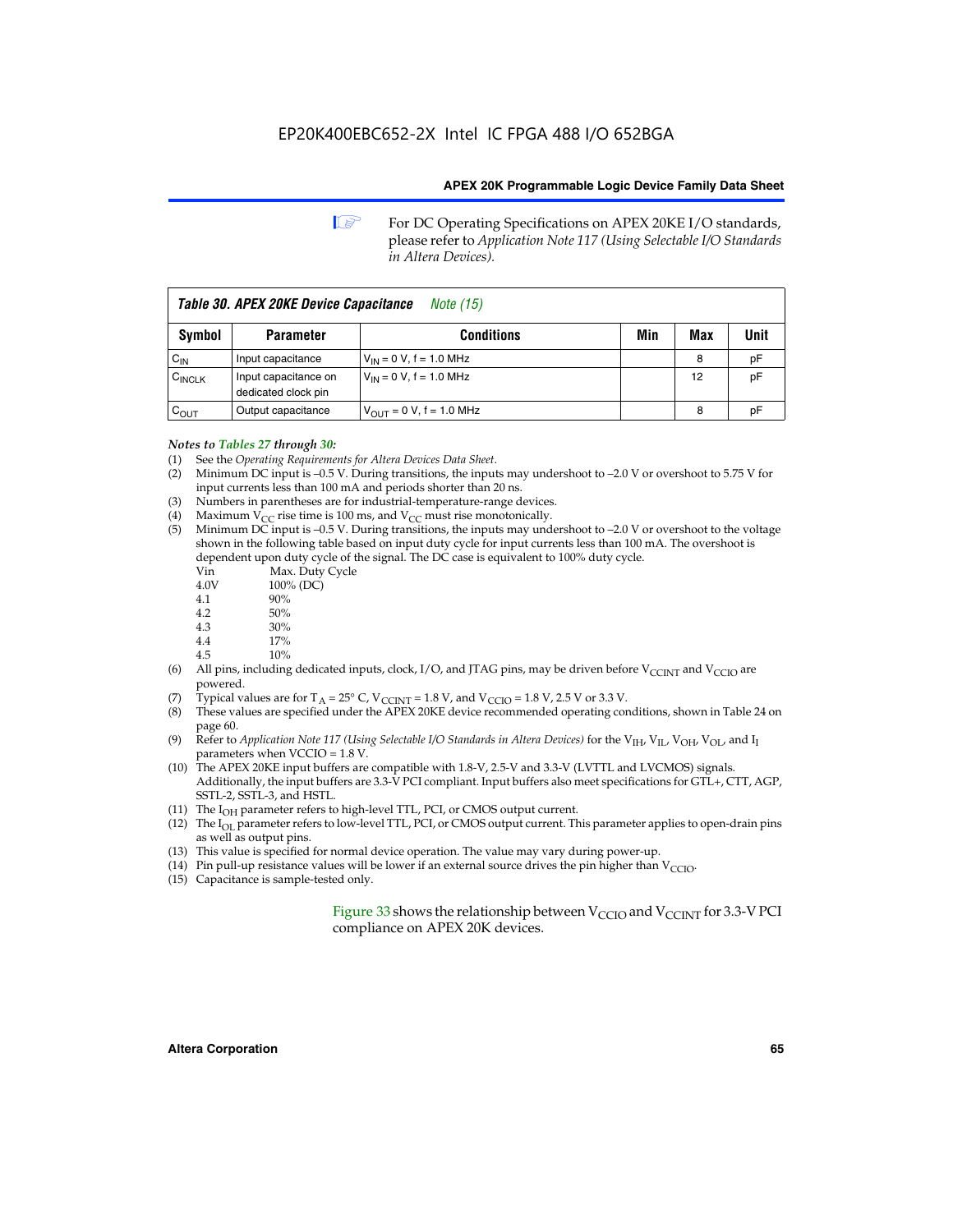For DC Operating Specifications on APEX 20KE I/O standards, please refer to *Application Note 117 (Using Selectable I/O Standards in Altera Devices).*

| *Table 30. APEX 20KE Device Capacitance Note (15)* | | | | | |
|---|---|---|---|---|---|
| **Symbol** | **Parameter** | **Conditions** | **Min** | **Max** | **Unit** |
| $C_{IN}$ | Input capacitance | $V_{IN}$ = 0 V, f = 1.0 MHz | | 8 | pF |
| $C_{INCLK}$ | Input capacitance on dedicated clock pin | $V_{IN}$ = 0 V, f = 1.0 MHz | | 12 | pF |
| $C_{OUT}$ | Output capacitance | $V_{OUT}$ = 0 V, f = 1.0 MHz | | 8 | pF |

*Notes to Tables 27 through 30:*

(1) See the *Operating Requirements for Altera Devices Data Sheet*.
(2) Minimum DC input is –0.5 V. During transitions, the inputs may undershoot to –2.0 V or overshoot to 5.75 V for input currents less than 100 mA and periods shorter than 20 ns.
(3) Numbers in parentheses are for industrial-temperature-range devices.
(4) Maximum $V_{CC}$ rise time is 100 ms, and $V_{CC}$ must rise monotonically.
(5) Minimum DC input is –0.5 V. During transitions, the inputs may undershoot to –2.0 V or overshoot to the voltage shown in the following table based on input duty cycle for input currents less than 100 mA. The overshoot is dependent upon duty cycle of the signal. The DC case is equivalent to 100% duty cycle.

| Vin | Max. Duty Cycle |
|---|---|
| 4.0V | 100% (DC) |
| 4.1 | 90% |
| 4.2 | 50% |
| 4.3 | 30% |
| 4.4 | 17% |
| 4.5 | 10% |

(6) All pins, including dedicated inputs, clock, I/O, and JTAG pins, may be driven before $V_{CCINT}$ and $V_{CCIO}$ are powered.
(7) Typical values are for $T_A$ = 25° C, $V_{CCINT}$ = 1.8 V, and $V_{CCIO}$ = 1.8 V, 2.5 V or 3.3 V.
(8) These values are specified under the APEX 20KE device recommended operating conditions, shown in Table 24 on page 60.
(9) Refer to *Application Note 117 (Using Selectable I/O Standards in Altera Devices)* for the $V_{IH}$, $V_{IL}$, $V_{OH}$, $V_{OL}$, and $I_I$ parameters when VCCIO = 1.8 V.
(10) The APEX 20KE input buffers are compatible with 1.8-V, 2.5-V and 3.3-V (LVTTL and LVCMOS) signals. Additionally, the input buffers are 3.3-V PCI compliant. Input buffers also meet specifications for GTL+, CTT, AGP, SSTL-2, SSTL-3, and HSTL.
(11) The $I_{OH}$ parameter refers to high-level TTL, PCI, or CMOS output current.
(12) The $I_{OL}$ parameter refers to low-level TTL, PCI, or CMOS output current. This parameter applies to open-drain pins as well as output pins.
(13) This value is specified for normal device operation. The value may vary during power-up.
(14) Pin pull-up resistance values will be lower if an external source drives the pin higher than $V_{CCIO}$.
(15) Capacitance is sample-tested only.

Figure 33 shows the relationship between $V_{CCIO}$ and $V_{CCINT}$ for 3.3-V PCI compliance on APEX 20K devices.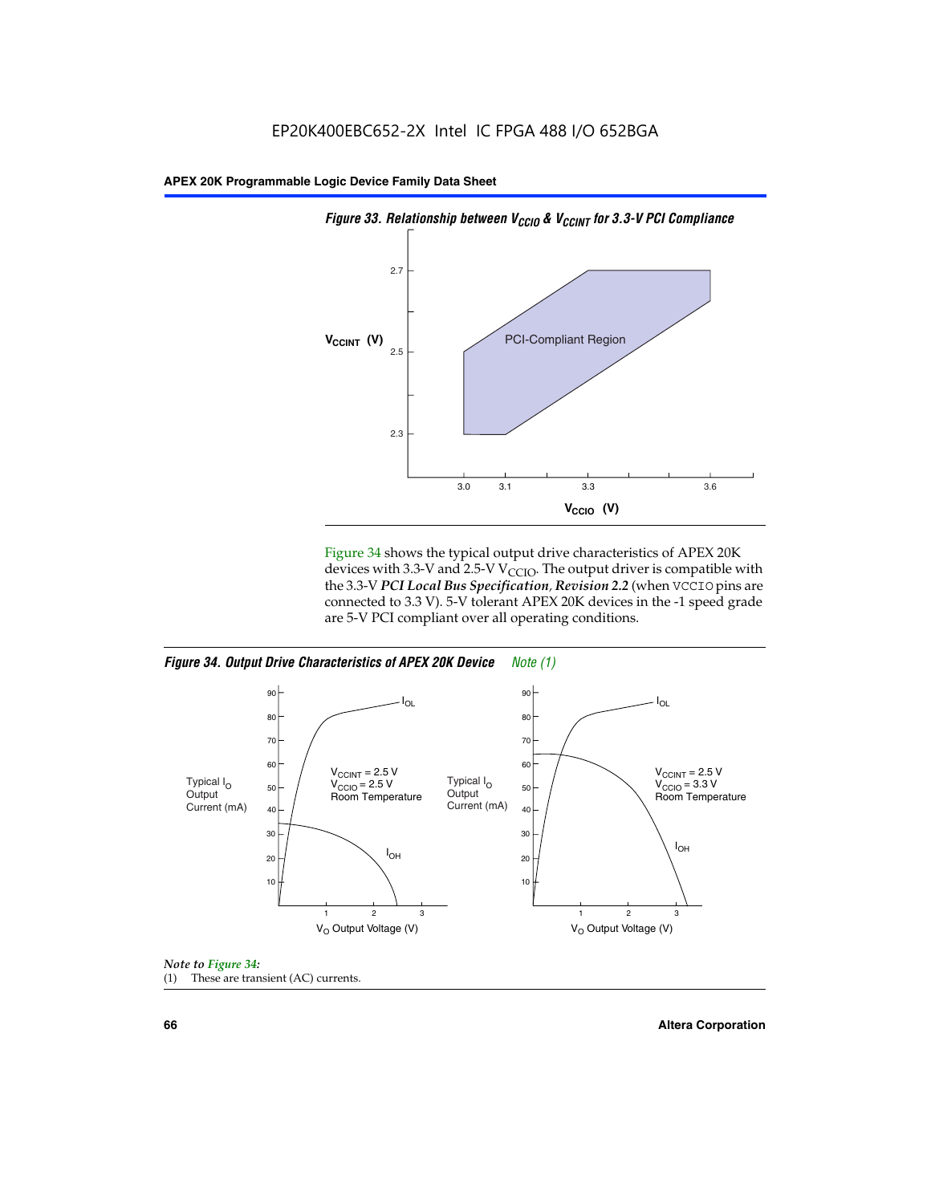*Figure 33. Relationship between $V_{CCIO}$ & $V_{CCINT}$ for 3.3-V PCI Compliance*

Figure 34 shows the typical output drive characteristics of APEX 20K devices with 3.3-V and 2.5-V $V_{CCIO}$. The output driver is compatible with the 3.3-V ***PCI Local Bus Specification, Revision 2.2*** (when VCCIO pins are connected to 3.3 V). 5-V tolerant APEX 20K devices in the -1 speed grade are 5-V PCI compliant over all operating conditions.

*Figure 34. Output Drive Characteristics of APEX 20K Device Note (1)*

*Note to Figure 34:*

(1) These are transient (AC) currents.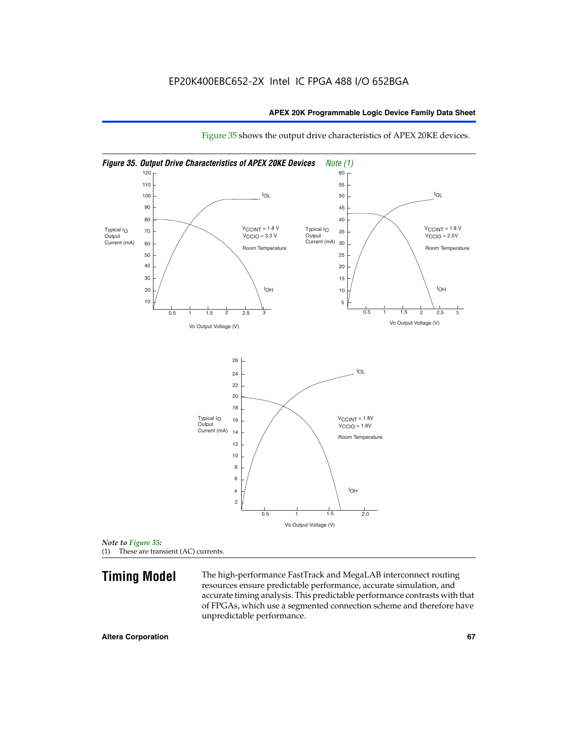Figure 35 shows the output drive characteristics of APEX 20KE devices.

*Figure 35. Output Drive Characteristics of APEX 20KE Devices* *Note (1)*

*Note to Figure 35:*
(1) These are transient (AC) currents.

## Timing Model

The high-performance FastTrack and MegaLAB interconnect routing resources ensure predictable performance, accurate simulation, and accurate timing analysis. This predictable performance contrasts with that of FPGAs, which use a segmented connection scheme and therefore have unpredictable performance.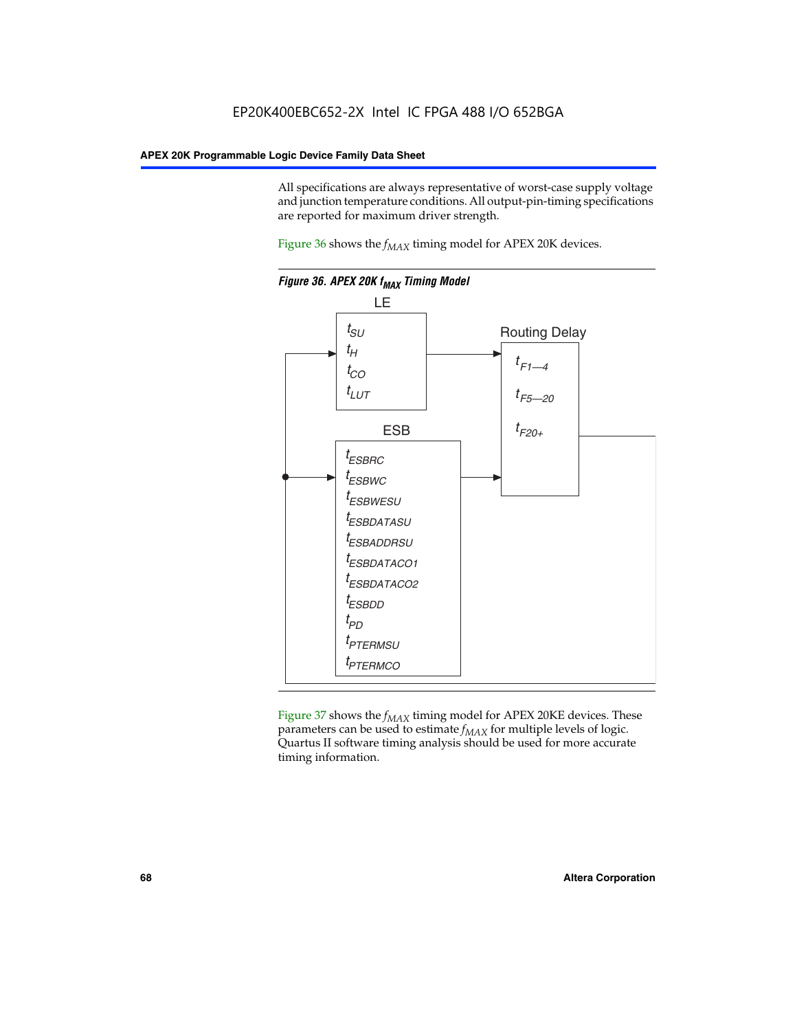All specifications are always representative of worst-case supply voltage and junction temperature conditions. All output-pin-timing specifications are reported for maximum driver strength.

Figure 36 shows the $f_{MAX}$ timing model for APEX 20K devices.

**Figure 36. APEX 20K $f_{MAX}$ Timing Model**

LE

$t_{SU}$
$t_H$
$t_{CO}$
$t_{LUT}$

Routing Delay

$t_{F1-4}$
$t_{F5-20}$
$t_{F20+}$

ESB

$t_{ESBRC}$
$t_{ESBWC}$
$t_{ESBWESU}$
$t_{ESBDATASU}$
$t_{ESBADDRSU}$
$t_{ESBDATACO1}$
$t_{ESBDATACO2}$
$t_{ESBDD}$
$t_{PD}$
$t_{PTERMSU}$
$t_{PTERMCO}$

Figure 37 shows the $f_{MAX}$ timing model for APEX 20KE devices. These parameters can be used to estimate $f_{MAX}$ for multiple levels of logic. Quartus II software timing analysis should be used for more accurate timing information.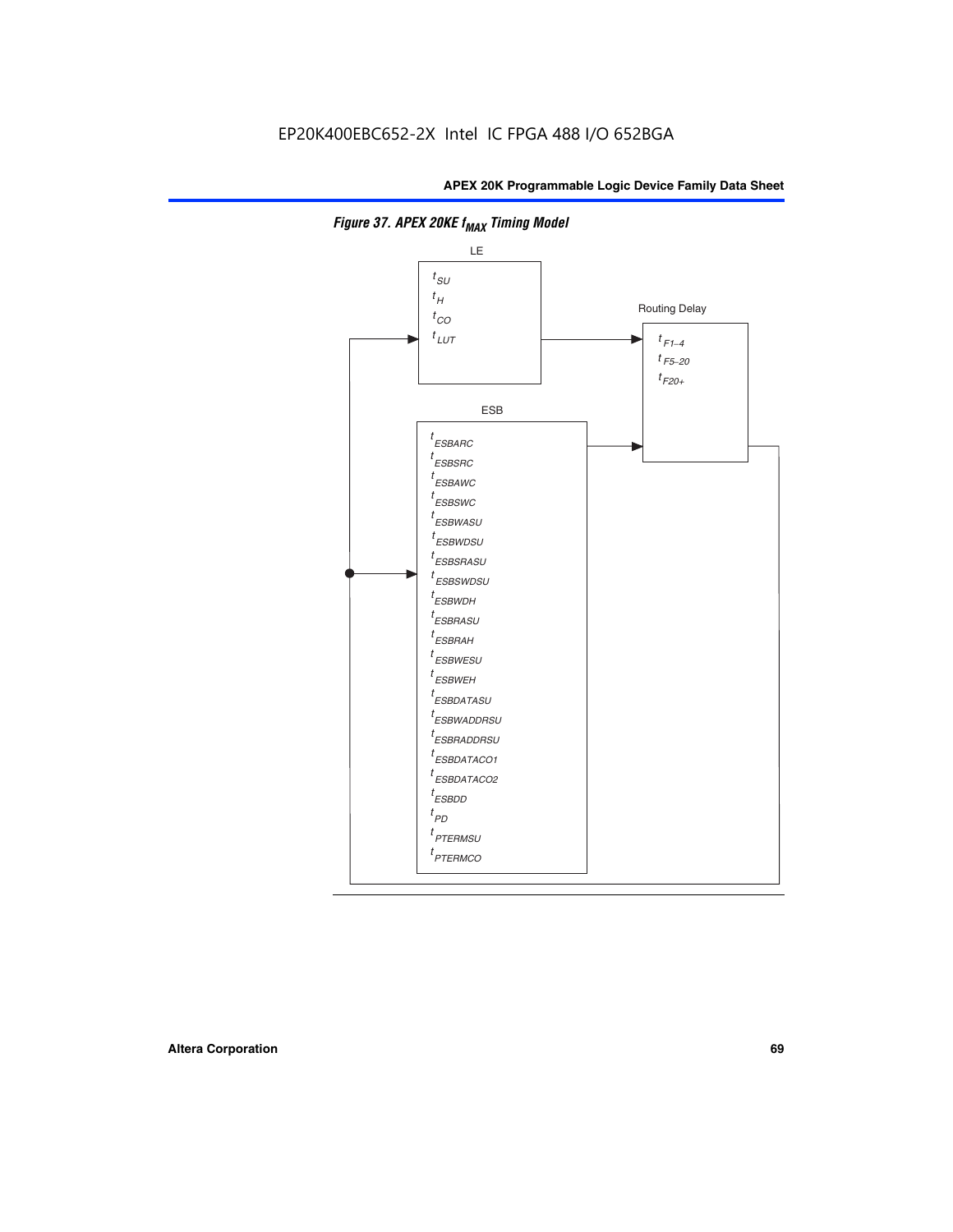**Figure 37. APEX 20KE $f_{MAX}$ Timing Model**

LE

$t_{SU}$
$t_{H}$
$t_{CO}$
$t_{LUT}$

Routing Delay

$t_{F1-4}$
$t_{F5-20}$
$t_{F20+}$

ESB

$t_{ESBARC}$
$t_{ESBSRC}$
$t_{ESBAWC}$
$t_{ESBSWC}$
$t_{ESBWASU}$
$t_{ESBWDSU}$
$t_{ESBSRASU}$
$t_{ESBSWDSU}$
$t_{ESBWDH}$
$t_{ESBRASU}$
$t_{ESBRAH}$
$t_{ESBWESU}$
$t_{ESBWEH}$
$t_{ESBDATASU}$
$t_{ESBWADDRSU}$
$t_{ESBRADDRSU}$
$t_{ESBDATACO1}$
$t_{ESBDATACO2}$
$t_{ESBDD}$
$t_{PD}$
$t_{PTERMSU}$
$t_{PTERMCO}$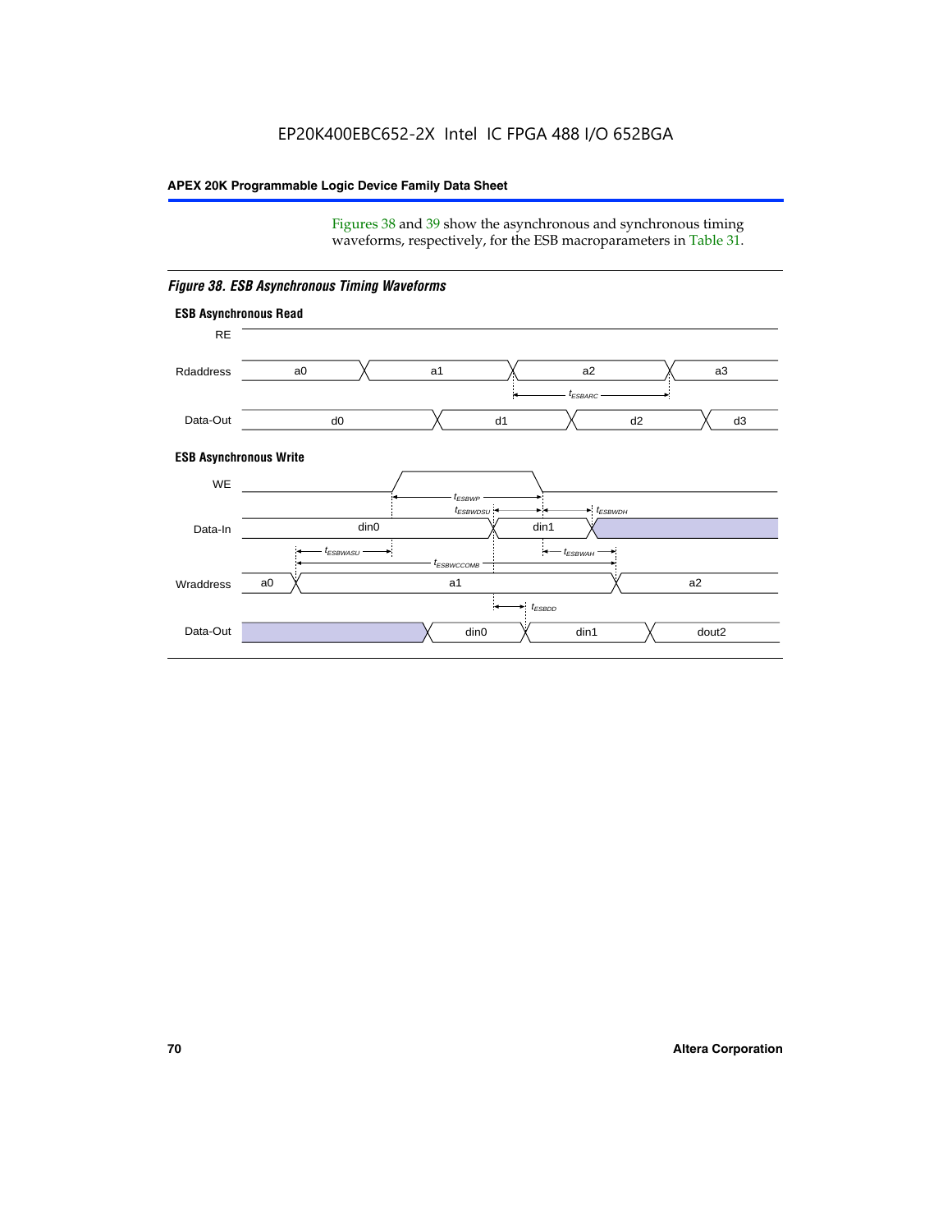Figures 38 and 39 show the asynchronous and synchronous timing waveforms, respectively, for the ESB macroparameters in Table 31.

*Figure 38. ESB Asynchronous Timing Waveforms*

**ESB Asynchronous Read**

RE

Rdaddress: a0, a1, a2, a3

$t_{ESBARC}$

Data-Out: d0, d1, d2, d3

**ESB Asynchronous Write**

WE

$t_{ESBWP}$

$t_{ESBWDSU}$

$t_{ESBWDH}$

Data-In: din0, din1

$t_{ESBWASU}$

$t_{ESBWAH}$

$t_{ESBWCCOMB}$

Wraddress: a0, a1, a2

$t_{ESBDD}$

Data-Out: din0, din1, dout2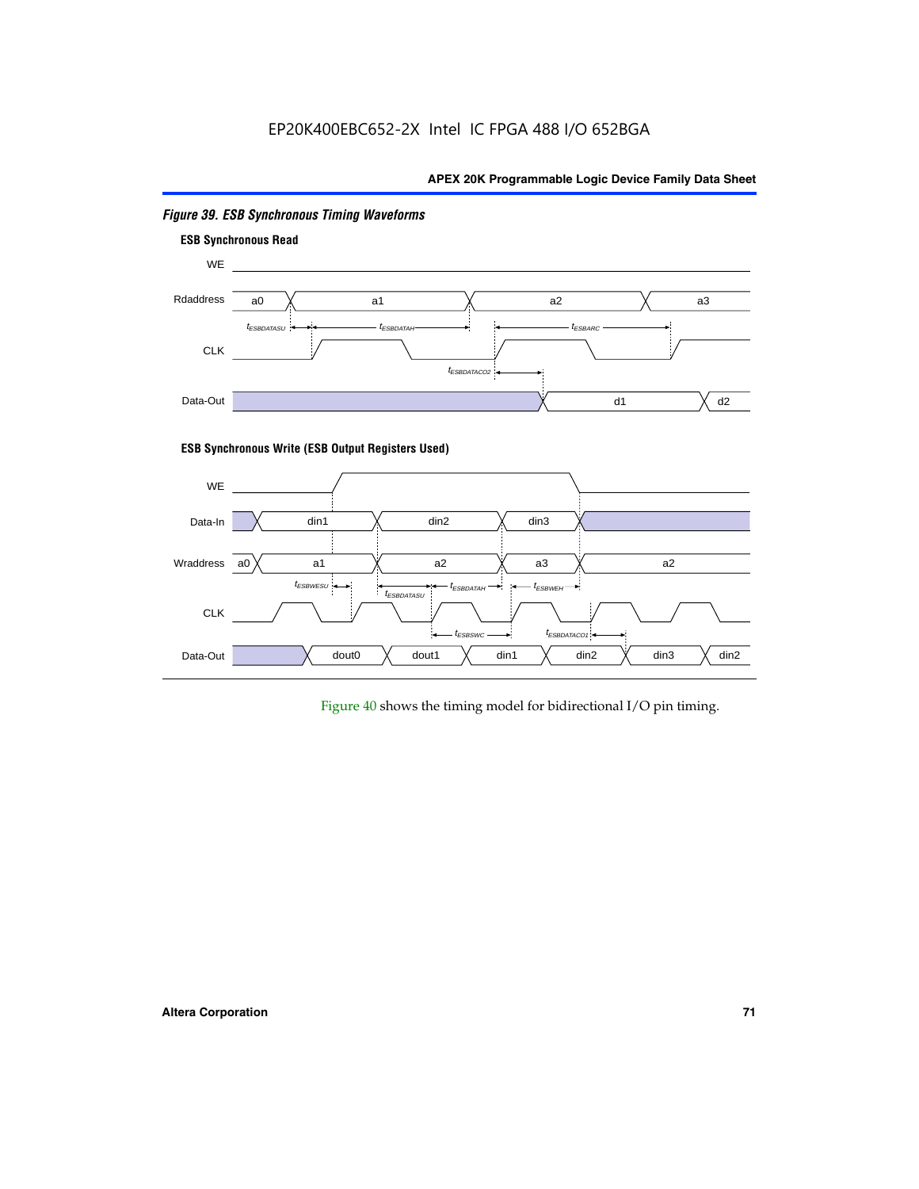*Figure 39. ESB Synchronous Timing Waveforms*

**ESB Synchronous Read**

WE

Rdaddress: a0, a1, a2, a3

$t_{ESBDATASU}$ $t_{ESBDATAH}$ $t_{ESBARC}$

CLK

$t_{ESBDATACO2}$

Data-Out: d1, d2

**ESB Synchronous Write (ESB Output Registers Used)**

WE

Data-In: din1, din2, din3

Wraddress: a0, a1, a2, a3, a2

$t_{ESBWESU}$ $t_{ESBDATASU}$ $t_{ESBDATAH}$ $t_{ESBWEH}$

CLK

$t_{ESBSWC}$ $t_{ESBDATACO1}$

Data-Out: dout0, dout1, din1, din2, din3, din2

Figure 40 shows the timing model for bidirectional I/O pin timing.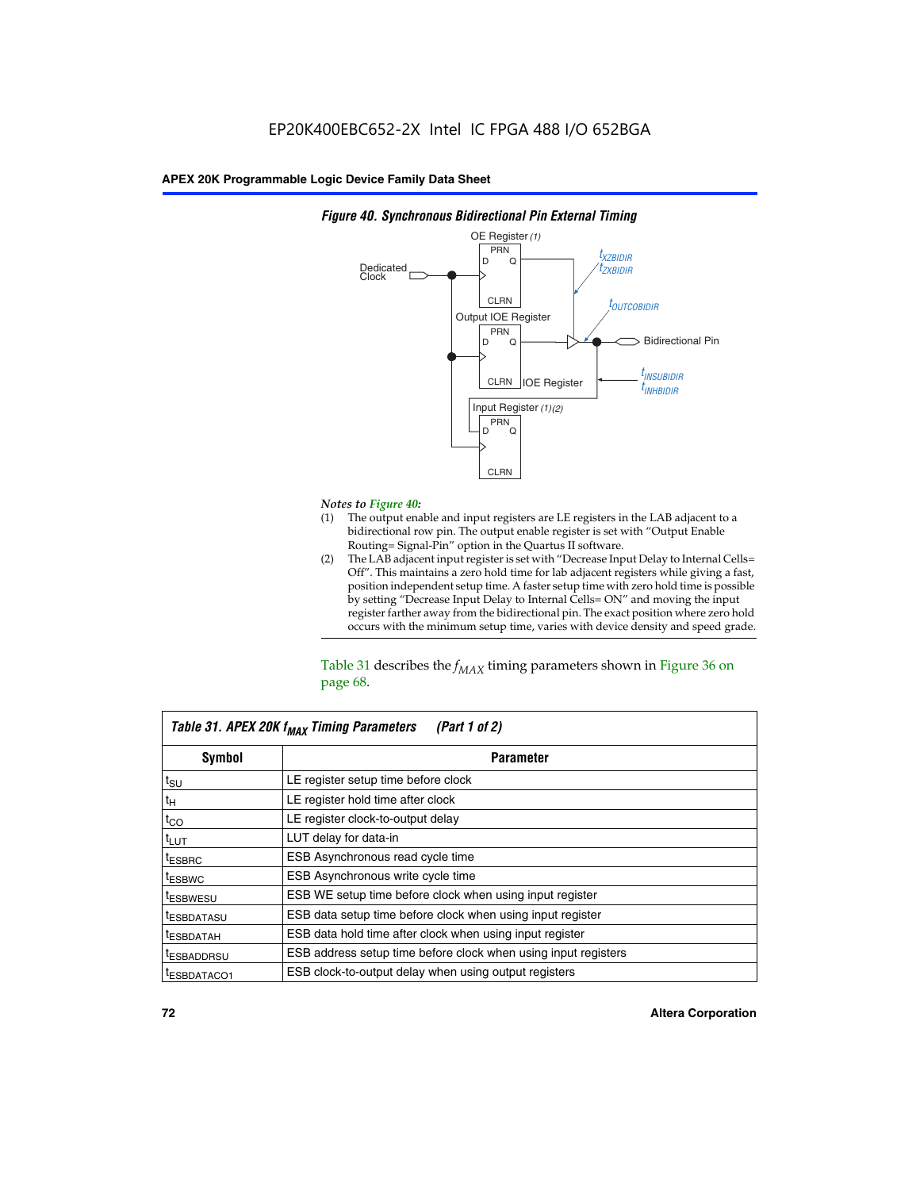*Figure 40. Synchronous Bidirectional Pin External Timing*

*Notes to Figure 40:*

(1) The output enable and input registers are LE registers in the LAB adjacent to a bidirectional row pin. The output enable register is set with "Output Enable Routing= Signal-Pin" option in the Quartus II software.

(2) The LAB adjacent input register is set with "Decrease Input Delay to Internal Cells= Off". This maintains a zero hold time for lab adjacent registers while giving a fast, position independent setup time. A faster setup time with zero hold time is possible by setting "Decrease Input Delay to Internal Cells= ON" and moving the input register farther away from the bidirectional pin. The exact position where zero hold occurs with the minimum setup time, varies with device density and speed grade.

Table 31 describes the $f_{MAX}$ timing parameters shown in Figure 36 on page 68.

*Table 31. APEX 20K $f_{MAX}$ Timing Parameters (Part 1 of 2)*

| Symbol | Parameter |
|---|---|
| $t_{SU}$ | LE register setup time before clock |
| $t_{H}$ | LE register hold time after clock |
| $t_{CO}$ | LE register clock-to-output delay |
| $t_{LUT}$ | LUT delay for data-in |
| $t_{ESBRC}$ | ESB Asynchronous read cycle time |
| $t_{ESBWC}$ | ESB Asynchronous write cycle time |
| $t_{ESBWESU}$ | ESB WE setup time before clock when using input register |
| $t_{ESBDATASU}$ | ESB data setup time before clock when using input register |
| $t_{ESBDATAH}$ | ESB data hold time after clock when using input register |
| $t_{ESBADDRSU}$ | ESB address setup time before clock when using input registers |
| $t_{ESBDATACO1}$ | ESB clock-to-output delay when using output registers |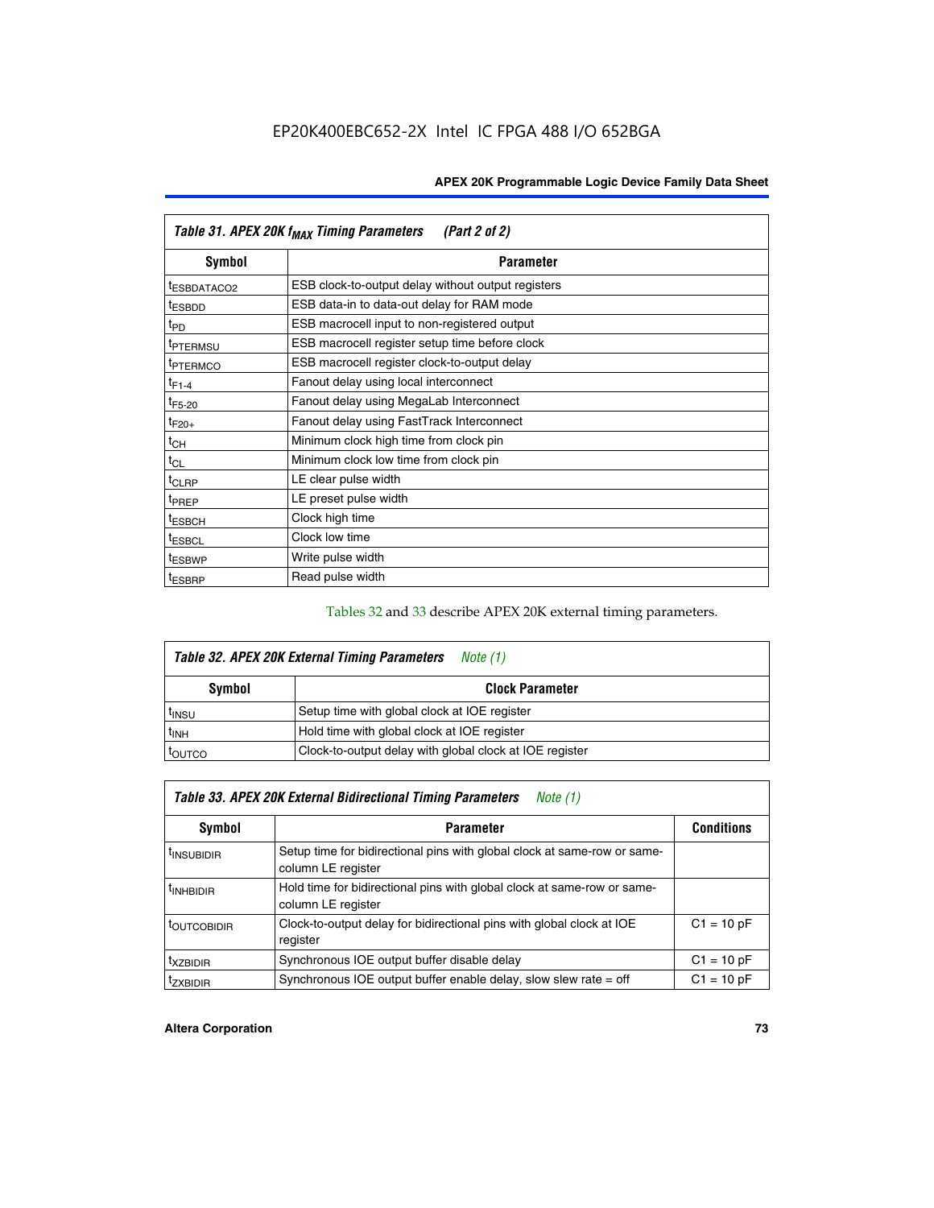| Table 31. APEX 20K $f_{MAX}$ Timing Parameters (Part 2 of 2) | |
|---|---|
| **Symbol** | **Parameter** |
| $t_{ESBDATACO2}$ | ESB clock-to-output delay without output registers |
| $t_{ESBDD}$ | ESB data-in to data-out delay for RAM mode |
| $t_{PD}$ | ESB macrocell input to non-registered output |
| $t_{PTERMSU}$ | ESB macrocell register setup time before clock |
| $t_{PTERMCO}$ | ESB macrocell register clock-to-output delay |
| $t_{F1-4}$ | Fanout delay using local interconnect |
| $t_{F5-20}$ | Fanout delay using MegaLab Interconnect |
| $t_{F20+}$ | Fanout delay using FastTrack Interconnect |
| $t_{CH}$ | Minimum clock high time from clock pin |
| $t_{CL}$ | Minimum clock low time from clock pin |
| $t_{CLRP}$ | LE clear pulse width |
| $t_{PREP}$ | LE preset pulse width |
| $t_{ESBCH}$ | Clock high time |
| $t_{ESBCL}$ | Clock low time |
| $t_{ESBWP}$ | Write pulse width |
| $t_{ESBRP}$ | Read pulse width |

Tables 32 and 33 describe APEX 20K external timing parameters.

| Table 32. APEX 20K External Timing Parameters *Note (1)* | |
|---|---|
| **Symbol** | **Clock Parameter** |
| $t_{INSU}$ | Setup time with global clock at IOE register |
| $t_{INH}$ | Hold time with global clock at IOE register |
| $t_{OUTCO}$ | Clock-to-output delay with global clock at IOE register |

| Table 33. APEX 20K External Bidirectional Timing Parameters *Note (1)* | | |
|---|---|---|
| **Symbol** | **Parameter** | **Conditions** |
| $t_{INSUBIDIR}$ | Setup time for bidirectional pins with global clock at same-row or same-column LE register | |
| $t_{INHBIDIR}$ | Hold time for bidirectional pins with global clock at same-row or same-column LE register | |
| $t_{OUTCOBIDIR}$ | Clock-to-output delay for bidirectional pins with global clock at IOE register | C1 = 10 pF |
| $t_{XZBIDIR}$ | Synchronous IOE output buffer disable delay | C1 = 10 pF |
| $t_{ZXBIDIR}$ | Synchronous IOE output buffer enable delay, slow slew rate = off | C1 = 10 pF |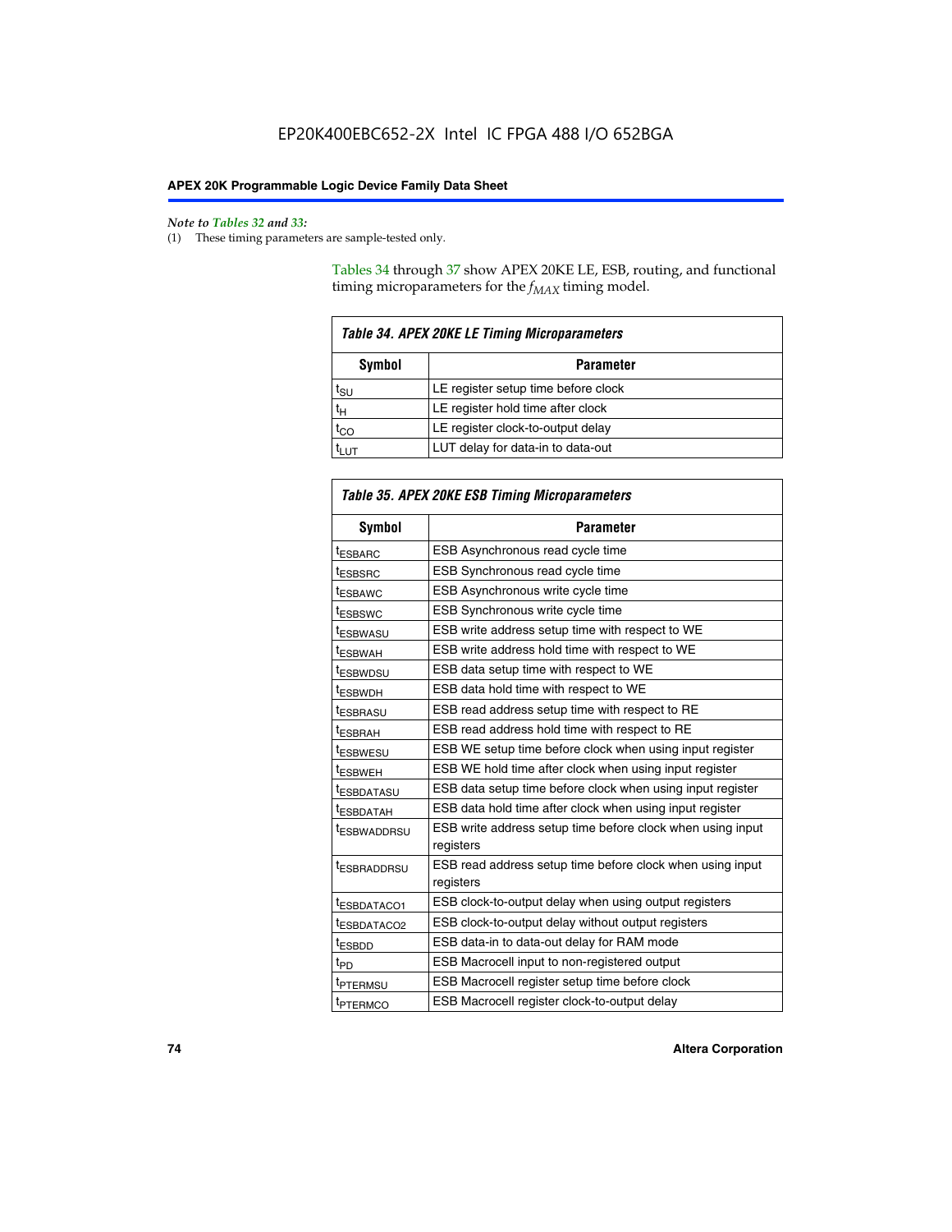*Note to Tables 32 and 33:*

(1) These timing parameters are sample-tested only.

Tables 34 through 37 show APEX 20KE LE, ESB, routing, and functional timing microparameters for the $f_{MAX}$ timing model.

**Table 34. APEX 20KE LE Timing Microparameters**

| Symbol | Parameter |
|---|---|
| $t_{SU}$ | LE register setup time before clock |
| $t_H$ | LE register hold time after clock |
| $t_{CO}$ | LE register clock-to-output delay |
| $t_{LUT}$ | LUT delay for data-in to data-out |

**Table 35. APEX 20KE ESB Timing Microparameters**

| Symbol | Parameter |
|---|---|
| $t_{ESBARC}$ | ESB Asynchronous read cycle time |
| $t_{ESBSRC}$ | ESB Synchronous read cycle time |
| $t_{ESBAWC}$ | ESB Asynchronous write cycle time |
| $t_{ESBSWC}$ | ESB Synchronous write cycle time |
| $t_{ESBWASU}$ | ESB write address setup time with respect to WE |
| $t_{ESBWAH}$ | ESB write address hold time with respect to WE |
| $t_{ESBWDSU}$ | ESB data setup time with respect to WE |
| $t_{ESBWDH}$ | ESB data hold time with respect to WE |
| $t_{ESBRASU}$ | ESB read address setup time with respect to RE |
| $t_{ESBRAH}$ | ESB read address hold time with respect to RE |
| $t_{ESBWESU}$ | ESB WE setup time before clock when using input register |
| $t_{ESBWEH}$ | ESB WE hold time after clock when using input register |
| $t_{ESBDATASU}$ | ESB data setup time before clock when using input register |
| $t_{ESBDATAH}$ | ESB data hold time after clock when using input register |
| $t_{ESBWADDRSU}$ | ESB write address setup time before clock when using input registers |
| $t_{ESBRADDRSU}$ | ESB read address setup time before clock when using input registers |
| $t_{ESBDATACO1}$ | ESB clock-to-output delay when using output registers |
| $t_{ESBDATACO2}$ | ESB clock-to-output delay without output registers |
| $t_{ESBDD}$ | ESB data-in to data-out delay for RAM mode |
| $t_{PD}$ | ESB Macrocell input to non-registered output |
| $t_{PTERMSU}$ | ESB Macrocell register setup time before clock |
| $t_{PTERMCO}$ | ESB Macrocell register clock-to-output delay |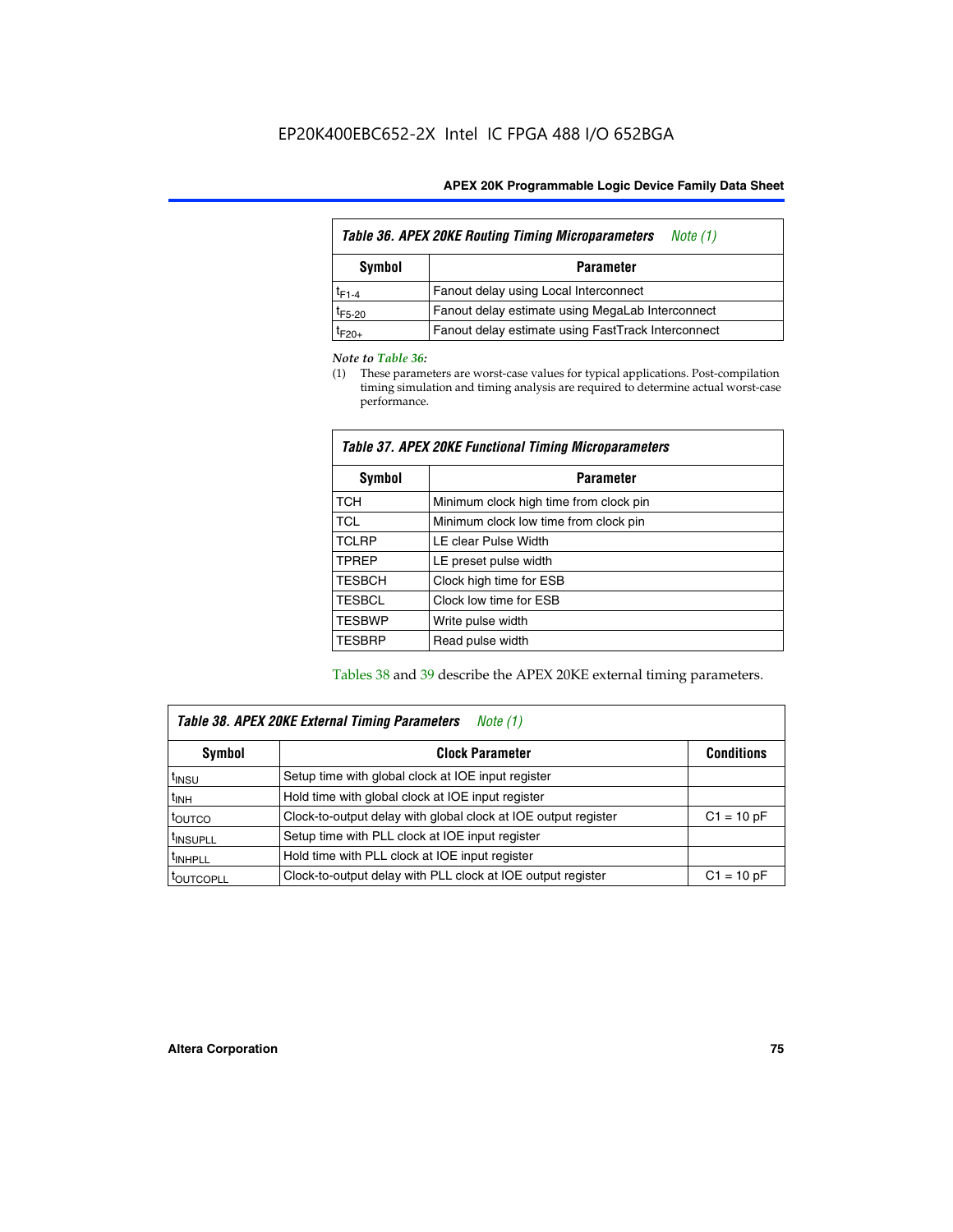| Table 36. APEX 20KE Routing Timing Microparameters *Note (1)* | |
|---|---|
| **Symbol** | **Parameter** |
| $t_{F1-4}$ | Fanout delay using Local Interconnect |
| $t_{F5-20}$ | Fanout delay estimate using MegaLab Interconnect |
| $t_{F20+}$ | Fanout delay estimate using FastTrack Interconnect |

*Note to Table 36:*

(1) These parameters are worst-case values for typical applications. Post-compilation timing simulation and timing analysis are required to determine actual worst-case performance.

| Table 37. APEX 20KE Functional Timing Microparameters | |
|---|---|
| **Symbol** | **Parameter** |
| TCH | Minimum clock high time from clock pin |
| TCL | Minimum clock low time from clock pin |
| TCLRP | LE clear Pulse Width |
| TPREP | LE preset pulse width |
| TESBCH | Clock high time for ESB |
| TESBCL | Clock low time for ESB |
| TESBWP | Write pulse width |
| TESBRP | Read pulse width |

Tables 38 and 39 describe the APEX 20KE external timing parameters.

| Table 38. APEX 20KE External Timing Parameters *Note (1)* | | |
|---|---|---|
| **Symbol** | **Clock Parameter** | **Conditions** |
| $t_{INSU}$ | Setup time with global clock at IOE input register | |
| $t_{INH}$ | Hold time with global clock at IOE input register | |
| $t_{OUTCO}$ | Clock-to-output delay with global clock at IOE output register | C1 = 10 pF |
| $t_{INSUPLL}$ | Setup time with PLL clock at IOE input register | |
| $t_{INHPLL}$ | Hold time with PLL clock at IOE input register | |
| $t_{OUTCOPLL}$ | Clock-to-output delay with PLL clock at IOE output register | C1 = 10 pF |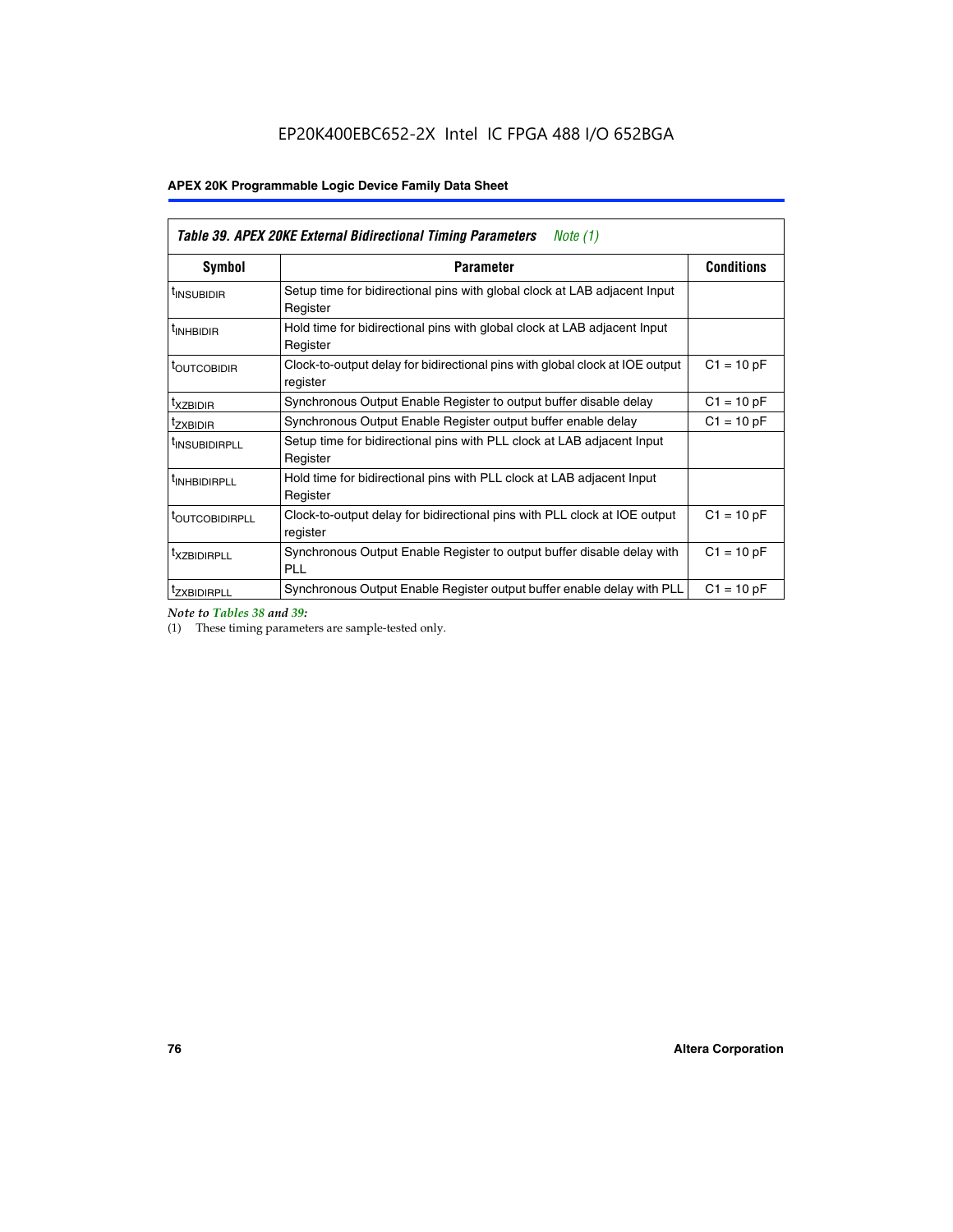**Table 39. APEX 20KE External Bidirectional Timing Parameters** *Note (1)*

| Symbol | Parameter | Conditions |
|---|---|---|
| $t_{INSUBIDIR}$ | Setup time for bidirectional pins with global clock at LAB adjacent Input Register | |
| $t_{INHBIDIR}$ | Hold time for bidirectional pins with global clock at LAB adjacent Input Register | |
| $t_{OUTCOBIDIR}$ | Clock-to-output delay for bidirectional pins with global clock at IOE output register | C1 = 10 pF |
| $t_{XZBIDIR}$ | Synchronous Output Enable Register to output buffer disable delay | C1 = 10 pF |
| $t_{ZXBIDIR}$ | Synchronous Output Enable Register output buffer enable delay | C1 = 10 pF |
| $t_{INSUBIDIRPLL}$ | Setup time for bidirectional pins with PLL clock at LAB adjacent Input Register | |
| $t_{INHBIDIRPLL}$ | Hold time for bidirectional pins with PLL clock at LAB adjacent Input Register | |
| $t_{OUTCOBIDIRPLL}$ | Clock-to-output delay for bidirectional pins with PLL clock at IOE output register | C1 = 10 pF |
| $t_{XZBIDIRPLL}$ | Synchronous Output Enable Register to output buffer disable delay with PLL | C1 = 10 pF |
| $t_{ZXBIDIRPLL}$ | Synchronous Output Enable Register output buffer enable delay with PLL | C1 = 10 pF |

*Note to Tables 38 and 39:*

(1) These timing parameters are sample-tested only.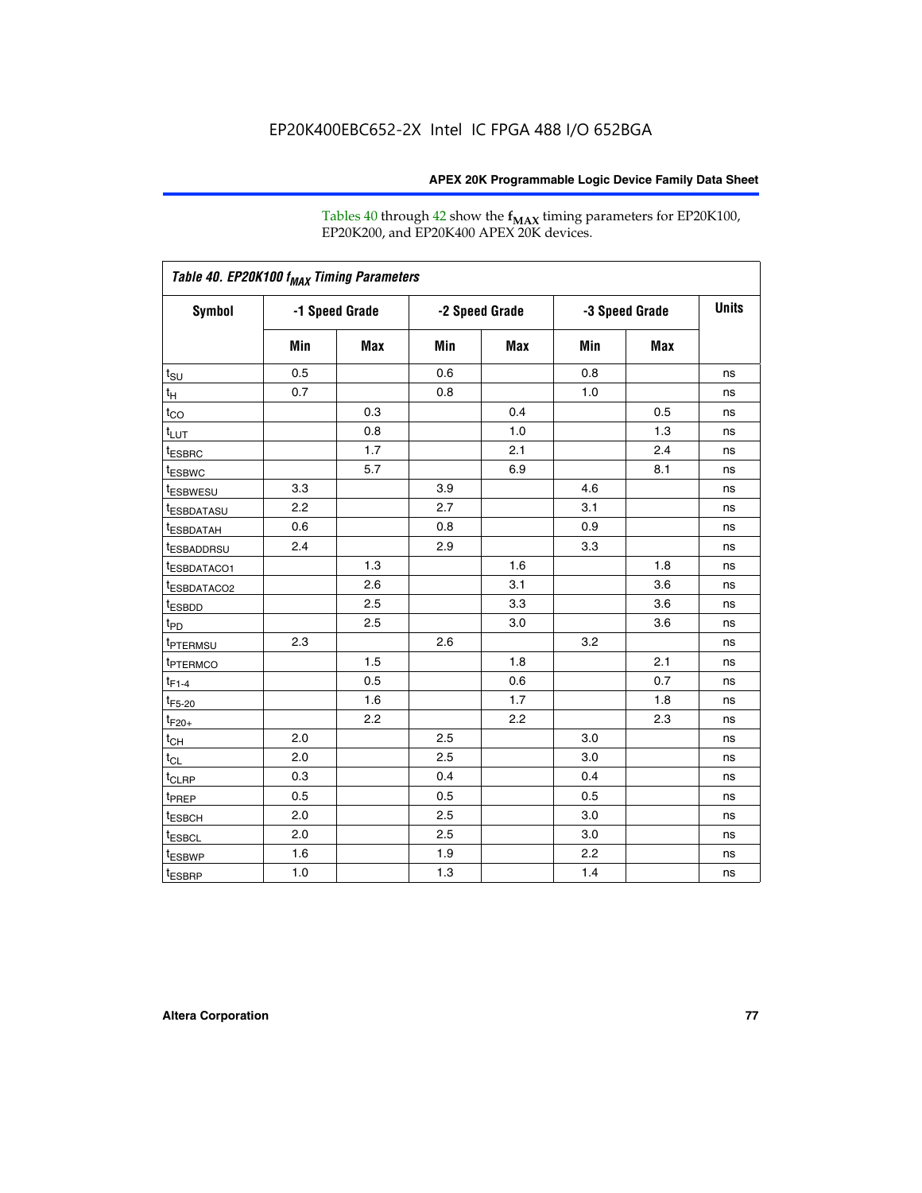Tables 40 through 42 show the $f_{MAX}$ timing parameters for EP20K100, EP20K200, and EP20K400 APEX 20K devices.

**Table 40. EP20K100 $f_{MAX}$ Timing Parameters**

| Symbol | -1 Speed Grade | | -2 Speed Grade | | -3 Speed Grade | | Units |
|---|---|---|---|---|---|---|---|
| | Min | Max | Min | Max | Min | Max | |
| $t_{SU}$ | 0.5 | | 0.6 | | 0.8 | | ns |
| $t_{H}$ | 0.7 | | 0.8 | | 1.0 | | ns |
| $t_{CO}$ | | 0.3 | | 0.4 | | 0.5 | ns |
| $t_{LUT}$ | | 0.8 | | 1.0 | | 1.3 | ns |
| $t_{ESBRC}$ | | 1.7 | | 2.1 | | 2.4 | ns |
| $t_{ESBWC}$ | | 5.7 | | 6.9 | | 8.1 | ns |
| $t_{ESBWESU}$ | 3.3 | | 3.9 | | 4.6 | | ns |
| $t_{ESBDATASU}$ | 2.2 | | 2.7 | | 3.1 | | ns |
| $t_{ESBDATAH}$ | 0.6 | | 0.8 | | 0.9 | | ns |
| $t_{ESBADDRSU}$ | 2.4 | | 2.9 | | 3.3 | | ns |
| $t_{ESBDATACO1}$ | | 1.3 | | 1.6 | | 1.8 | ns |
| $t_{ESBDATACO2}$ | | 2.6 | | 3.1 | | 3.6 | ns |
| $t_{ESBDD}$ | | 2.5 | | 3.3 | | 3.6 | ns |
| $t_{PD}$ | | 2.5 | | 3.0 | | 3.6 | ns |
| $t_{PTERMSU}$ | 2.3 | | 2.6 | | 3.2 | | ns |
| $t_{PTERMCO}$ | | 1.5 | | 1.8 | | 2.1 | ns |
| $t_{F1-4}$ | | 0.5 | | 0.6 | | 0.7 | ns |
| $t_{F5-20}$ | | 1.6 | | 1.7 | | 1.8 | ns |
| $t_{F20+}$ | | 2.2 | | 2.2 | | 2.3 | ns |
| $t_{CH}$ | 2.0 | | 2.5 | | 3.0 | | ns |
| $t_{CL}$ | 2.0 | | 2.5 | | 3.0 | | ns |
| $t_{CLRP}$ | 0.3 | | 0.4 | | 0.4 | | ns |
| $t_{PREP}$ | 0.5 | | 0.5 | | 0.5 | | ns |
| $t_{ESBCH}$ | 2.0 | | 2.5 | | 3.0 | | ns |
| $t_{ESBCL}$ | 2.0 | | 2.5 | | 3.0 | | ns |
| $t_{ESBWP}$ | 1.6 | | 1.9 | | 2.2 | | ns |
| $t_{ESBRP}$ | 1.0 | | 1.3 | | 1.4 | | ns |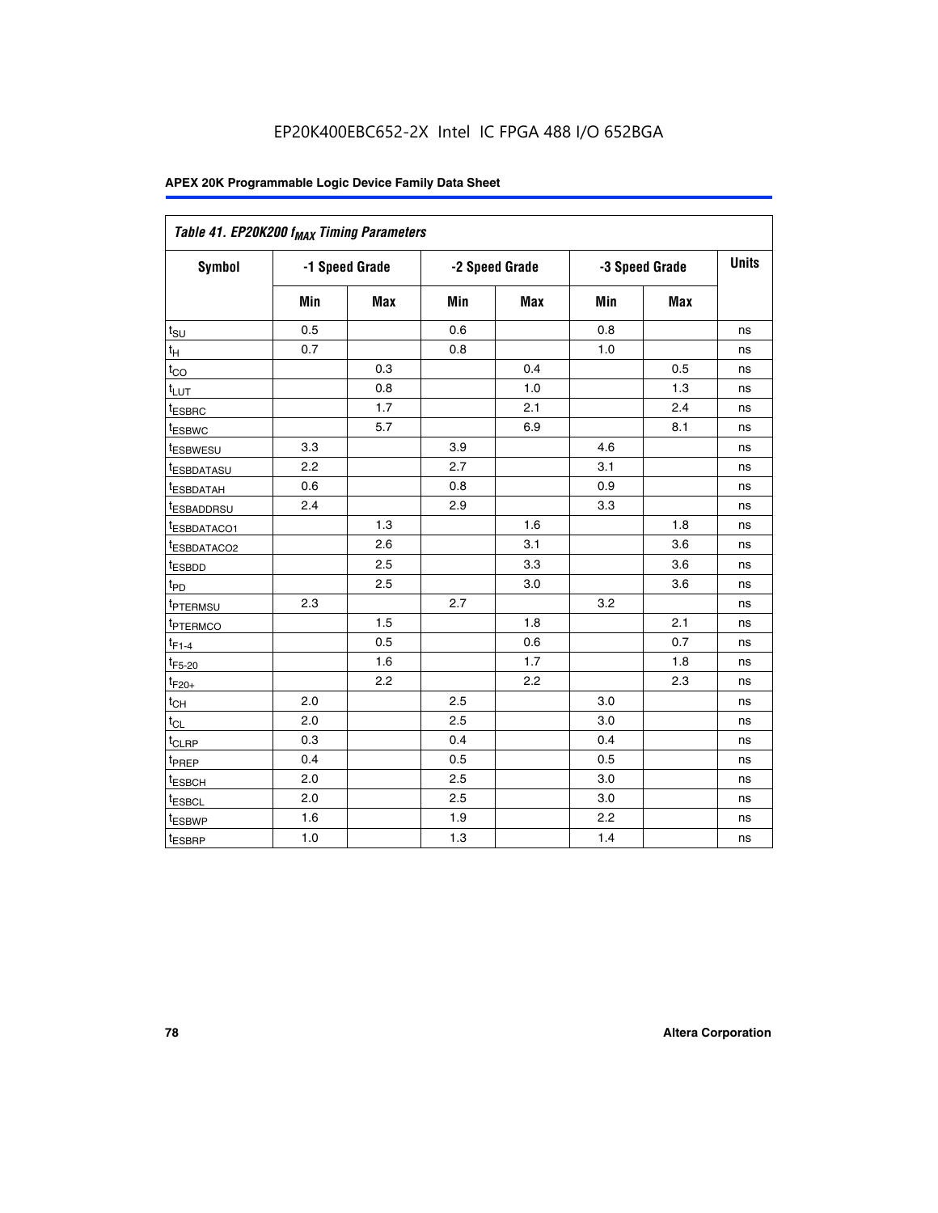EP20K400EBC652-2X Intel IC FPGA 488 I/O 652BGA

| *Table 41. EP20K200 $f_{MAX}$ Timing Parameters* | | | | | | | |
|---|---|---|---|---|---|---|---|
| **Symbol** | **-1 Speed Grade** | | **-2 Speed Grade** | | **-3 Speed Grade** | | **Units** |
| | **Min** | **Max** | **Min** | **Max** | **Min** | **Max** | |
| $t_{SU}$ | 0.5 | | 0.6 | | 0.8 | | ns |
| $t_H$ | 0.7 | | 0.8 | | 1.0 | | ns |
| $t_{CO}$ | | 0.3 | | 0.4 | | 0.5 | ns |
| $t_{LUT}$ | | 0.8 | | 1.0 | | 1.3 | ns |
| $t_{ESBRC}$ | | 1.7 | | 2.1 | | 2.4 | ns |
| $t_{ESBWC}$ | | 5.7 | | 6.9 | | 8.1 | ns |
| $t_{ESBWESU}$ | 3.3 | | 3.9 | | 4.6 | | ns |
| $t_{ESBDATASU}$ | 2.2 | | 2.7 | | 3.1 | | ns |
| $t_{ESBDATAH}$ | 0.6 | | 0.8 | | 0.9 | | ns |
| $t_{ESBADDRSU}$ | 2.4 | | 2.9 | | 3.3 | | ns |
| $t_{ESBDATACO1}$ | | 1.3 | | 1.6 | | 1.8 | ns |
| $t_{ESBDATACO2}$ | | 2.6 | | 3.1 | | 3.6 | ns |
| $t_{ESBDD}$ | | 2.5 | | 3.3 | | 3.6 | ns |
| $t_{PD}$ | | 2.5 | | 3.0 | | 3.6 | ns |
| $t_{PTERMSU}$ | 2.3 | | 2.7 | | 3.2 | | ns |
| $t_{PTERMCO}$ | | 1.5 | | 1.8 | | 2.1 | ns |
| $t_{F1-4}$ | | 0.5 | | 0.6 | | 0.7 | ns |
| $t_{F5-20}$ | | 1.6 | | 1.7 | | 1.8 | ns |
| $t_{F20+}$ | | 2.2 | | 2.2 | | 2.3 | ns |
| $t_{CH}$ | 2.0 | | 2.5 | | 3.0 | | ns |
| $t_{CL}$ | 2.0 | | 2.5 | | 3.0 | | ns |
| $t_{CLRP}$ | 0.3 | | 0.4 | | 0.4 | | ns |
| $t_{PREP}$ | 0.4 | | 0.5 | | 0.5 | | ns |
| $t_{ESBCH}$ | 2.0 | | 2.5 | | 3.0 | | ns |
| $t_{ESBCL}$ | 2.0 | | 2.5 | | 3.0 | | ns |
| $t_{ESBWP}$ | 1.6 | | 1.9 | | 2.2 | | ns |
| $t_{ESBRP}$ | 1.0 | | 1.3 | | 1.4 | | ns |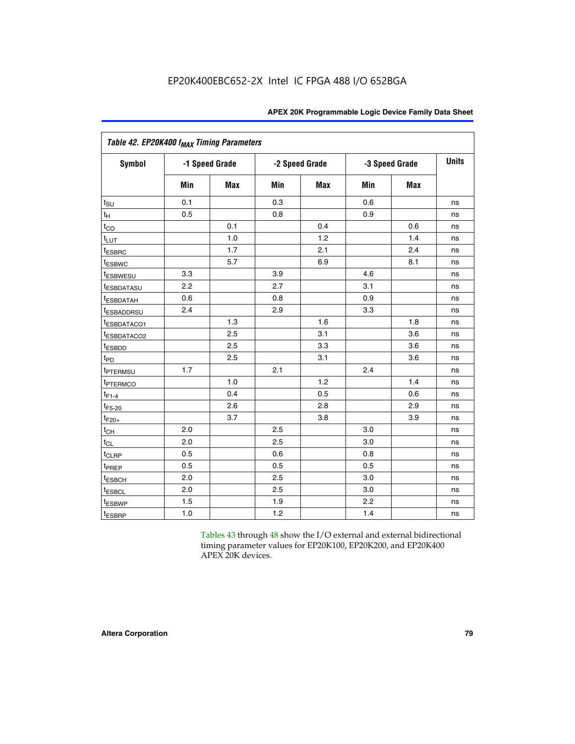EP20K400EBC652-2X Intel IC FPGA 488 I/O 652BGA

| Table 42. EP20K400 $f_{MAX}$ Timing Parameters | | | | | | | |
|---|---|---|---|---|---|---|---|
| Symbol | -1 Speed Grade | | -2 Speed Grade | | -3 Speed Grade | | Units |
| | Min | Max | Min | Max | Min | Max | |
| $t_{SU}$ | 0.1 | | 0.3 | | 0.6 | | ns |
| $t_{H}$ | 0.5 | | 0.8 | | 0.9 | | ns |
| $t_{CO}$ | | 0.1 | | 0.4 | | 0.6 | ns |
| $t_{LUT}$ | | 1.0 | | 1.2 | | 1.4 | ns |
| $t_{ESBRC}$ | | 1.7 | | 2.1 | | 2.4 | ns |
| $t_{ESBWC}$ | | 5.7 | | 6.9 | | 8.1 | ns |
| $t_{ESBWESU}$ | 3.3 | | 3.9 | | 4.6 | | ns |
| $t_{ESBDATASU}$ | 2.2 | | 2.7 | | 3.1 | | ns |
| $t_{ESBDATAH}$ | 0.6 | | 0.8 | | 0.9 | | ns |
| $t_{ESBADDRSU}$ | 2.4 | | 2.9 | | 3.3 | | ns |
| $t_{ESBDATACO1}$ | | 1.3 | | 1.6 | | 1.8 | ns |
| $t_{ESBDATACO2}$ | | 2.5 | | 3.1 | | 3.6 | ns |
| $t_{ESBDD}$ | | 2.5 | | 3.3 | | 3.6 | ns |
| $t_{PD}$ | | 2.5 | | 3.1 | | 3.6 | ns |
| $t_{PTERMSU}$ | 1.7 | | 2.1 | | 2.4 | | ns |
| $t_{PTERMCO}$ | | 1.0 | | 1.2 | | 1.4 | ns |
| $t_{F1-4}$ | | 0.4 | | 0.5 | | 0.6 | ns |
| $t_{F5-20}$ | | 2.6 | | 2.8 | | 2.9 | ns |
| $t_{F20+}$ | | 3.7 | | 3.8 | | 3.9 | ns |
| $t_{CH}$ | 2.0 | | 2.5 | | 3.0 | | ns |
| $t_{CL}$ | 2.0 | | 2.5 | | 3.0 | | ns |
| $t_{CLRP}$ | 0.5 | | 0.6 | | 0.8 | | ns |
| $t_{PREP}$ | 0.5 | | 0.5 | | 0.5 | | ns |
| $t_{ESBCH}$ | 2.0 | | 2.5 | | 3.0 | | ns |
| $t_{ESBCL}$ | 2.0 | | 2.5 | | 3.0 | | ns |
| $t_{ESBWP}$ | 1.5 | | 1.9 | | 2.2 | | ns |
| $t_{ESBRP}$ | 1.0 | | 1.2 | | 1.4 | | ns |

Tables 43 through 48 show the I/O external and external bidirectional timing parameter values for EP20K100, EP20K200, and EP20K400 APEX 20K devices.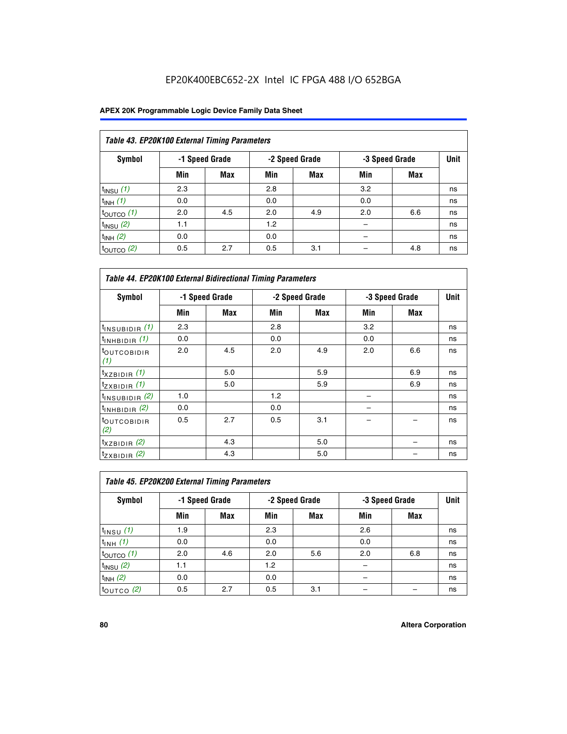EP20K400EBC652-2X Intel IC FPGA 488 I/O 652BGA

**Table 43. EP20K100 External Timing Parameters**

| Symbol | -1 Speed Grade | | -2 Speed Grade | | -3 Speed Grade | | Unit |
|---|---|---|---|---|---|---|---|
| | Min | Max | Min | Max | Min | Max | |
| $t_{INSU}$ *(1)* | 2.3 | | 2.8 | | 3.2 | | ns |
| $t_{INH}$ *(1)* | 0.0 | | 0.0 | | 0.0 | | ns |
| $t_{OUTCO}$ *(1)* | 2.0 | 4.5 | 2.0 | 4.9 | 2.0 | 6.6 | ns |
| $t_{INSU}$ *(2)* | 1.1 | | 1.2 | | – | | ns |
| $t_{INH}$ *(2)* | 0.0 | | 0.0 | | – | | ns |
| $t_{OUTCO}$ *(2)* | 0.5 | 2.7 | 0.5 | 3.1 | – | 4.8 | ns |

**Table 44. EP20K100 External Bidirectional Timing Parameters**

| Symbol | -1 Speed Grade | | -2 Speed Grade | | -3 Speed Grade | | Unit |
|---|---|---|---|---|---|---|---|
| | Min | Max | Min | Max | Min | Max | |
| $t_{INSUBIDIR}$ *(1)* | 2.3 | | 2.8 | | 3.2 | | ns |
| $t_{INHBIDIR}$ *(1)* | 0.0 | | 0.0 | | 0.0 | | ns |
| $t_{OUTCOBIDIR}$ *(1)* | 2.0 | 4.5 | 2.0 | 4.9 | 2.0 | 6.6 | ns |
| $t_{XZBIDIR}$ *(1)* | | 5.0 | | 5.9 | | 6.9 | ns |
| $t_{ZXBIDIR}$ *(1)* | | 5.0 | | 5.9 | | 6.9 | ns |
| $t_{INSUBIDIR}$ *(2)* | 1.0 | | 1.2 | | – | | ns |
| $t_{INHBIDIR}$ *(2)* | 0.0 | | 0.0 | | – | | ns |
| $t_{OUTCOBIDIR}$ *(2)* | 0.5 | 2.7 | 0.5 | 3.1 | – | – | ns |
| $t_{XZBIDIR}$ *(2)* | | 4.3 | | 5.0 | | – | ns |
| $t_{ZXBIDIR}$ *(2)* | | 4.3 | | 5.0 | | – | ns |

**Table 45. EP20K200 External Timing Parameters**

| Symbol | -1 Speed Grade | | -2 Speed Grade | | -3 Speed Grade | | Unit |
|---|---|---|---|---|---|---|---|
| | Min | Max | Min | Max | Min | Max | |
| $t_{INSU}$ *(1)* | 1.9 | | 2.3 | | 2.6 | | ns |
| $t_{INH}$ *(1)* | 0.0 | | 0.0 | | 0.0 | | ns |
| $t_{OUTCO}$ *(1)* | 2.0 | 4.6 | 2.0 | 5.6 | 2.0 | 6.8 | ns |
| $t_{INSU}$ *(2)* | 1.1 | | 1.2 | | – | | ns |
| $t_{INH}$ *(2)* | 0.0 | | 0.0 | | – | | ns |
| $t_{OUTCO}$ *(2)* | 0.5 | 2.7 | 0.5 | 3.1 | – | – | ns |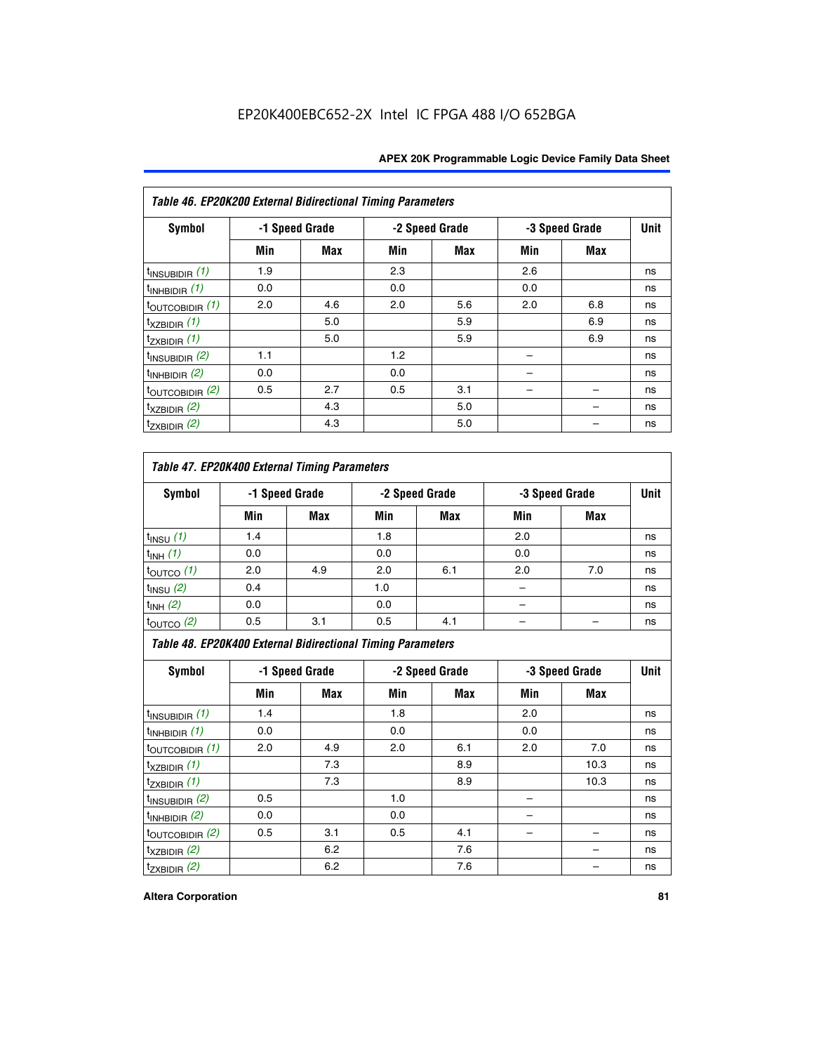Table 46. EP20K200 External Bidirectional Timing Parameters

| Symbol | -1 Speed Grade | | -2 Speed Grade | | -3 Speed Grade | | Unit |
|---|---|---|---|---|---|---|---|
| | Min | Max | Min | Max | Min | Max | |
| $t_{INSUBIDIR}$ (1) | 1.9 | | 2.3 | | 2.6 | | ns |
| $t_{INHBIDIR}$ (1) | 0.0 | | 0.0 | | 0.0 | | ns |
| $t_{OUTCOBIDIR}$ (1) | 2.0 | 4.6 | 2.0 | 5.6 | 2.0 | 6.8 | ns |
| $t_{XZBIDIR}$ (1) | | 5.0 | | 5.9 | | 6.9 | ns |
| $t_{ZXBIDIR}$ (1) | | 5.0 | | 5.9 | | 6.9 | ns |
| $t_{INSUBIDIR}$ (2) | 1.1 | | 1.2 | | – | | ns |
| $t_{INHBIDIR}$ (2) | 0.0 | | 0.0 | | – | | ns |
| $t_{OUTCOBIDIR}$ (2) | 0.5 | 2.7 | 0.5 | 3.1 | – | – | ns |
| $t_{XZBIDIR}$ (2) | | 4.3 | | 5.0 | | – | ns |
| $t_{ZXBIDIR}$ (2) | | 4.3 | | 5.0 | | – | ns |

Table 47. EP20K400 External Timing Parameters

| Symbol | -1 Speed Grade | | -2 Speed Grade | | -3 Speed Grade | | Unit |
|---|---|---|---|---|---|---|---|
| | Min | Max | Min | Max | Min | Max | |
| $t_{INSU}$ (1) | 1.4 | | 1.8 | | 2.0 | | ns |
| $t_{INH}$ (1) | 0.0 | | 0.0 | | 0.0 | | ns |
| $t_{OUTCO}$ (1) | 2.0 | 4.9 | 2.0 | 6.1 | 2.0 | 7.0 | ns |
| $t_{INSU}$ (2) | 0.4 | | 1.0 | | – | | ns |
| $t_{INH}$ (2) | 0.0 | | 0.0 | | – | | ns |
| $t_{OUTCO}$ (2) | 0.5 | 3.1 | 0.5 | 4.1 | – | – | ns |

Table 48. EP20K400 External Bidirectional Timing Parameters

| Symbol | -1 Speed Grade | | -2 Speed Grade | | -3 Speed Grade | | Unit |
|---|---|---|---|---|---|---|---|
| | Min | Max | Min | Max | Min | Max | |
| $t_{INSUBIDIR}$ (1) | 1.4 | | 1.8 | | 2.0 | | ns |
| $t_{INHBIDIR}$ (1) | 0.0 | | 0.0 | | 0.0 | | ns |
| $t_{OUTCOBIDIR}$ (1) | 2.0 | 4.9 | 2.0 | 6.1 | 2.0 | 7.0 | ns |
| $t_{XZBIDIR}$ (1) | | 7.3 | | 8.9 | | 10.3 | ns |
| $t_{ZXBIDIR}$ (1) | | 7.3 | | 8.9 | | 10.3 | ns |
| $t_{INSUBIDIR}$ (2) | 0.5 | | 1.0 | | – | | ns |
| $t_{INHBIDIR}$ (2) | 0.0 | | 0.0 | | – | | ns |
| $t_{OUTCOBIDIR}$ (2) | 0.5 | 3.1 | 0.5 | 4.1 | – | – | ns |
| $t_{XZBIDIR}$ (2) | | 6.2 | | 7.6 | | – | ns |
| $t_{ZXBIDIR}$ (2) | | 6.2 | | 7.6 | | – | ns |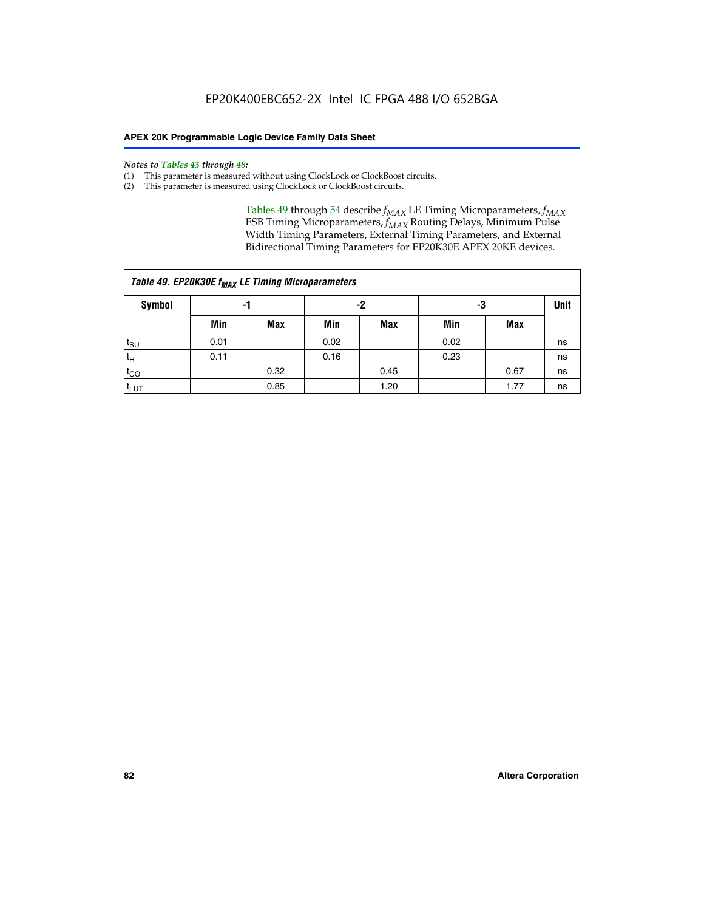*Notes to Tables 43 through 48:*

(1) This parameter is measured without using ClockLock or ClockBoost circuits.
(2) This parameter is measured using ClockLock or ClockBoost circuits.

Tables 49 through 54 describe $f_{MAX}$ LE Timing Microparameters, $f_{MAX}$ ESB Timing Microparameters, $f_{MAX}$ Routing Delays, Minimum Pulse Width Timing Parameters, External Timing Parameters, and External Bidirectional Timing Parameters for EP20K30E APEX 20KE devices.

**Table 49. EP20K30E $f_{MAX}$ LE Timing Microparameters**

| Symbol | -1 | | -2 | | -3 | | Unit |
|---|---|---|---|---|---|---|---|
| | Min | Max | Min | Max | Min | Max | |
| $t_{SU}$ | 0.01 | | 0.02 | | 0.02 | | ns |
| $t_{H}$ | 0.11 | | 0.16 | | 0.23 | | ns |
| $t_{CO}$ | | 0.32 | | 0.45 | | 0.67 | ns |
| $t_{LUT}$ | | 0.85 | | 1.20 | | 1.77 | ns |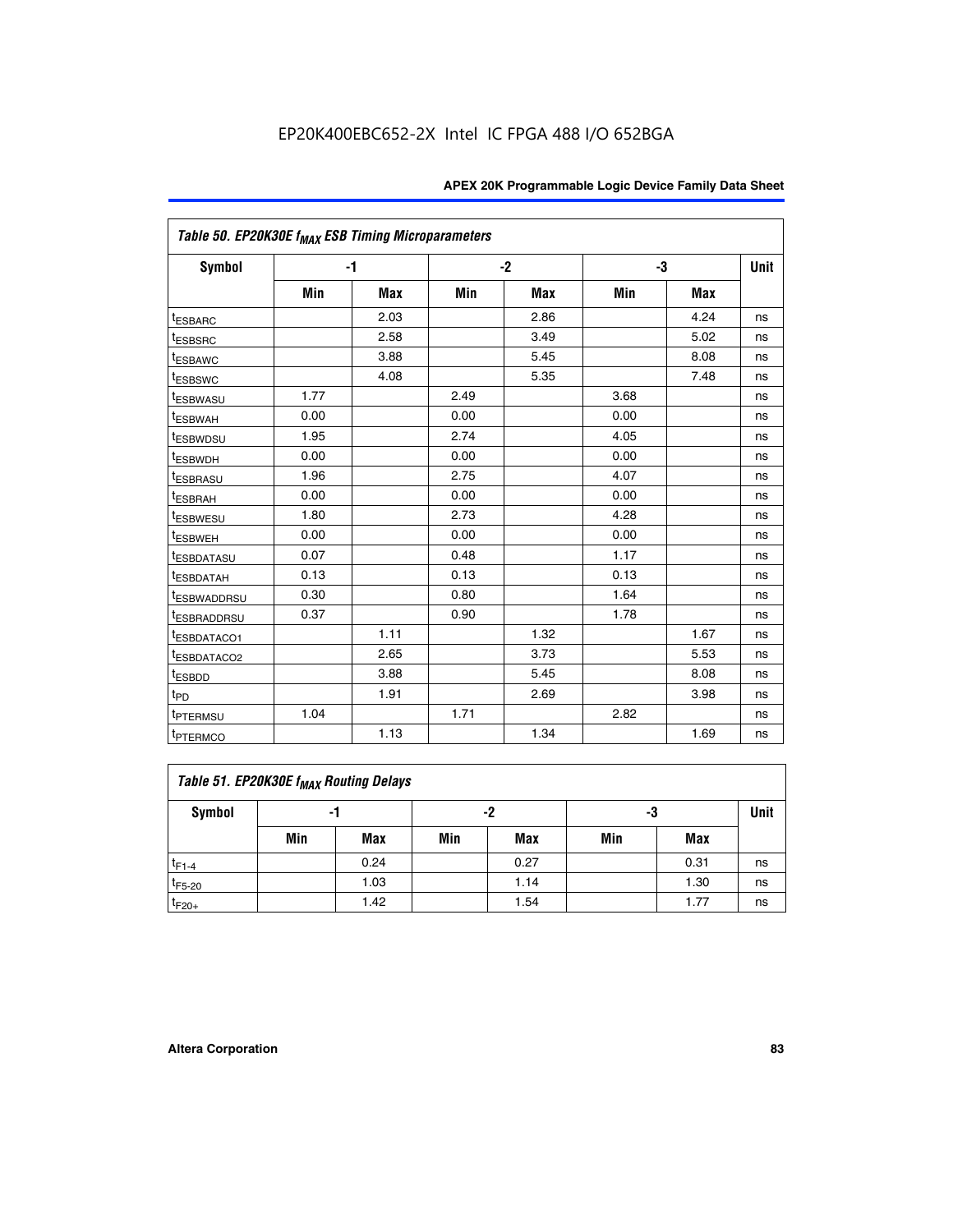### Table 50. EP20K30E $f_{MAX}$ ESB Timing Microparameters

| Symbol | -1 | | -2 | | -3 | | Unit |
|---|---|---|---|---|---|---|---|
| | Min | Max | Min | Max | Min | Max | |
| $t_{ESBARC}$ | | 2.03 | | 2.86 | | 4.24 | ns |
| $t_{ESBSRC}$ | | 2.58 | | 3.49 | | 5.02 | ns |
| $t_{ESBAWC}$ | | 3.88 | | 5.45 | | 8.08 | ns |
| $t_{ESBSWC}$ | | 4.08 | | 5.35 | | 7.48 | ns |
| $t_{ESBWASU}$ | 1.77 | | 2.49 | | 3.68 | | ns |
| $t_{ESBWAH}$ | 0.00 | | 0.00 | | 0.00 | | ns |
| $t_{ESBWDSU}$ | 1.95 | | 2.74 | | 4.05 | | ns |
| $t_{ESBWDH}$ | 0.00 | | 0.00 | | 0.00 | | ns |
| $t_{ESBRASU}$ | 1.96 | | 2.75 | | 4.07 | | ns |
| $t_{ESBRAH}$ | 0.00 | | 0.00 | | 0.00 | | ns |
| $t_{ESBWESU}$ | 1.80 | | 2.73 | | 4.28 | | ns |
| $t_{ESBWEH}$ | 0.00 | | 0.00 | | 0.00 | | ns |
| $t_{ESBDATASU}$ | 0.07 | | 0.48 | | 1.17 | | ns |
| $t_{ESBDATAH}$ | 0.13 | | 0.13 | | 0.13 | | ns |
| $t_{ESBWADDRSU}$ | 0.30 | | 0.80 | | 1.64 | | ns |
| $t_{ESBRADDRSU}$ | 0.37 | | 0.90 | | 1.78 | | ns |
| $t_{ESBDATACO1}$ | | 1.11 | | 1.32 | | 1.67 | ns |
| $t_{ESBDATACO2}$ | | 2.65 | | 3.73 | | 5.53 | ns |
| $t_{ESBDD}$ | | 3.88 | | 5.45 | | 8.08 | ns |
| $t_{PD}$ | | 1.91 | | 2.69 | | 3.98 | ns |
| $t_{PTERMSU}$ | 1.04 | | 1.71 | | 2.82 | | ns |
| $t_{PTERMCO}$ | | 1.13 | | 1.34 | | 1.69 | ns |

### Table 51. EP20K30E $f_{MAX}$ Routing Delays

| Symbol | -1 | | -2 | | -3 | | Unit |
|---|---|---|---|---|---|---|---|
| | Min | Max | Min | Max | Min | Max | |
| $t_{F1-4}$ | | 0.24 | | 0.27 | | 0.31 | ns |
| $t_{F5-20}$ | | 1.03 | | 1.14 | | 1.30 | ns |
| $t_{F20+}$ | | 1.42 | | 1.54 | | 1.77 | ns |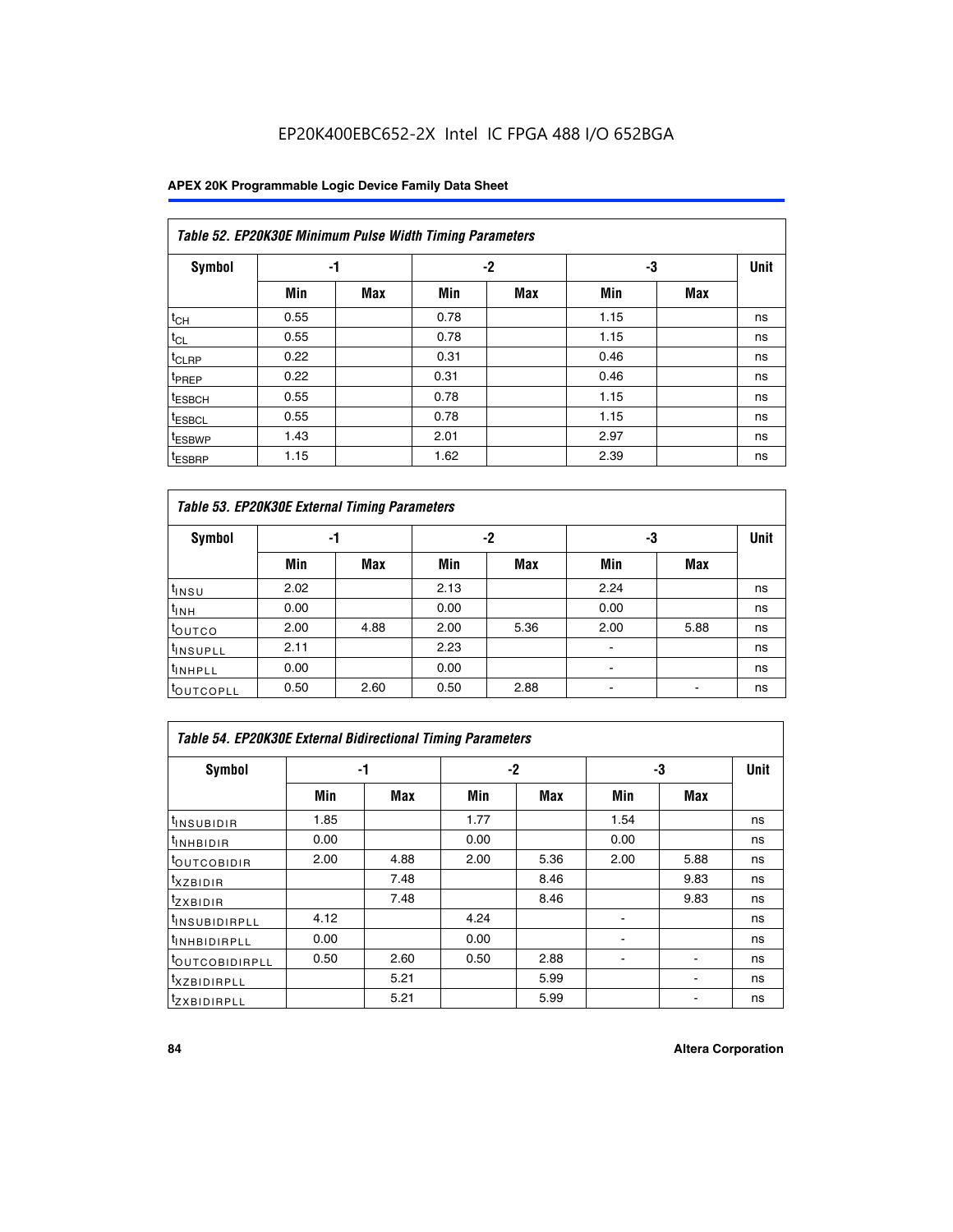EP20K400EBC652-2X Intel IC FPGA 488 I/O 652BGA

| Table 52. EP20K30E Minimum Pulse Width Timing Parameters | | | | | | | |
|---|---|---|---|---|---|---|---|
| Symbol | -1 | | -2 | | -3 | | Unit |
| | Min | Max | Min | Max | Min | Max | |
| $t_{CH}$ | 0.55 | | 0.78 | | 1.15 | | ns |
| $t_{CL}$ | 0.55 | | 0.78 | | 1.15 | | ns |
| $t_{CLRP}$ | 0.22 | | 0.31 | | 0.46 | | ns |
| $t_{PREP}$ | 0.22 | | 0.31 | | 0.46 | | ns |
| $t_{ESBCH}$ | 0.55 | | 0.78 | | 1.15 | | ns |
| $t_{ESBCL}$ | 0.55 | | 0.78 | | 1.15 | | ns |
| $t_{ESBWP}$ | 1.43 | | 2.01 | | 2.97 | | ns |
| $t_{ESBRP}$ | 1.15 | | 1.62 | | 2.39 | | ns |

| Table 53. EP20K30E External Timing Parameters | | | | | | | |
|---|---|---|---|---|---|---|---|
| Symbol | -1 | | -2 | | -3 | | Unit |
| | Min | Max | Min | Max | Min | Max | |
| $t_{INSU}$ | 2.02 | | 2.13 | | 2.24 | | ns |
| $t_{INH}$ | 0.00 | | 0.00 | | 0.00 | | ns |
| $t_{OUTCO}$ | 2.00 | 4.88 | 2.00 | 5.36 | 2.00 | 5.88 | ns |
| $t_{INSUPLL}$ | 2.11 | | 2.23 | | - | | ns |
| $t_{INHPLL}$ | 0.00 | | 0.00 | | - | | ns |
| $t_{OUTCOPLL}$ | 0.50 | 2.60 | 0.50 | 2.88 | - | - | ns |

| Table 54. EP20K30E External Bidirectional Timing Parameters | | | | | | | |
|---|---|---|---|---|---|---|---|
| Symbol | -1 | | -2 | | -3 | | Unit |
| | Min | Max | Min | Max | Min | Max | |
| $t_{INSUBIDIR}$ | 1.85 | | 1.77 | | 1.54 | | ns |
| $t_{INHBIDIR}$ | 0.00 | | 0.00 | | 0.00 | | ns |
| $t_{OUTCOBIDIR}$ | 2.00 | 4.88 | 2.00 | 5.36 | 2.00 | 5.88 | ns |
| $t_{XZBIDIR}$ | | 7.48 | | 8.46 | | 9.83 | ns |
| $t_{ZXBIDIR}$ | | 7.48 | | 8.46 | | 9.83 | ns |
| $t_{INSUBIDIRPLL}$ | 4.12 | | 4.24 | | - | | ns |
| $t_{INHBIDIRPLL}$ | 0.00 | | 0.00 | | - | | ns |
| $t_{OUTCOBIDIRPLL}$ | 0.50 | 2.60 | 0.50 | 2.88 | - | - | ns |
| $t_{XZBIDIRPLL}$ | | 5.21 | | 5.99 | | - | ns |
| $t_{ZXBIDIRPLL}$ | | 5.21 | | 5.99 | | - | ns |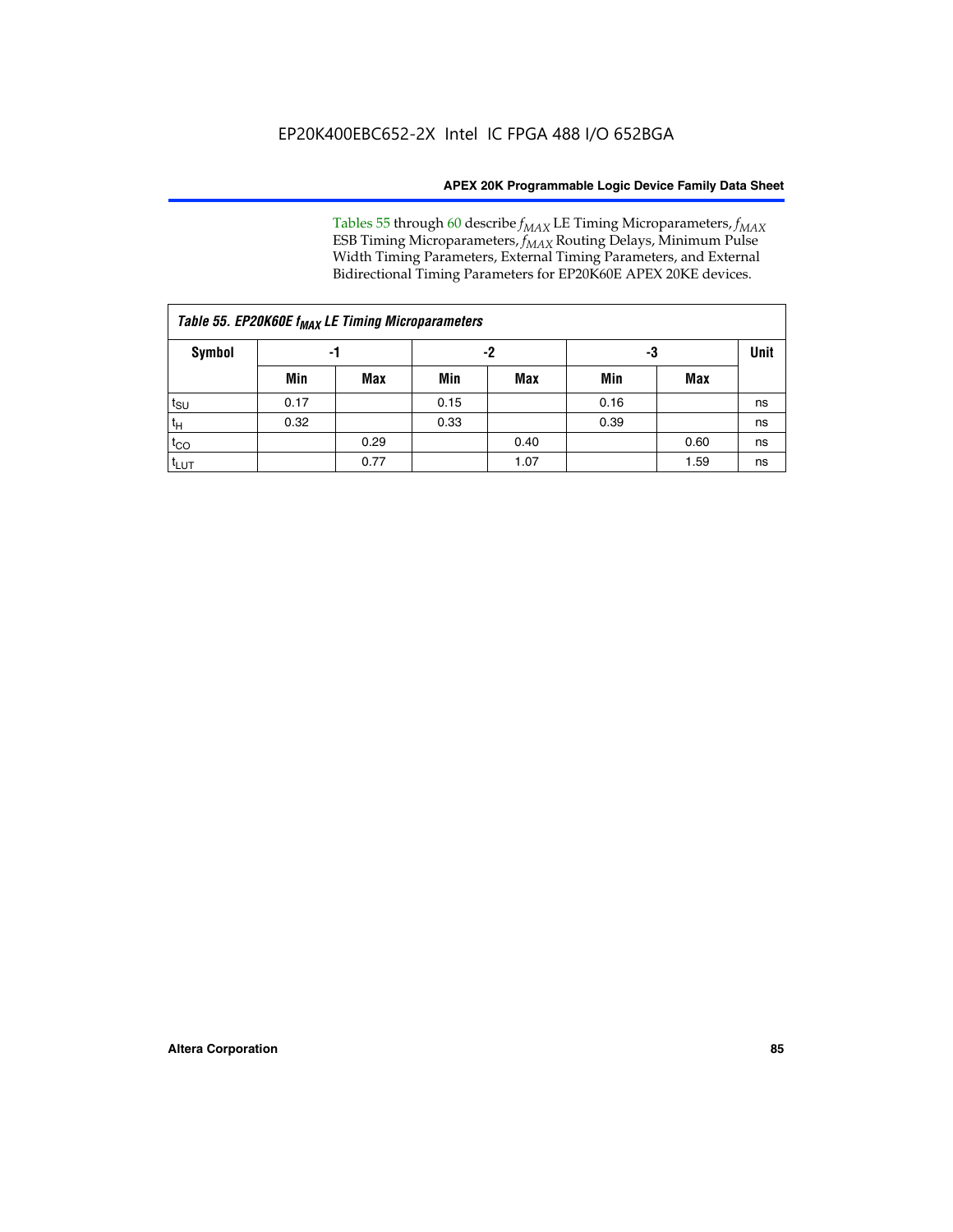Tables 55 through 60 describe $f_{MAX}$ LE Timing Microparameters, $f_{MAX}$ ESB Timing Microparameters, $f_{MAX}$ Routing Delays, Minimum Pulse Width Timing Parameters, External Timing Parameters, and External Bidirectional Timing Parameters for EP20K60E APEX 20KE devices.

| *Table 55. EP20K60E $f_{MAX}$ LE Timing Microparameters* | | | | | | | |
|---|---|---|---|---|---|---|---|
| **Symbol** | **-1** | | **-2** | | **-3** | | **Unit** |
| | **Min** | **Max** | **Min** | **Max** | **Min** | **Max** | |
| $t_{SU}$ | 0.17 | | 0.15 | | 0.16 | | ns |
| $t_H$ | 0.32 | | 0.33 | | 0.39 | | ns |
| $t_{CO}$ | | 0.29 | | 0.40 | | 0.60 | ns |
| $t_{LUT}$ | | 0.77 | | 1.07 | | 1.59 | ns |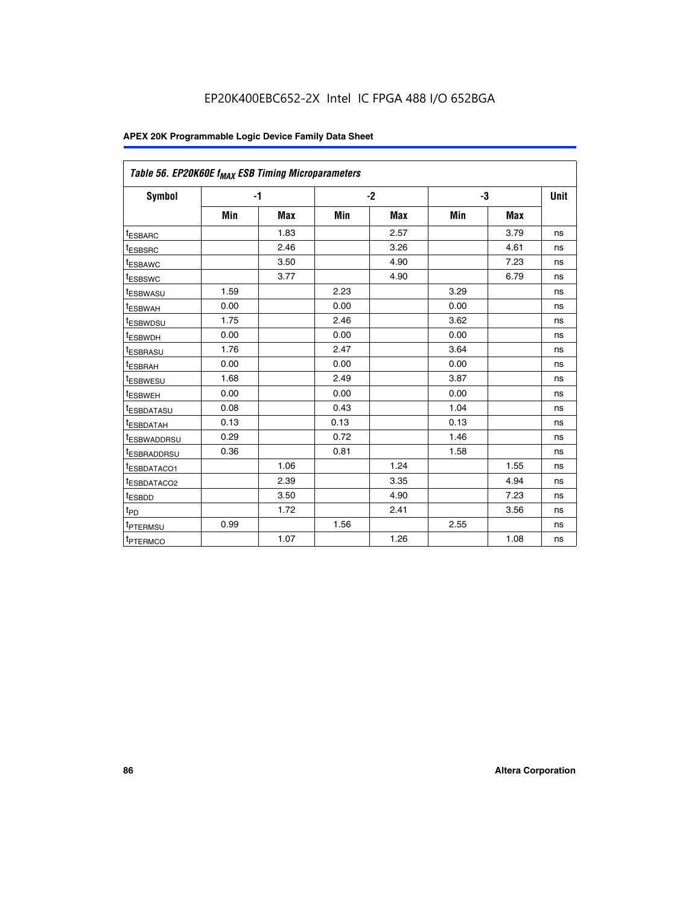| Table 56. EP20K60E $f_{MAX}$ ESB Timing Microparameters | | | | | | | |
|---|---|---|---|---|---|---|---|
| **Symbol** | **-1** | | **-2** | | **-3** | | **Unit** |
| | **Min** | **Max** | **Min** | **Max** | **Min** | **Max** | |
| $t_{ESBARC}$ | | 1.83 | | 2.57 | | 3.79 | ns |
| $t_{ESBSRC}$ | | 2.46 | | 3.26 | | 4.61 | ns |
| $t_{ESBAWC}$ | | 3.50 | | 4.90 | | 7.23 | ns |
| $t_{ESBSWC}$ | | 3.77 | | 4.90 | | 6.79 | ns |
| $t_{ESBWASU}$ | 1.59 | | 2.23 | | 3.29 | | ns |
| $t_{ESBWAH}$ | 0.00 | | 0.00 | | 0.00 | | ns |
| $t_{ESBWDSU}$ | 1.75 | | 2.46 | | 3.62 | | ns |
| $t_{ESBWDH}$ | 0.00 | | 0.00 | | 0.00 | | ns |
| $t_{ESBRASU}$ | 1.76 | | 2.47 | | 3.64 | | ns |
| $t_{ESBRAH}$ | 0.00 | | 0.00 | | 0.00 | | ns |
| $t_{ESBWESU}$ | 1.68 | | 2.49 | | 3.87 | | ns |
| $t_{ESBWEH}$ | 0.00 | | 0.00 | | 0.00 | | ns |
| $t_{ESBDATASU}$ | 0.08 | | 0.43 | | 1.04 | | ns |
| $t_{ESBDATAH}$ | 0.13 | | 0.13 | | 0.13 | | ns |
| $t_{ESBWADDRSU}$ | 0.29 | | 0.72 | | 1.46 | | ns |
| $t_{ESBRADDRSU}$ | 0.36 | | 0.81 | | 1.58 | | ns |
| $t_{ESBDATACO1}$ | | 1.06 | | 1.24 | | 1.55 | ns |
| $t_{ESBDATACO2}$ | | 2.39 | | 3.35 | | 4.94 | ns |
| $t_{ESBDD}$ | | 3.50 | | 4.90 | | 7.23 | ns |
| $t_{PD}$ | | 1.72 | | 2.41 | | 3.56 | ns |
| $t_{PTERMSU}$ | 0.99 | | 1.56 | | 2.55 | | ns |
| $t_{PTERMCO}$ | | 1.07 | | 1.26 | | 1.08 | ns |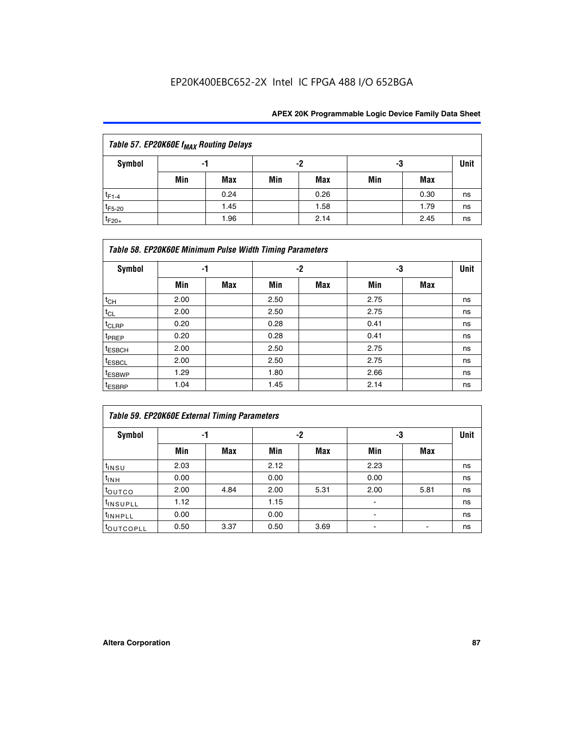| Table 57. EP20K60E $f_{MAX}$ Routing Delays | | | | | | | |
|---|---|---|---|---|---|---|---|
| Symbol | -1 | | -2 | | -3 | | Unit |
| | Min | Max | Min | Max | Min | Max | |
| $t_{F1-4}$ | | 0.24 | | 0.26 | | 0.30 | ns |
| $t_{F5-20}$ | | 1.45 | | 1.58 | | 1.79 | ns |
| $t_{F20+}$ | | 1.96 | | 2.14 | | 2.45 | ns |

| Table 58. EP20K60E Minimum Pulse Width Timing Parameters | | | | | | | |
|---|---|---|---|---|---|---|---|
| Symbol | -1 | | -2 | | -3 | | Unit |
| | Min | Max | Min | Max | Min | Max | |
| $t_{CH}$ | 2.00 | | 2.50 | | 2.75 | | ns |
| $t_{CL}$ | 2.00 | | 2.50 | | 2.75 | | ns |
| $t_{CLRP}$ | 0.20 | | 0.28 | | 0.41 | | ns |
| $t_{PREP}$ | 0.20 | | 0.28 | | 0.41 | | ns |
| $t_{ESBCH}$ | 2.00 | | 2.50 | | 2.75 | | ns |
| $t_{ESBCL}$ | 2.00 | | 2.50 | | 2.75 | | ns |
| $t_{ESBWP}$ | 1.29 | | 1.80 | | 2.66 | | ns |
| $t_{ESBRP}$ | 1.04 | | 1.45 | | 2.14 | | ns |

| Table 59. EP20K60E External Timing Parameters | | | | | | | |
|---|---|---|---|---|---|---|---|
| Symbol | -1 | | -2 | | -3 | | Unit |
| | Min | Max | Min | Max | Min | Max | |
| $t_{INSU}$ | 2.03 | | 2.12 | | 2.23 | | ns |
| $t_{INH}$ | 0.00 | | 0.00 | | 0.00 | | ns |
| $t_{OUTCO}$ | 2.00 | 4.84 | 2.00 | 5.31 | 2.00 | 5.81 | ns |
| $t_{INSUPLL}$ | 1.12 | | 1.15 | | - | | ns |
| $t_{INHPLL}$ | 0.00 | | 0.00 | | - | | ns |
| $t_{OUTCOPLL}$ | 0.50 | 3.37 | 0.50 | 3.69 | - | - | ns |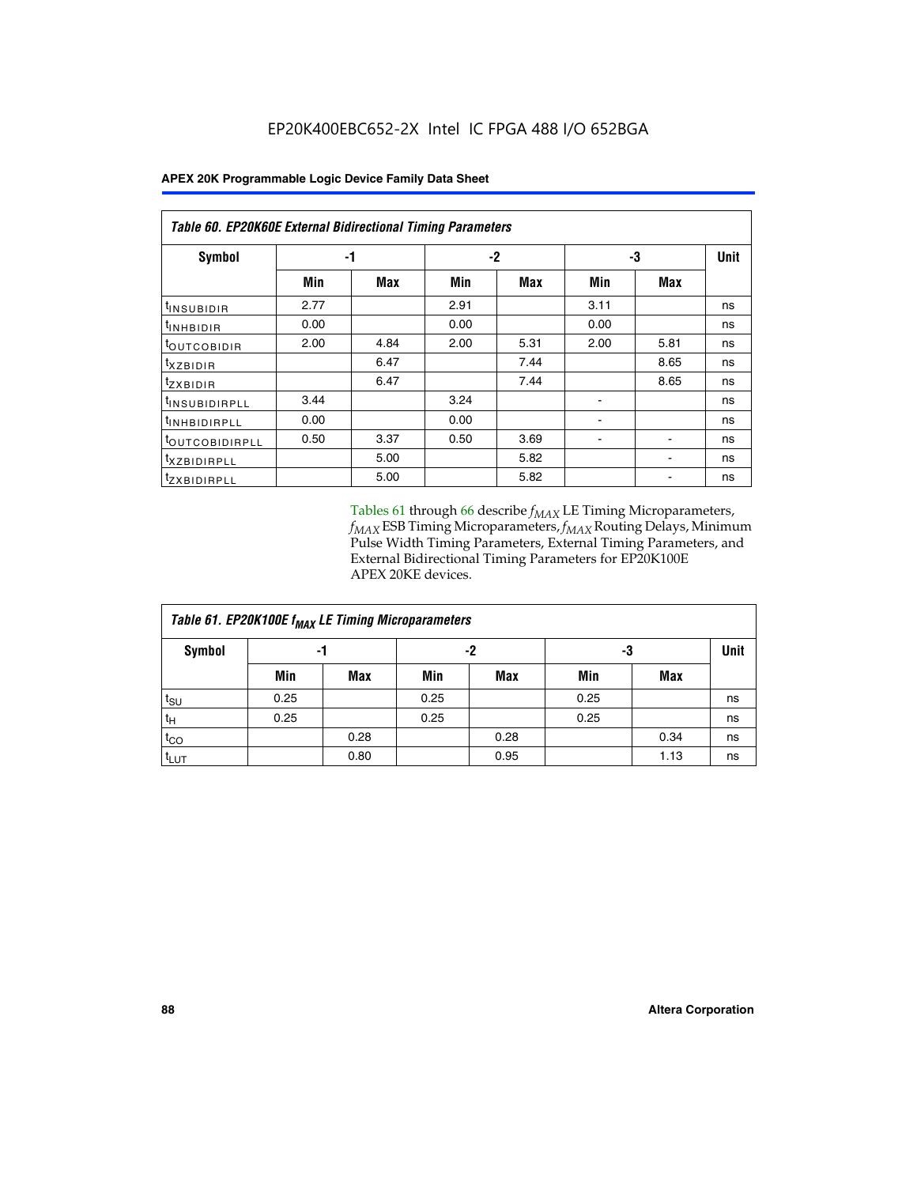**Table 60. EP20K60E External Bidirectional Timing Parameters**

| Symbol | -1 | | -2 | | -3 | | Unit |
|---|---|---|---|---|---|---|---|
| | Min | Max | Min | Max | Min | Max | |
| $t_{INSUBIDIR}$ | 2.77 | | 2.91 | | 3.11 | | ns |
| $t_{INHBIDIR}$ | 0.00 | | 0.00 | | 0.00 | | ns |
| $t_{OUTCOBIDIR}$ | 2.00 | 4.84 | 2.00 | 5.31 | 2.00 | 5.81 | ns |
| $t_{XZBIDIR}$ | | 6.47 | | 7.44 | | 8.65 | ns |
| $t_{ZXBIDIR}$ | | 6.47 | | 7.44 | | 8.65 | ns |
| $t_{INSUBIDIRPLL}$ | 3.44 | | 3.24 | | - | | ns |
| $t_{INHBIDIRPLL}$ | 0.00 | | 0.00 | | - | | ns |
| $t_{OUTCOBIDIRPLL}$ | 0.50 | 3.37 | 0.50 | 3.69 | - | - | ns |
| $t_{XZBIDIRPLL}$ | | 5.00 | | 5.82 | | - | ns |
| $t_{ZXBIDIRPLL}$ | | 5.00 | | 5.82 | | - | ns |

Tables 61 through 66 describe $f_{MAX}$ LE Timing Microparameters, $f_{MAX}$ ESB Timing Microparameters, $f_{MAX}$ Routing Delays, Minimum Pulse Width Timing Parameters, External Timing Parameters, and External Bidirectional Timing Parameters for EP20K100E APEX 20KE devices.

**Table 61. EP20K100E $f_{MAX}$ LE Timing Microparameters**

| Symbol | -1 | | -2 | | -3 | | Unit |
|---|---|---|---|---|---|---|---|
| | Min | Max | Min | Max | Min | Max | |
| $t_{SU}$ | 0.25 | | 0.25 | | 0.25 | | ns |
| $t_{H}$ | 0.25 | | 0.25 | | 0.25 | | ns |
| $t_{CO}$ | | 0.28 | | 0.28 | | 0.34 | ns |
| $t_{LUT}$ | | 0.80 | | 0.95 | | 1.13 | ns |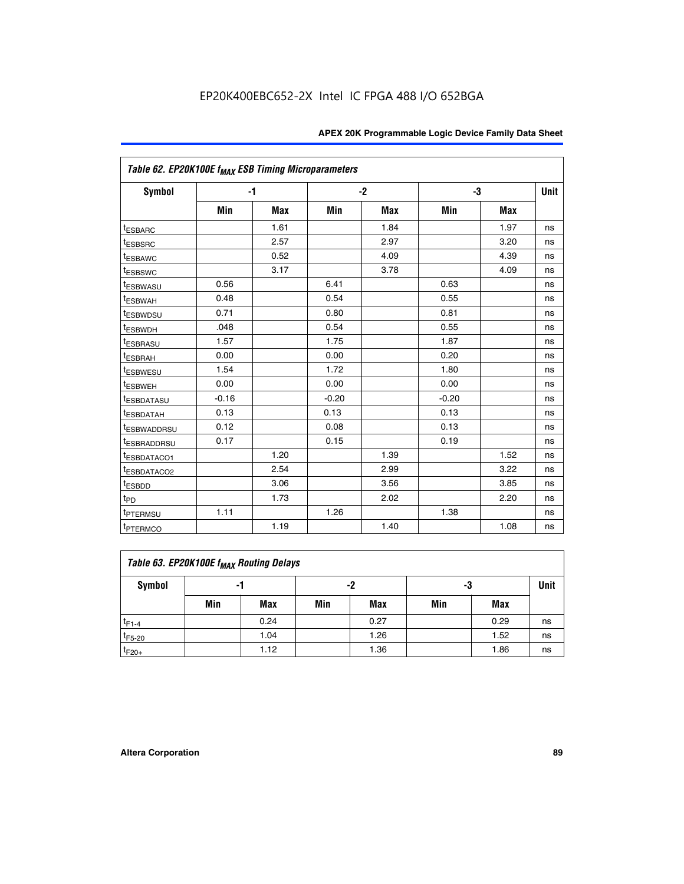EP20K400EBC652-2X Intel IC FPGA 488 I/O 652BGA

| *Table 62. EP20K100E $f_{MAX}$ ESB Timing Microparameters* | | | | | | | |
|---|---|---|---|---|---|---|---|
| **Symbol** | **-1** | | **-2** | | **-3** | | **Unit** |
| | **Min** | **Max** | **Min** | **Max** | **Min** | **Max** | |
| $t_{ESBARC}$ | | 1.61 | | 1.84 | | 1.97 | ns |
| $t_{ESBSRC}$ | | 2.57 | | 2.97 | | 3.20 | ns |
| $t_{ESBAWC}$ | | 0.52 | | 4.09 | | 4.39 | ns |
| $t_{ESBSWC}$ | | 3.17 | | 3.78 | | 4.09 | ns |
| $t_{ESBWASU}$ | 0.56 | | 6.41 | | 0.63 | | ns |
| $t_{ESBWAH}$ | 0.48 | | 0.54 | | 0.55 | | ns |
| $t_{ESBWDSU}$ | 0.71 | | 0.80 | | 0.81 | | ns |
| $t_{ESBWDH}$ | .048 | | 0.54 | | 0.55 | | ns |
| $t_{ESBRASU}$ | 1.57 | | 1.75 | | 1.87 | | ns |
| $t_{ESBRAH}$ | 0.00 | | 0.00 | | 0.20 | | ns |
| $t_{ESBWESU}$ | 1.54 | | 1.72 | | 1.80 | | ns |
| $t_{ESBWEH}$ | 0.00 | | 0.00 | | 0.00 | | ns |
| $t_{ESBDATASU}$ | -0.16 | | -0.20 | | -0.20 | | ns |
| $t_{ESBDATAH}$ | 0.13 | | 0.13 | | 0.13 | | ns |
| $t_{ESBWADDRSU}$ | 0.12 | | 0.08 | | 0.13 | | ns |
| $t_{ESBRADDRSU}$ | 0.17 | | 0.15 | | 0.19 | | ns |
| $t_{ESBDATACO1}$ | | 1.20 | | 1.39 | | 1.52 | ns |
| $t_{ESBDATACO2}$ | | 2.54 | | 2.99 | | 3.22 | ns |
| $t_{ESBDD}$ | | 3.06 | | 3.56 | | 3.85 | ns |
| $t_{PD}$ | | 1.73 | | 2.02 | | 2.20 | ns |
| $t_{PTERMSU}$ | 1.11 | | 1.26 | | 1.38 | | ns |
| $t_{PTERMCO}$ | | 1.19 | | 1.40 | | 1.08 | ns |

| *Table 63. EP20K100E $f_{MAX}$ Routing Delays* | | | | | | | |
|---|---|---|---|---|---|---|---|
| **Symbol** | **-1** | | **-2** | | **-3** | | **Unit** |
| | **Min** | **Max** | **Min** | **Max** | **Min** | **Max** | |
| $t_{F1-4}$ | | 0.24 | | 0.27 | | 0.29 | ns |
| $t_{F5-20}$ | | 1.04 | | 1.26 | | 1.52 | ns |
| $t_{F20+}$ | | 1.12 | | 1.36 | | 1.86 | ns |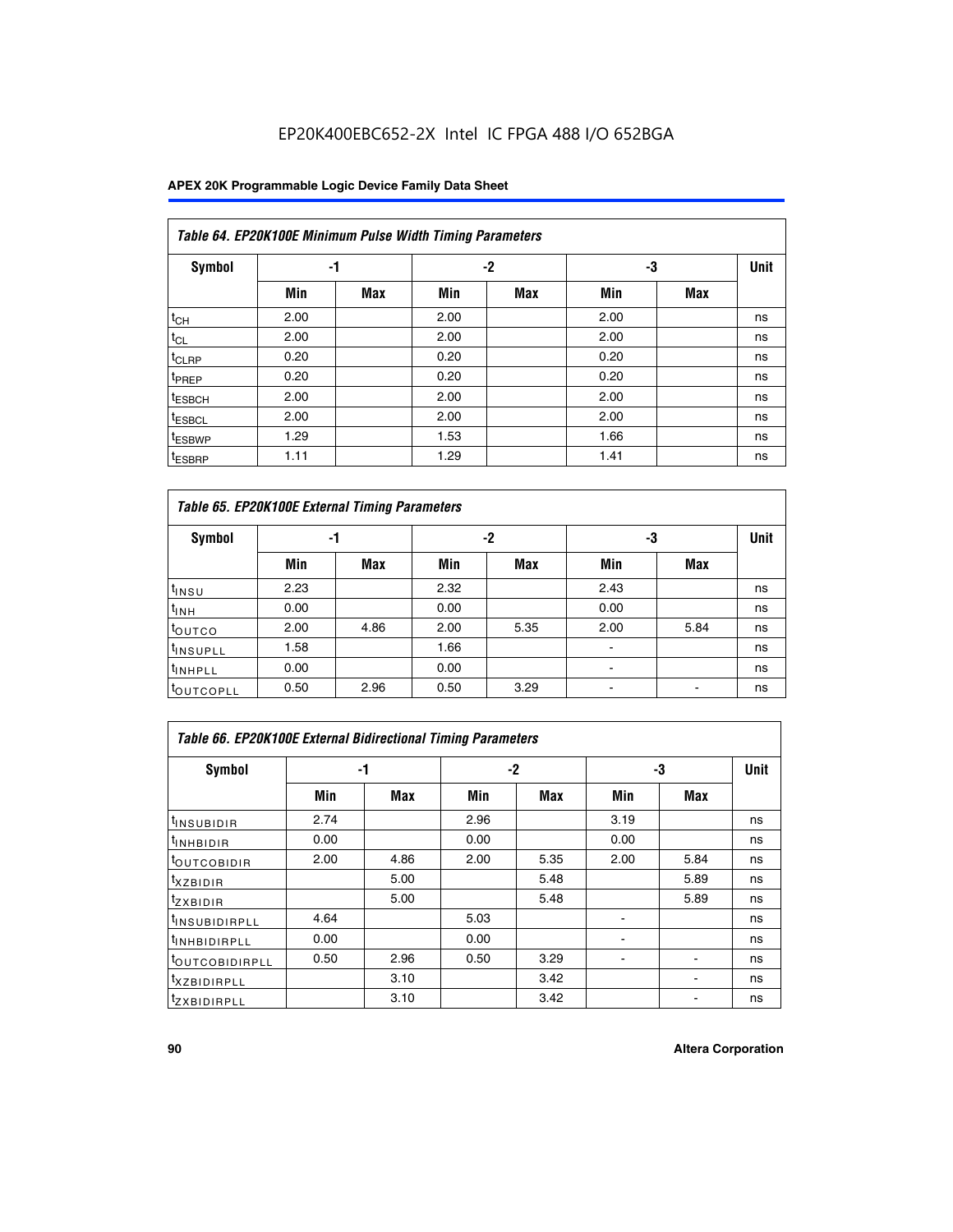Table 64. EP20K100E Minimum Pulse Width Timing Parameters

| Symbol | -1 | | -2 | | -3 | | Unit |
|---|---|---|---|---|---|---|---|
| | Min | Max | Min | Max | Min | Max | |
| $t_{CH}$ | 2.00 | | 2.00 | | 2.00 | | ns |
| $t_{CL}$ | 2.00 | | 2.00 | | 2.00 | | ns |
| $t_{CLRP}$ | 0.20 | | 0.20 | | 0.20 | | ns |
| $t_{PREP}$ | 0.20 | | 0.20 | | 0.20 | | ns |
| $t_{ESBCH}$ | 2.00 | | 2.00 | | 2.00 | | ns |
| $t_{ESBCL}$ | 2.00 | | 2.00 | | 2.00 | | ns |
| $t_{ESBWP}$ | 1.29 | | 1.53 | | 1.66 | | ns |
| $t_{ESBRP}$ | 1.11 | | 1.29 | | 1.41 | | ns |

Table 65. EP20K100E External Timing Parameters

| Symbol | -1 | | -2 | | -3 | | Unit |
|---|---|---|---|---|---|---|---|
| | Min | Max | Min | Max | Min | Max | |
| $t_{INSU}$ | 2.23 | | 2.32 | | 2.43 | | ns |
| $t_{INH}$ | 0.00 | | 0.00 | | 0.00 | | ns |
| $t_{OUTCO}$ | 2.00 | 4.86 | 2.00 | 5.35 | 2.00 | 5.84 | ns |
| $t_{INSUPLL}$ | 1.58 | | 1.66 | | - | | ns |
| $t_{INHPLL}$ | 0.00 | | 0.00 | | - | | ns |
| $t_{OUTCOPLL}$ | 0.50 | 2.96 | 0.50 | 3.29 | - | - | ns |

Table 66. EP20K100E External Bidirectional Timing Parameters

| Symbol | -1 | | -2 | | -3 | | Unit |
|---|---|---|---|---|---|---|---|
| | Min | Max | Min | Max | Min | Max | |
| $t_{INSUBIDIR}$ | 2.74 | | 2.96 | | 3.19 | | ns |
| $t_{INHBIDIR}$ | 0.00 | | 0.00 | | 0.00 | | ns |
| $t_{OUTCOBIDIR}$ | 2.00 | 4.86 | 2.00 | 5.35 | 2.00 | 5.84 | ns |
| $t_{XZBIDIR}$ | | 5.00 | | 5.48 | | 5.89 | ns |
| $t_{ZXBIDIR}$ | | 5.00 | | 5.48 | | 5.89 | ns |
| $t_{INSUBIDIRPLL}$ | 4.64 | | 5.03 | | - | | ns |
| $t_{INHBIDIRPLL}$ | 0.00 | | 0.00 | | - | | ns |
| $t_{OUTCOBIDIRPLL}$ | 0.50 | 2.96 | 0.50 | 3.29 | - | - | ns |
| $t_{XZBIDIRPLL}$ | | 3.10 | | 3.42 | | - | ns |
| $t_{ZXBIDIRPLL}$ | | 3.10 | | 3.42 | | - | ns |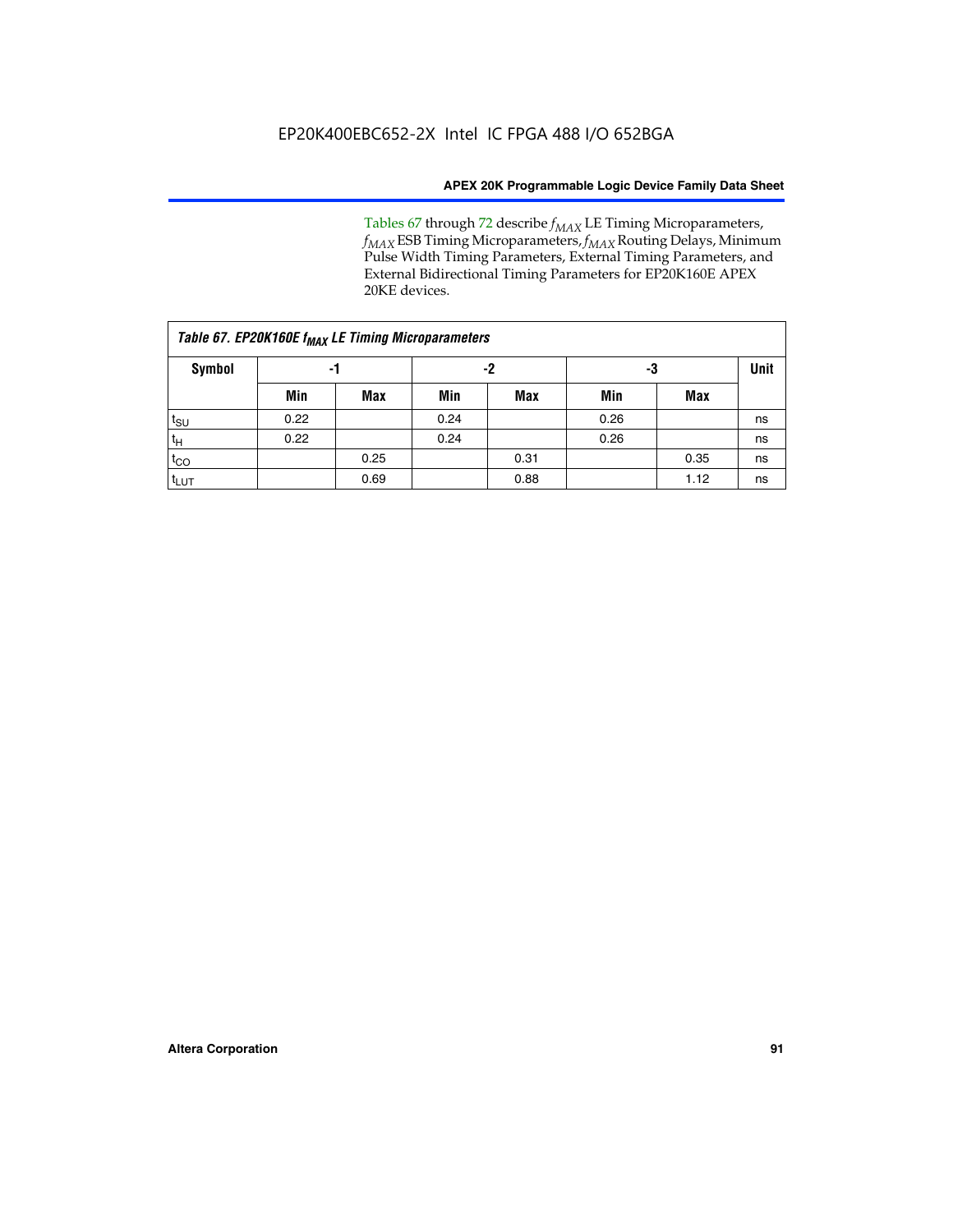Tables 67 through 72 describe $f_{MAX}$ LE Timing Microparameters, $f_{MAX}$ ESB Timing Microparameters, $f_{MAX}$ Routing Delays, Minimum Pulse Width Timing Parameters, External Timing Parameters, and External Bidirectional Timing Parameters for EP20K160E APEX 20KE devices.

*Table 67. EP20K160E $f_{MAX}$ LE Timing Microparameters*

| Symbol | -1 | | -2 | | -3 | | Unit |
|---|---|---|---|---|---|---|---|
| | Min | Max | Min | Max | Min | Max | |
| $t_{SU}$ | 0.22 | | 0.24 | | 0.26 | | ns |
| $t_H$ | 0.22 | | 0.24 | | 0.26 | | ns |
| $t_{CO}$ | | 0.25 | | 0.31 | | 0.35 | ns |
| $t_{LUT}$ | | 0.69 | | 0.88 | | 1.12 | ns |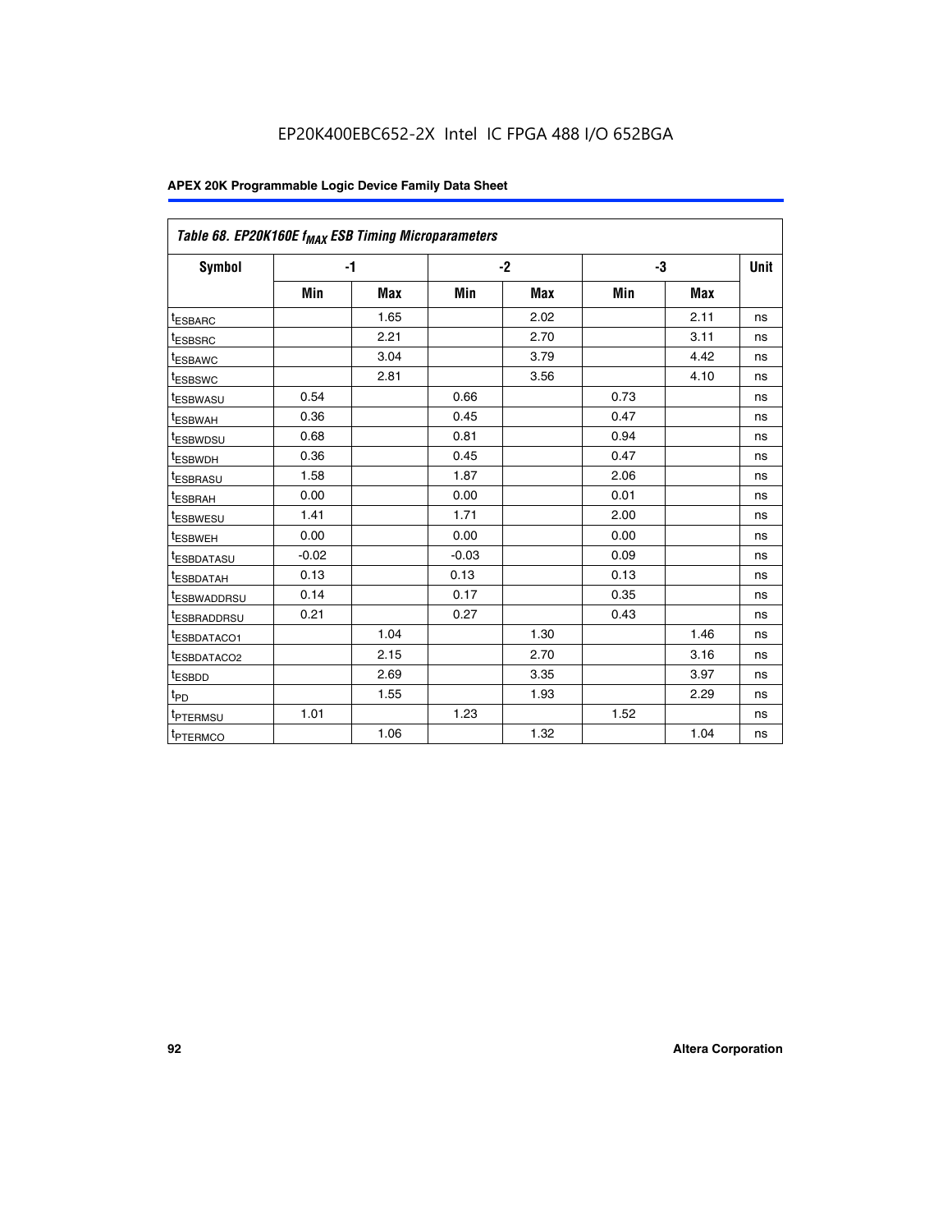Table 68. EP20K160E $f_{MAX}$ ESB Timing Microparameters

| Symbol | -1 | | -2 | | -3 | | Unit |
|---|---|---|---|---|---|---|---|
| | Min | Max | Min | Max | Min | Max | |
| $t_{ESBARC}$ | | 1.65 | | 2.02 | | 2.11 | ns |
| $t_{ESBSRC}$ | | 2.21 | | 2.70 | | 3.11 | ns |
| $t_{ESBAWC}$ | | 3.04 | | 3.79 | | 4.42 | ns |
| $t_{ESBSWC}$ | | 2.81 | | 3.56 | | 4.10 | ns |
| $t_{ESBWASU}$ | 0.54 | | 0.66 | | 0.73 | | ns |
| $t_{ESBWAH}$ | 0.36 | | 0.45 | | 0.47 | | ns |
| $t_{ESBWDSU}$ | 0.68 | | 0.81 | | 0.94 | | ns |
| $t_{ESBWDH}$ | 0.36 | | 0.45 | | 0.47 | | ns |
| $t_{ESBRASU}$ | 1.58 | | 1.87 | | 2.06 | | ns |
| $t_{ESBRAH}$ | 0.00 | | 0.00 | | 0.01 | | ns |
| $t_{ESBWESU}$ | 1.41 | | 1.71 | | 2.00 | | ns |
| $t_{ESBWEH}$ | 0.00 | | 0.00 | | 0.00 | | ns |
| $t_{ESBDATASU}$ | -0.02 | | -0.03 | | 0.09 | | ns |
| $t_{ESBDATAH}$ | 0.13 | | 0.13 | | 0.13 | | ns |
| $t_{ESBWADDRSU}$ | 0.14 | | 0.17 | | 0.35 | | ns |
| $t_{ESBRADDRSU}$ | 0.21 | | 0.27 | | 0.43 | | ns |
| $t_{ESBDATACO1}$ | | 1.04 | | 1.30 | | 1.46 | ns |
| $t_{ESBDATACO2}$ | | 2.15 | | 2.70 | | 3.16 | ns |
| $t_{ESBDD}$ | | 2.69 | | 3.35 | | 3.97 | ns |
| $t_{PD}$ | | 1.55 | | 1.93 | | 2.29 | ns |
| $t_{PTERMSU}$ | 1.01 | | 1.23 | | 1.52 | | ns |
| $t_{PTERMCO}$ | | 1.06 | | 1.32 | | 1.04 | ns |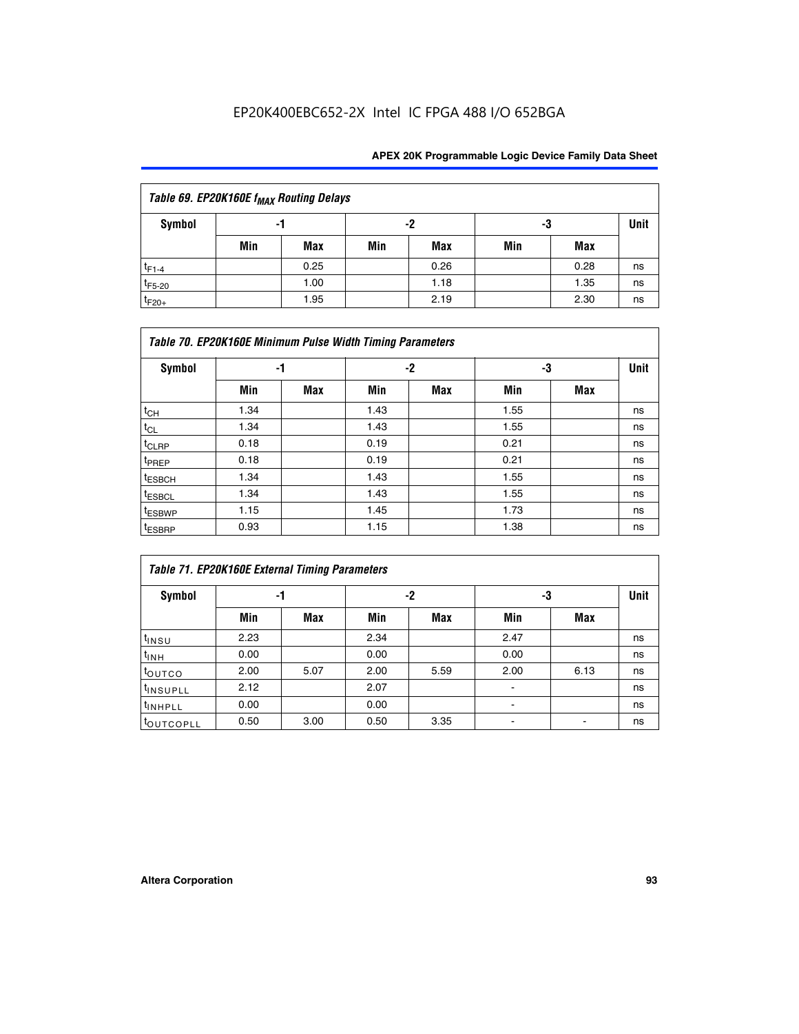| Table 69. EP20K160E $f_{MAX}$ Routing Delays | | | | | | | |
|---|---|---|---|---|---|---|---|
| Symbol | -1 | | -2 | | -3 | | Unit |
| | Min | Max | Min | Max | Min | Max | |
| $t_{F1-4}$ | | 0.25 | | 0.26 | | 0.28 | ns |
| $t_{F5-20}$ | | 1.00 | | 1.18 | | 1.35 | ns |
| $t_{F20+}$ | | 1.95 | | 2.19 | | 2.30 | ns |

| Table 70. EP20K160E Minimum Pulse Width Timing Parameters | | | | | | | |
|---|---|---|---|---|---|---|---|
| Symbol | -1 | | -2 | | -3 | | Unit |
| | Min | Max | Min | Max | Min | Max | |
| $t_{CH}$ | 1.34 | | 1.43 | | 1.55 | | ns |
| $t_{CL}$ | 1.34 | | 1.43 | | 1.55 | | ns |
| $t_{CLRP}$ | 0.18 | | 0.19 | | 0.21 | | ns |
| $t_{PREP}$ | 0.18 | | 0.19 | | 0.21 | | ns |
| $t_{ESBCH}$ | 1.34 | | 1.43 | | 1.55 | | ns |
| $t_{ESBCL}$ | 1.34 | | 1.43 | | 1.55 | | ns |
| $t_{ESBWP}$ | 1.15 | | 1.45 | | 1.73 | | ns |
| $t_{ESBRP}$ | 0.93 | | 1.15 | | 1.38 | | ns |

| Table 71. EP20K160E External Timing Parameters | | | | | | | |
|---|---|---|---|---|---|---|---|
| Symbol | -1 | | -2 | | -3 | | Unit |
| | Min | Max | Min | Max | Min | Max | |
| $t_{INSU}$ | 2.23 | | 2.34 | | 2.47 | | ns |
| $t_{INH}$ | 0.00 | | 0.00 | | 0.00 | | ns |
| $t_{OUTCO}$ | 2.00 | 5.07 | 2.00 | 5.59 | 2.00 | 6.13 | ns |
| $t_{INSUPLL}$ | 2.12 | | 2.07 | | - | | ns |
| $t_{INHPLL}$ | 0.00 | | 0.00 | | - | | ns |
| $t_{OUTCOPLL}$ | 0.50 | 3.00 | 0.50 | 3.35 | - | - | ns |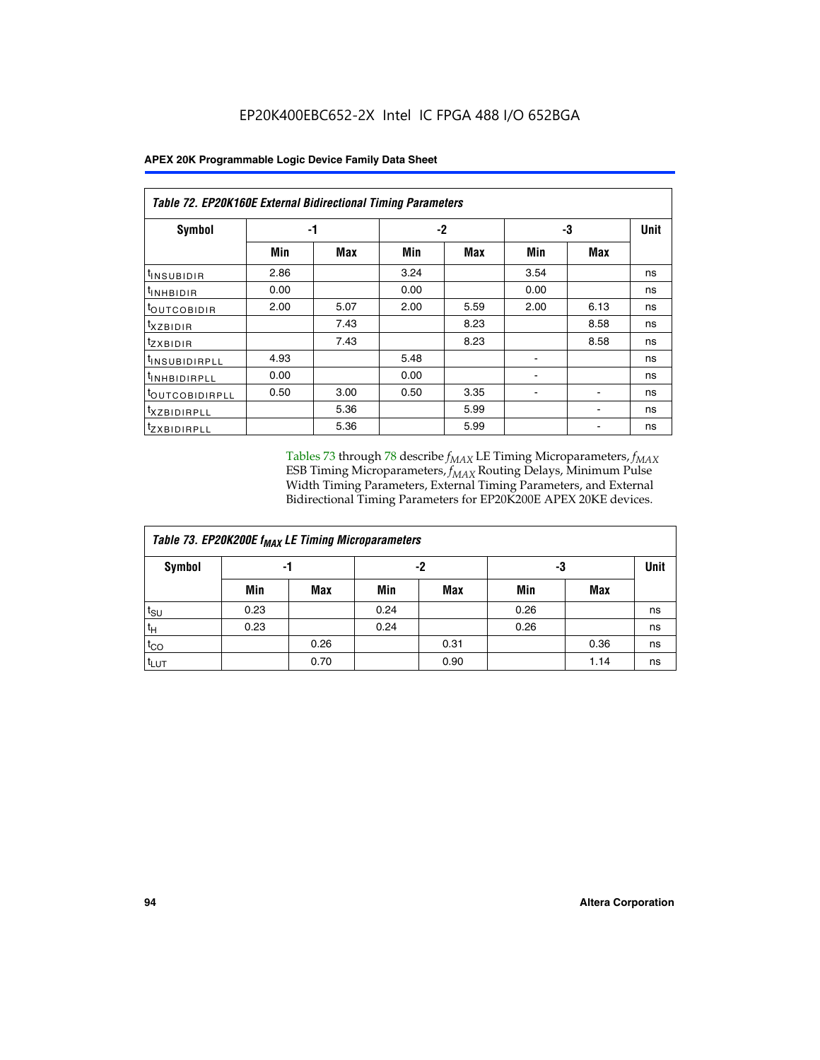**Table 72. EP20K160E External Bidirectional Timing Parameters**

| Symbol | -1 | | -2 | | -3 | | Unit |
|---|---|---|---|---|---|---|---|
| | Min | Max | Min | Max | Min | Max | |
| $t_{INSUBIDIR}$ | 2.86 | | 3.24 | | 3.54 | | ns |
| $t_{INHBIDIR}$ | 0.00 | | 0.00 | | 0.00 | | ns |
| $t_{OUTCOBIDIR}$ | 2.00 | 5.07 | 2.00 | 5.59 | 2.00 | 6.13 | ns |
| $t_{XZBIDIR}$ | | 7.43 | | 8.23 | | 8.58 | ns |
| $t_{ZXBIDIR}$ | | 7.43 | | 8.23 | | 8.58 | ns |
| $t_{INSUBIDIRPLL}$ | 4.93 | | 5.48 | | - | | ns |
| $t_{INHBIDIRPLL}$ | 0.00 | | 0.00 | | - | | ns |
| $t_{OUTCOBIDIRPLL}$ | 0.50 | 3.00 | 0.50 | 3.35 | - | - | ns |
| $t_{XZBIDIRPLL}$ | | 5.36 | | 5.99 | | - | ns |
| $t_{ZXBIDIRPLL}$ | | 5.36 | | 5.99 | | - | ns |

Tables 73 through 78 describe $f_{MAX}$ LE Timing Microparameters, $f_{MAX}$ ESB Timing Microparameters, $f_{MAX}$ Routing Delays, Minimum Pulse Width Timing Parameters, External Timing Parameters, and External Bidirectional Timing Parameters for EP20K200E APEX 20KE devices.

**Table 73. EP20K200E $f_{MAX}$ LE Timing Microparameters**

| Symbol | -1 | | -2 | | -3 | | Unit |
|---|---|---|---|---|---|---|---|
| | Min | Max | Min | Max | Min | Max | |
| $t_{SU}$ | 0.23 | | 0.24 | | 0.26 | | ns |
| $t_H$ | 0.23 | | 0.24 | | 0.26 | | ns |
| $t_{CO}$ | | 0.26 | | 0.31 | | 0.36 | ns |
| $t_{LUT}$ | | 0.70 | | 0.90 | | 1.14 | ns |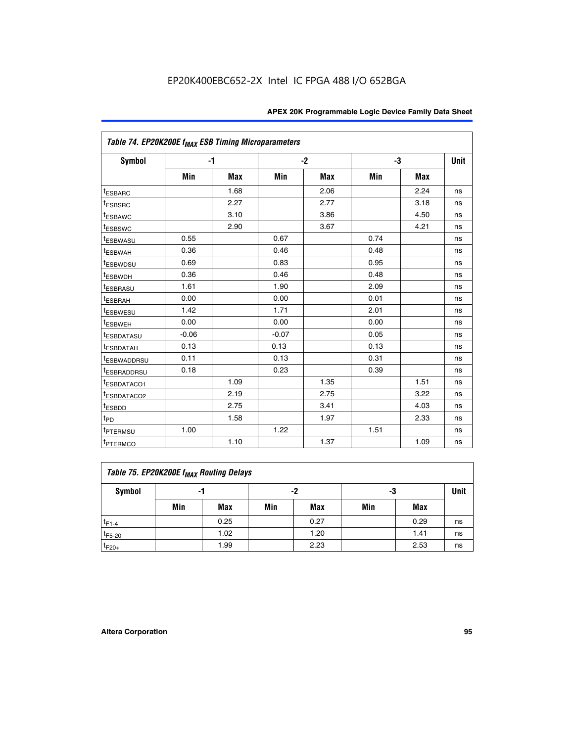Table 74. EP20K200E $f_{MAX}$ ESB Timing Microparameters

| Symbol | -1 | | -2 | | -3 | | Unit |
|---|---|---|---|---|---|---|---|
| | Min | Max | Min | Max | Min | Max | |
| $t_{ESBARC}$ | | 1.68 | | 2.06 | | 2.24 | ns |
| $t_{ESBSRC}$ | | 2.27 | | 2.77 | | 3.18 | ns |
| $t_{ESBAWC}$ | | 3.10 | | 3.86 | | 4.50 | ns |
| $t_{ESBSWC}$ | | 2.90 | | 3.67 | | 4.21 | ns |
| $t_{ESBWASU}$ | 0.55 | | 0.67 | | 0.74 | | ns |
| $t_{ESBWAH}$ | 0.36 | | 0.46 | | 0.48 | | ns |
| $t_{ESBWDSU}$ | 0.69 | | 0.83 | | 0.95 | | ns |
| $t_{ESBWDH}$ | 0.36 | | 0.46 | | 0.48 | | ns |
| $t_{ESBRASU}$ | 1.61 | | 1.90 | | 2.09 | | ns |
| $t_{ESBRAH}$ | 0.00 | | 0.00 | | 0.01 | | ns |
| $t_{ESBWESU}$ | 1.42 | | 1.71 | | 2.01 | | ns |
| $t_{ESBWEH}$ | 0.00 | | 0.00 | | 0.00 | | ns |
| $t_{ESBDATASU}$ | -0.06 | | -0.07 | | 0.05 | | ns |
| $t_{ESBDATAH}$ | 0.13 | | 0.13 | | 0.13 | | ns |
| $t_{ESBWADDRSU}$ | 0.11 | | 0.13 | | 0.31 | | ns |
| $t_{ESBRADDRSU}$ | 0.18 | | 0.23 | | 0.39 | | ns |
| $t_{ESBDATACO1}$ | | 1.09 | | 1.35 | | 1.51 | ns |
| $t_{ESBDATACO2}$ | | 2.19 | | 2.75 | | 3.22 | ns |
| $t_{ESBDD}$ | | 2.75 | | 3.41 | | 4.03 | ns |
| $t_{PD}$ | | 1.58 | | 1.97 | | 2.33 | ns |
| $t_{PTERMSU}$ | 1.00 | | 1.22 | | 1.51 | | ns |
| $t_{PTERMCO}$ | | 1.10 | | 1.37 | | 1.09 | ns |

Table 75. EP20K200E $f_{MAX}$ Routing Delays

| Symbol | -1 | | -2 | | -3 | | Unit |
|---|---|---|---|---|---|---|---|
| | Min | Max | Min | Max | Min | Max | |
| $t_{F1-4}$ | | 0.25 | | 0.27 | | 0.29 | ns |
| $t_{F5-20}$ | | 1.02 | | 1.20 | | 1.41 | ns |
| $t_{F20+}$ | | 1.99 | | 2.23 | | 2.53 | ns |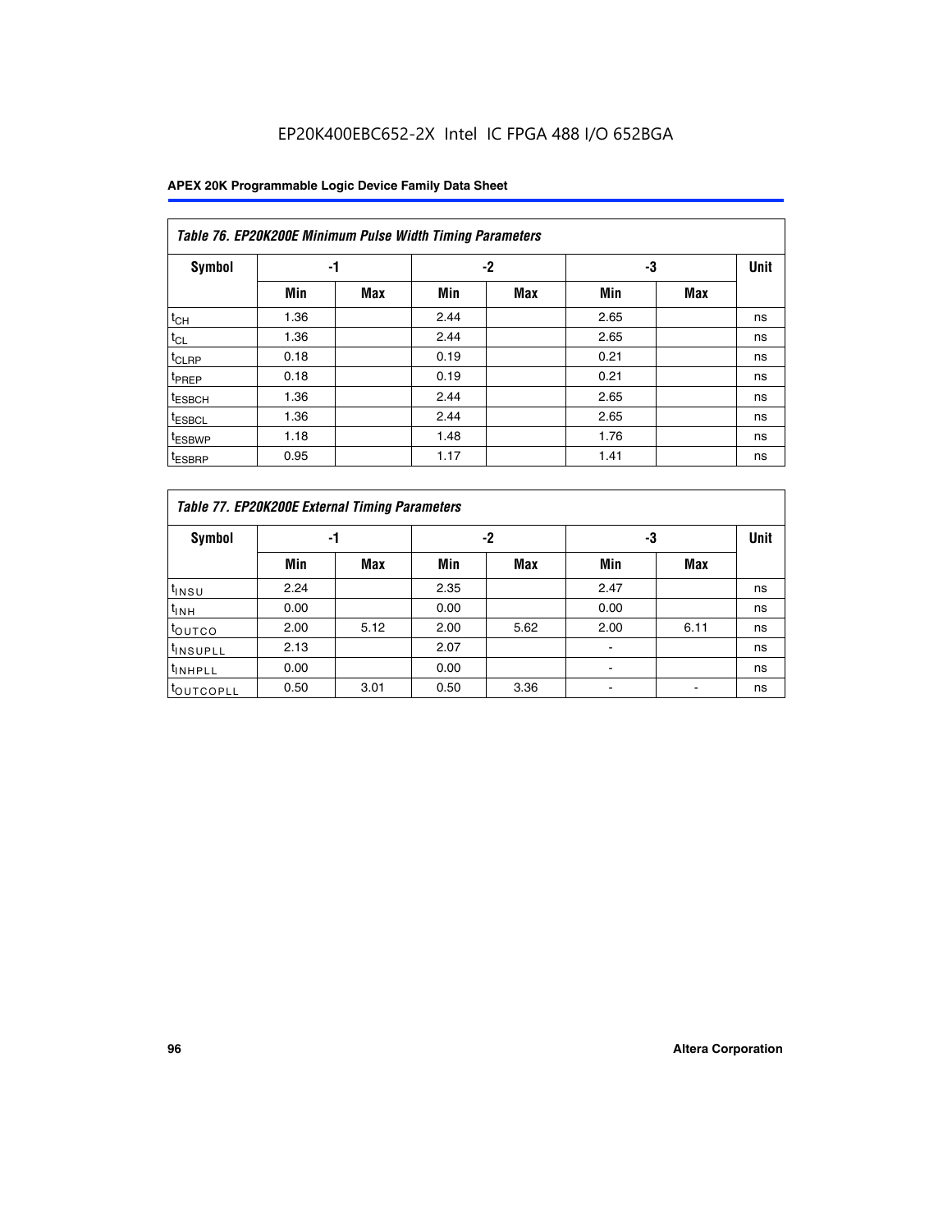EP20K400EBC652-2X Intel IC FPGA 488 I/O 652BGA

**APEX 20K Programmable Logic Device Family Data Sheet**

| *Table 76. EP20K200E Minimum Pulse Width Timing Parameters* | | | | | | | |
|---|---|---|---|---|---|---|---|
| **Symbol** | **-1** | | **-2** | | **-3** | | **Unit** |
| | **Min** | **Max** | **Min** | **Max** | **Min** | **Max** | |
| $t_{CH}$ | 1.36 | | 2.44 | | 2.65 | | ns |
| $t_{CL}$ | 1.36 | | 2.44 | | 2.65 | | ns |
| $t_{CLRP}$ | 0.18 | | 0.19 | | 0.21 | | ns |
| $t_{PREP}$ | 0.18 | | 0.19 | | 0.21 | | ns |
| $t_{ESBCH}$ | 1.36 | | 2.44 | | 2.65 | | ns |
| $t_{ESBCL}$ | 1.36 | | 2.44 | | 2.65 | | ns |
| $t_{ESBWP}$ | 1.18 | | 1.48 | | 1.76 | | ns |
| $t_{ESBRP}$ | 0.95 | | 1.17 | | 1.41 | | ns |

| *Table 77. EP20K200E External Timing Parameters* | | | | | | | |
|---|---|---|---|---|---|---|---|
| **Symbol** | **-1** | | **-2** | | **-3** | | **Unit** |
| | **Min** | **Max** | **Min** | **Max** | **Min** | **Max** | |
| $t_{INSU}$ | 2.24 | | 2.35 | | 2.47 | | ns |
| $t_{INH}$ | 0.00 | | 0.00 | | 0.00 | | ns |
| $t_{OUTCO}$ | 2.00 | 5.12 | 2.00 | 5.62 | 2.00 | 6.11 | ns |
| $t_{INSUPLL}$ | 2.13 | | 2.07 | | - | | ns |
| $t_{INHPLL}$ | 0.00 | | 0.00 | | - | | ns |
| $t_{OUTCOPLL}$ | 0.50 | 3.01 | 0.50 | 3.36 | - | - | ns |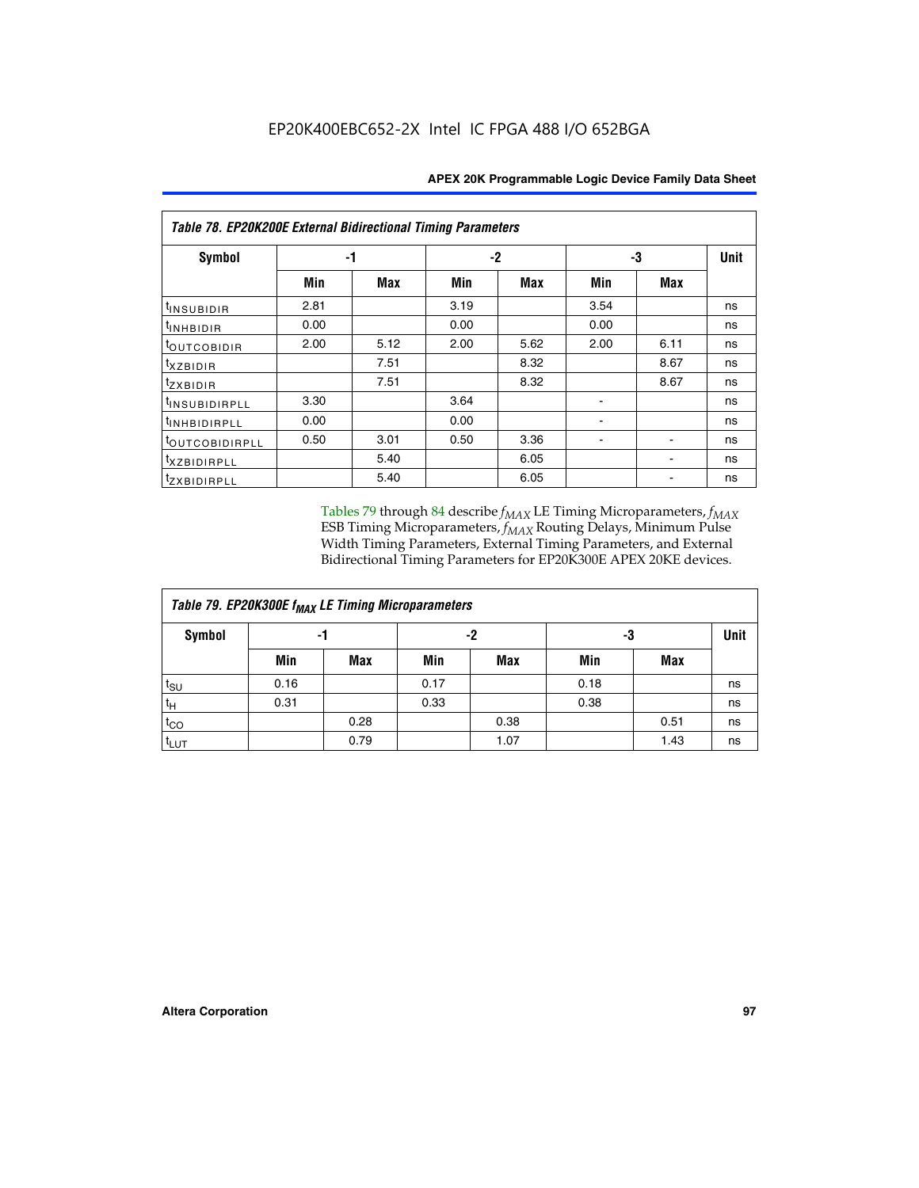**Table 78. EP20K200E External Bidirectional Timing Parameters**

| Symbol | -1 | | -2 | | -3 | | Unit |
|---|---|---|---|---|---|---|---|
| | Min | Max | Min | Max | Min | Max | |
| $t_{INSUBIDIR}$ | 2.81 | | 3.19 | | 3.54 | | ns |
| $t_{INHBIDIR}$ | 0.00 | | 0.00 | | 0.00 | | ns |
| $t_{OUTCOBIDIR}$ | 2.00 | 5.12 | 2.00 | 5.62 | 2.00 | 6.11 | ns |
| $t_{XZBIDIR}$ | | 7.51 | | 8.32 | | 8.67 | ns |
| $t_{ZXBIDIR}$ | | 7.51 | | 8.32 | | 8.67 | ns |
| $t_{INSUBIDIRPLL}$ | 3.30 | | 3.64 | | - | | ns |
| $t_{INHBIDIRPLL}$ | 0.00 | | 0.00 | | - | | ns |
| $t_{OUTCOBIDIRPLL}$ | 0.50 | 3.01 | 0.50 | 3.36 | - | - | ns |
| $t_{XZBIDIRPLL}$ | | 5.40 | | 6.05 | | - | ns |
| $t_{ZXBIDIRPLL}$ | | 5.40 | | 6.05 | | - | ns |

Tables 79 through 84 describe $f_{MAX}$ LE Timing Microparameters, $f_{MAX}$ ESB Timing Microparameters, $f_{MAX}$ Routing Delays, Minimum Pulse Width Timing Parameters, External Timing Parameters, and External Bidirectional Timing Parameters for EP20K300E APEX 20KE devices.

**Table 79. EP20K300E $f_{MAX}$ LE Timing Microparameters**

| Symbol | -1 | | -2 | | -3 | | Unit |
|---|---|---|---|---|---|---|---|
| | Min | Max | Min | Max | Min | Max | |
| $t_{SU}$ | 0.16 | | 0.17 | | 0.18 | | ns |
| $t_H$ | 0.31 | | 0.33 | | 0.38 | | ns |
| $t_{CO}$ | | 0.28 | | 0.38 | | 0.51 | ns |
| $t_{LUT}$ | | 0.79 | | 1.07 | | 1.43 | ns |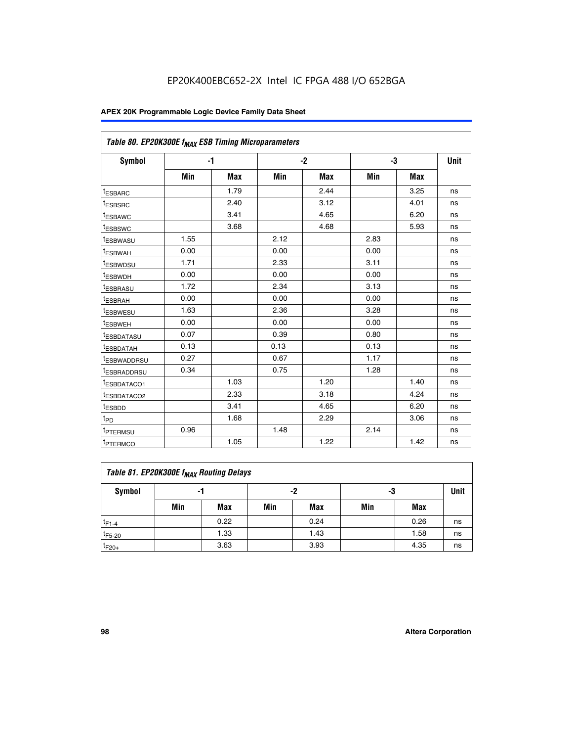EP20K400EBC652-2X Intel IC FPGA 488 I/O 652BGA

| Table 80. EP20K300E $f_{MAX}$ ESB Timing Microparameters | | | | | | | |
|---|---|---|---|---|---|---|---|
| Symbol | -1 | | -2 | | -3 | | Unit |
| | Min | Max | Min | Max | Min | Max | |
| $t_{ESBARC}$ | | 1.79 | | 2.44 | | 3.25 | ns |
| $t_{ESBSRC}$ | | 2.40 | | 3.12 | | 4.01 | ns |
| $t_{ESBAWC}$ | | 3.41 | | 4.65 | | 6.20 | ns |
| $t_{ESBSWC}$ | | 3.68 | | 4.68 | | 5.93 | ns |
| $t_{ESBWASU}$ | 1.55 | | 2.12 | | 2.83 | | ns |
| $t_{ESBWAH}$ | 0.00 | | 0.00 | | 0.00 | | ns |
| $t_{ESBWDSU}$ | 1.71 | | 2.33 | | 3.11 | | ns |
| $t_{ESBWDH}$ | 0.00 | | 0.00 | | 0.00 | | ns |
| $t_{ESBRASU}$ | 1.72 | | 2.34 | | 3.13 | | ns |
| $t_{ESBRAH}$ | 0.00 | | 0.00 | | 0.00 | | ns |
| $t_{ESBWESU}$ | 1.63 | | 2.36 | | 3.28 | | ns |
| $t_{ESBWEH}$ | 0.00 | | 0.00 | | 0.00 | | ns |
| $t_{ESBDATASU}$ | 0.07 | | 0.39 | | 0.80 | | ns |
| $t_{ESBDATAH}$ | 0.13 | | 0.13 | | 0.13 | | ns |
| $t_{ESBWADDRSU}$ | 0.27 | | 0.67 | | 1.17 | | ns |
| $t_{ESBRADDRSU}$ | 0.34 | | 0.75 | | 1.28 | | ns |
| $t_{ESBDATACO1}$ | | 1.03 | | 1.20 | | 1.40 | ns |
| $t_{ESBDATACO2}$ | | 2.33 | | 3.18 | | 4.24 | ns |
| $t_{ESBDD}$ | | 3.41 | | 4.65 | | 6.20 | ns |
| $t_{PD}$ | | 1.68 | | 2.29 | | 3.06 | ns |
| $t_{PTERMSU}$ | 0.96 | | 1.48 | | 2.14 | | ns |
| $t_{PTERMCO}$ | | 1.05 | | 1.22 | | 1.42 | ns |

| Table 81. EP20K300E $f_{MAX}$ Routing Delays | | | | | | | |
|---|---|---|---|---|---|---|---|
| Symbol | -1 | | -2 | | -3 | | Unit |
| | Min | Max | Min | Max | Min | Max | |
| $t_{F1-4}$ | | 0.22 | | 0.24 | | 0.26 | ns |
| $t_{F5-20}$ | | 1.33 | | 1.43 | | 1.58 | ns |
| $t_{F20+}$ | | 3.63 | | 3.93 | | 4.35 | ns |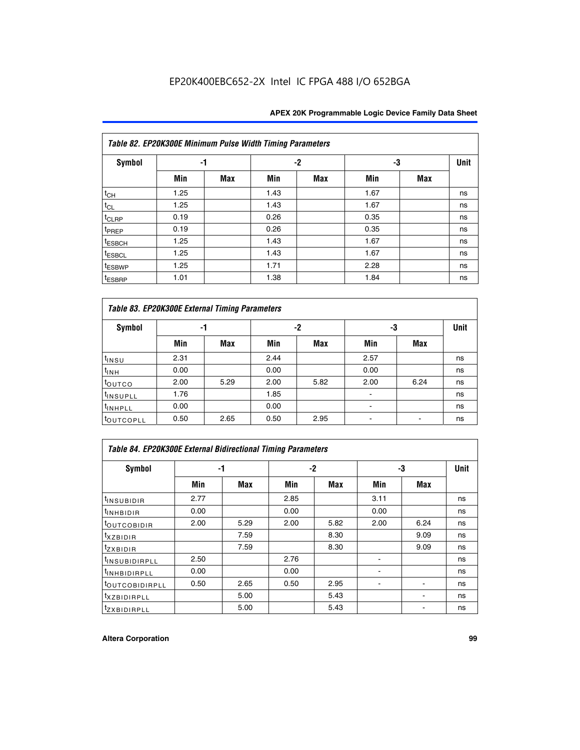EP20K400EBC652-2X Intel IC FPGA 488 I/O 652BGA

| Table 82. EP20K300E Minimum Pulse Width Timing Parameters | | | | | | | |
|---|---|---|---|---|---|---|---|
| Symbol | -1 | | -2 | | -3 | | Unit |
| | Min | Max | Min | Max | Min | Max | |
| $t_{CH}$ | 1.25 | | 1.43 | | 1.67 | | ns |
| $t_{CL}$ | 1.25 | | 1.43 | | 1.67 | | ns |
| $t_{CLRP}$ | 0.19 | | 0.26 | | 0.35 | | ns |
| $t_{PREP}$ | 0.19 | | 0.26 | | 0.35 | | ns |
| $t_{ESBCH}$ | 1.25 | | 1.43 | | 1.67 | | ns |
| $t_{ESBCL}$ | 1.25 | | 1.43 | | 1.67 | | ns |
| $t_{ESBWP}$ | 1.25 | | 1.71 | | 2.28 | | ns |
| $t_{ESBRP}$ | 1.01 | | 1.38 | | 1.84 | | ns |

| Table 83. EP20K300E External Timing Parameters | | | | | | | |
|---|---|---|---|---|---|---|---|
| Symbol | -1 | | -2 | | -3 | | Unit |
| | Min | Max | Min | Max | Min | Max | |
| $t_{INSU}$ | 2.31 | | 2.44 | | 2.57 | | ns |
| $t_{INH}$ | 0.00 | | 0.00 | | 0.00 | | ns |
| $t_{OUTCO}$ | 2.00 | 5.29 | 2.00 | 5.82 | 2.00 | 6.24 | ns |
| $t_{INSUPLL}$ | 1.76 | | 1.85 | | - | | ns |
| $t_{INHPLL}$ | 0.00 | | 0.00 | | - | | ns |
| $t_{OUTCOPLL}$ | 0.50 | 2.65 | 0.50 | 2.95 | - | - | ns |

| Table 84. EP20K300E External Bidirectional Timing Parameters | | | | | | | |
|---|---|---|---|---|---|---|---|
| Symbol | -1 | | -2 | | -3 | | Unit |
| | Min | Max | Min | Max | Min | Max | |
| $t_{INSUBIDIR}$ | 2.77 | | 2.85 | | 3.11 | | ns |
| $t_{INHBIDIR}$ | 0.00 | | 0.00 | | 0.00 | | ns |
| $t_{OUTCOBIDIR}$ | 2.00 | 5.29 | 2.00 | 5.82 | 2.00 | 6.24 | ns |
| $t_{XZBIDIR}$ | | 7.59 | | 8.30 | | 9.09 | ns |
| $t_{ZXBIDIR}$ | | 7.59 | | 8.30 | | 9.09 | ns |
| $t_{INSUBIDIRPLL}$ | 2.50 | | 2.76 | | - | | ns |
| $t_{INHBIDIRPLL}$ | 0.00 | | 0.00 | | - | | ns |
| $t_{OUTCOBIDIRPLL}$ | 0.50 | 2.65 | 0.50 | 2.95 | - | - | ns |
| $t_{XZBIDIRPLL}$ | | 5.00 | | 5.43 | | - | ns |
| $t_{ZXBIDIRPLL}$ | | 5.00 | | 5.43 | | - | ns |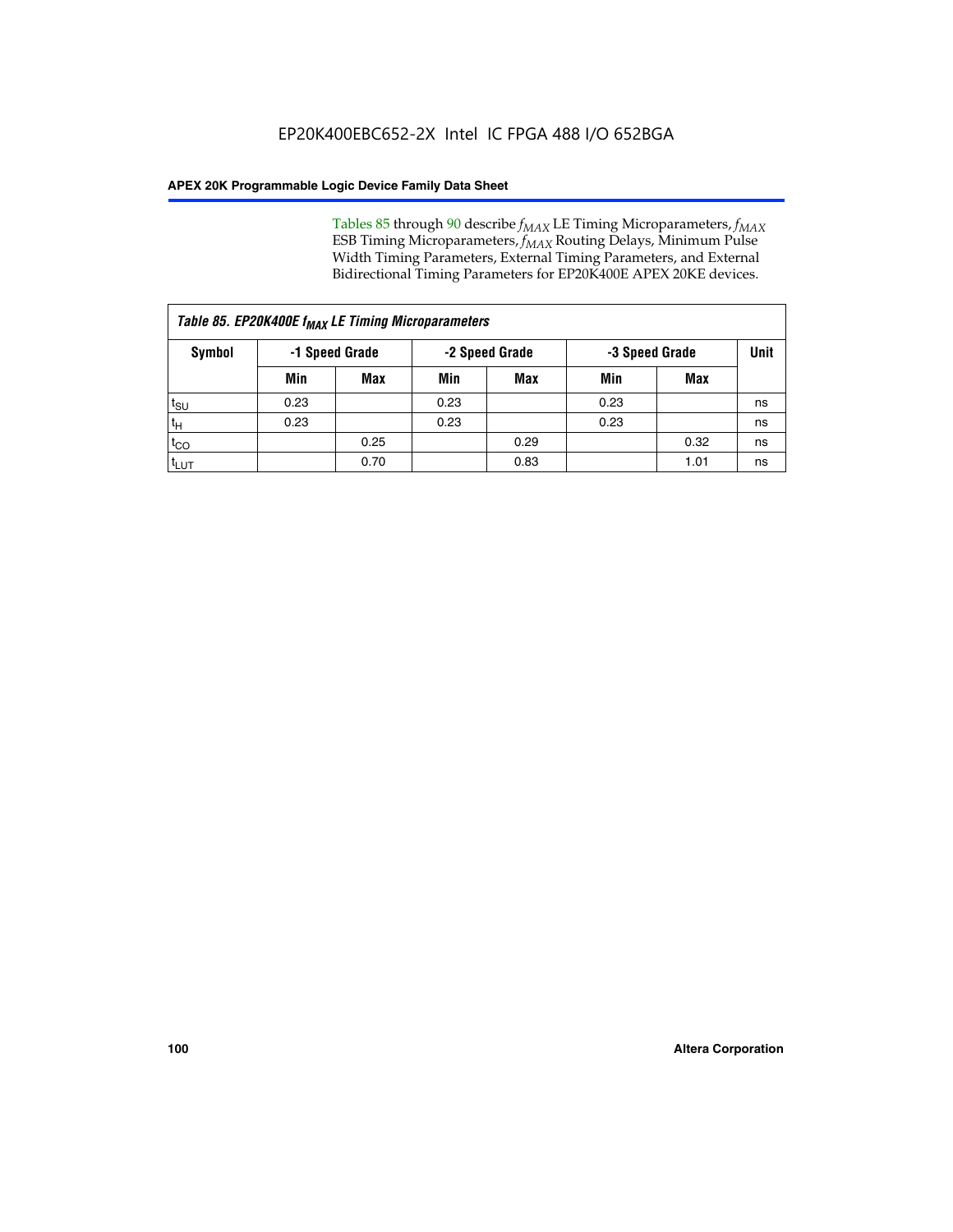Tables 85 through 90 describe $f_{MAX}$ LE Timing Microparameters, $f_{MAX}$ ESB Timing Microparameters, $f_{MAX}$ Routing Delays, Minimum Pulse Width Timing Parameters, External Timing Parameters, and External Bidirectional Timing Parameters for EP20K400E APEX 20KE devices.

| Table 85. EP20K400E $f_{MAX}$ LE Timing Microparameters | | | | | | | |
|---|---|---|---|---|---|---|---|
| Symbol | -1 Speed Grade | | -2 Speed Grade | | -3 Speed Grade | | Unit |
| | Min | Max | Min | Max | Min | Max | |
| $t_{SU}$ | 0.23 | | 0.23 | | 0.23 | | ns |
| $t_H$ | 0.23 | | 0.23 | | 0.23 | | ns |
| $t_{CO}$ | | 0.25 | | 0.29 | | 0.32 | ns |
| $t_{LUT}$ | | 0.70 | | 0.83 | | 1.01 | ns |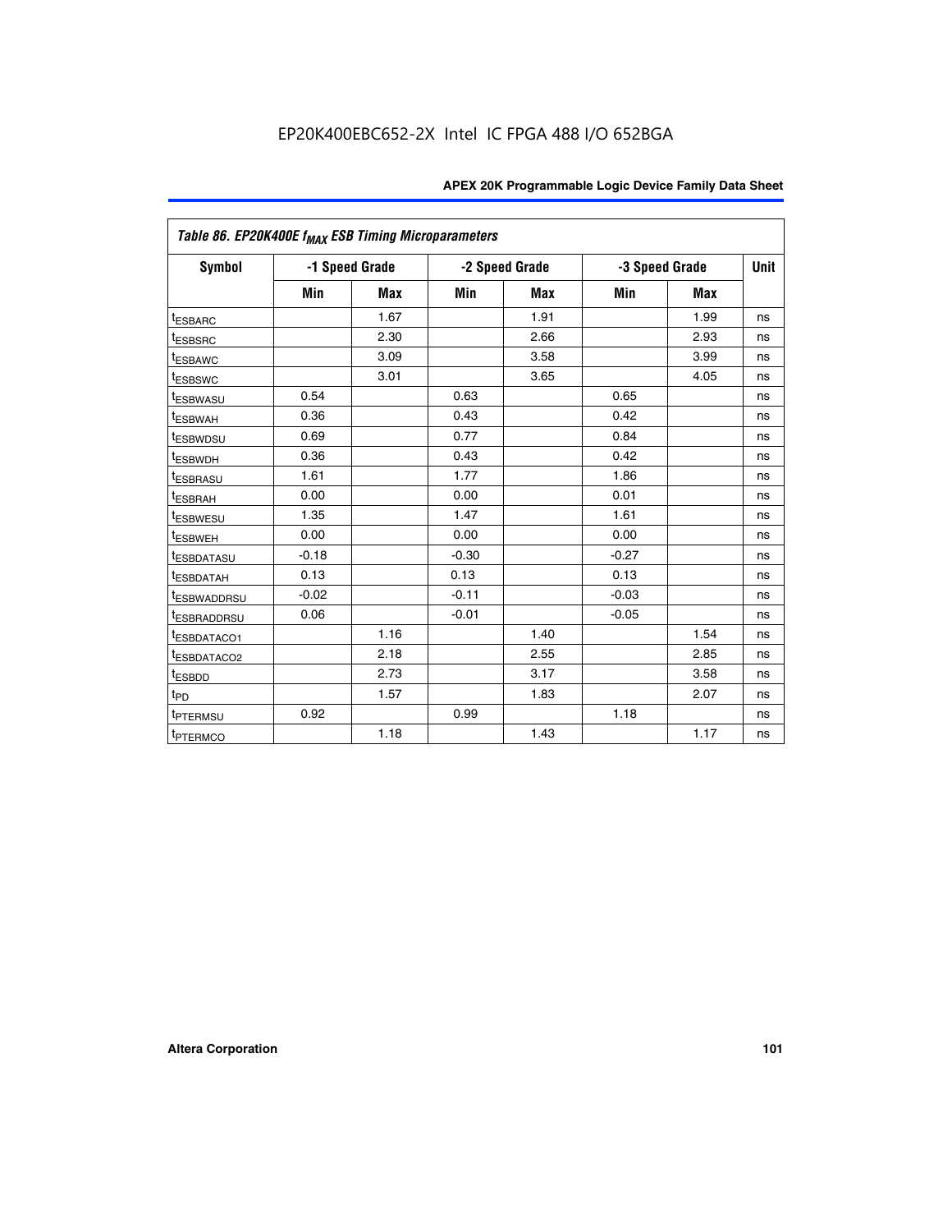EP20K400EBC652-2X Intel IC FPGA 488 I/O 652BGA

| Table 86. EP20K400E $f_{MAX}$ ESB Timing Microparameters | | | | | | | |
|---|---|---|---|---|---|---|---|
| Symbol | -1 Speed Grade | | -2 Speed Grade | | -3 Speed Grade | | Unit |
| | Min | Max | Min | Max | Min | Max | |
| $t_{ESBARC}$ | | 1.67 | | 1.91 | | 1.99 | ns |
| $t_{ESBSRC}$ | | 2.30 | | 2.66 | | 2.93 | ns |
| $t_{ESBAWC}$ | | 3.09 | | 3.58 | | 3.99 | ns |
| $t_{ESBSWC}$ | | 3.01 | | 3.65 | | 4.05 | ns |
| $t_{ESBWASU}$ | 0.54 | | 0.63 | | 0.65 | | ns |
| $t_{ESBWAH}$ | 0.36 | | 0.43 | | 0.42 | | ns |
| $t_{ESBWDSU}$ | 0.69 | | 0.77 | | 0.84 | | ns |
| $t_{ESBWDH}$ | 0.36 | | 0.43 | | 0.42 | | ns |
| $t_{ESBRASU}$ | 1.61 | | 1.77 | | 1.86 | | ns |
| $t_{ESBRAH}$ | 0.00 | | 0.00 | | 0.01 | | ns |
| $t_{ESBWESU}$ | 1.35 | | 1.47 | | 1.61 | | ns |
| $t_{ESBWEH}$ | 0.00 | | 0.00 | | 0.00 | | ns |
| $t_{ESBDATASU}$ | -0.18 | | -0.30 | | -0.27 | | ns |
| $t_{ESBDATAH}$ | 0.13 | | 0.13 | | 0.13 | | ns |
| $t_{ESBWADDRSU}$ | -0.02 | | -0.11 | | -0.03 | | ns |
| $t_{ESBRADDRSU}$ | 0.06 | | -0.01 | | -0.05 | | ns |
| $t_{ESBDATACO1}$ | | 1.16 | | 1.40 | | 1.54 | ns |
| $t_{ESBDATACO2}$ | | 2.18 | | 2.55 | | 2.85 | ns |
| $t_{ESBDD}$ | | 2.73 | | 3.17 | | 3.58 | ns |
| $t_{PD}$ | | 1.57 | | 1.83 | | 2.07 | ns |
| $t_{PTERMSU}$ | 0.92 | | 0.99 | | 1.18 | | ns |
| $t_{PTERMCO}$ | | 1.18 | | 1.43 | | 1.17 | ns |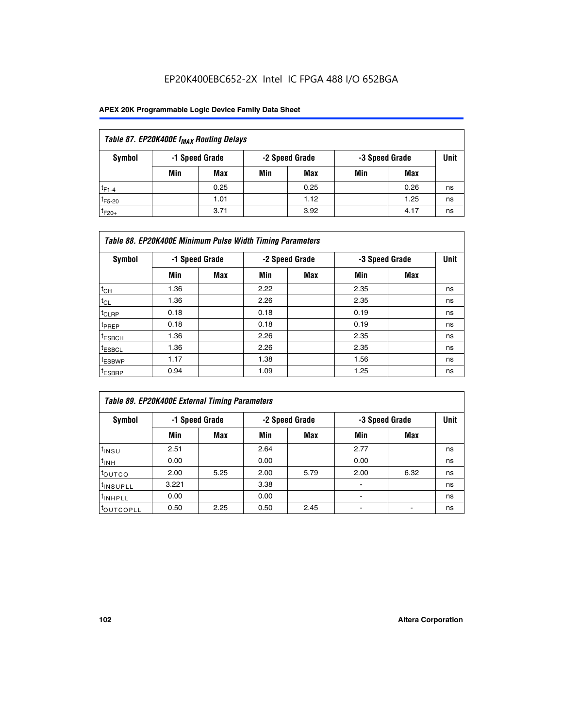EP20K400EBC652-2X Intel IC FPGA 488 I/O 652BGA

| Table 87. EP20K400E $f_{MAX}$ Routing Delays | | | | | | | |
|---|---|---|---|---|---|---|---|
| Symbol | -1 Speed Grade | | -2 Speed Grade | | -3 Speed Grade | | Unit |
| | Min | Max | Min | Max | Min | Max | |
| $t_{F1-4}$ | | 0.25 | | 0.25 | | 0.26 | ns |
| $t_{F5-20}$ | | 1.01 | | 1.12 | | 1.25 | ns |
| $t_{F20+}$ | | 3.71 | | 3.92 | | 4.17 | ns |

| Table 88. EP20K400E Minimum Pulse Width Timing Parameters | | | | | | | |
|---|---|---|---|---|---|---|---|
| Symbol | -1 Speed Grade | | -2 Speed Grade | | -3 Speed Grade | | Unit |
| | Min | Max | Min | Max | Min | Max | |
| $t_{CH}$ | 1.36 | | 2.22 | | 2.35 | | ns |
| $t_{CL}$ | 1.36 | | 2.26 | | 2.35 | | ns |
| $t_{CLRP}$ | 0.18 | | 0.18 | | 0.19 | | ns |
| $t_{PREP}$ | 0.18 | | 0.18 | | 0.19 | | ns |
| $t_{ESBCH}$ | 1.36 | | 2.26 | | 2.35 | | ns |
| $t_{ESBCL}$ | 1.36 | | 2.26 | | 2.35 | | ns |
| $t_{ESBWP}$ | 1.17 | | 1.38 | | 1.56 | | ns |
| $t_{ESBRP}$ | 0.94 | | 1.09 | | 1.25 | | ns |

| Table 89. EP20K400E External Timing Parameters | | | | | | | |
|---|---|---|---|---|---|---|---|
| Symbol | -1 Speed Grade | | -2 Speed Grade | | -3 Speed Grade | | Unit |
| | Min | Max | Min | Max | Min | Max | |
| $t_{INSU}$ | 2.51 | | 2.64 | | 2.77 | | ns |
| $t_{INH}$ | 0.00 | | 0.00 | | 0.00 | | ns |
| $t_{OUTCO}$ | 2.00 | 5.25 | 2.00 | 5.79 | 2.00 | 6.32 | ns |
| $t_{INSUPLL}$ | 3.221 | | 3.38 | | - | | ns |
| $t_{INHPLL}$ | 0.00 | | 0.00 | | - | | ns |
| $t_{OUTCOPLL}$ | 0.50 | 2.25 | 0.50 | 2.45 | - | - | ns |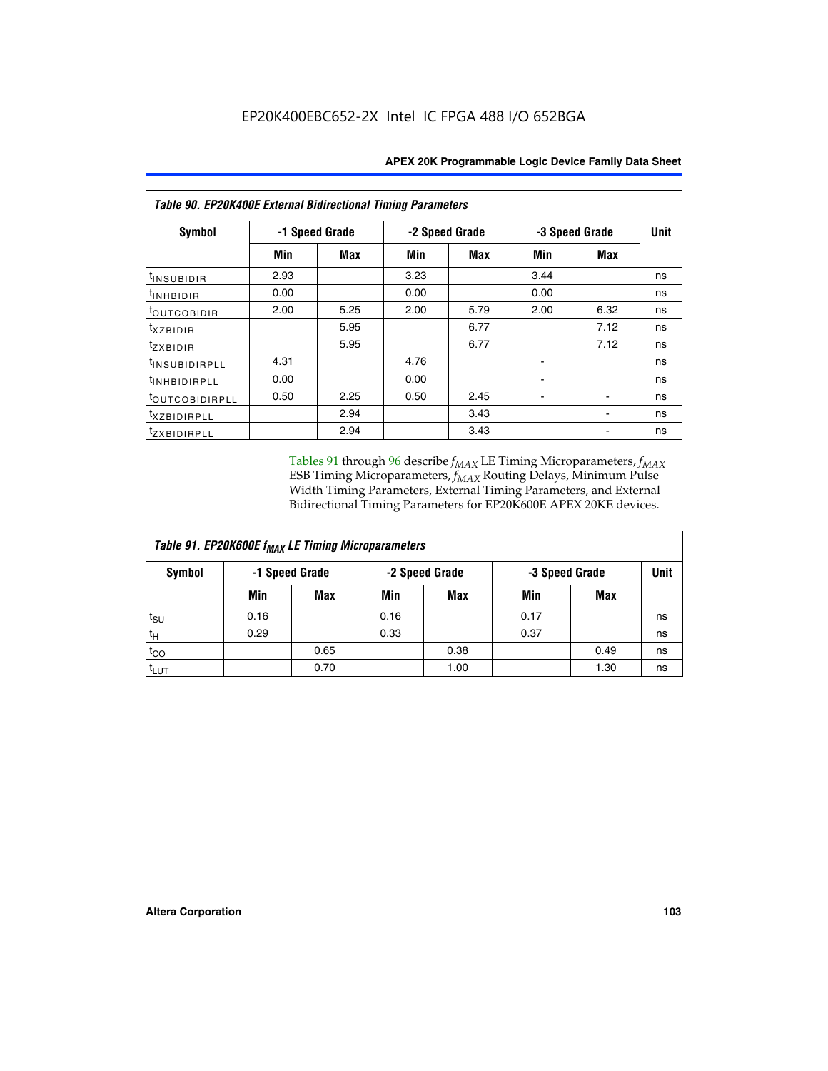EP20K400EBC652-2X Intel IC FPGA 488 I/O 652BGA

| *Table 90. EP20K400E External Bidirectional Timing Parameters* | | | | | | | |
|---|---|---|---|---|---|---|---|
| **Symbol** | **-1 Speed Grade** | | **-2 Speed Grade** | | **-3 Speed Grade** | | **Unit** |
| | **Min** | **Max** | **Min** | **Max** | **Min** | **Max** | |
| $t_{INSUBIDIR}$ | 2.93 | | 3.23 | | 3.44 | | ns |
| $t_{INHBIDIR}$ | 0.00 | | 0.00 | | 0.00 | | ns |
| $t_{OUTCOBIDIR}$ | 2.00 | 5.25 | 2.00 | 5.79 | 2.00 | 6.32 | ns |
| $t_{XZBIDIR}$ | | 5.95 | | 6.77 | | 7.12 | ns |
| $t_{ZXBIDIR}$ | | 5.95 | | 6.77 | | 7.12 | ns |
| $t_{INSUBIDIRPLL}$ | 4.31 | | 4.76 | | - | | ns |
| $t_{INHBIDIRPLL}$ | 0.00 | | 0.00 | | - | | ns |
| $t_{OUTCOBIDIRPLL}$ | 0.50 | 2.25 | 0.50 | 2.45 | - | - | ns |
| $t_{XZBIDIRPLL}$ | | 2.94 | | 3.43 | | - | ns |
| $t_{ZXBIDIRPLL}$ | | 2.94 | | 3.43 | | - | ns |

Tables 91 through 96 describe $f_{MAX}$ LE Timing Microparameters, $f_{MAX}$ ESB Timing Microparameters, $f_{MAX}$ Routing Delays, Minimum Pulse Width Timing Parameters, External Timing Parameters, and External Bidirectional Timing Parameters for EP20K600E APEX 20KE devices.

| *Table 91. EP20K600E $f_{MAX}$ LE Timing Microparameters* | | | | | | | |
|---|---|---|---|---|---|---|---|
| **Symbol** | **-1 Speed Grade** | | **-2 Speed Grade** | | **-3 Speed Grade** | | **Unit** |
| | **Min** | **Max** | **Min** | **Max** | **Min** | **Max** | |
| $t_{SU}$ | 0.16 | | 0.16 | | 0.17 | | ns |
| $t_{H}$ | 0.29 | | 0.33 | | 0.37 | | ns |
| $t_{CO}$ | | 0.65 | | 0.38 | | 0.49 | ns |
| $t_{LUT}$ | | 0.70 | | 1.00 | | 1.30 | ns |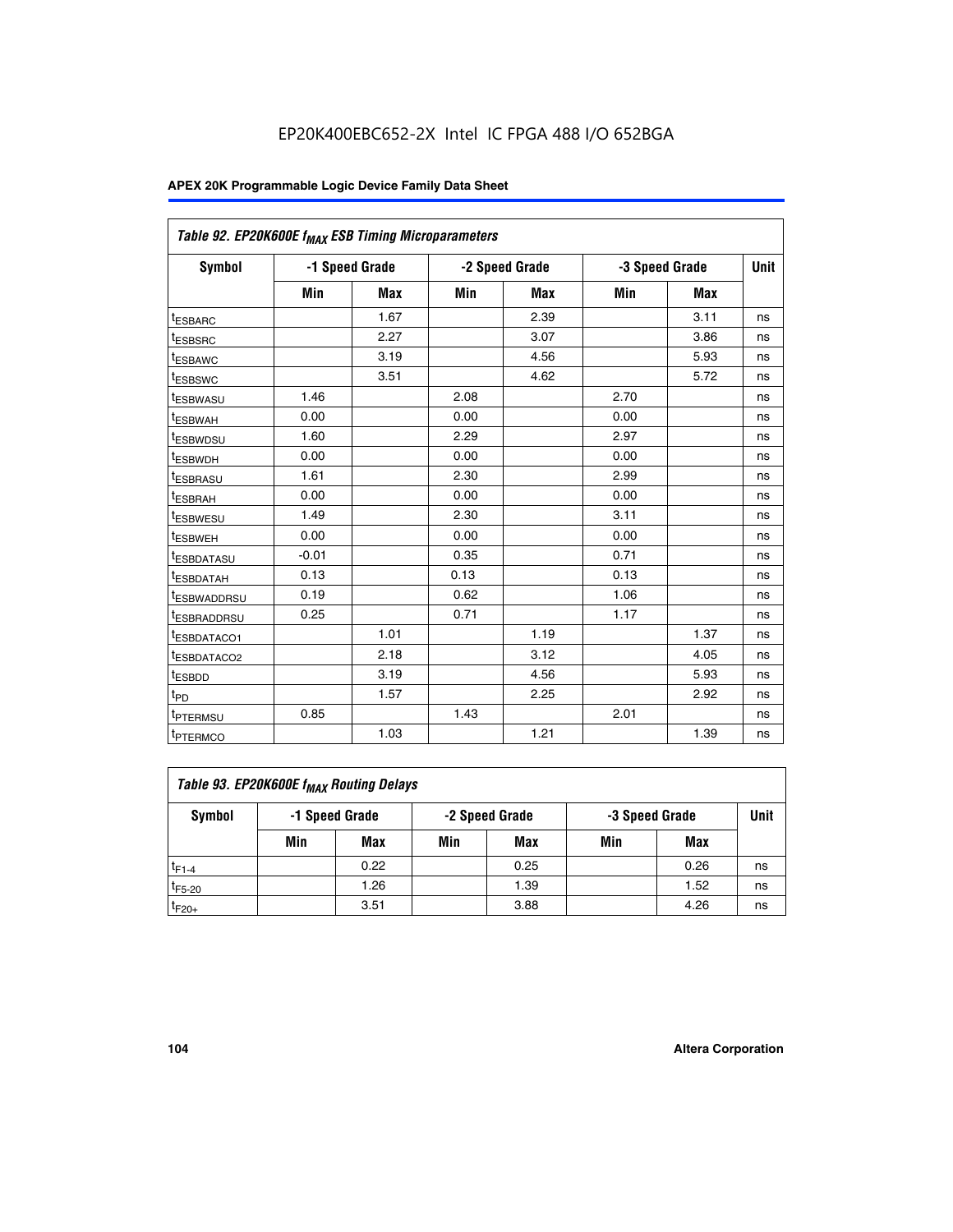EP20K400EBC652-2X Intel IC FPGA 488 I/O 652BGA

| Table 92. EP20K600E $f_{MAX}$ ESB Timing Microparameters | | | | | | | |
|---|---|---|---|---|---|---|---|
| Symbol | -1 Speed Grade | | -2 Speed Grade | | -3 Speed Grade | | Unit |
| | Min | Max | Min | Max | Min | Max | |
| $t_{ESBARC}$ | | 1.67 | | 2.39 | | 3.11 | ns |
| $t_{ESBSRC}$ | | 2.27 | | 3.07 | | 3.86 | ns |
| $t_{ESBAWC}$ | | 3.19 | | 4.56 | | 5.93 | ns |
| $t_{ESBSWC}$ | | 3.51 | | 4.62 | | 5.72 | ns |
| $t_{ESBWASU}$ | 1.46 | | 2.08 | | 2.70 | | ns |
| $t_{ESBWAH}$ | 0.00 | | 0.00 | | 0.00 | | ns |
| $t_{ESBWDSU}$ | 1.60 | | 2.29 | | 2.97 | | ns |
| $t_{ESBWDH}$ | 0.00 | | 0.00 | | 0.00 | | ns |
| $t_{ESBRASU}$ | 1.61 | | 2.30 | | 2.99 | | ns |
| $t_{ESBRAH}$ | 0.00 | | 0.00 | | 0.00 | | ns |
| $t_{ESBWESU}$ | 1.49 | | 2.30 | | 3.11 | | ns |
| $t_{ESBWEH}$ | 0.00 | | 0.00 | | 0.00 | | ns |
| $t_{ESBDATASU}$ | -0.01 | | 0.35 | | 0.71 | | ns |
| $t_{ESBDATAH}$ | 0.13 | | 0.13 | | 0.13 | | ns |
| $t_{ESBWADDRSU}$ | 0.19 | | 0.62 | | 1.06 | | ns |
| $t_{ESBRADDRSU}$ | 0.25 | | 0.71 | | 1.17 | | ns |
| $t_{ESBDATACO1}$ | | 1.01 | | 1.19 | | 1.37 | ns |
| $t_{ESBDATACO2}$ | | 2.18 | | 3.12 | | 4.05 | ns |
| $t_{ESBDD}$ | | 3.19 | | 4.56 | | 5.93 | ns |
| $t_{PD}$ | | 1.57 | | 2.25 | | 2.92 | ns |
| $t_{PTERMSU}$ | 0.85 | | 1.43 | | 2.01 | | ns |
| $t_{PTERMCO}$ | | 1.03 | | 1.21 | | 1.39 | ns |

| Table 93. EP20K600E $f_{MAX}$ Routing Delays | | | | | | | |
|---|---|---|---|---|---|---|---|
| Symbol | -1 Speed Grade | | -2 Speed Grade | | -3 Speed Grade | | Unit |
| | Min | Max | Min | Max | Min | Max | |
| $t_{F1-4}$ | | 0.22 | | 0.25 | | 0.26 | ns |
| $t_{F5-20}$ | | 1.26 | | 1.39 | | 1.52 | ns |
| $t_{F20+}$ | | 3.51 | | 3.88 | | 4.26 | ns |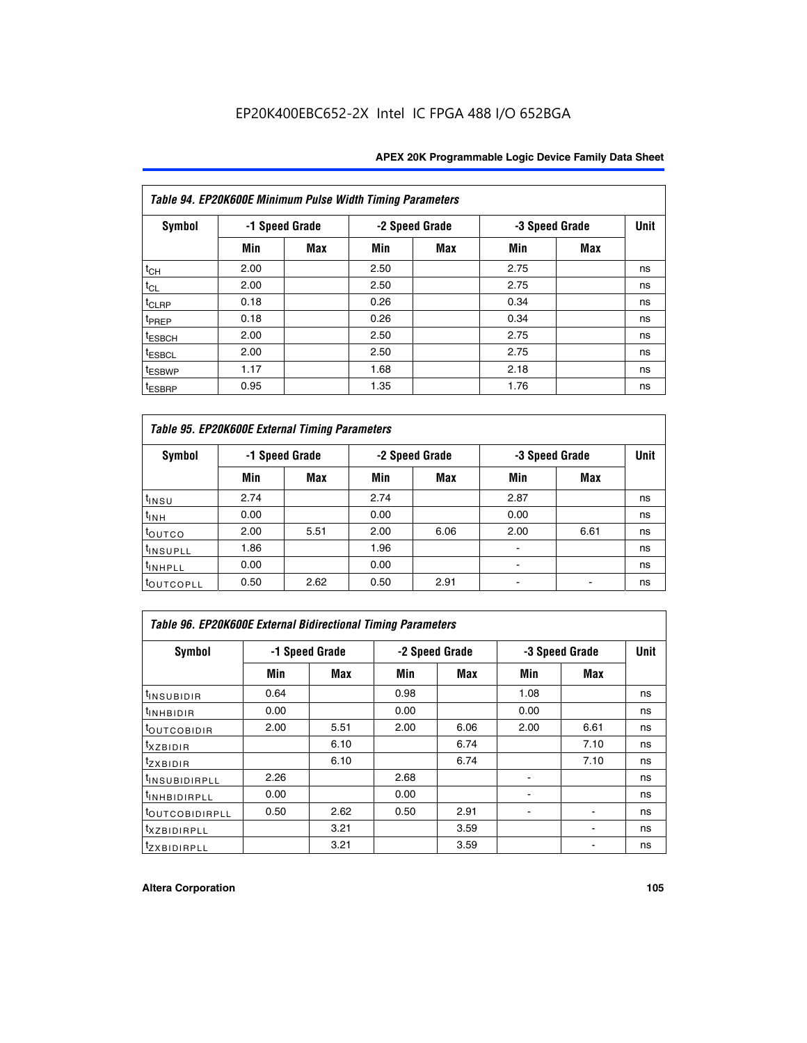| Table 94. EP20K600E Minimum Pulse Width Timing Parameters | | | | | | | |
|---|---|---|---|---|---|---|---|
| Symbol | -1 Speed Grade | | -2 Speed Grade | | -3 Speed Grade | | Unit |
| | Min | Max | Min | Max | Min | Max | |
| $t_{CH}$ | 2.00 | | 2.50 | | 2.75 | | ns |
| $t_{CL}$ | 2.00 | | 2.50 | | 2.75 | | ns |
| $t_{CLRP}$ | 0.18 | | 0.26 | | 0.34 | | ns |
| $t_{PREP}$ | 0.18 | | 0.26 | | 0.34 | | ns |
| $t_{ESBCH}$ | 2.00 | | 2.50 | | 2.75 | | ns |
| $t_{ESBCL}$ | 2.00 | | 2.50 | | 2.75 | | ns |
| $t_{ESBWP}$ | 1.17 | | 1.68 | | 2.18 | | ns |
| $t_{ESBRP}$ | 0.95 | | 1.35 | | 1.76 | | ns |

| Table 95. EP20K600E External Timing Parameters | | | | | | | |
|---|---|---|---|---|---|---|---|
| Symbol | -1 Speed Grade | | -2 Speed Grade | | -3 Speed Grade | | Unit |
| | Min | Max | Min | Max | Min | Max | |
| $t_{INSU}$ | 2.74 | | 2.74 | | 2.87 | | ns |
| $t_{INH}$ | 0.00 | | 0.00 | | 0.00 | | ns |
| $t_{OUTCO}$ | 2.00 | 5.51 | 2.00 | 6.06 | 2.00 | 6.61 | ns |
| $t_{INSUPLL}$ | 1.86 | | 1.96 | | - | | ns |
| $t_{INHPLL}$ | 0.00 | | 0.00 | | - | | ns |
| $t_{OUTCOPLL}$ | 0.50 | 2.62 | 0.50 | 2.91 | - | - | ns |

| Table 96. EP20K600E External Bidirectional Timing Parameters | | | | | | | |
|---|---|---|---|---|---|---|---|
| Symbol | -1 Speed Grade | | -2 Speed Grade | | -3 Speed Grade | | Unit |
| | Min | Max | Min | Max | Min | Max | |
| $t_{INSUBIDIR}$ | 0.64 | | 0.98 | | 1.08 | | ns |
| $t_{INHBIDIR}$ | 0.00 | | 0.00 | | 0.00 | | ns |
| $t_{OUTCOBIDIR}$ | 2.00 | 5.51 | 2.00 | 6.06 | 2.00 | 6.61 | ns |
| $t_{XZBIDIR}$ | | 6.10 | | 6.74 | | 7.10 | ns |
| $t_{ZXBIDIR}$ | | 6.10 | | 6.74 | | 7.10 | ns |
| $t_{INSUBIDIRPLL}$ | 2.26 | | 2.68 | | - | | ns |
| $t_{INHBIDIRPLL}$ | 0.00 | | 0.00 | | - | | ns |
| $t_{OUTCOBIDIRPLL}$ | 0.50 | 2.62 | 0.50 | 2.91 | - | - | ns |
| $t_{XZBIDIRPLL}$ | | 3.21 | | 3.59 | | - | ns |
| $t_{ZXBIDIRPLL}$ | | 3.21 | | 3.59 | | - | ns |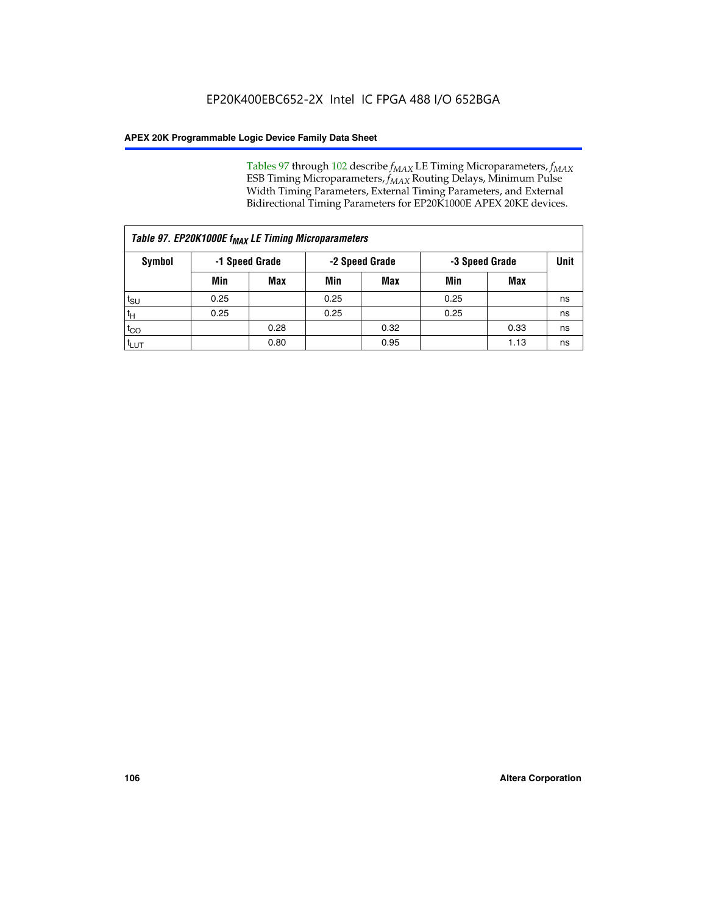Tables 97 through 102 describe $f_{MAX}$ LE Timing Microparameters, $f_{MAX}$ ESB Timing Microparameters, $f_{MAX}$ Routing Delays, Minimum Pulse Width Timing Parameters, External Timing Parameters, and External Bidirectional Timing Parameters for EP20K1000E APEX 20KE devices.

*Table 97. EP20K1000E $f_{MAX}$ LE Timing Microparameters*

| Symbol | -1 Speed Grade | | -2 Speed Grade | | -3 Speed Grade | | Unit |
|---|---|---|---|---|---|---|---|
| | Min | Max | Min | Max | Min | Max | |
| $t_{SU}$ | 0.25 | | 0.25 | | 0.25 | | ns |
| $t_H$ | 0.25 | | 0.25 | | 0.25 | | ns |
| $t_{CO}$ | | 0.28 | | 0.32 | | 0.33 | ns |
| $t_{LUT}$ | | 0.80 | | 0.95 | | 1.13 | ns |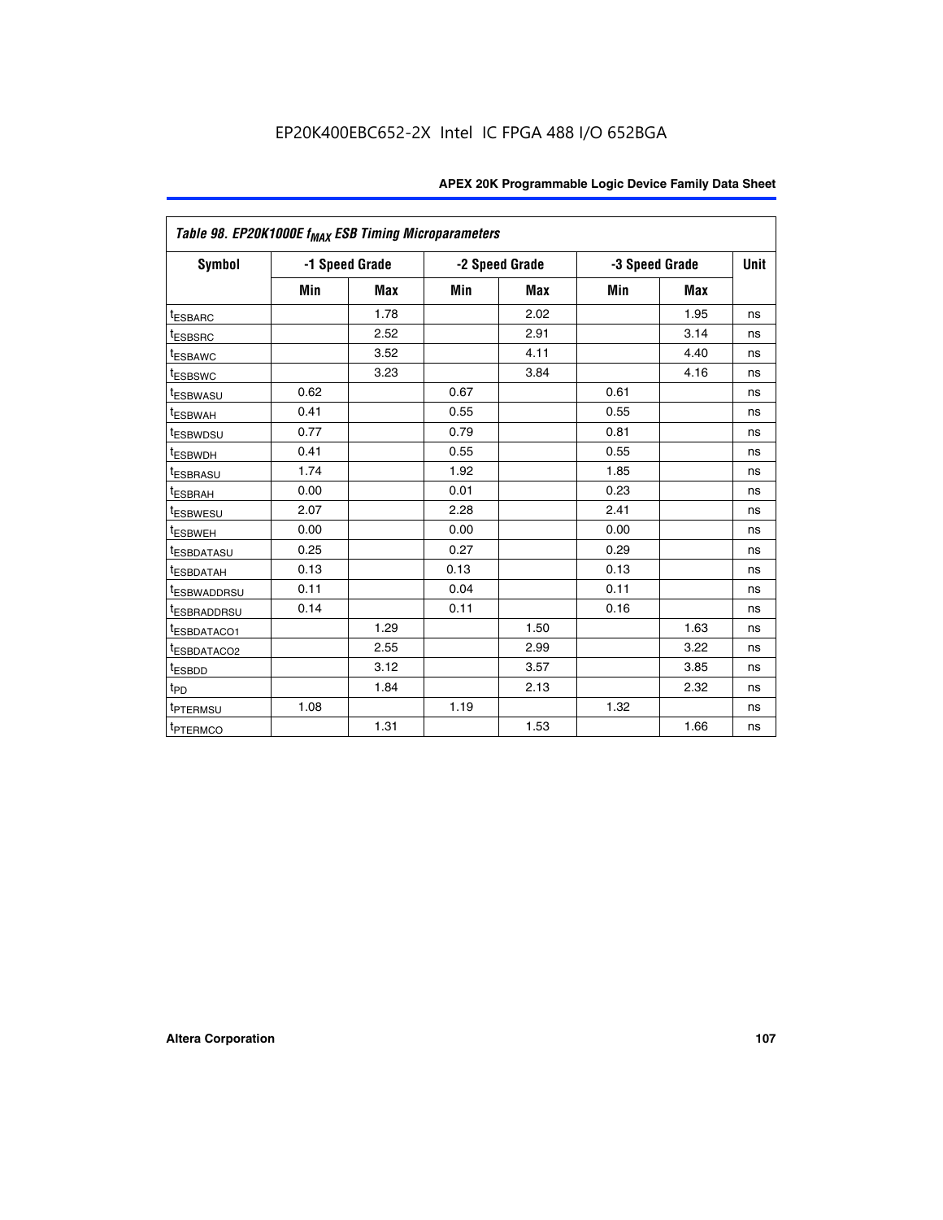| Table 98. EP20K1000E $f_{MAX}$ ESB Timing Microparameters | | | | | | | |
|---|---|---|---|---|---|---|---|
| Symbol | -1 Speed Grade | | -2 Speed Grade | | -3 Speed Grade | | Unit |
| | Min | Max | Min | Max | Min | Max | |
| $t_{ESBARC}$ | | 1.78 | | 2.02 | | 1.95 | ns |
| $t_{ESBSRC}$ | | 2.52 | | 2.91 | | 3.14 | ns |
| $t_{ESBAWC}$ | | 3.52 | | 4.11 | | 4.40 | ns |
| $t_{ESBSWC}$ | | 3.23 | | 3.84 | | 4.16 | ns |
| $t_{ESBWASU}$ | 0.62 | | 0.67 | | 0.61 | | ns |
| $t_{ESBWAH}$ | 0.41 | | 0.55 | | 0.55 | | ns |
| $t_{ESBWDSU}$ | 0.77 | | 0.79 | | 0.81 | | ns |
| $t_{ESBWDH}$ | 0.41 | | 0.55 | | 0.55 | | ns |
| $t_{ESBRASU}$ | 1.74 | | 1.92 | | 1.85 | | ns |
| $t_{ESBRAH}$ | 0.00 | | 0.01 | | 0.23 | | ns |
| $t_{ESBWESU}$ | 2.07 | | 2.28 | | 2.41 | | ns |
| $t_{ESBWEH}$ | 0.00 | | 0.00 | | 0.00 | | ns |
| $t_{ESBDATASU}$ | 0.25 | | 0.27 | | 0.29 | | ns |
| $t_{ESBDATAH}$ | 0.13 | | 0.13 | | 0.13 | | ns |
| $t_{ESBWADDRSU}$ | 0.11 | | 0.04 | | 0.11 | | ns |
| $t_{ESBRADDRSU}$ | 0.14 | | 0.11 | | 0.16 | | ns |
| $t_{ESBDATACO1}$ | | 1.29 | | 1.50 | | 1.63 | ns |
| $t_{ESBDATACO2}$ | | 2.55 | | 2.99 | | 3.22 | ns |
| $t_{ESBDD}$ | | 3.12 | | 3.57 | | 3.85 | ns |
| $t_{PD}$ | | 1.84 | | 2.13 | | 2.32 | ns |
| $t_{PTERMSU}$ | 1.08 | | 1.19 | | 1.32 | | ns |
| $t_{PTERMCO}$ | | 1.31 | | 1.53 | | 1.66 | ns |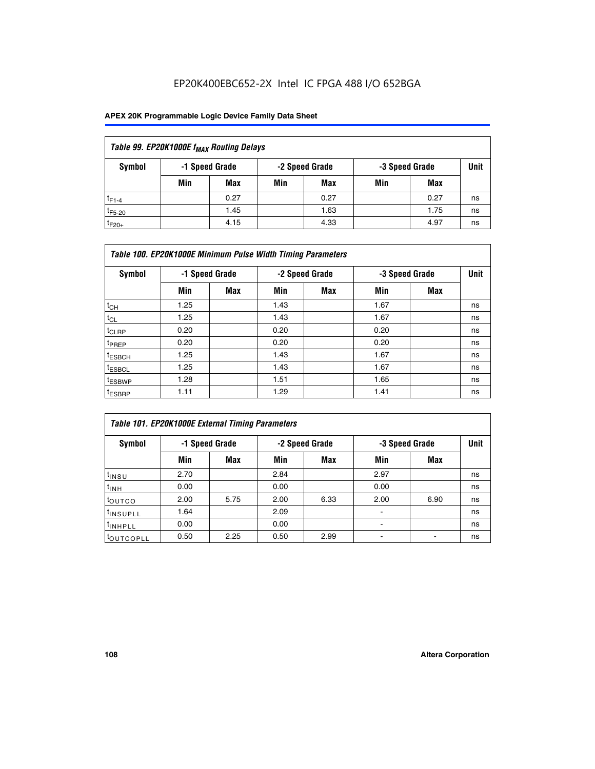EP20K400EBC652-2X Intel IC FPGA 488 I/O 652BGA

| Table 99. EP20K1000E $f_{MAX}$ Routing Delays | | | | | | | |
|---|---|---|---|---|---|---|---|
| Symbol | -1 Speed Grade | | -2 Speed Grade | | -3 Speed Grade | | Unit |
| | Min | Max | Min | Max | Min | Max | |
| $t_{F1-4}$ | | 0.27 | | 0.27 | | 0.27 | ns |
| $t_{F5-20}$ | | 1.45 | | 1.63 | | 1.75 | ns |
| $t_{F20+}$ | | 4.15 | | 4.33 | | 4.97 | ns |

| Table 100. EP20K1000E Minimum Pulse Width Timing Parameters | | | | | | | |
|---|---|---|---|---|---|---|---|
| Symbol | -1 Speed Grade | | -2 Speed Grade | | -3 Speed Grade | | Unit |
| | Min | Max | Min | Max | Min | Max | |
| $t_{CH}$ | 1.25 | | 1.43 | | 1.67 | | ns |
| $t_{CL}$ | 1.25 | | 1.43 | | 1.67 | | ns |
| $t_{CLRP}$ | 0.20 | | 0.20 | | 0.20 | | ns |
| $t_{PREP}$ | 0.20 | | 0.20 | | 0.20 | | ns |
| $t_{ESBCH}$ | 1.25 | | 1.43 | | 1.67 | | ns |
| $t_{ESBCL}$ | 1.25 | | 1.43 | | 1.67 | | ns |
| $t_{ESBWP}$ | 1.28 | | 1.51 | | 1.65 | | ns |
| $t_{ESBRP}$ | 1.11 | | 1.29 | | 1.41 | | ns |

| Table 101. EP20K1000E External Timing Parameters | | | | | | | |
|---|---|---|---|---|---|---|---|
| Symbol | -1 Speed Grade | | -2 Speed Grade | | -3 Speed Grade | | Unit |
| | Min | Max | Min | Max | Min | Max | |
| $t_{INSU}$ | 2.70 | | 2.84 | | 2.97 | | ns |
| $t_{INH}$ | 0.00 | | 0.00 | | 0.00 | | ns |
| $t_{OUTCO}$ | 2.00 | 5.75 | 2.00 | 6.33 | 2.00 | 6.90 | ns |
| $t_{INSUPLL}$ | 1.64 | | 2.09 | | - | | ns |
| $t_{INHPLL}$ | 0.00 | | 0.00 | | - | | ns |
| $t_{OUTCOPLL}$ | 0.50 | 2.25 | 0.50 | 2.99 | - | - | ns |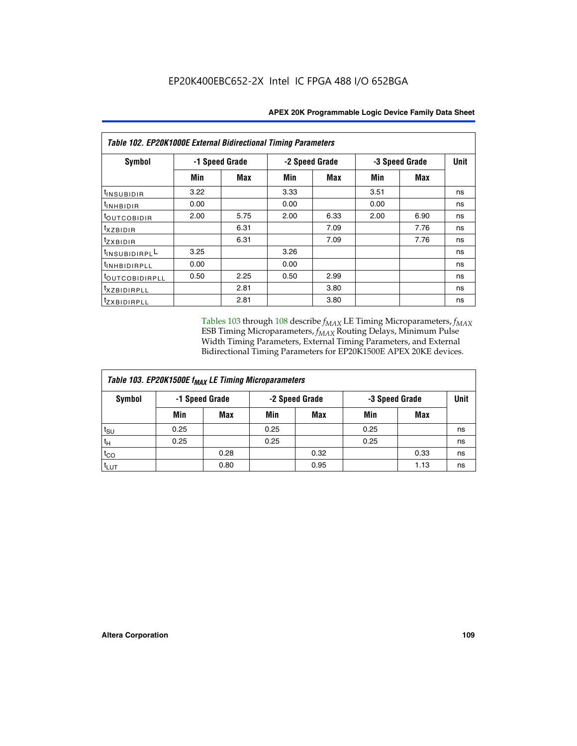EP20K400EBC652-2X Intel IC FPGA 488 I/O 652BGA

| *Table 102. EP20K1000E External Bidirectional Timing Parameters* | | | | | | | |
|---|---|---|---|---|---|---|---|
| **Symbol** | **-1 Speed Grade** | | **-2 Speed Grade** | | **-3 Speed Grade** | | **Unit** |
| | **Min** | **Max** | **Min** | **Max** | **Min** | **Max** | |
| $t_{INSUBIDIR}$ | 3.22 | | 3.33 | | 3.51 | | ns |
| $t_{INHBIDIR}$ | 0.00 | | 0.00 | | 0.00 | | ns |
| $t_{OUTCOBIDIR}$ | 2.00 | 5.75 | 2.00 | 6.33 | 2.00 | 6.90 | ns |
| $t_{XZBIDIR}$ | | 6.31 | | 7.09 | | 7.76 | ns |
| $t_{ZXBIDIR}$ | | 6.31 | | 7.09 | | 7.76 | ns |
| $t_{INSUBIDIRPLL}$ | 3.25 | | 3.26 | | | | ns |
| $t_{INHBIDIRPLL}$ | 0.00 | | 0.00 | | | | ns |
| $t_{OUTCOBIDIRPLL}$ | 0.50 | 2.25 | 0.50 | 2.99 | | | ns |
| $t_{XZBIDIRPLL}$ | | 2.81 | | 3.80 | | | ns |
| $t_{ZXBIDIRPLL}$ | | 2.81 | | 3.80 | | | ns |

Tables 103 through 108 describe $f_{MAX}$ LE Timing Microparameters, $f_{MAX}$ ESB Timing Microparameters, $f_{MAX}$ Routing Delays, Minimum Pulse Width Timing Parameters, External Timing Parameters, and External Bidirectional Timing Parameters for EP20K1500E APEX 20KE devices.

| *Table 103. EP20K1500E $f_{MAX}$ LE Timing Microparameters* | | | | | | | |
|---|---|---|---|---|---|---|---|
| **Symbol** | **-1 Speed Grade** | | **-2 Speed Grade** | | **-3 Speed Grade** | | **Unit** |
| | **Min** | **Max** | **Min** | **Max** | **Min** | **Max** | |
| $t_{SU}$ | 0.25 | | 0.25 | | 0.25 | | ns |
| $t_H$ | 0.25 | | 0.25 | | 0.25 | | ns |
| $t_{CO}$ | | 0.28 | | 0.32 | | 0.33 | ns |
| $t_{LUT}$ | | 0.80 | | 0.95 | | 1.13 | ns |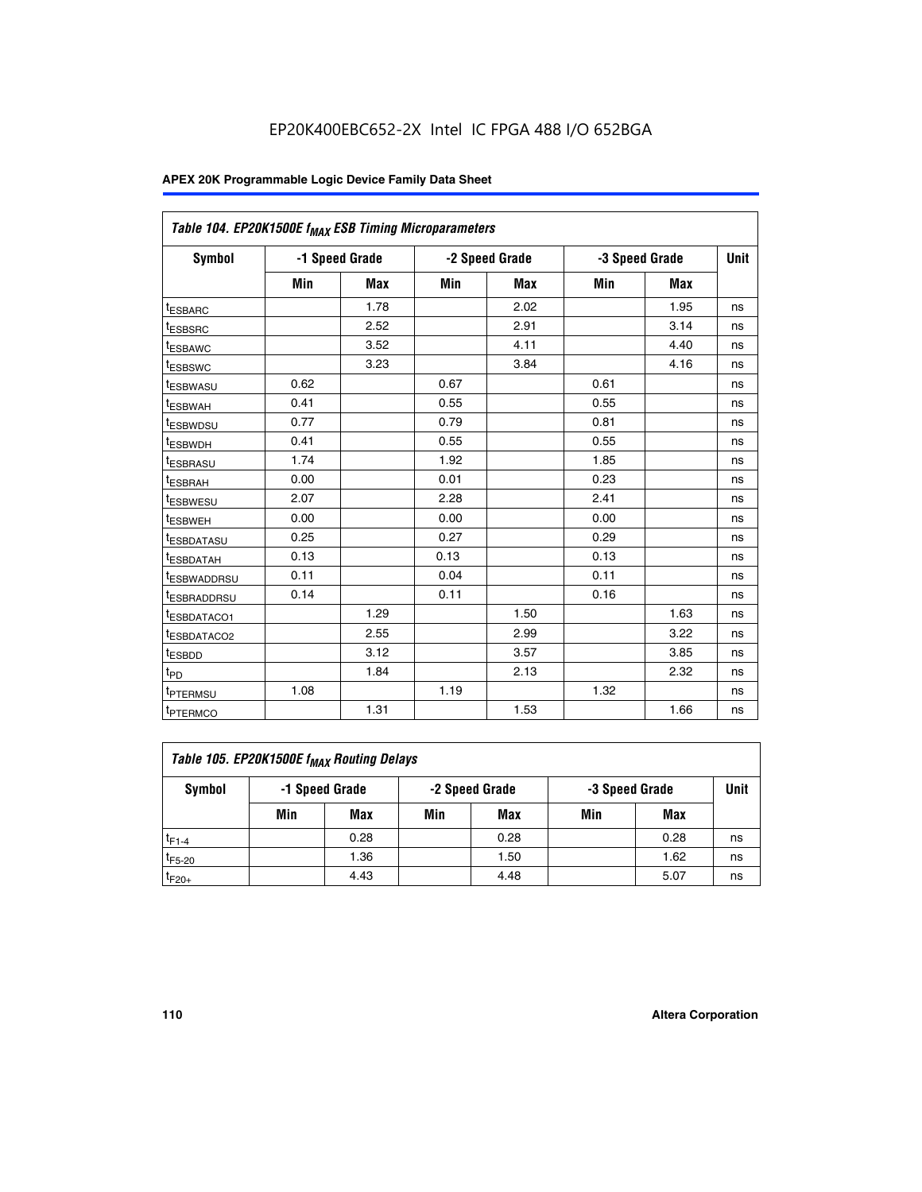EP20K400EBC652-2X Intel IC FPGA 488 I/O 652BGA

| Table 104. EP20K1500E $f_{MAX}$ ESB Timing Microparameters | | | | | | | |
|---|---|---|---|---|---|---|---|
| Symbol | -1 Speed Grade | | -2 Speed Grade | | -3 Speed Grade | | Unit |
| | Min | Max | Min | Max | Min | Max | |
| $t_{ESBARC}$ | | 1.78 | | 2.02 | | 1.95 | ns |
| $t_{ESBSRC}$ | | 2.52 | | 2.91 | | 3.14 | ns |
| $t_{ESBAWC}$ | | 3.52 | | 4.11 | | 4.40 | ns |
| $t_{ESBSWC}$ | | 3.23 | | 3.84 | | 4.16 | ns |
| $t_{ESBWASU}$ | 0.62 | | 0.67 | | 0.61 | | ns |
| $t_{ESBWAH}$ | 0.41 | | 0.55 | | 0.55 | | ns |
| $t_{ESBWDSU}$ | 0.77 | | 0.79 | | 0.81 | | ns |
| $t_{ESBWDH}$ | 0.41 | | 0.55 | | 0.55 | | ns |
| $t_{ESBRASU}$ | 1.74 | | 1.92 | | 1.85 | | ns |
| $t_{ESBRAH}$ | 0.00 | | 0.01 | | 0.23 | | ns |
| $t_{ESBWESU}$ | 2.07 | | 2.28 | | 2.41 | | ns |
| $t_{ESBWEH}$ | 0.00 | | 0.00 | | 0.00 | | ns |
| $t_{ESBDATASU}$ | 0.25 | | 0.27 | | 0.29 | | ns |
| $t_{ESBDATAH}$ | 0.13 | | 0.13 | | 0.13 | | ns |
| $t_{ESBWADDRSU}$ | 0.11 | | 0.04 | | 0.11 | | ns |
| $t_{ESBRADDRSU}$ | 0.14 | | 0.11 | | 0.16 | | ns |
| $t_{ESBDATACO1}$ | | 1.29 | | 1.50 | | 1.63 | ns |
| $t_{ESBDATACO2}$ | | 2.55 | | 2.99 | | 3.22 | ns |
| $t_{ESBDD}$ | | 3.12 | | 3.57 | | 3.85 | ns |
| $t_{PD}$ | | 1.84 | | 2.13 | | 2.32 | ns |
| $t_{PTERMSU}$ | 1.08 | | 1.19 | | 1.32 | | ns |
| $t_{PTERMCO}$ | | 1.31 | | 1.53 | | 1.66 | ns |

| Table 105. EP20K1500E $f_{MAX}$ Routing Delays | | | | | | | |
|---|---|---|---|---|---|---|---|
| Symbol | -1 Speed Grade | | -2 Speed Grade | | -3 Speed Grade | | Unit |
| | Min | Max | Min | Max | Min | Max | |
| $t_{F1-4}$ | | 0.28 | | 0.28 | | 0.28 | ns |
| $t_{F5-20}$ | | 1.36 | | 1.50 | | 1.62 | ns |
| $t_{F20+}$ | | 4.43 | | 4.48 | | 5.07 | ns |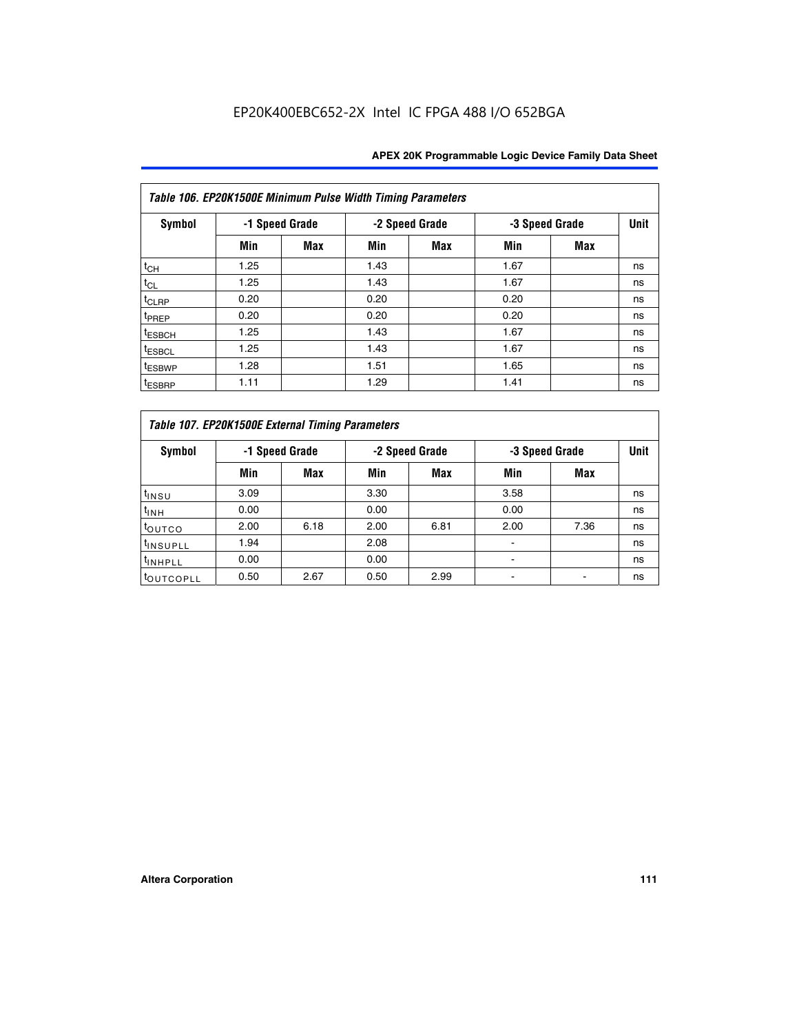**Table 106. EP20K1500E Minimum Pulse Width Timing Parameters**

| Symbol | -1 Speed Grade | | -2 Speed Grade | | -3 Speed Grade | | Unit |
|---|---|---|---|---|---|---|---|
| | Min | Max | Min | Max | Min | Max | |
| $t_{CH}$ | 1.25 | | 1.43 | | 1.67 | | ns |
| $t_{CL}$ | 1.25 | | 1.43 | | 1.67 | | ns |
| $t_{CLRP}$ | 0.20 | | 0.20 | | 0.20 | | ns |
| $t_{PREP}$ | 0.20 | | 0.20 | | 0.20 | | ns |
| $t_{ESBCH}$ | 1.25 | | 1.43 | | 1.67 | | ns |
| $t_{ESBCL}$ | 1.25 | | 1.43 | | 1.67 | | ns |
| $t_{ESBWP}$ | 1.28 | | 1.51 | | 1.65 | | ns |
| $t_{ESBRP}$ | 1.11 | | 1.29 | | 1.41 | | ns |

**Table 107. EP20K1500E External Timing Parameters**

| Symbol | -1 Speed Grade | | -2 Speed Grade | | -3 Speed Grade | | Unit |
|---|---|---|---|---|---|---|---|
| | Min | Max | Min | Max | Min | Max | |
| $t_{INSU}$ | 3.09 | | 3.30 | | 3.58 | | ns |
| $t_{INH}$ | 0.00 | | 0.00 | | 0.00 | | ns |
| $t_{OUTCO}$ | 2.00 | 6.18 | 2.00 | 6.81 | 2.00 | 7.36 | ns |
| $t_{INSUPLL}$ | 1.94 | | 2.08 | | - | | ns |
| $t_{INHPLL}$ | 0.00 | | 0.00 | | - | | ns |
| $t_{OUTCOPLL}$ | 0.50 | 2.67 | 0.50 | 2.99 | - | - | ns |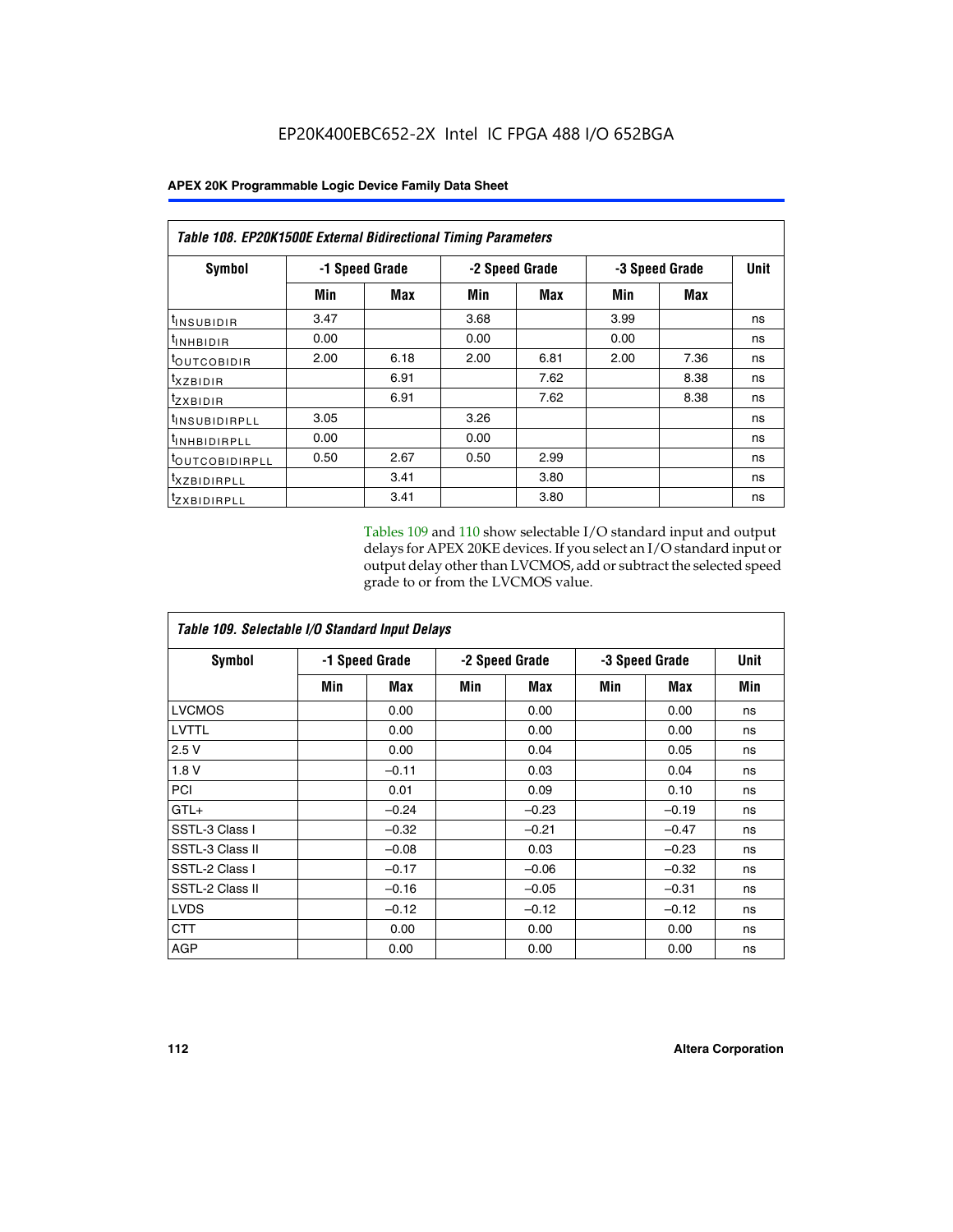EP20K400EBC652-2X Intel IC FPGA 488 I/O 652BGA

| Table 108. EP20K1500E External Bidirectional Timing Parameters | | | | | | | |
|---|---|---|---|---|---|---|---|
| Symbol | -1 Speed Grade | | -2 Speed Grade | | -3 Speed Grade | | Unit |
| | Min | Max | Min | Max | Min | Max | |
| $t_{INSUBIDIR}$ | 3.47 | | 3.68 | | 3.99 | | ns |
| $t_{INHBIDIR}$ | 0.00 | | 0.00 | | 0.00 | | ns |
| $t_{OUTCOBIDIR}$ | 2.00 | 6.18 | 2.00 | 6.81 | 2.00 | 7.36 | ns |
| $t_{XZBIDIR}$ | | 6.91 | | 7.62 | | 8.38 | ns |
| $t_{ZXBIDIR}$ | | 6.91 | | 7.62 | | 8.38 | ns |
| $t_{INSUBIDIRPLL}$ | 3.05 | | 3.26 | | | | ns |
| $t_{INHBIDIRPLL}$ | 0.00 | | 0.00 | | | | ns |
| $t_{OUTCOBIDIRPLL}$ | 0.50 | 2.67 | 0.50 | 2.99 | | | ns |
| $t_{XZBIDIRPLL}$ | | 3.41 | | 3.80 | | | ns |
| $t_{ZXBIDIRPLL}$ | | 3.41 | | 3.80 | | | ns |

Tables 109 and 110 show selectable I/O standard input and output delays for APEX 20KE devices. If you select an I/O standard input or output delay other than LVCMOS, add or subtract the selected speed grade to or from the LVCMOS value.

| Table 109. Selectable I/O Standard Input Delays | | | | | | | |
|---|---|---|---|---|---|---|---|
| Symbol | -1 Speed Grade | | -2 Speed Grade | | -3 Speed Grade | | Unit |
| | Min | Max | Min | Max | Min | Max | Min |
| LVCMOS | | 0.00 | | 0.00 | | 0.00 | ns |
| LVTTL | | 0.00 | | 0.00 | | 0.00 | ns |
| 2.5 V | | 0.00 | | 0.04 | | 0.05 | ns |
| 1.8 V | | –0.11 | | 0.03 | | 0.04 | ns |
| PCI | | 0.01 | | 0.09 | | 0.10 | ns |
| GTL+ | | –0.24 | | –0.23 | | –0.19 | ns |
| SSTL-3 Class I | | –0.32 | | –0.21 | | –0.47 | ns |
| SSTL-3 Class II | | –0.08 | | 0.03 | | –0.23 | ns |
| SSTL-2 Class I | | –0.17 | | –0.06 | | –0.32 | ns |
| SSTL-2 Class II | | –0.16 | | –0.05 | | –0.31 | ns |
| LVDS | | –0.12 | | –0.12 | | –0.12 | ns |
| CTT | | 0.00 | | 0.00 | | 0.00 | ns |
| AGP | | 0.00 | | 0.00 | | 0.00 | ns |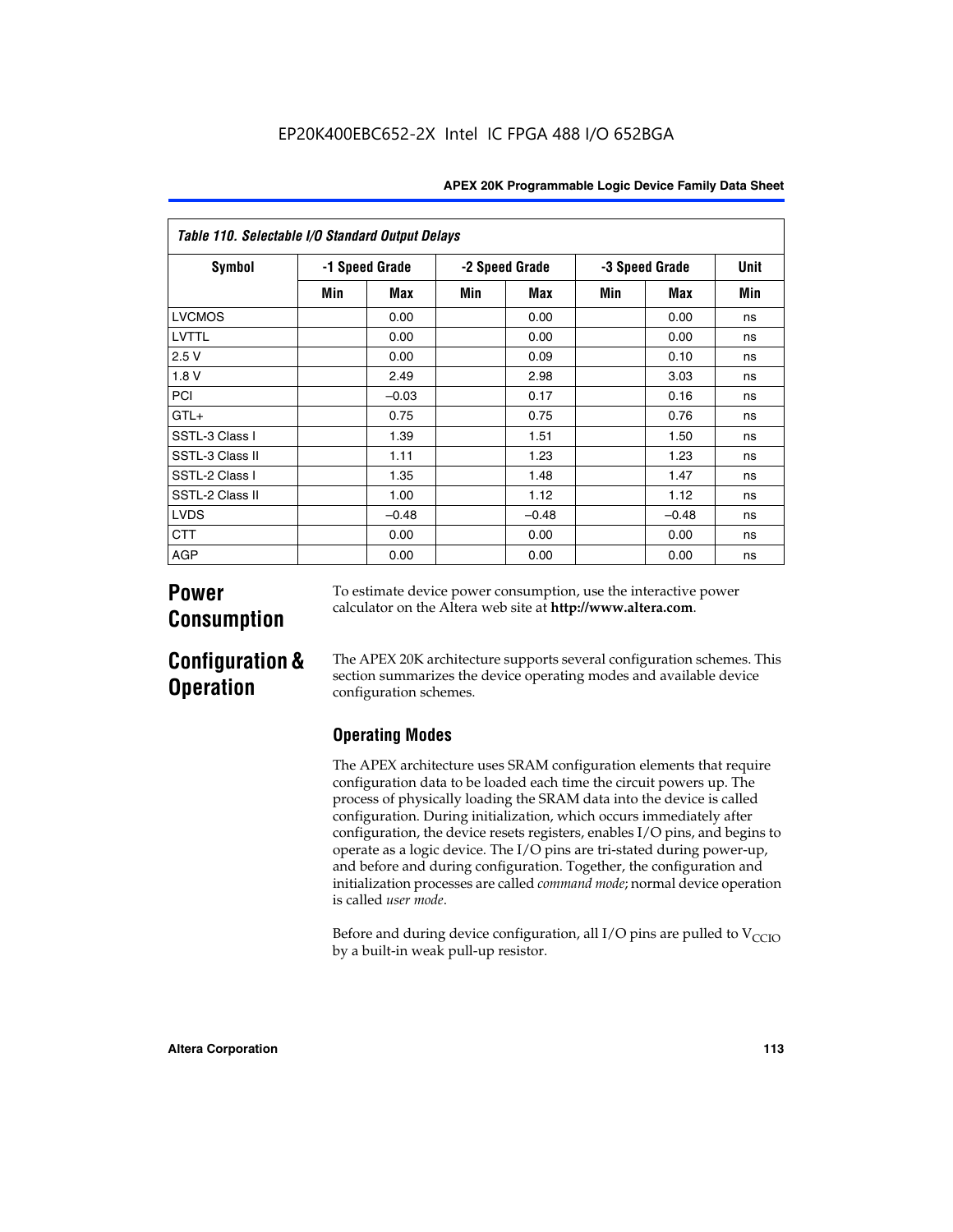Table 110. Selectable I/O Standard Output Delays

| Symbol | -1 Speed Grade | | -2 Speed Grade | | -3 Speed Grade | | Unit |
|---|---|---|---|---|---|---|---|
| | Min | Max | Min | Max | Min | Max | Min |
| LVCMOS | | 0.00 | | 0.00 | | 0.00 | ns |
| LVTTL | | 0.00 | | 0.00 | | 0.00 | ns |
| 2.5 V | | 0.00 | | 0.09 | | 0.10 | ns |
| 1.8 V | | 2.49 | | 2.98 | | 3.03 | ns |
| PCI | | –0.03 | | 0.17 | | 0.16 | ns |
| GTL+ | | 0.75 | | 0.75 | | 0.76 | ns |
| SSTL-3 Class I | | 1.39 | | 1.51 | | 1.50 | ns |
| SSTL-3 Class II | | 1.11 | | 1.23 | | 1.23 | ns |
| SSTL-2 Class I | | 1.35 | | 1.48 | | 1.47 | ns |
| SSTL-2 Class II | | 1.00 | | 1.12 | | 1.12 | ns |
| LVDS | | –0.48 | | –0.48 | | –0.48 | ns |
| CTT | | 0.00 | | 0.00 | | 0.00 | ns |
| AGP | | 0.00 | | 0.00 | | 0.00 | ns |

## Power Consumption

To estimate device power consumption, use the interactive power calculator on the Altera web site at **http://www.altera.com**.

## Configuration & Operation

The APEX 20K architecture supports several configuration schemes. This section summarizes the device operating modes and available device configuration schemes.

### Operating Modes

The APEX architecture uses SRAM configuration elements that require configuration data to be loaded each time the circuit powers up. The process of physically loading the SRAM data into the device is called configuration. During initialization, which occurs immediately after configuration, the device resets registers, enables I/O pins, and begins to operate as a logic device. The I/O pins are tri-stated during power-up, and before and during configuration. Together, the configuration and initialization processes are called *command mode*; normal device operation is called *user mode*.

Before and during device configuration, all I/O pins are pulled to $V_{CCIO}$ by a built-in weak pull-up resistor.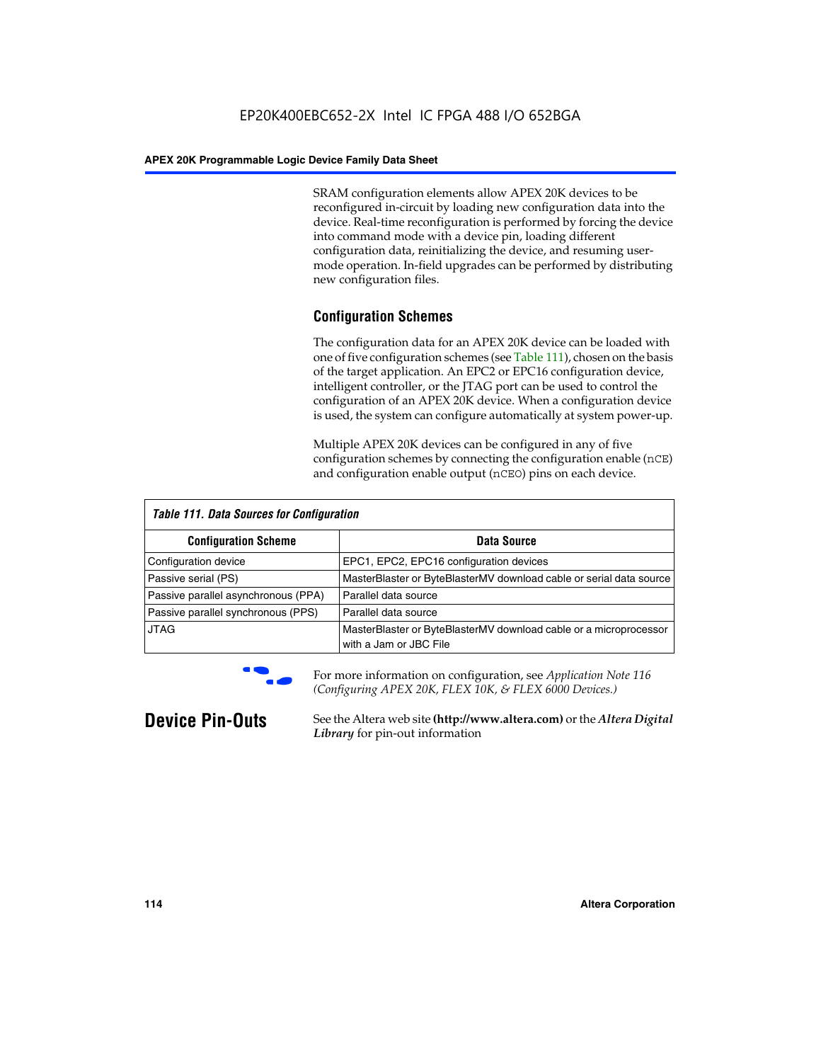SRAM configuration elements allow APEX 20K devices to be reconfigured in-circuit by loading new configuration data into the device. Real-time reconfiguration is performed by forcing the device into command mode with a device pin, loading different configuration data, reinitializing the device, and resuming user-mode operation. In-field upgrades can be performed by distributing new configuration files.

### Configuration Schemes

The configuration data for an APEX 20K device can be loaded with one of five configuration schemes (see Table 111), chosen on the basis of the target application. An EPC2 or EPC16 configuration device, intelligent controller, or the JTAG port can be used to control the configuration of an APEX 20K device. When a configuration device is used, the system can configure automatically at system power-up.

Multiple APEX 20K devices can be configured in any of five configuration schemes by connecting the configuration enable (nCE) and configuration enable output (nCEO) pins on each device.

*Table 111. Data Sources for Configuration*

| Configuration Scheme | Data Source |
|---|---|
| Configuration device | EPC1, EPC2, EPC16 configuration devices |
| Passive serial (PS) | MasterBlaster or ByteBlasterMV download cable or serial data source |
| Passive parallel asynchronous (PPA) | Parallel data source |
| Passive parallel synchronous (PPS) | Parallel data source |
| JTAG | MasterBlaster or ByteBlasterMV download cable or a microprocessor with a Jam or JBC File |

For more information on configuration, see *Application Note 116 (Configuring APEX 20K, FLEX 10K, & FLEX 6000 Devices.)*

## Device Pin-Outs

See the Altera web site **(http://www.altera.com)** or the ***Altera Digital Library*** for pin-out information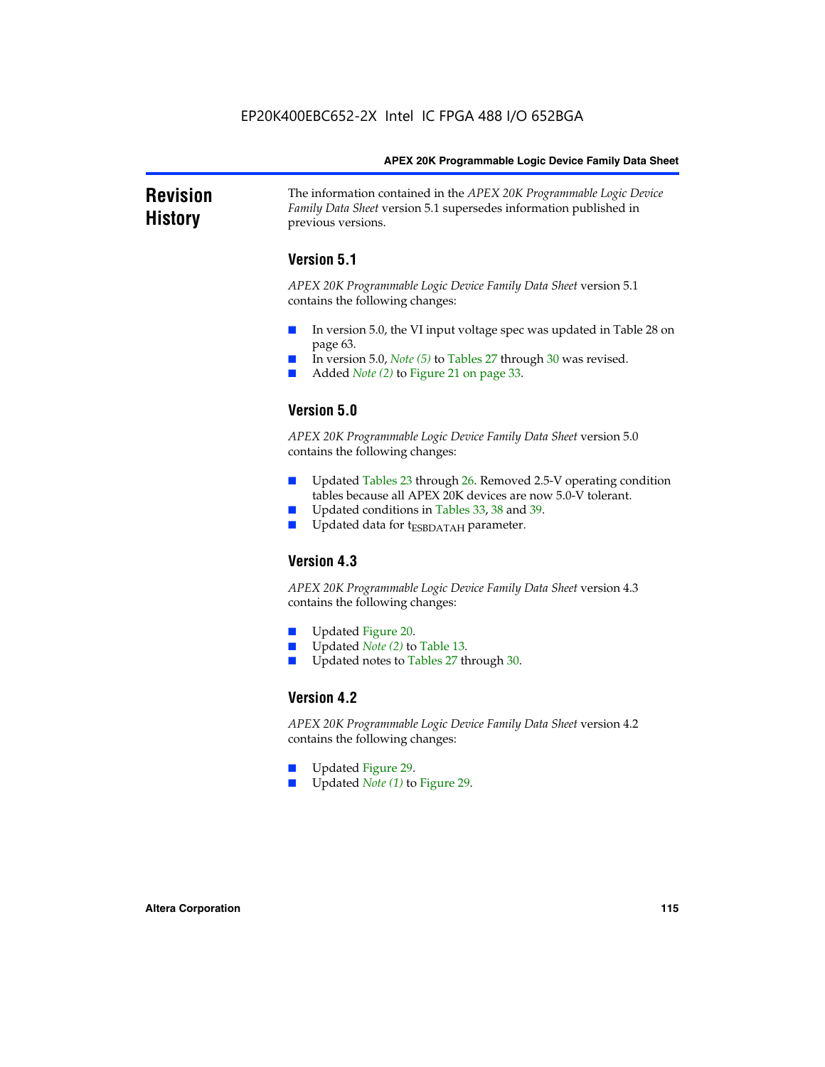# Revision History

The information contained in the *APEX 20K Programmable Logic Device Family Data Sheet* version 5.1 supersedes information published in previous versions.

## Version 5.1

*APEX 20K Programmable Logic Device Family Data Sheet* version 5.1 contains the following changes:

- In version 5.0, the VI input voltage spec was updated in Table 28 on page 63.
- In version 5.0, *Note (5)* to Tables 27 through 30 was revised.
- Added *Note (2)* to Figure 21 on page 33.

## Version 5.0

*APEX 20K Programmable Logic Device Family Data Sheet* version 5.0 contains the following changes:

- Updated Tables 23 through 26. Removed 2.5-V operating condition tables because all APEX 20K devices are now 5.0-V tolerant.
- Updated conditions in Tables 33, 38 and 39.
- Updated data for $t_{ESBDATAH}$ parameter.

## Version 4.3

*APEX 20K Programmable Logic Device Family Data Sheet* version 4.3 contains the following changes:

- Updated Figure 20.
- Updated *Note (2)* to Table 13.
- Updated notes to Tables 27 through 30.

## Version 4.2

*APEX 20K Programmable Logic Device Family Data Sheet* version 4.2 contains the following changes:

- Updated Figure 29.
- Updated *Note (1)* to Figure 29.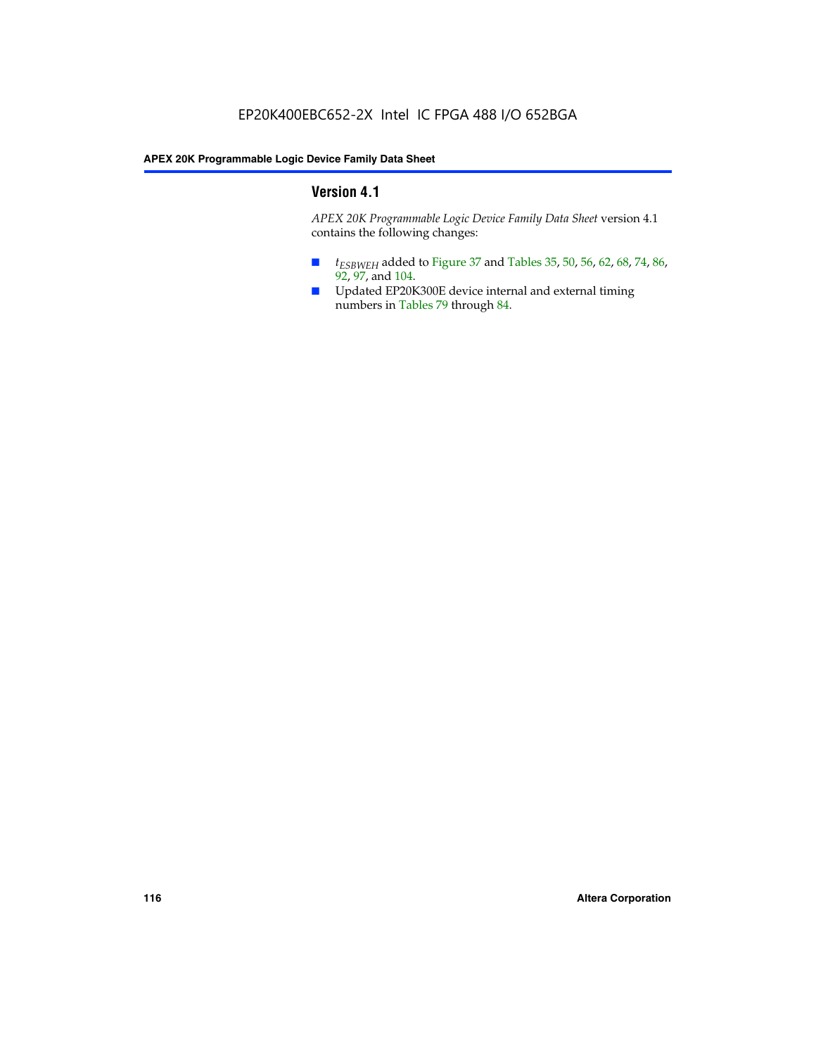## Version 4.1

*APEX 20K Programmable Logic Device Family Data Sheet* version 4.1 contains the following changes:

- $t_{ESBWEH}$ added to Figure 37 and Tables 35, 50, 56, 62, 68, 74, 86, 92, 97, and 104.
- Updated EP20K300E device internal and external timing numbers in Tables 79 through 84.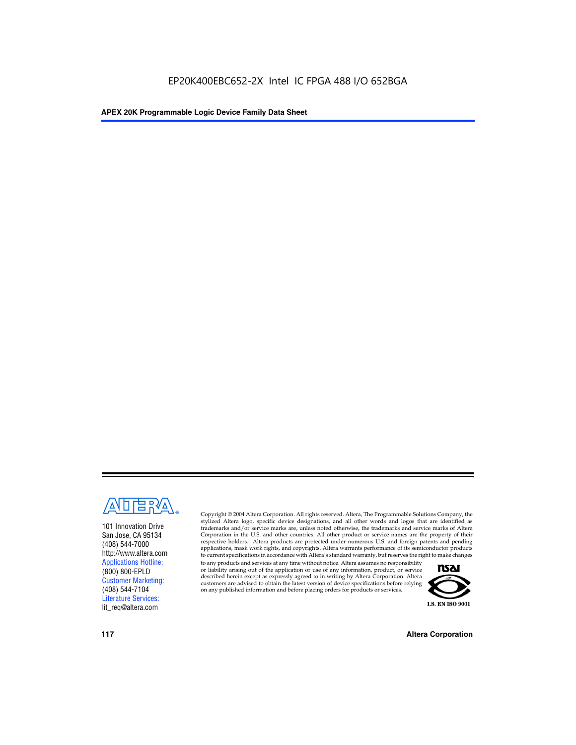EP20K400EBC652-2X Intel IC FPGA 488 I/O 652BGA

101 Innovation Drive
San Jose, CA 95134
(408) 544-7000
http://www.altera.com
Applications Hotline:
(800) 800-EPLD
Customer Marketing:
(408) 544-7104
Literature Services:
lit_req@altera.com

Copyright © 2004 Altera Corporation. All rights reserved. Altera, The Programmable Solutions Company, the stylized Altera logo, specific device designations, and all other words and logos that are identified as trademarks and/or service marks are, unless noted otherwise, the trademarks and service marks of Altera Corporation in the U.S. and other countries. All other product or service names are the property of their respective holders. Altera products are protected under numerous U.S. and foreign patents and pending applications, mask work rights, and copyrights. Altera warrants performance of its semiconductor products to current specifications in accordance with Altera's standard warranty, but reserves the right to make changes to any products and services at any time without notice. Altera assumes no responsibility or liability arising out of the application or use of any information, product, or service described herein except as expressly agreed to in writing by Altera Corporation. Altera customers are advised to obtain the latest version of device specifications before relying on any published information and before placing orders for products or services.

I.S. EN ISO 9001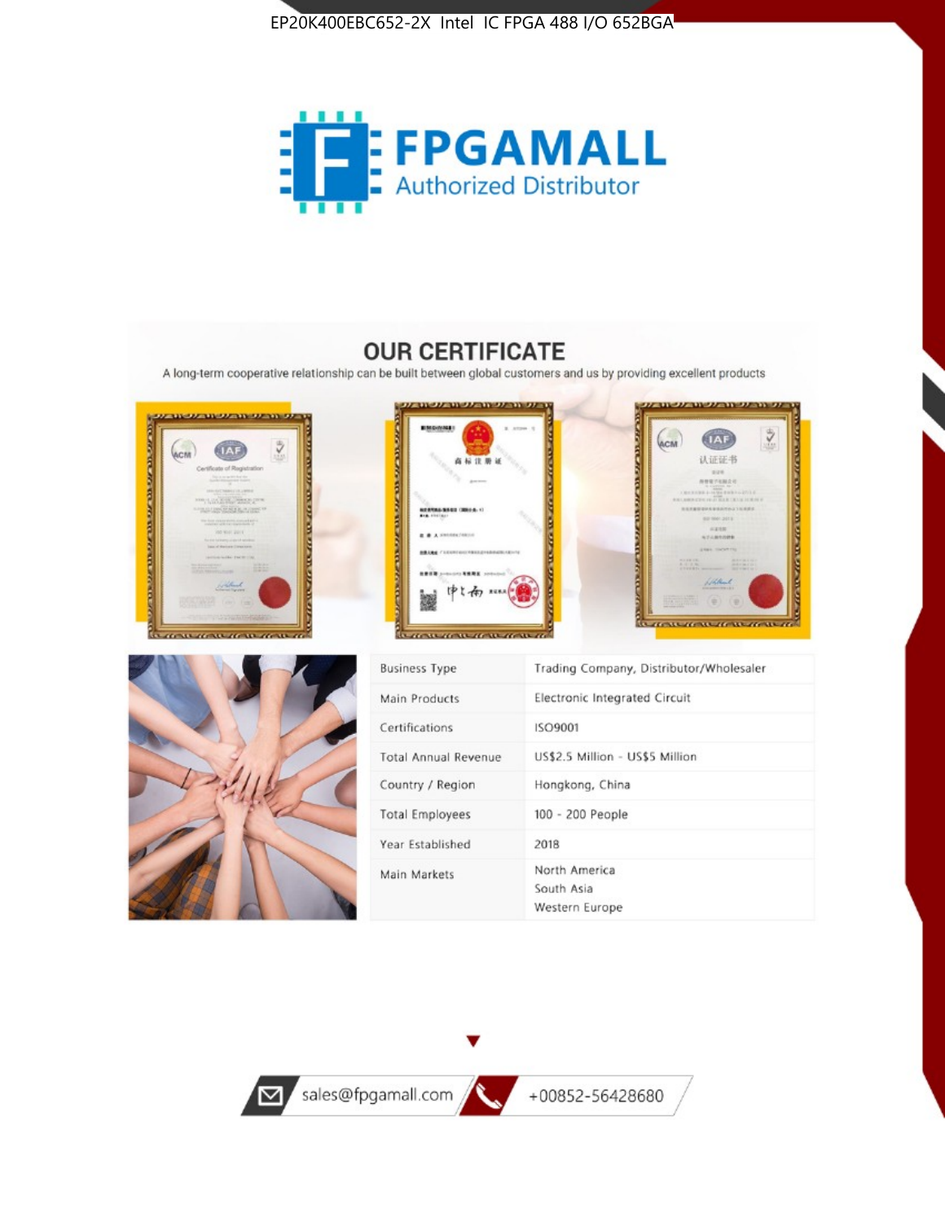FPGAMALL
Authorized Distributor

## OUR CERTIFICATE

A long-term cooperative relationship can be built between global customers and us by providing excellent products

| | |
|---|---|
| Business Type | Trading Company, Distributor/Wholesaler |
| Main Products | Electronic Integrated Circuit |
| Certifications | ISO9001 |
| Total Annual Revenue | US$2.5 Million - US$5 Million |
| Country / Region | Hongkong, China |
| Total Employees | 100 - 200 People |
| Year Established | 2018 |
| Main Markets | North America<br>South Asia<br>Western Europe |

sales@fpgamall.com

+00852-56428680